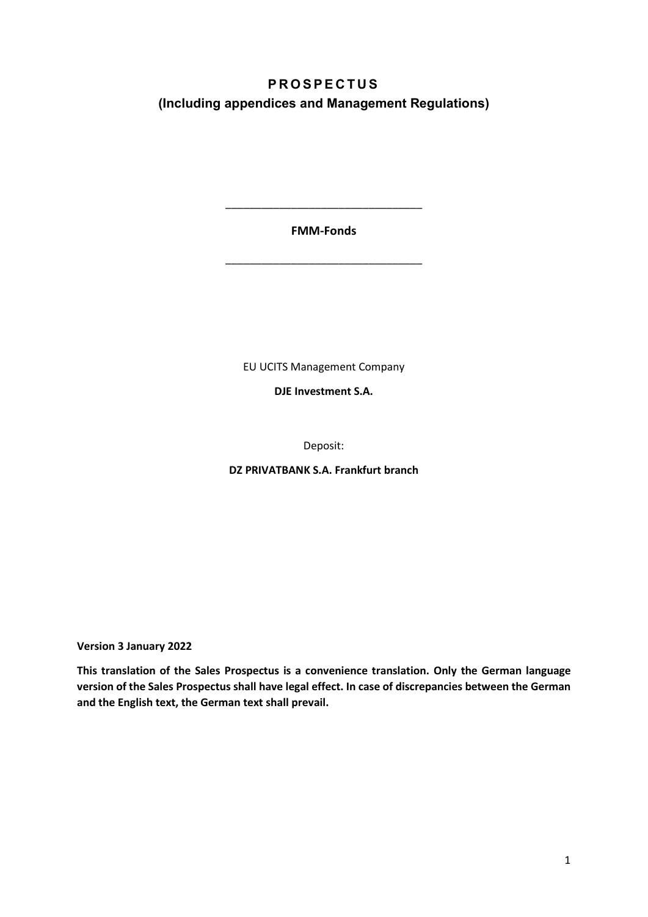# PROSPECTUS

## (Including appendices and Management Regulations)

---

**FMM-Fonds**

---

EU UCITS Management Company

**DJE Investment S.A.**

Deposit:

**DZ PRIVATBANK S.A. Frankfurt branch**

**Version 3 January 2022**

**This translation of the Sales Prospectus is a convenience translation. Only the German language version of the Sales Prospectus shall have legal effect. In case of discrepancies between the German and the English text, the German text shall prevail.**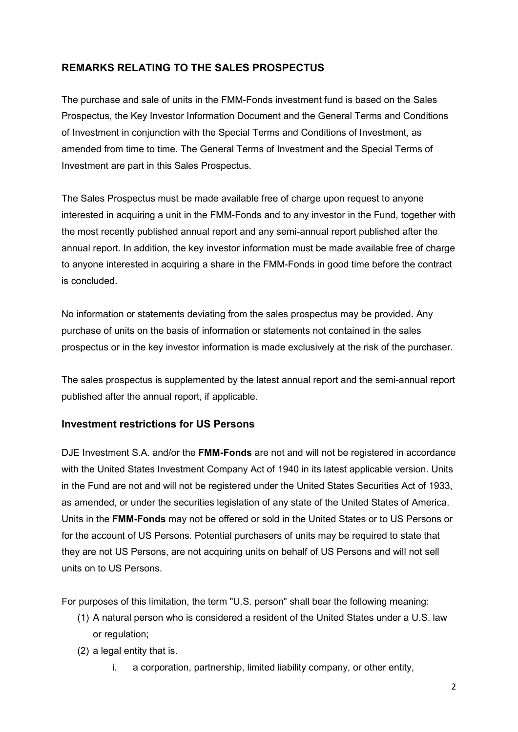## REMARKS RELATING TO THE SALES PROSPECTUS

The purchase and sale of units in the FMM-Fonds investment fund is based on the Sales Prospectus, the Key Investor Information Document and the General Terms and Conditions of Investment in conjunction with the Special Terms and Conditions of Investment, as amended from time to time. The General Terms of Investment and the Special Terms of Investment are part in this Sales Prospectus.

The Sales Prospectus must be made available free of charge upon request to anyone interested in acquiring a unit in the FMM-Fonds and to any investor in the Fund, together with the most recently published annual report and any semi-annual report published after the annual report. In addition, the key investor information must be made available free of charge to anyone interested in acquiring a share in the FMM-Fonds in good time before the contract is concluded.

No information or statements deviating from the sales prospectus may be provided. Any purchase of units on the basis of information or statements not contained in the sales prospectus or in the key investor information is made exclusively at the risk of the purchaser.

The sales prospectus is supplemented by the latest annual report and the semi-annual report published after the annual report, if applicable.

### Investment restrictions for US Persons

DJE Investment S.A. and/or the **FMM-Fonds** are not and will not be registered in accordance with the United States Investment Company Act of 1940 in its latest applicable version. Units in the Fund are not and will not be registered under the United States Securities Act of 1933, as amended, or under the securities legislation of any state of the United States of America. Units in the **FMM-Fonds** may not be offered or sold in the United States or to US Persons or for the account of US Persons. Potential purchasers of units may be required to state that they are not US Persons, are not acquiring units on behalf of US Persons and will not sell units on to US Persons.

For purposes of this limitation, the term "U.S. person" shall bear the following meaning:

(1) A natural person who is considered a resident of the United States under a U.S. law or regulation;

(2) a legal entity that is.

   i. a corporation, partnership, limited liability company, or other entity,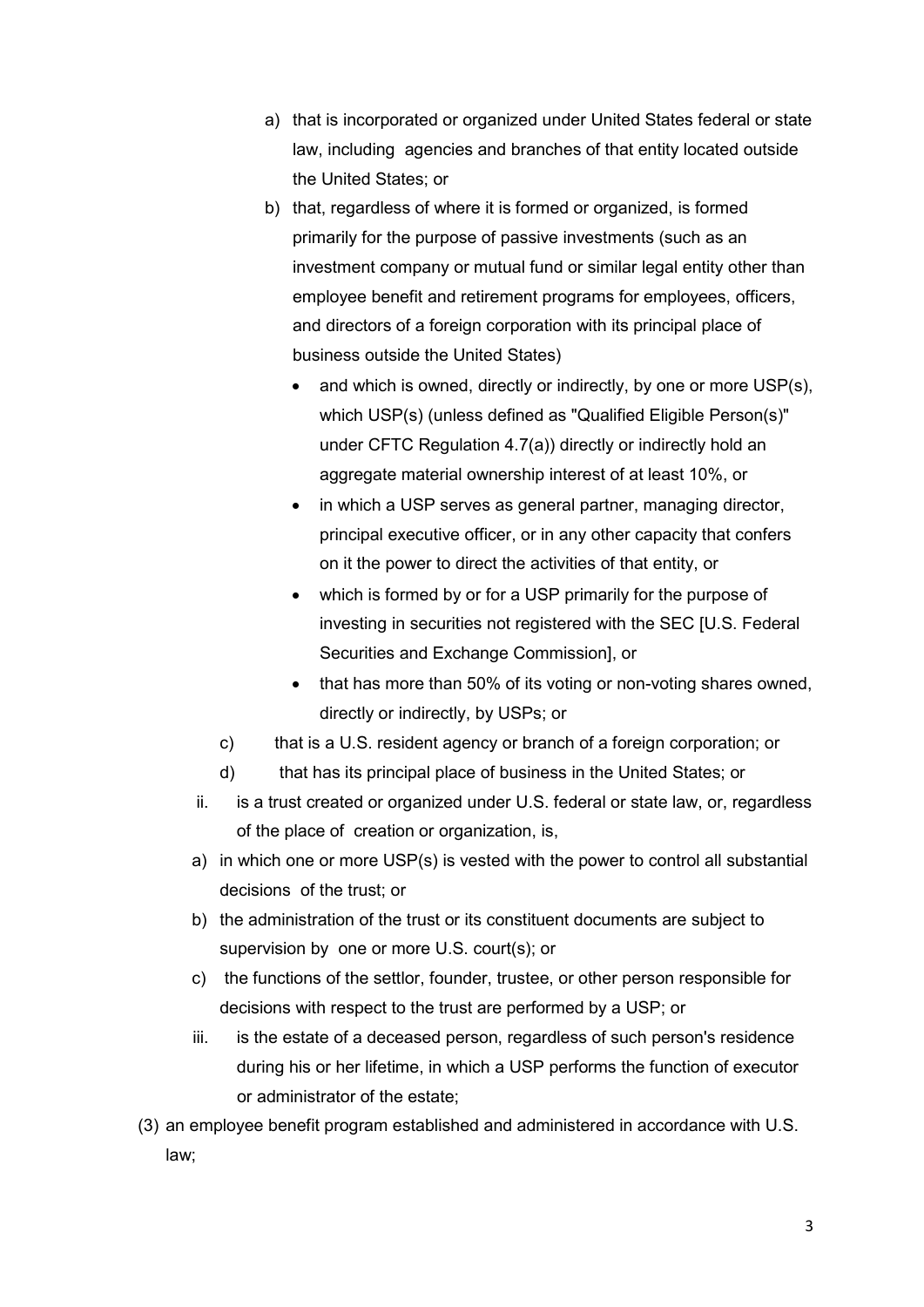a) that is incorporated or organized under United States federal or state law, including agencies and branches of that entity located outside the United States; or

b) that, regardless of where it is formed or organized, is formed primarily for the purpose of passive investments (such as an investment company or mutual fund or similar legal entity other than employee benefit and retirement programs for employees, officers, and directors of a foreign corporation with its principal place of business outside the United States)

- and which is owned, directly or indirectly, by one or more USP(s), which USP(s) (unless defined as "Qualified Eligible Person(s)" under CFTC Regulation 4.7(a)) directly or indirectly hold an aggregate material ownership interest of at least 10%, or
- in which a USP serves as general partner, managing director, principal executive officer, or in any other capacity that confers on it the power to direct the activities of that entity, or
- which is formed by or for a USP primarily for the purpose of investing in securities not registered with the SEC [U.S. Federal Securities and Exchange Commission], or
- that has more than 50% of its voting or non-voting shares owned, directly or indirectly, by USPs; or

c) that is a U.S. resident agency or branch of a foreign corporation; or

d) that has its principal place of business in the United States; or

ii. is a trust created or organized under U.S. federal or state law, or, regardless of the place of creation or organization, is,

a) in which one or more USP(s) is vested with the power to control all substantial decisions of the trust; or

b) the administration of the trust or its constituent documents are subject to supervision by one or more U.S. court(s); or

c) the functions of the settlor, founder, trustee, or other person responsible for decisions with respect to the trust are performed by a USP; or

iii. is the estate of a deceased person, regardless of such person's residence during his or her lifetime, in which a USP performs the function of executor or administrator of the estate;

(3) an employee benefit program established and administered in accordance with U.S. law;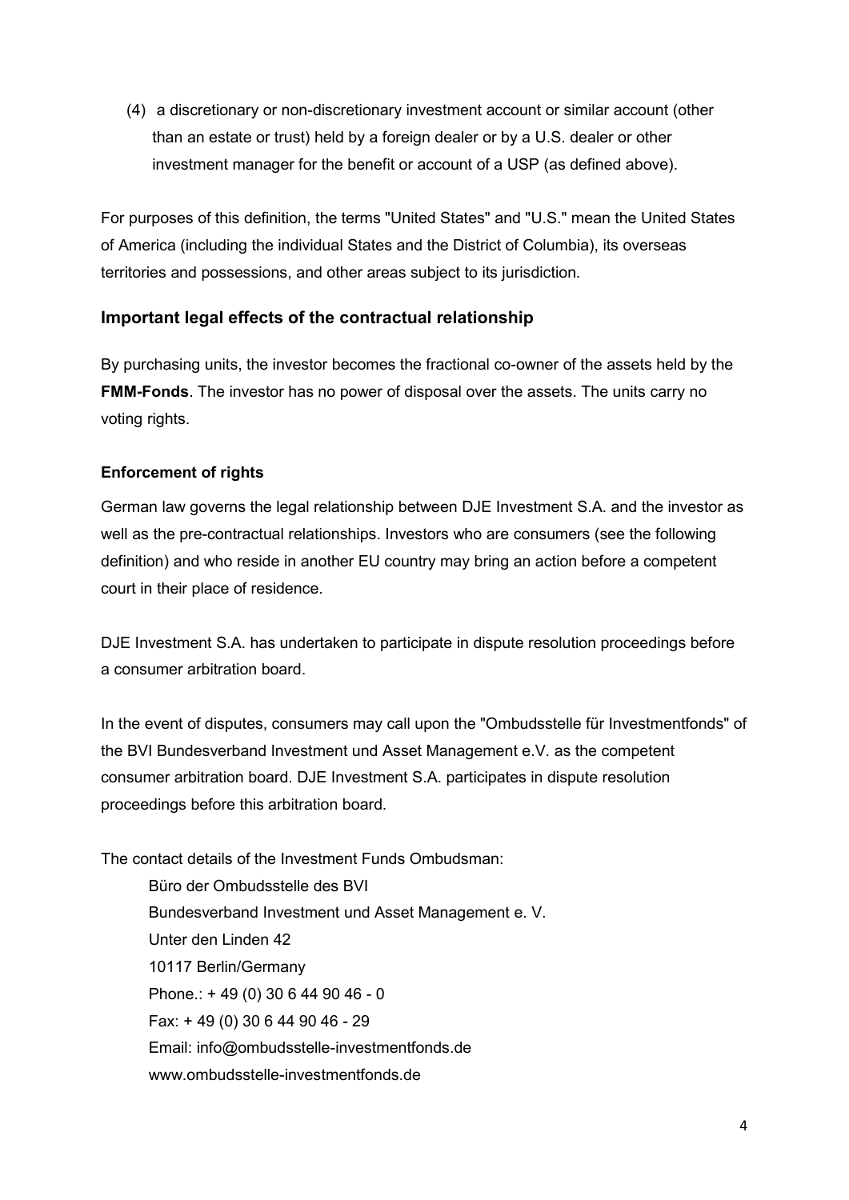(4) a discretionary or non-discretionary investment account or similar account (other than an estate or trust) held by a foreign dealer or by a U.S. dealer or other investment manager for the benefit or account of a USP (as defined above).

For purposes of this definition, the terms "United States" and "U.S." mean the United States of America (including the individual States and the District of Columbia), its overseas territories and possessions, and other areas subject to its jurisdiction.

## Important legal effects of the contractual relationship

By purchasing units, the investor becomes the fractional co-owner of the assets held by the **FMM-Fonds**. The investor has no power of disposal over the assets. The units carry no voting rights.

### Enforcement of rights

German law governs the legal relationship between DJE Investment S.A. and the investor as well as the pre-contractual relationships. Investors who are consumers (see the following definition) and who reside in another EU country may bring an action before a competent court in their place of residence.

DJE Investment S.A. has undertaken to participate in dispute resolution proceedings before a consumer arbitration board.

In the event of disputes, consumers may call upon the "Ombudsstelle für Investmentfonds" of the BVI Bundesverband Investment und Asset Management e.V. as the competent consumer arbitration board. DJE Investment S.A. participates in dispute resolution proceedings before this arbitration board.

The contact details of the Investment Funds Ombudsman:

Büro der Ombudsstelle des BVI
Bundesverband Investment und Asset Management e. V.
Unter den Linden 42
10117 Berlin/Germany
Phone.: + 49 (0) 30 6 44 90 46 - 0
Fax: + 49 (0) 30 6 44 90 46 - 29
Email: info@ombudsstelle-investmentfonds.de
www.ombudsstelle-investmentfonds.de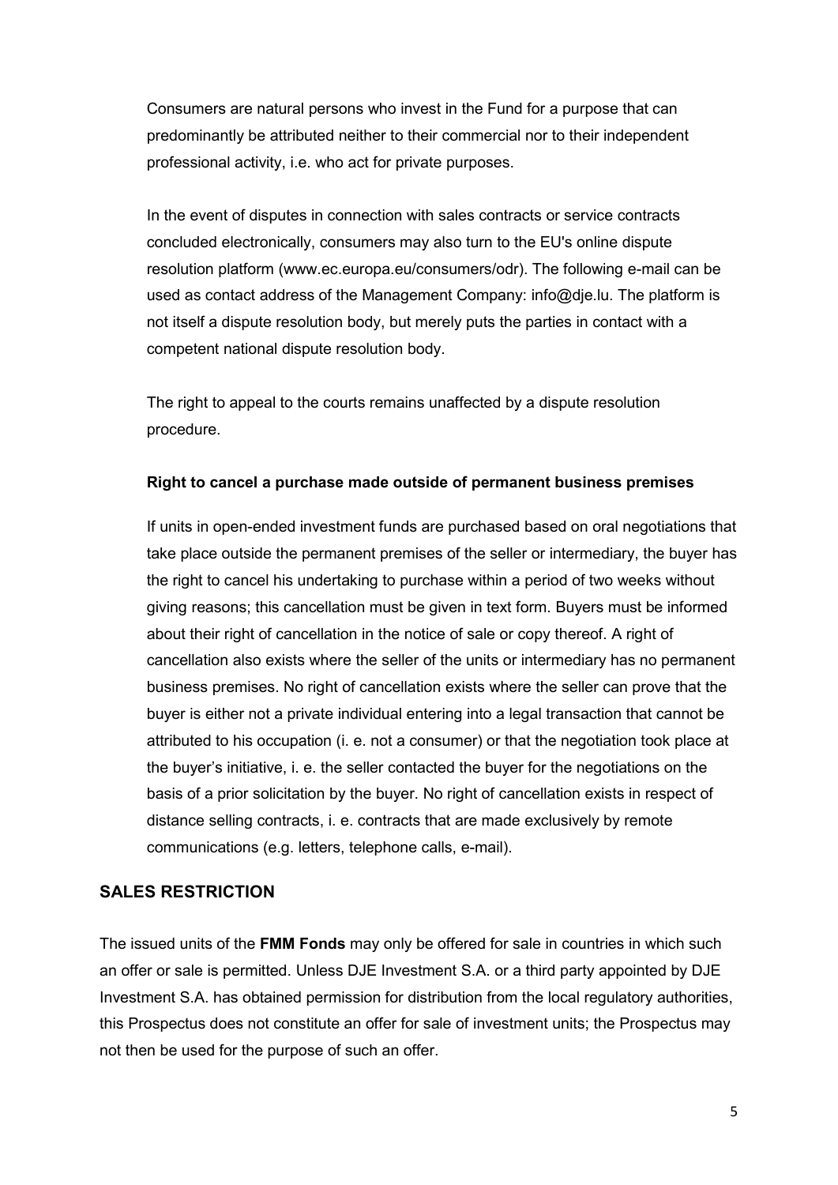Consumers are natural persons who invest in the Fund for a purpose that can predominantly be attributed neither to their commercial nor to their independent professional activity, i.e. who act for private purposes.

In the event of disputes in connection with sales contracts or service contracts concluded electronically, consumers may also turn to the EU's online dispute resolution platform (www.ec.europa.eu/consumers/odr). The following e-mail can be used as contact address of the Management Company: info@dje.lu. The platform is not itself a dispute resolution body, but merely puts the parties in contact with a competent national dispute resolution body.

The right to appeal to the courts remains unaffected by a dispute resolution procedure.

**Right to cancel a purchase made outside of permanent business premises**

If units in open-ended investment funds are purchased based on oral negotiations that take place outside the permanent premises of the seller or intermediary, the buyer has the right to cancel his undertaking to purchase within a period of two weeks without giving reasons; this cancellation must be given in text form. Buyers must be informed about their right of cancellation in the notice of sale or copy thereof. A right of cancellation also exists where the seller of the units or intermediary has no permanent business premises. No right of cancellation exists where the seller can prove that the buyer is either not a private individual entering into a legal transaction that cannot be attributed to his occupation (i. e. not a consumer) or that the negotiation took place at the buyer's initiative, i. e. the seller contacted the buyer for the negotiations on the basis of a prior solicitation by the buyer. No right of cancellation exists in respect of distance selling contracts, i. e. contracts that are made exclusively by remote communications (e.g. letters, telephone calls, e-mail).

## SALES RESTRICTION

The issued units of the **FMM Fonds** may only be offered for sale in countries in which such an offer or sale is permitted. Unless DJE Investment S.A. or a third party appointed by DJE Investment S.A. has obtained permission for distribution from the local regulatory authorities, this Prospectus does not constitute an offer for sale of investment units; the Prospectus may not then be used for the purpose of such an offer.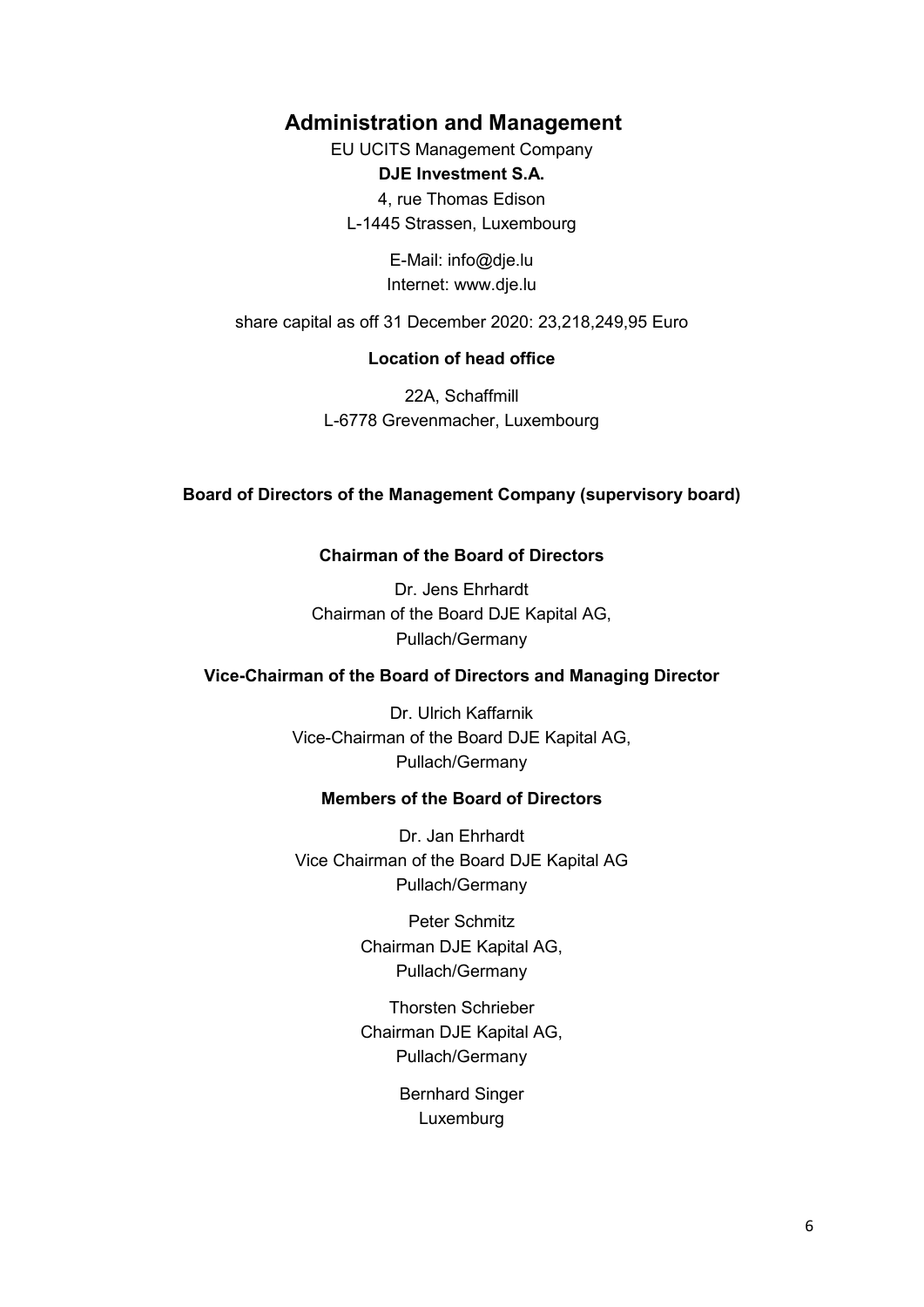# Administration and Management

EU UCITS Management Company

**DJE Investment S.A.**

4, rue Thomas Edison
L-1445 Strassen, Luxembourg

E-Mail: info@dje.lu
Internet: www.dje.lu

share capital as off 31 December 2020: 23,218,249,95 Euro

**Location of head office**

22A, Schaffmill
L-6778 Grevenmacher, Luxembourg

**Board of Directors of the Management Company (supervisory board)**

**Chairman of the Board of Directors**

Dr. Jens Ehrhardt
Chairman of the Board DJE Kapital AG,
Pullach/Germany

**Vice-Chairman of the Board of Directors and Managing Director**

Dr. Ulrich Kaffarnik
Vice-Chairman of the Board DJE Kapital AG,
Pullach/Germany

**Members of the Board of Directors**

Dr. Jan Ehrhardt
Vice Chairman of the Board DJE Kapital AG
Pullach/Germany

Peter Schmitz
Chairman DJE Kapital AG,
Pullach/Germany

Thorsten Schrieber
Chairman DJE Kapital AG,
Pullach/Germany

Bernhard Singer
Luxemburg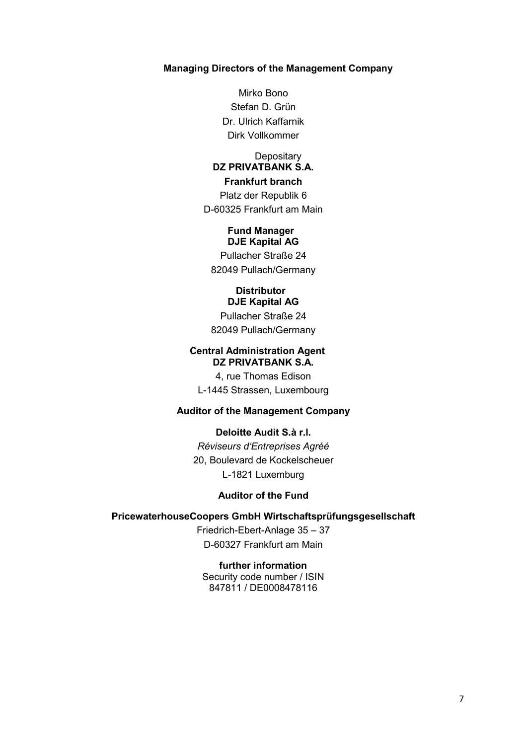**Managing Directors of the Management Company**

Mirko Bono
Stefan D. Grün
Dr. Ulrich Kaffarnik
Dirk Vollkommer

Depositary
**DZ PRIVATBANK S.A.**
**Frankfurt branch**
Platz der Republik 6
D-60325 Frankfurt am Main

**Fund Manager**
**DJE Kapital AG**
Pullacher Straße 24
82049 Pullach/Germany

**Distributor**
**DJE Kapital AG**
Pullacher Straße 24
82049 Pullach/Germany

**Central Administration Agent**
**DZ PRIVATBANK S.A.**
4, rue Thomas Edison
L-1445 Strassen, Luxembourg

**Auditor of the Management Company**

**Deloitte Audit S.à r.l.**
*Réviseurs d'Entreprises Agréé*
20, Boulevard de Kockelscheuer
L-1821 Luxemburg

**Auditor of the Fund**

**PricewaterhouseCoopers GmbH Wirtschaftsprüfungsgesellschaft**
Friedrich-Ebert-Anlage 35 – 37
D-60327 Frankfurt am Main

**further information**
Security code number / ISIN
847811 / DE0008478116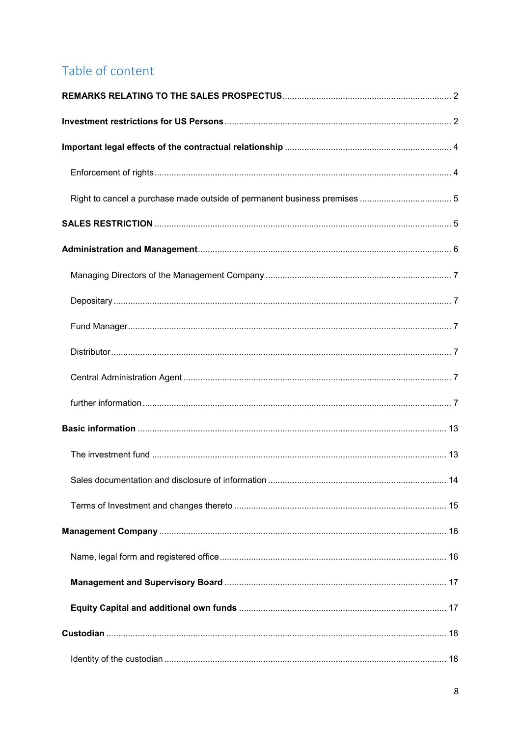## Table of content

**REMARKS RELATING TO THE SALES PROSPECTUS** .......... 2

**Investment restrictions for US Persons** .......... 2

**Important legal effects of the contractual relationship** .......... 4

Enforcement of rights .......... 4

Right to cancel a purchase made outside of permanent business premises .......... 5

**SALES RESTRICTION** .......... 5

**Administration and Management** .......... 6

Managing Directors of the Management Company .......... 7

Depositary .......... 7

Fund Manager .......... 7

Distributor .......... 7

Central Administration Agent .......... 7

further information .......... 7

**Basic information** .......... 13

The investment fund .......... 13

Sales documentation and disclosure of information .......... 14

Terms of Investment and changes thereto .......... 15

**Management Company** .......... 16

Name, legal form and registered office .......... 16

**Management and Supervisory Board** .......... 17

**Equity Capital and additional own funds** .......... 17

**Custodian** .......... 18

Identity of the custodian .......... 18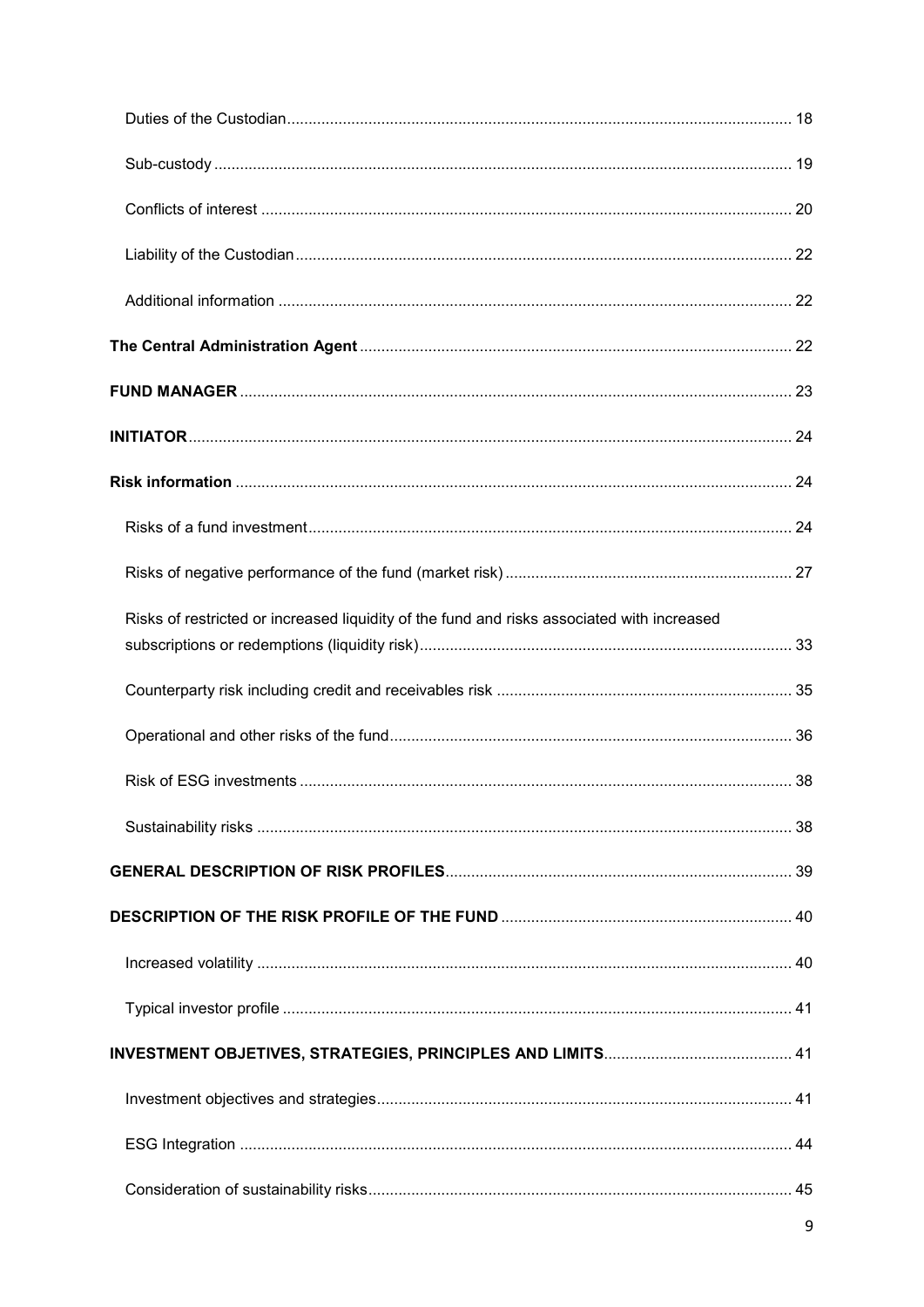Duties of the Custodian ..... 18

Sub-custody ..... 19

Conflicts of interest ..... 20

Liability of the Custodian ..... 22

Additional information ..... 22

**The Central Administration Agent** ..... 22

**FUND MANAGER** ..... 23

**INITIATOR** ..... 24

**Risk information** ..... 24

Risks of a fund investment ..... 24

Risks of negative performance of the fund (market risk) ..... 27

Risks of restricted or increased liquidity of the fund and risks associated with increased subscriptions or redemptions (liquidity risk) ..... 33

Counterparty risk including credit and receivables risk ..... 35

Operational and other risks of the fund ..... 36

Risk of ESG investments ..... 38

Sustainability risks ..... 38

**GENERAL DESCRIPTION OF RISK PROFILES** ..... 39

**DESCRIPTION OF THE RISK PROFILE OF THE FUND** ..... 40

Increased volatility ..... 40

Typical investor profile ..... 41

**INVESTMENT OBJETIVES, STRATEGIES, PRINCIPLES AND LIMITS** ..... 41

Investment objectives and strategies ..... 41

ESG Integration ..... 44

Consideration of sustainability risks ..... 45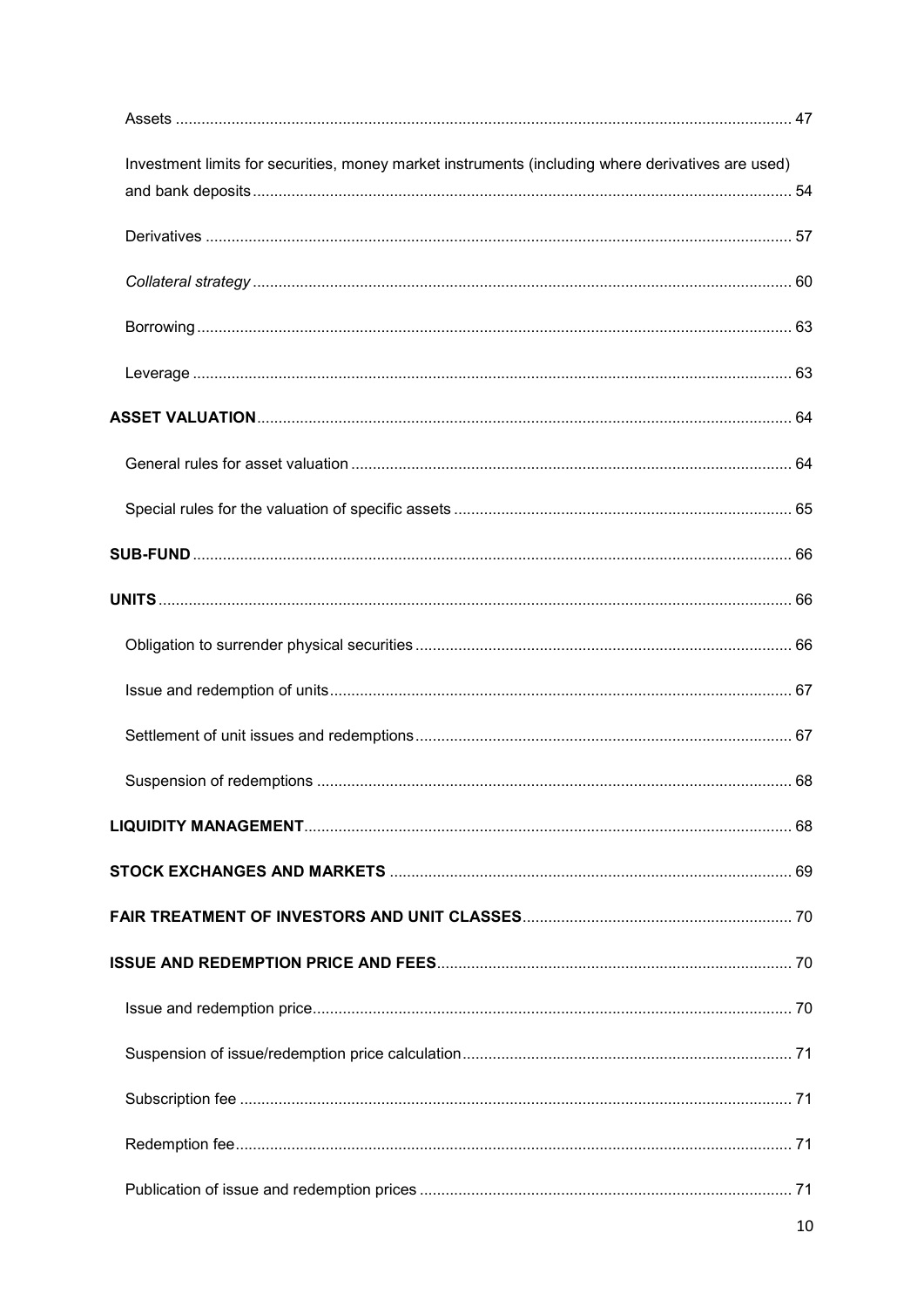Assets ... 47

Investment limits for securities, money market instruments (including where derivatives are used) and bank deposits ... 54

Derivatives ... 57

*Collateral strategy* ... 60

Borrowing ... 63

Leverage ... 63

**ASSET VALUATION** ... 64

General rules for asset valuation ... 64

Special rules for the valuation of specific assets ... 65

**SUB-FUND** ... 66

**UNITS** ... 66

Obligation to surrender physical securities ... 66

Issue and redemption of units ... 67

Settlement of unit issues and redemptions ... 67

Suspension of redemptions ... 68

**LIQUIDITY MANAGEMENT** ... 68

**STOCK EXCHANGES AND MARKETS** ... 69

**FAIR TREATMENT OF INVESTORS AND UNIT CLASSES** ... 70

**ISSUE AND REDEMPTION PRICE AND FEES** ... 70

Issue and redemption price ... 70

Suspension of issue/redemption price calculation ... 71

Subscription fee ... 71

Redemption fee ... 71

Publication of issue and redemption prices ... 71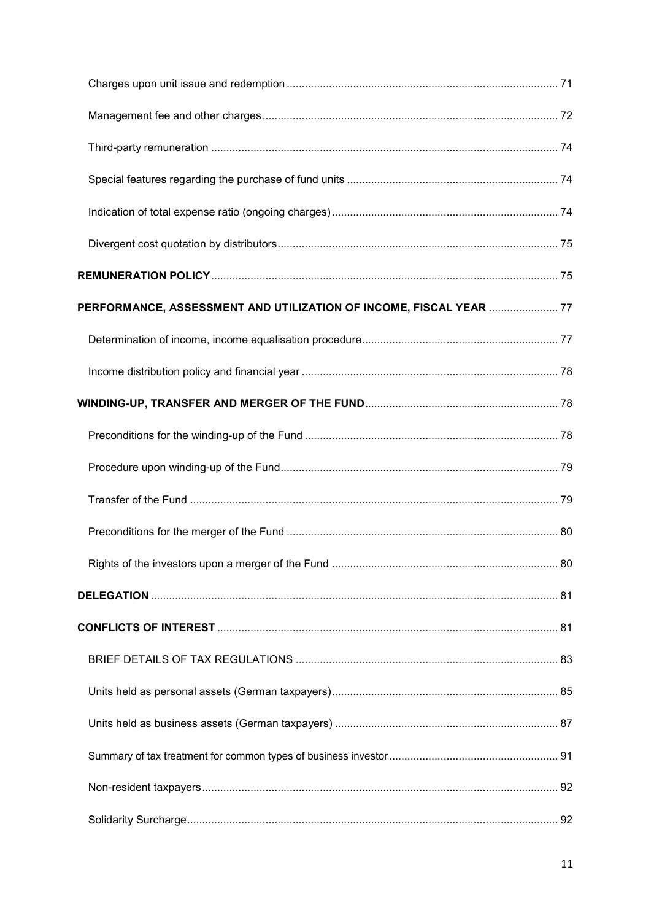Charges upon unit issue and redemption ........................................................................................ 71

Management fee and other charges ................................................................................................ 72

Third-party remuneration ................................................................................................................. 74

Special features regarding the purchase of fund units .................................................................... 74

Indication of total expense ratio (ongoing charges) ......................................................................... 74

Divergent cost quotation by distributors ........................................................................................... 75

**REMUNERATION POLICY** ................................................................................................................. 75

**PERFORMANCE, ASSESSMENT AND UTILIZATION OF INCOME, FISCAL YEAR** ....................... 77

Determination of income, income equalisation procedure ................................................................ 77

Income distribution policy and financial year .................................................................................... 78

**WINDING-UP, TRANSFER AND MERGER OF THE FUND** ............................................................... 78

Preconditions for the winding-up of the Fund ................................................................................... 78

Procedure upon winding-up of the Fund ........................................................................................... 79

Transfer of the Fund ........................................................................................................................ 79

Preconditions for the merger of the Fund ......................................................................................... 80

Rights of the investors upon a merger of the Fund .......................................................................... 80

**DELEGATION** ..................................................................................................................................... 81

**CONFLICTS OF INTEREST** ............................................................................................................... 81

BRIEF DETAILS OF TAX REGULATIONS ...................................................................................... 83

Units held as personal assets (German taxpayers) .......................................................................... 85

Units held as business assets (German taxpayers) ......................................................................... 87

Summary of tax treatment for common types of business investor ....................................................... 91

Non-resident taxpayers .................................................................................................................... 92

Solidarity Surcharge ......................................................................................................................... 92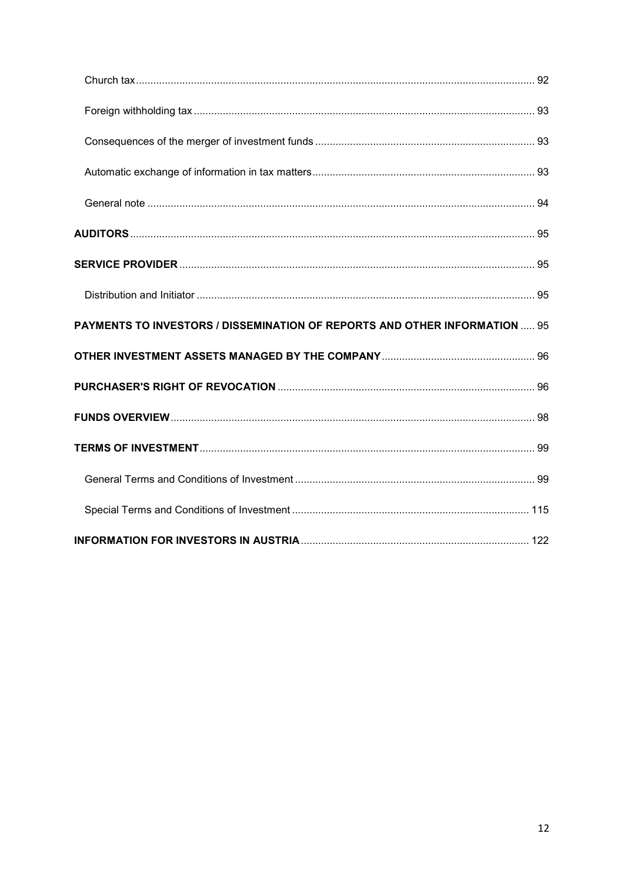Church tax ..... 92

Foreign withholding tax ..... 93

Consequences of the merger of investment funds ..... 93

Automatic exchange of information in tax matters ..... 93

General note ..... 94

**AUDITORS** ..... 95

**SERVICE PROVIDER** ..... 95

Distribution and Initiator ..... 95

**PAYMENTS TO INVESTORS / DISSEMINATION OF REPORTS AND OTHER INFORMATION** ..... 95

**OTHER INVESTMENT ASSETS MANAGED BY THE COMPANY** ..... 96

**PURCHASER'S RIGHT OF REVOCATION** ..... 96

**FUNDS OVERVIEW** ..... 98

**TERMS OF INVESTMENT** ..... 99

General Terms and Conditions of Investment ..... 99

Special Terms and Conditions of Investment ..... 115

**INFORMATION FOR INVESTORS IN AUSTRIA** ..... 122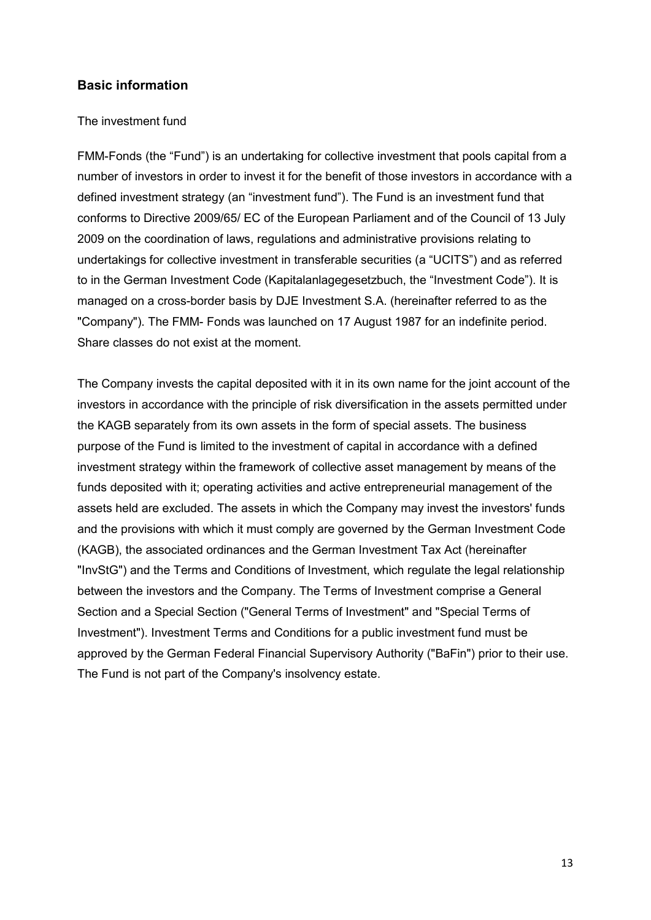## Basic information

The investment fund

FMM-Fonds (the "Fund") is an undertaking for collective investment that pools capital from a number of investors in order to invest it for the benefit of those investors in accordance with a defined investment strategy (an "investment fund"). The Fund is an investment fund that conforms to Directive 2009/65/ EC of the European Parliament and of the Council of 13 July 2009 on the coordination of laws, regulations and administrative provisions relating to undertakings for collective investment in transferable securities (a "UCITS") and as referred to in the German Investment Code (Kapitalanlagegesetzbuch, the "Investment Code"). It is managed on a cross-border basis by DJE Investment S.A. (hereinafter referred to as the "Company"). The FMM- Fonds was launched on 17 August 1987 for an indefinite period. Share classes do not exist at the moment.

The Company invests the capital deposited with it in its own name for the joint account of the investors in accordance with the principle of risk diversification in the assets permitted under the KAGB separately from its own assets in the form of special assets. The business purpose of the Fund is limited to the investment of capital in accordance with a defined investment strategy within the framework of collective asset management by means of the funds deposited with it; operating activities and active entrepreneurial management of the assets held are excluded. The assets in which the Company may invest the investors' funds and the provisions with which it must comply are governed by the German Investment Code (KAGB), the associated ordinances and the German Investment Tax Act (hereinafter "InvStG") and the Terms and Conditions of Investment, which regulate the legal relationship between the investors and the Company. The Terms of Investment comprise a General Section and a Special Section ("General Terms of Investment" and "Special Terms of Investment"). Investment Terms and Conditions for a public investment fund must be approved by the German Federal Financial Supervisory Authority ("BaFin") prior to their use. The Fund is not part of the Company's insolvency estate.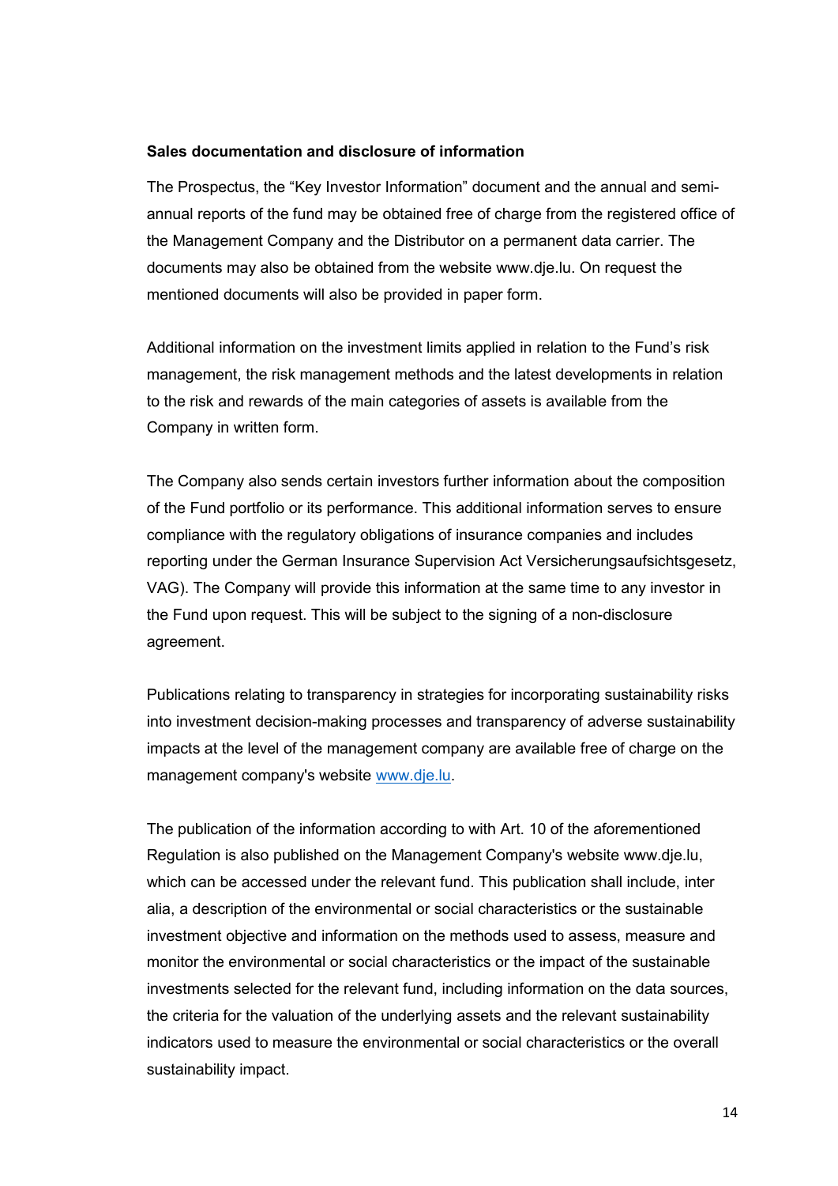**Sales documentation and disclosure of information**

The Prospectus, the "Key Investor Information" document and the annual and semi-annual reports of the fund may be obtained free of charge from the registered office of the Management Company and the Distributor on a permanent data carrier. The documents may also be obtained from the website www.dje.lu. On request the mentioned documents will also be provided in paper form.

Additional information on the investment limits applied in relation to the Fund's risk management, the risk management methods and the latest developments in relation to the risk and rewards of the main categories of assets is available from the Company in written form.

The Company also sends certain investors further information about the composition of the Fund portfolio or its performance. This additional information serves to ensure compliance with the regulatory obligations of insurance companies and includes reporting under the German Insurance Supervision Act Versicherungsaufsichtsgesetz, VAG). The Company will provide this information at the same time to any investor in the Fund upon request. This will be subject to the signing of a non-disclosure agreement.

Publications relating to transparency in strategies for incorporating sustainability risks into investment decision-making processes and transparency of adverse sustainability impacts at the level of the management company are available free of charge on the management company's website www.dje.lu.

The publication of the information according to with Art. 10 of the aforementioned Regulation is also published on the Management Company's website www.dje.lu, which can be accessed under the relevant fund. This publication shall include, inter alia, a description of the environmental or social characteristics or the sustainable investment objective and information on the methods used to assess, measure and monitor the environmental or social characteristics or the impact of the sustainable investments selected for the relevant fund, including information on the data sources, the criteria for the valuation of the underlying assets and the relevant sustainability indicators used to measure the environmental or social characteristics or the overall sustainability impact.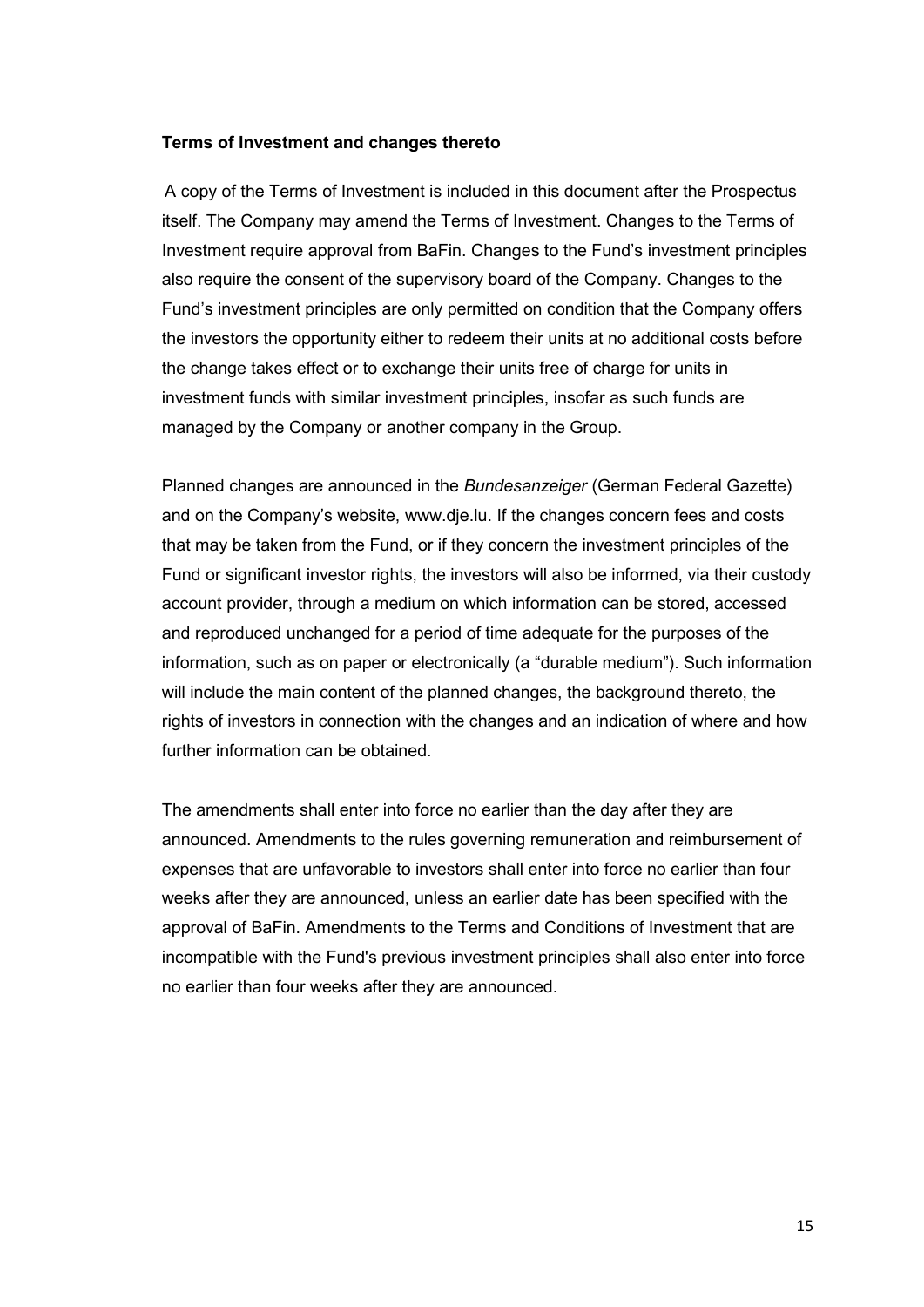**Terms of Investment and changes thereto**

A copy of the Terms of Investment is included in this document after the Prospectus itself. The Company may amend the Terms of Investment. Changes to the Terms of Investment require approval from BaFin. Changes to the Fund's investment principles also require the consent of the supervisory board of the Company. Changes to the Fund's investment principles are only permitted on condition that the Company offers the investors the opportunity either to redeem their units at no additional costs before the change takes effect or to exchange their units free of charge for units in investment funds with similar investment principles, insofar as such funds are managed by the Company or another company in the Group.

Planned changes are announced in the *Bundesanzeiger* (German Federal Gazette) and on the Company's website, www.dje.lu. If the changes concern fees and costs that may be taken from the Fund, or if they concern the investment principles of the Fund or significant investor rights, the investors will also be informed, via their custody account provider, through a medium on which information can be stored, accessed and reproduced unchanged for a period of time adequate for the purposes of the information, such as on paper or electronically (a "durable medium"). Such information will include the main content of the planned changes, the background thereto, the rights of investors in connection with the changes and an indication of where and how further information can be obtained.

The amendments shall enter into force no earlier than the day after they are announced. Amendments to the rules governing remuneration and reimbursement of expenses that are unfavorable to investors shall enter into force no earlier than four weeks after they are announced, unless an earlier date has been specified with the approval of BaFin. Amendments to the Terms and Conditions of Investment that are incompatible with the Fund's previous investment principles shall also enter into force no earlier than four weeks after they are announced.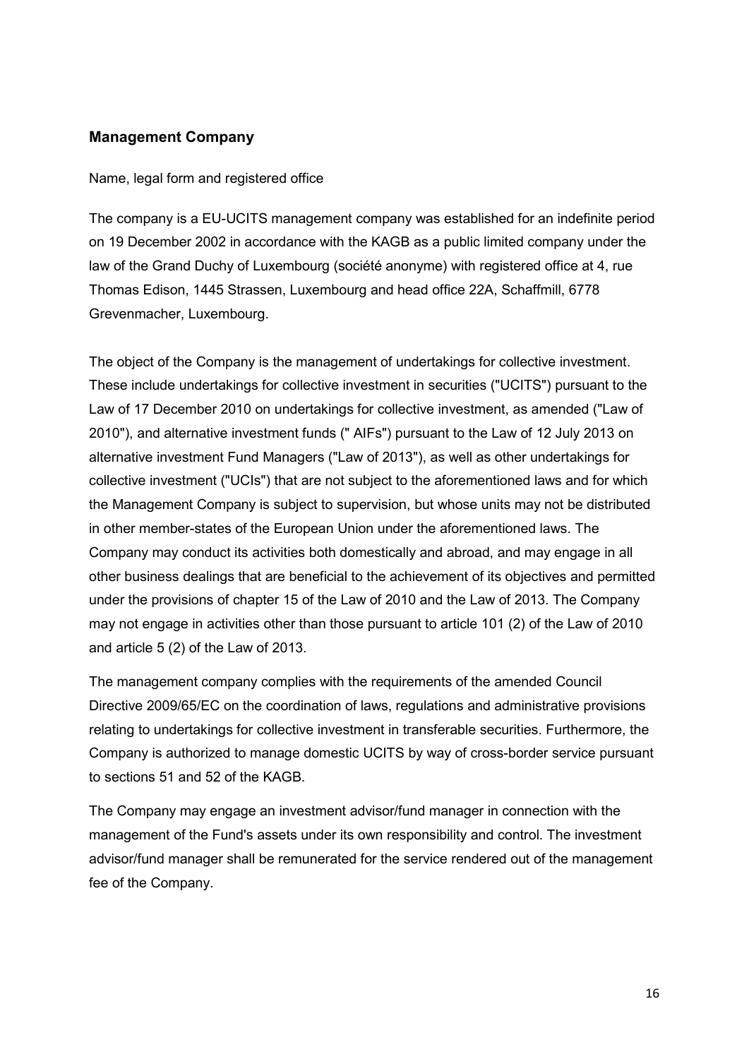## Management Company

Name, legal form and registered office

The company is a EU-UCITS management company was established for an indefinite period on 19 December 2002 in accordance with the KAGB as a public limited company under the law of the Grand Duchy of Luxembourg (société anonyme) with registered office at 4, rue Thomas Edison, 1445 Strassen, Luxembourg and head office 22A, Schaffmill, 6778 Grevenmacher, Luxembourg.

The object of the Company is the management of undertakings for collective investment. These include undertakings for collective investment in securities ("UCITS") pursuant to the Law of 17 December 2010 on undertakings for collective investment, as amended ("Law of 2010"), and alternative investment funds (" AIFs") pursuant to the Law of 12 July 2013 on alternative investment Fund Managers ("Law of 2013"), as well as other undertakings for collective investment ("UCIs") that are not subject to the aforementioned laws and for which the Management Company is subject to supervision, but whose units may not be distributed in other member-states of the European Union under the aforementioned laws. The Company may conduct its activities both domestically and abroad, and may engage in all other business dealings that are beneficial to the achievement of its objectives and permitted under the provisions of chapter 15 of the Law of 2010 and the Law of 2013. The Company may not engage in activities other than those pursuant to article 101 (2) of the Law of 2010 and article 5 (2) of the Law of 2013.

The management company complies with the requirements of the amended Council Directive 2009/65/EC on the coordination of laws, regulations and administrative provisions relating to undertakings for collective investment in transferable securities. Furthermore, the Company is authorized to manage domestic UCITS by way of cross-border service pursuant to sections 51 and 52 of the KAGB.

The Company may engage an investment advisor/fund manager in connection with the management of the Fund's assets under its own responsibility and control. The investment advisor/fund manager shall be remunerated for the service rendered out of the management fee of the Company.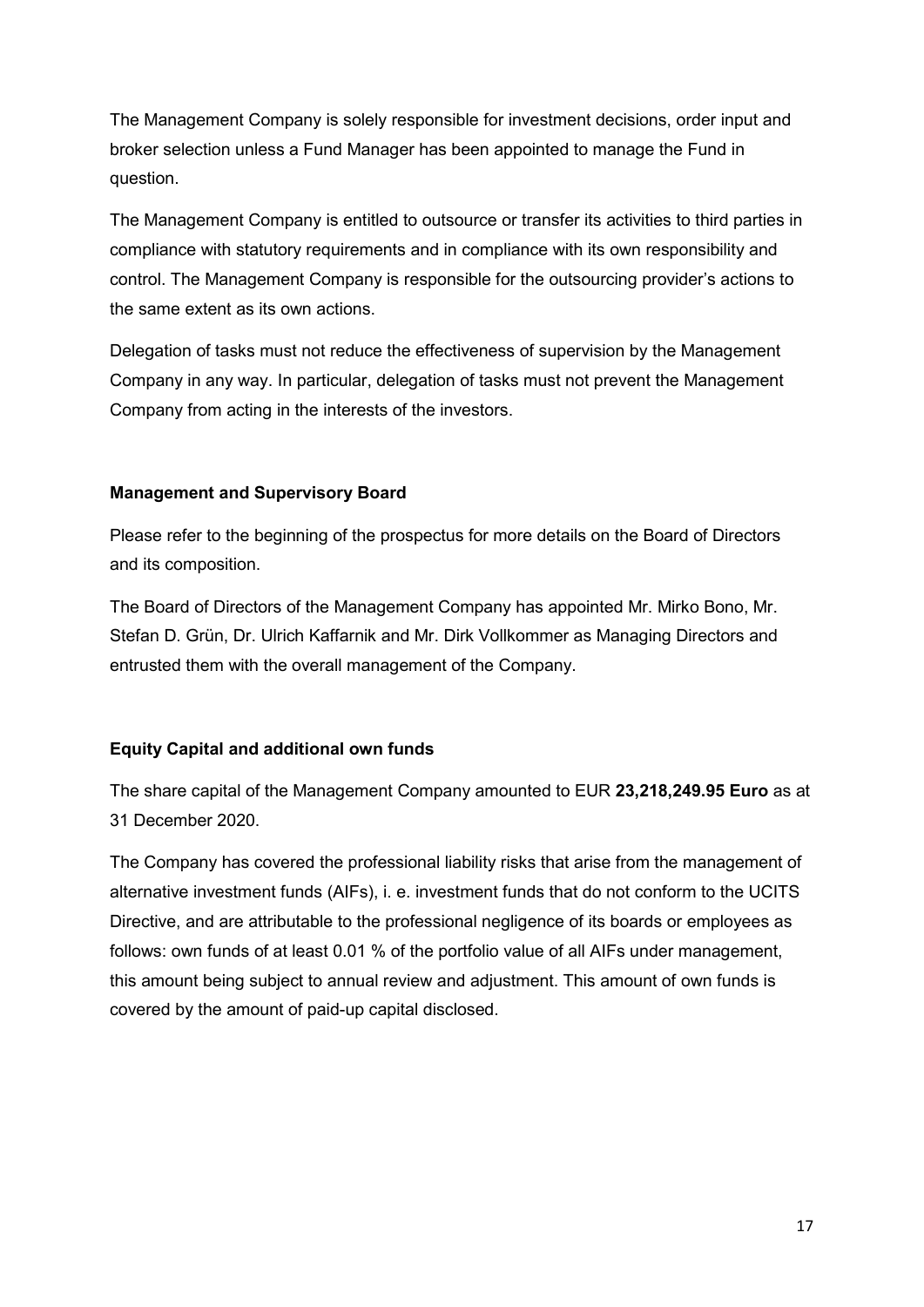The Management Company is solely responsible for investment decisions, order input and broker selection unless a Fund Manager has been appointed to manage the Fund in question.

The Management Company is entitled to outsource or transfer its activities to third parties in compliance with statutory requirements and in compliance with its own responsibility and control. The Management Company is responsible for the outsourcing provider's actions to the same extent as its own actions.

Delegation of tasks must not reduce the effectiveness of supervision by the Management Company in any way. In particular, delegation of tasks must not prevent the Management Company from acting in the interests of the investors.

**Management and Supervisory Board**

Please refer to the beginning of the prospectus for more details on the Board of Directors and its composition.

The Board of Directors of the Management Company has appointed Mr. Mirko Bono, Mr. Stefan D. Grün, Dr. Ulrich Kaffarnik and Mr. Dirk Vollkommer as Managing Directors and entrusted them with the overall management of the Company.

**Equity Capital and additional own funds**

The share capital of the Management Company amounted to EUR **23,218,249.95 Euro** as at 31 December 2020.

The Company has covered the professional liability risks that arise from the management of alternative investment funds (AIFs), i. e. investment funds that do not conform to the UCITS Directive, and are attributable to the professional negligence of its boards or employees as follows: own funds of at least 0.01 % of the portfolio value of all AIFs under management, this amount being subject to annual review and adjustment. This amount of own funds is covered by the amount of paid-up capital disclosed.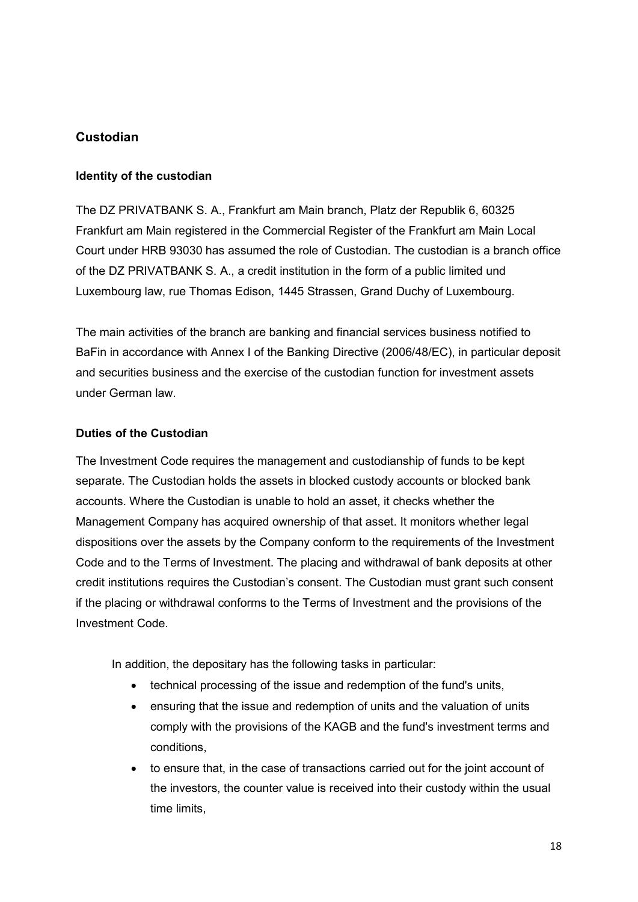## Custodian

### Identity of the custodian

The DZ PRIVATBANK S. A., Frankfurt am Main branch, Platz der Republik 6, 60325 Frankfurt am Main registered in the Commercial Register of the Frankfurt am Main Local Court under HRB 93030 has assumed the role of Custodian. The custodian is a branch office of the DZ PRIVATBANK S. A., a credit institution in the form of a public limited und Luxembourg law, rue Thomas Edison, 1445 Strassen, Grand Duchy of Luxembourg.

The main activities of the branch are banking and financial services business notified to BaFin in accordance with Annex I of the Banking Directive (2006/48/EC), in particular deposit and securities business and the exercise of the custodian function for investment assets under German law.

### Duties of the Custodian

The Investment Code requires the management and custodianship of funds to be kept separate. The Custodian holds the assets in blocked custody accounts or blocked bank accounts. Where the Custodian is unable to hold an asset, it checks whether the Management Company has acquired ownership of that asset. It monitors whether legal dispositions over the assets by the Company conform to the requirements of the Investment Code and to the Terms of Investment. The placing and withdrawal of bank deposits at other credit institutions requires the Custodian's consent. The Custodian must grant such consent if the placing or withdrawal conforms to the Terms of Investment and the provisions of the Investment Code.

In addition, the depositary has the following tasks in particular:

- technical processing of the issue and redemption of the fund's units,
- ensuring that the issue and redemption of units and the valuation of units comply with the provisions of the KAGB and the fund's investment terms and conditions,
- to ensure that, in the case of transactions carried out for the joint account of the investors, the counter value is received into their custody within the usual time limits,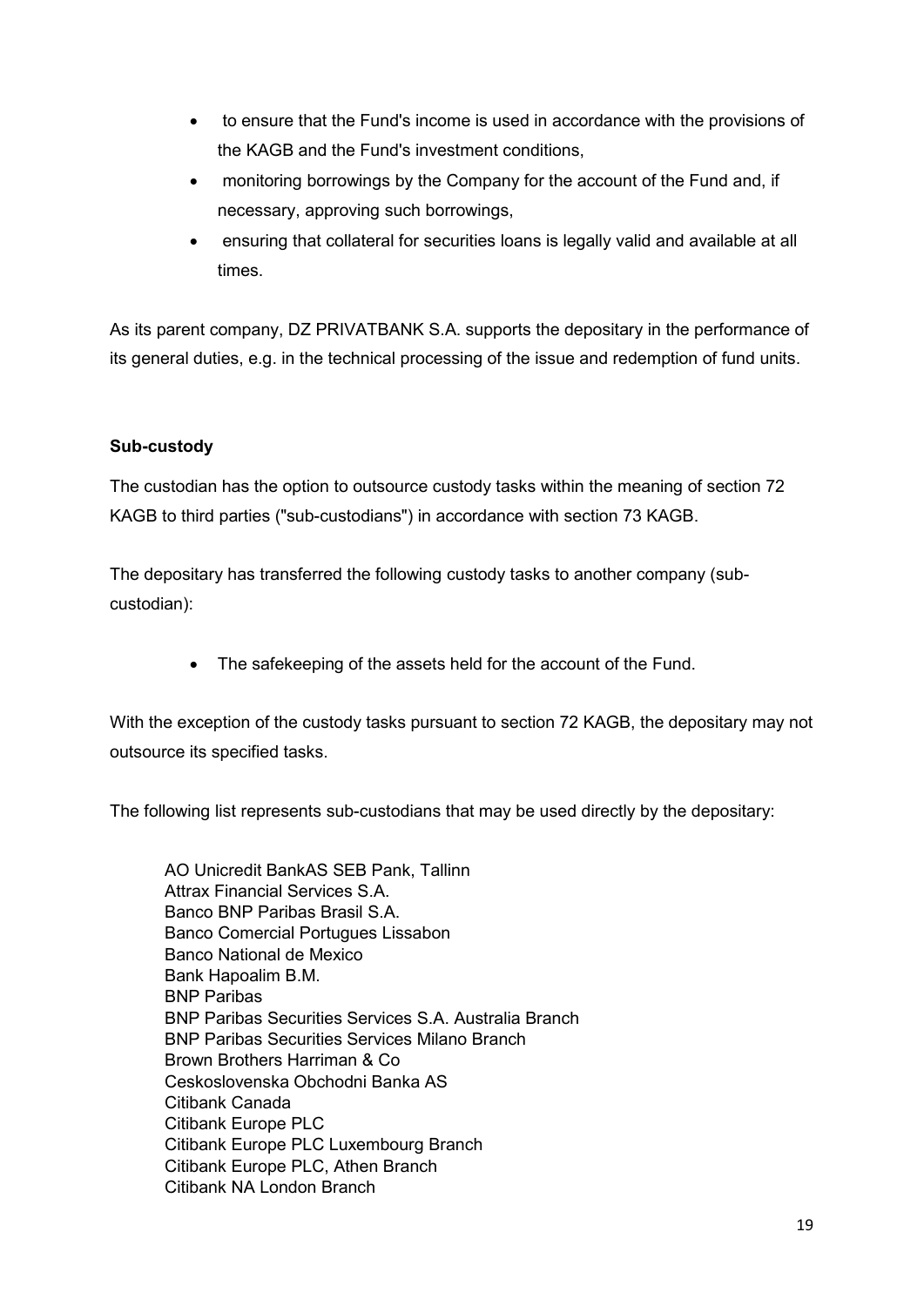- to ensure that the Fund's income is used in accordance with the provisions of the KAGB and the Fund's investment conditions,
- monitoring borrowings by the Company for the account of the Fund and, if necessary, approving such borrowings,
- ensuring that collateral for securities loans is legally valid and available at all times.

As its parent company, DZ PRIVATBANK S.A. supports the depositary in the performance of its general duties, e.g. in the technical processing of the issue and redemption of fund units.

**Sub-custody**

The custodian has the option to outsource custody tasks within the meaning of section 72 KAGB to third parties ("sub-custodians") in accordance with section 73 KAGB.

The depositary has transferred the following custody tasks to another company (sub-custodian):

- The safekeeping of the assets held for the account of the Fund.

With the exception of the custody tasks pursuant to section 72 KAGB, the depositary may not outsource its specified tasks.

The following list represents sub-custodians that may be used directly by the depositary:

AO Unicredit BankAS SEB Pank, Tallinn
Attrax Financial Services S.A.
Banco BNP Paribas Brasil S.A.
Banco Comercial Portugues Lissabon
Banco National de Mexico
Bank Hapoalim B.M.
BNP Paribas
BNP Paribas Securities Services S.A. Australia Branch
BNP Paribas Securities Services Milano Branch
Brown Brothers Harriman & Co
Ceskoslovenska Obchodni Banka AS
Citibank Canada
Citibank Europe PLC
Citibank Europe PLC Luxembourg Branch
Citibank Europe PLC, Athen Branch
Citibank NA London Branch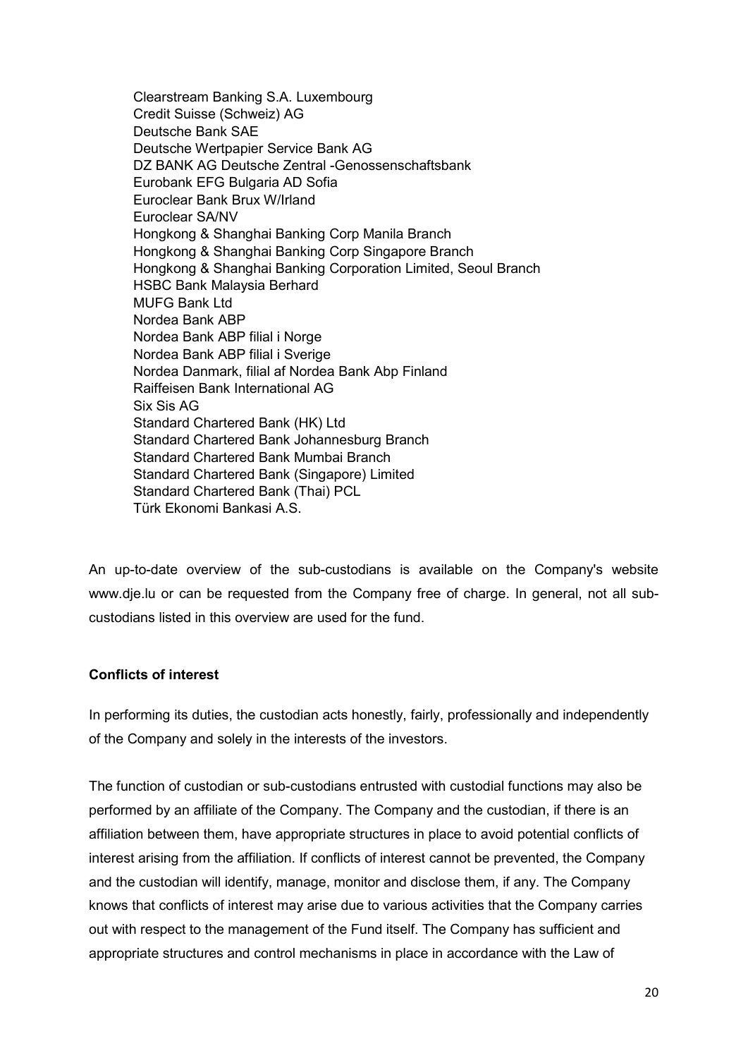Clearstream Banking S.A. Luxembourg
Credit Suisse (Schweiz) AG
Deutsche Bank SAE
Deutsche Wertpapier Service Bank AG
DZ BANK AG Deutsche Zentral -Genossenschaftsbank
Eurobank EFG Bulgaria AD Sofia
Euroclear Bank Brux W/Irland
Euroclear SA/NV
Hongkong & Shanghai Banking Corp Manila Branch
Hongkong & Shanghai Banking Corp Singapore Branch
Hongkong & Shanghai Banking Corporation Limited, Seoul Branch
HSBC Bank Malaysia Berhard
MUFG Bank Ltd
Nordea Bank ABP
Nordea Bank ABP filial i Norge
Nordea Bank ABP filial i Sverige
Nordea Danmark, filial af Nordea Bank Abp Finland
Raiffeisen Bank International AG
Six Sis AG
Standard Chartered Bank (HK) Ltd
Standard Chartered Bank Johannesburg Branch
Standard Chartered Bank Mumbai Branch
Standard Chartered Bank (Singapore) Limited
Standard Chartered Bank (Thai) PCL
Türk Ekonomi Bankasi A.S.

An up-to-date overview of the sub-custodians is available on the Company's website www.dje.lu or can be requested from the Company free of charge. In general, not all sub-custodians listed in this overview are used for the fund.

**Conflicts of interest**

In performing its duties, the custodian acts honestly, fairly, professionally and independently of the Company and solely in the interests of the investors.

The function of custodian or sub-custodians entrusted with custodial functions may also be performed by an affiliate of the Company. The Company and the custodian, if there is an affiliation between them, have appropriate structures in place to avoid potential conflicts of interest arising from the affiliation. If conflicts of interest cannot be prevented, the Company and the custodian will identify, manage, monitor and disclose them, if any. The Company knows that conflicts of interest may arise due to various activities that the Company carries out with respect to the management of the Fund itself. The Company has sufficient and appropriate structures and control mechanisms in place in accordance with the Law of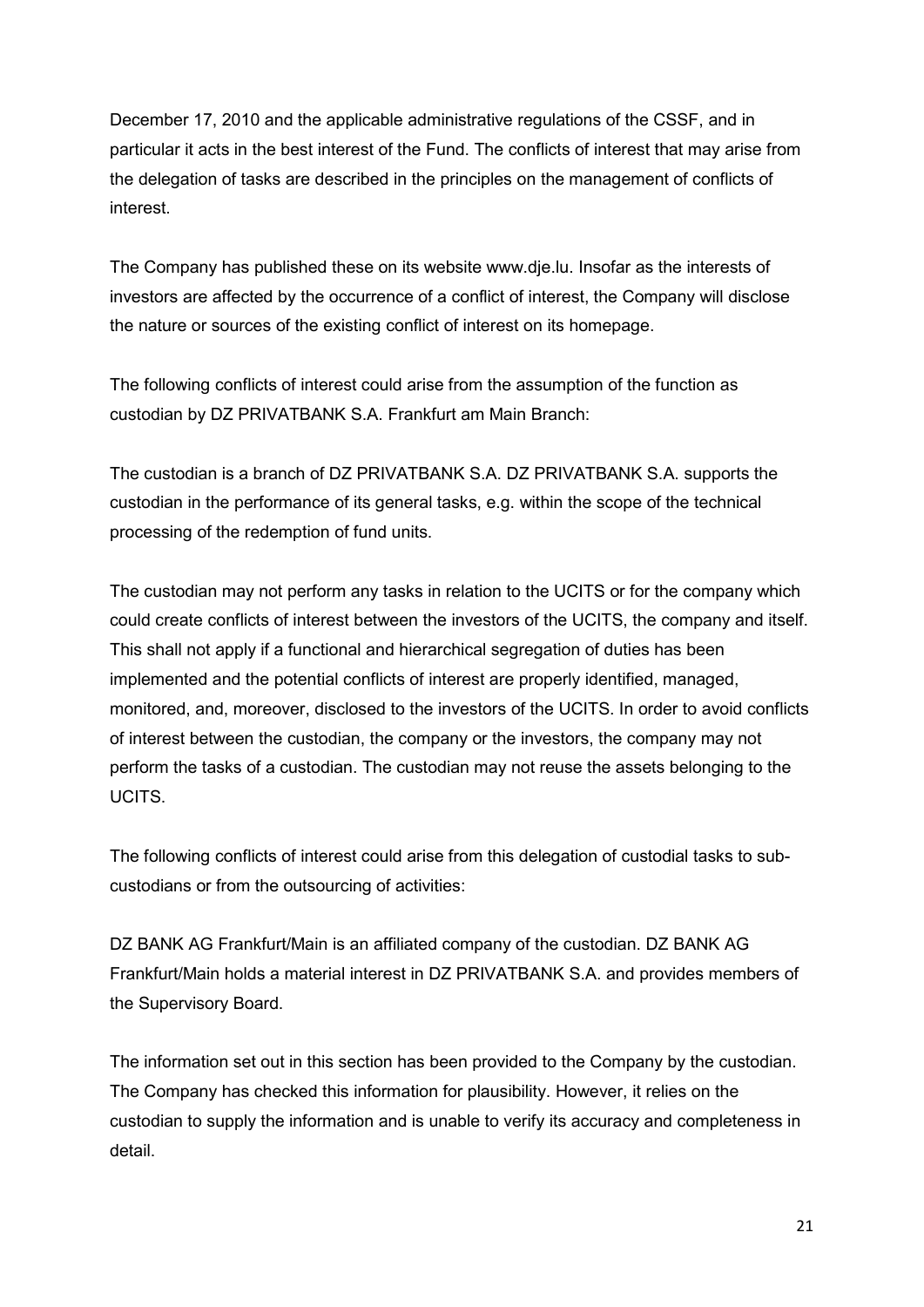December 17, 2010 and the applicable administrative regulations of the CSSF, and in particular it acts in the best interest of the Fund. The conflicts of interest that may arise from the delegation of tasks are described in the principles on the management of conflicts of interest.

The Company has published these on its website www.dje.lu. Insofar as the interests of investors are affected by the occurrence of a conflict of interest, the Company will disclose the nature or sources of the existing conflict of interest on its homepage.

The following conflicts of interest could arise from the assumption of the function as custodian by DZ PRIVATBANK S.A. Frankfurt am Main Branch:

The custodian is a branch of DZ PRIVATBANK S.A. DZ PRIVATBANK S.A. supports the custodian in the performance of its general tasks, e.g. within the scope of the technical processing of the redemption of fund units.

The custodian may not perform any tasks in relation to the UCITS or for the company which could create conflicts of interest between the investors of the UCITS, the company and itself. This shall not apply if a functional and hierarchical segregation of duties has been implemented and the potential conflicts of interest are properly identified, managed, monitored, and, moreover, disclosed to the investors of the UCITS. In order to avoid conflicts of interest between the custodian, the company or the investors, the company may not perform the tasks of a custodian. The custodian may not reuse the assets belonging to the UCITS.

The following conflicts of interest could arise from this delegation of custodial tasks to sub-custodians or from the outsourcing of activities:

DZ BANK AG Frankfurt/Main is an affiliated company of the custodian. DZ BANK AG Frankfurt/Main holds a material interest in DZ PRIVATBANK S.A. and provides members of the Supervisory Board.

The information set out in this section has been provided to the Company by the custodian. The Company has checked this information for plausibility. However, it relies on the custodian to supply the information and is unable to verify its accuracy and completeness in detail.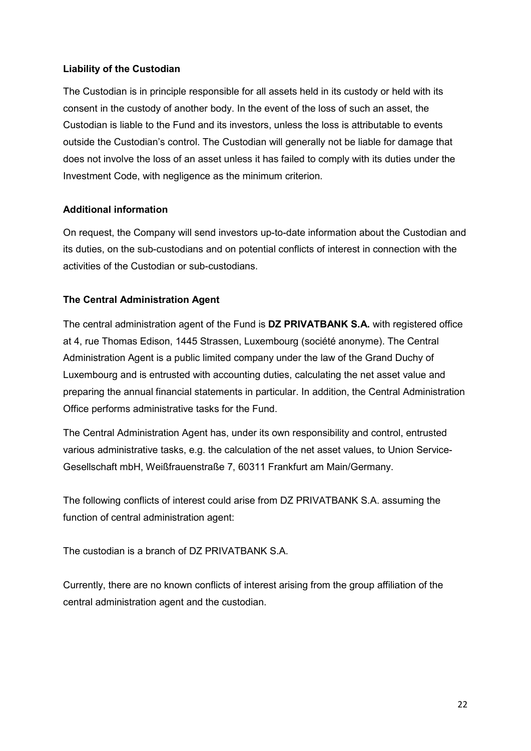### Liability of the Custodian

The Custodian is in principle responsible for all assets held in its custody or held with its consent in the custody of another body. In the event of the loss of such an asset, the Custodian is liable to the Fund and its investors, unless the loss is attributable to events outside the Custodian's control. The Custodian will generally not be liable for damage that does not involve the loss of an asset unless it has failed to comply with its duties under the Investment Code, with negligence as the minimum criterion.

### Additional information

On request, the Company will send investors up-to-date information about the Custodian and its duties, on the sub-custodians and on potential conflicts of interest in connection with the activities of the Custodian or sub-custodians.

### The Central Administration Agent

The central administration agent of the Fund is **DZ PRIVATBANK S.A.** with registered office at 4, rue Thomas Edison, 1445 Strassen, Luxembourg (société anonyme). The Central Administration Agent is a public limited company under the law of the Grand Duchy of Luxembourg and is entrusted with accounting duties, calculating the net asset value and preparing the annual financial statements in particular. In addition, the Central Administration Office performs administrative tasks for the Fund.

The Central Administration Agent has, under its own responsibility and control, entrusted various administrative tasks, e.g. the calculation of the net asset values, to Union Service-Gesellschaft mbH, Weißfrauenstraße 7, 60311 Frankfurt am Main/Germany.

The following conflicts of interest could arise from DZ PRIVATBANK S.A. assuming the function of central administration agent:

The custodian is a branch of DZ PRIVATBANK S.A.

Currently, there are no known conflicts of interest arising from the group affiliation of the central administration agent and the custodian.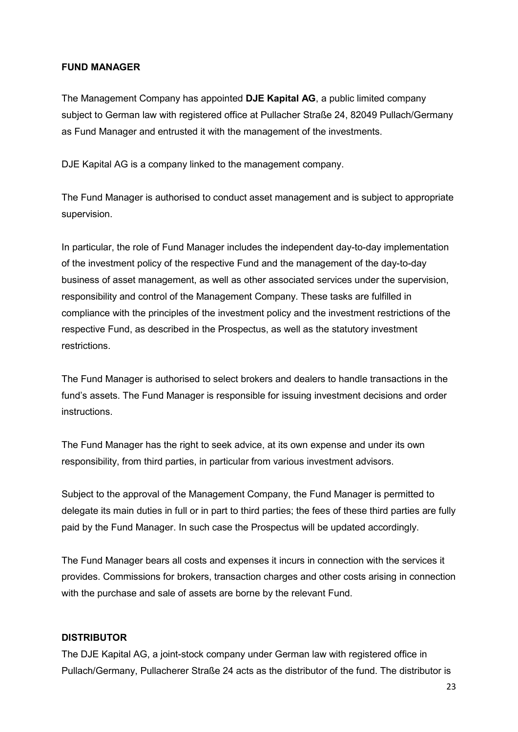## FUND MANAGER

The Management Company has appointed **DJE Kapital AG**, a public limited company subject to German law with registered office at Pullacher Straße 24, 82049 Pullach/Germany as Fund Manager and entrusted it with the management of the investments.

DJE Kapital AG is a company linked to the management company.

The Fund Manager is authorised to conduct asset management and is subject to appropriate supervision.

In particular, the role of Fund Manager includes the independent day-to-day implementation of the investment policy of the respective Fund and the management of the day-to-day business of asset management, as well as other associated services under the supervision, responsibility and control of the Management Company. These tasks are fulfilled in compliance with the principles of the investment policy and the investment restrictions of the respective Fund, as described in the Prospectus, as well as the statutory investment restrictions.

The Fund Manager is authorised to select brokers and dealers to handle transactions in the fund's assets. The Fund Manager is responsible for issuing investment decisions and order instructions.

The Fund Manager has the right to seek advice, at its own expense and under its own responsibility, from third parties, in particular from various investment advisors.

Subject to the approval of the Management Company, the Fund Manager is permitted to delegate its main duties in full or in part to third parties; the fees of these third parties are fully paid by the Fund Manager. In such case the Prospectus will be updated accordingly.

The Fund Manager bears all costs and expenses it incurs in connection with the services it provides. Commissions for brokers, transaction charges and other costs arising in connection with the purchase and sale of assets are borne by the relevant Fund.

## DISTRIBUTOR

The DJE Kapital AG, a joint-stock company under German law with registered office in Pullach/Germany, Pullacherer Straße 24 acts as the distributor of the fund. The distributor is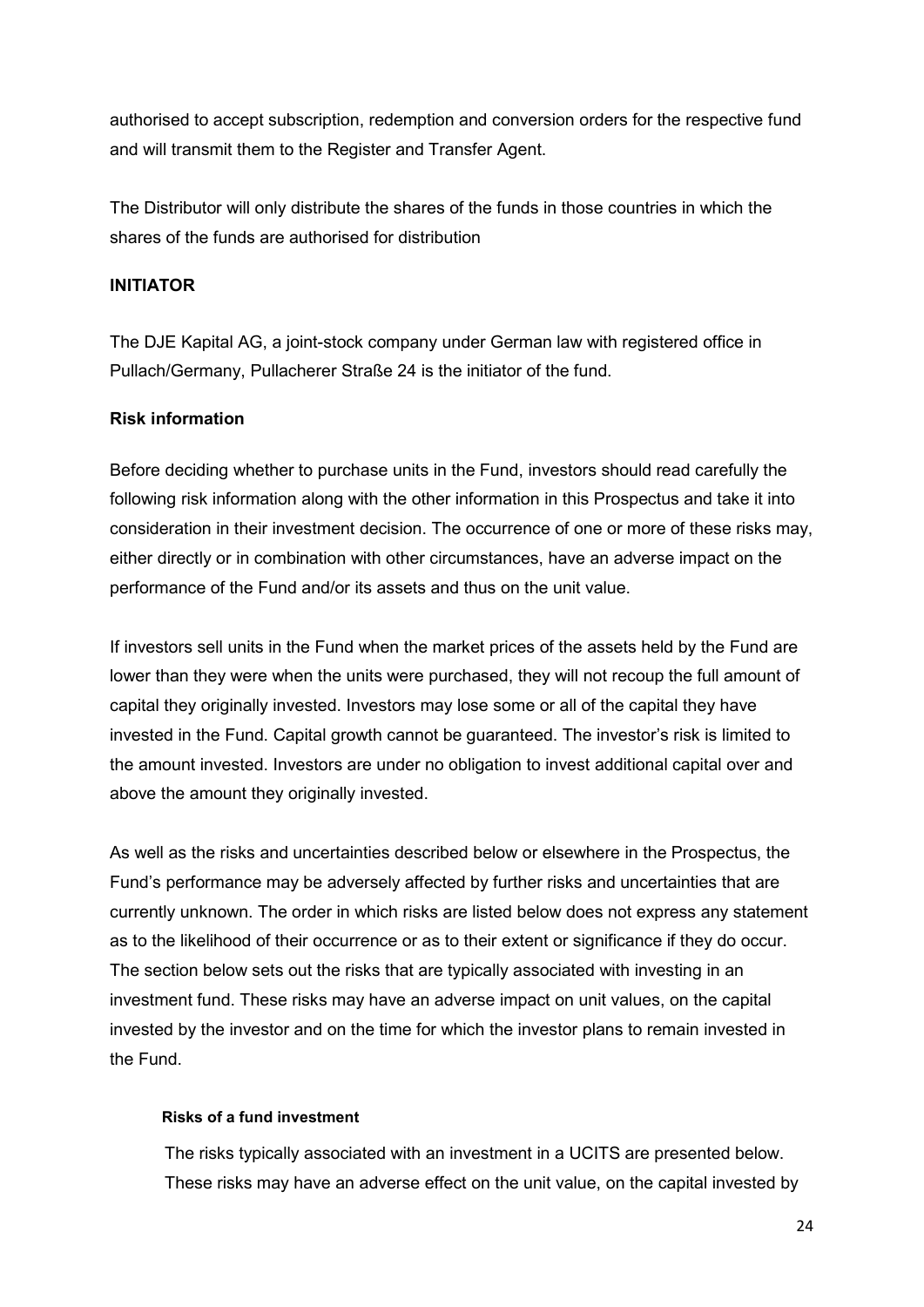authorised to accept subscription, redemption and conversion orders for the respective fund and will transmit them to the Register and Transfer Agent.

The Distributor will only distribute the shares of the funds in those countries in which the shares of the funds are authorised for distribution

## INITIATOR

The DJE Kapital AG, a joint-stock company under German law with registered office in Pullach/Germany, Pullacherer Straße 24 is the initiator of the fund.

## Risk information

Before deciding whether to purchase units in the Fund, investors should read carefully the following risk information along with the other information in this Prospectus and take it into consideration in their investment decision. The occurrence of one or more of these risks may, either directly or in combination with other circumstances, have an adverse impact on the performance of the Fund and/or its assets and thus on the unit value.

If investors sell units in the Fund when the market prices of the assets held by the Fund are lower than they were when the units were purchased, they will not recoup the full amount of capital they originally invested. Investors may lose some or all of the capital they have invested in the Fund. Capital growth cannot be guaranteed. The investor's risk is limited to the amount invested. Investors are under no obligation to invest additional capital over and above the amount they originally invested.

As well as the risks and uncertainties described below or elsewhere in the Prospectus, the Fund's performance may be adversely affected by further risks and uncertainties that are currently unknown. The order in which risks are listed below does not express any statement as to the likelihood of their occurrence or as to their extent or significance if they do occur. The section below sets out the risks that are typically associated with investing in an investment fund. These risks may have an adverse impact on unit values, on the capital invested by the investor and on the time for which the investor plans to remain invested in the Fund.

### Risks of a fund investment

The risks typically associated with an investment in a UCITS are presented below. These risks may have an adverse effect on the unit value, on the capital invested by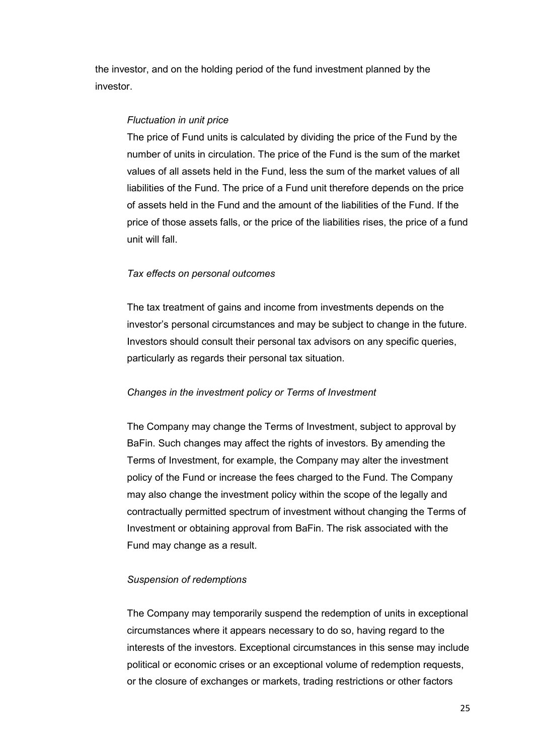the investor, and on the holding period of the fund investment planned by the investor.

*Fluctuation in unit price*

The price of Fund units is calculated by dividing the price of the Fund by the number of units in circulation. The price of the Fund is the sum of the market values of all assets held in the Fund, less the sum of the market values of all liabilities of the Fund. The price of a Fund unit therefore depends on the price of assets held in the Fund and the amount of the liabilities of the Fund. If the price of those assets falls, or the price of the liabilities rises, the price of a fund unit will fall.

*Tax effects on personal outcomes*

The tax treatment of gains and income from investments depends on the investor's personal circumstances and may be subject to change in the future. Investors should consult their personal tax advisors on any specific queries, particularly as regards their personal tax situation.

*Changes in the investment policy or Terms of Investment*

The Company may change the Terms of Investment, subject to approval by BaFin. Such changes may affect the rights of investors. By amending the Terms of Investment, for example, the Company may alter the investment policy of the Fund or increase the fees charged to the Fund. The Company may also change the investment policy within the scope of the legally and contractually permitted spectrum of investment without changing the Terms of Investment or obtaining approval from BaFin. The risk associated with the Fund may change as a result.

*Suspension of redemptions*

The Company may temporarily suspend the redemption of units in exceptional circumstances where it appears necessary to do so, having regard to the interests of the investors. Exceptional circumstances in this sense may include political or economic crises or an exceptional volume of redemption requests, or the closure of exchanges or markets, trading restrictions or other factors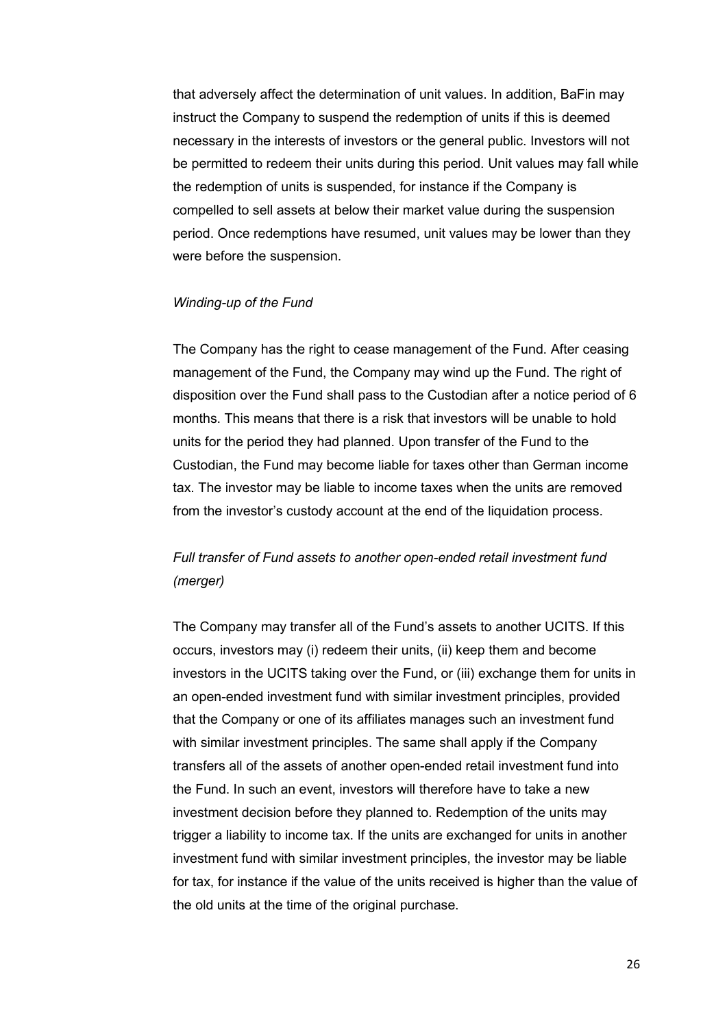that adversely affect the determination of unit values. In addition, BaFin may instruct the Company to suspend the redemption of units if this is deemed necessary in the interests of investors or the general public. Investors will not be permitted to redeem their units during this period. Unit values may fall while the redemption of units is suspended, for instance if the Company is compelled to sell assets at below their market value during the suspension period. Once redemptions have resumed, unit values may be lower than they were before the suspension.

*Winding-up of the Fund*

The Company has the right to cease management of the Fund. After ceasing management of the Fund, the Company may wind up the Fund. The right of disposition over the Fund shall pass to the Custodian after a notice period of 6 months. This means that there is a risk that investors will be unable to hold units for the period they had planned. Upon transfer of the Fund to the Custodian, the Fund may become liable for taxes other than German income tax. The investor may be liable to income taxes when the units are removed from the investor's custody account at the end of the liquidation process.

*Full transfer of Fund assets to another open-ended retail investment fund (merger)*

The Company may transfer all of the Fund's assets to another UCITS. If this occurs, investors may (i) redeem their units, (ii) keep them and become investors in the UCITS taking over the Fund, or (iii) exchange them for units in an open-ended investment fund with similar investment principles, provided that the Company or one of its affiliates manages such an investment fund with similar investment principles. The same shall apply if the Company transfers all of the assets of another open-ended retail investment fund into the Fund. In such an event, investors will therefore have to take a new investment decision before they planned to. Redemption of the units may trigger a liability to income tax. If the units are exchanged for units in another investment fund with similar investment principles, the investor may be liable for tax, for instance if the value of the units received is higher than the value of the old units at the time of the original purchase.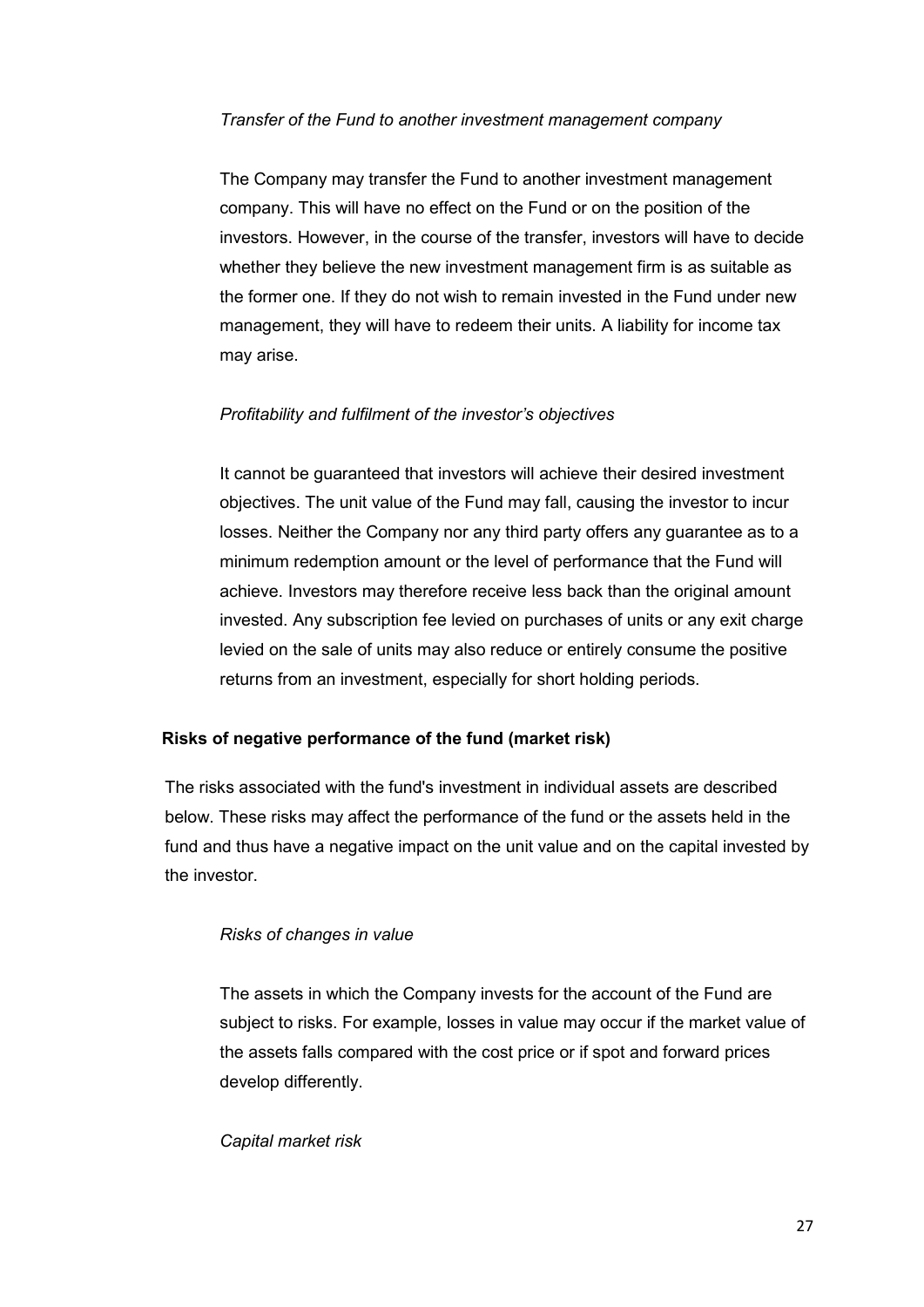*Transfer of the Fund to another investment management company*

The Company may transfer the Fund to another investment management company. This will have no effect on the Fund or on the position of the investors. However, in the course of the transfer, investors will have to decide whether they believe the new investment management firm is as suitable as the former one. If they do not wish to remain invested in the Fund under new management, they will have to redeem their units. A liability for income tax may arise.

*Profitability and fulfilment of the investor's objectives*

It cannot be guaranteed that investors will achieve their desired investment objectives. The unit value of the Fund may fall, causing the investor to incur losses. Neither the Company nor any third party offers any guarantee as to a minimum redemption amount or the level of performance that the Fund will achieve. Investors may therefore receive less back than the original amount invested. Any subscription fee levied on purchases of units or any exit charge levied on the sale of units may also reduce or entirely consume the positive returns from an investment, especially for short holding periods.

**Risks of negative performance of the fund (market risk)**

The risks associated with the fund's investment in individual assets are described below. These risks may affect the performance of the fund or the assets held in the fund and thus have a negative impact on the unit value and on the capital invested by the investor.

*Risks of changes in value*

The assets in which the Company invests for the account of the Fund are subject to risks. For example, losses in value may occur if the market value of the assets falls compared with the cost price or if spot and forward prices develop differently.

*Capital market risk*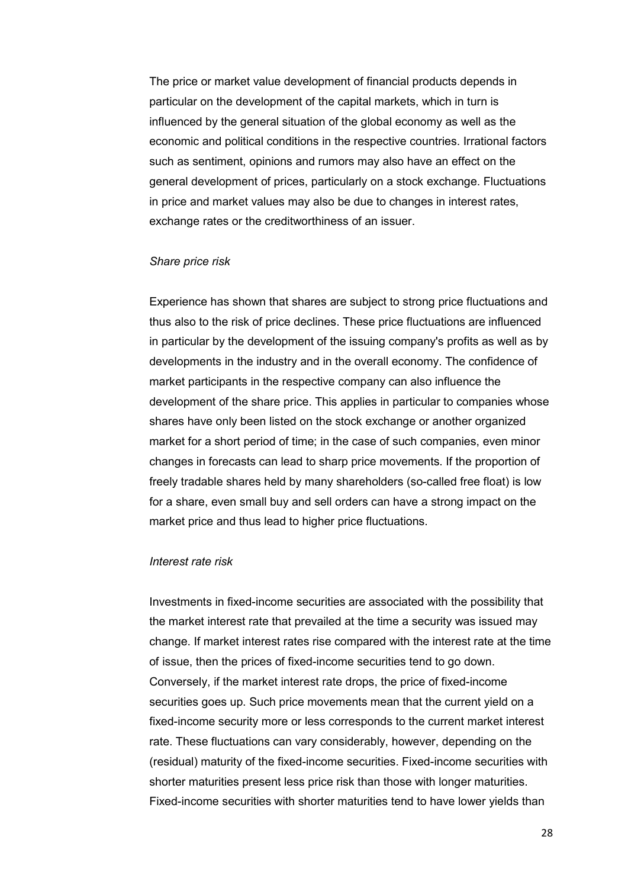The price or market value development of financial products depends in particular on the development of the capital markets, which in turn is influenced by the general situation of the global economy as well as the economic and political conditions in the respective countries. Irrational factors such as sentiment, opinions and rumors may also have an effect on the general development of prices, particularly on a stock exchange. Fluctuations in price and market values may also be due to changes in interest rates, exchange rates or the creditworthiness of an issuer.

*Share price risk*

Experience has shown that shares are subject to strong price fluctuations and thus also to the risk of price declines. These price fluctuations are influenced in particular by the development of the issuing company's profits as well as by developments in the industry and in the overall economy. The confidence of market participants in the respective company can also influence the development of the share price. This applies in particular to companies whose shares have only been listed on the stock exchange or another organized market for a short period of time; in the case of such companies, even minor changes in forecasts can lead to sharp price movements. If the proportion of freely tradable shares held by many shareholders (so-called free float) is low for a share, even small buy and sell orders can have a strong impact on the market price and thus lead to higher price fluctuations.

*Interest rate risk*

Investments in fixed-income securities are associated with the possibility that the market interest rate that prevailed at the time a security was issued may change. If market interest rates rise compared with the interest rate at the time of issue, then the prices of fixed-income securities tend to go down. Conversely, if the market interest rate drops, the price of fixed-income securities goes up. Such price movements mean that the current yield on a fixed-income security more or less corresponds to the current market interest rate. These fluctuations can vary considerably, however, depending on the (residual) maturity of the fixed-income securities. Fixed-income securities with shorter maturities present less price risk than those with longer maturities. Fixed-income securities with shorter maturities tend to have lower yields than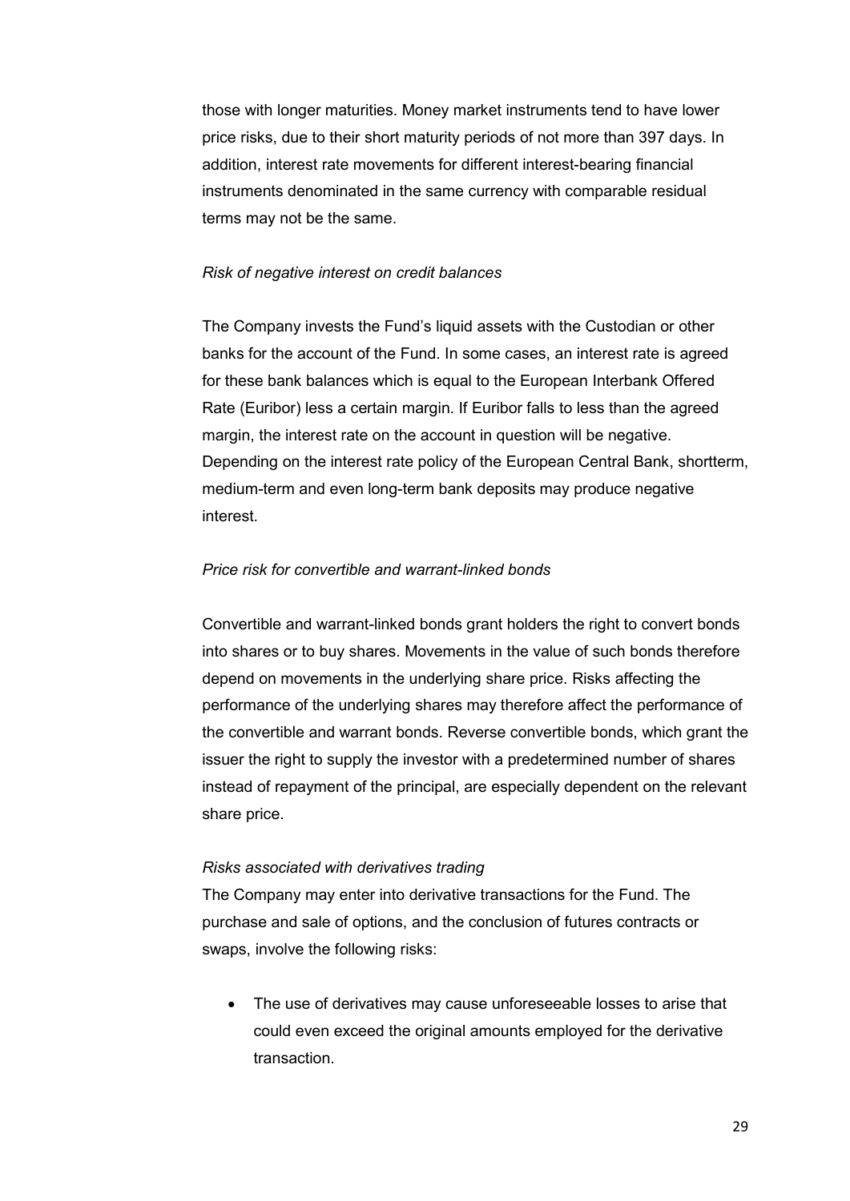those with longer maturities. Money market instruments tend to have lower price risks, due to their short maturity periods of not more than 397 days. In addition, interest rate movements for different interest-bearing financial instruments denominated in the same currency with comparable residual terms may not be the same.

*Risk of negative interest on credit balances*

The Company invests the Fund's liquid assets with the Custodian or other banks for the account of the Fund. In some cases, an interest rate is agreed for these bank balances which is equal to the European Interbank Offered Rate (Euribor) less a certain margin. If Euribor falls to less than the agreed margin, the interest rate on the account in question will be negative. Depending on the interest rate policy of the European Central Bank, shortterm, medium-term and even long-term bank deposits may produce negative interest.

*Price risk for convertible and warrant-linked bonds*

Convertible and warrant-linked bonds grant holders the right to convert bonds into shares or to buy shares. Movements in the value of such bonds therefore depend on movements in the underlying share price. Risks affecting the performance of the underlying shares may therefore affect the performance of the convertible and warrant bonds. Reverse convertible bonds, which grant the issuer the right to supply the investor with a predetermined number of shares instead of repayment of the principal, are especially dependent on the relevant share price.

*Risks associated with derivatives trading*

The Company may enter into derivative transactions for the Fund. The purchase and sale of options, and the conclusion of futures contracts or swaps, involve the following risks:

- The use of derivatives may cause unforeseeable losses to arise that could even exceed the original amounts employed for the derivative transaction.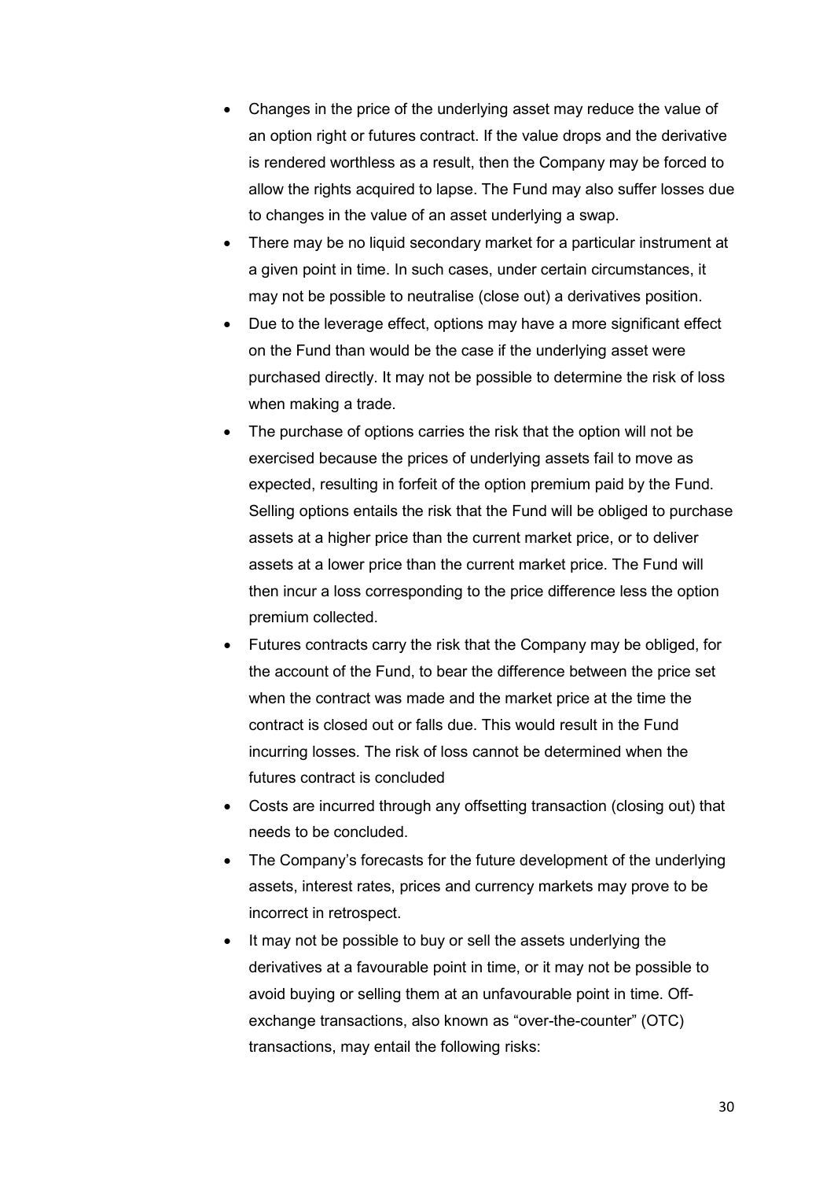- Changes in the price of the underlying asset may reduce the value of an option right or futures contract. If the value drops and the derivative is rendered worthless as a result, then the Company may be forced to allow the rights acquired to lapse. The Fund may also suffer losses due to changes in the value of an asset underlying a swap.
- There may be no liquid secondary market for a particular instrument at a given point in time. In such cases, under certain circumstances, it may not be possible to neutralise (close out) a derivatives position.
- Due to the leverage effect, options may have a more significant effect on the Fund than would be the case if the underlying asset were purchased directly. It may not be possible to determine the risk of loss when making a trade.
- The purchase of options carries the risk that the option will not be exercised because the prices of underlying assets fail to move as expected, resulting in forfeit of the option premium paid by the Fund. Selling options entails the risk that the Fund will be obliged to purchase assets at a higher price than the current market price, or to deliver assets at a lower price than the current market price. The Fund will then incur a loss corresponding to the price difference less the option premium collected.
- Futures contracts carry the risk that the Company may be obliged, for the account of the Fund, to bear the difference between the price set when the contract was made and the market price at the time the contract is closed out or falls due. This would result in the Fund incurring losses. The risk of loss cannot be determined when the futures contract is concluded
- Costs are incurred through any offsetting transaction (closing out) that needs to be concluded.
- The Company's forecasts for the future development of the underlying assets, interest rates, prices and currency markets may prove to be incorrect in retrospect.
- It may not be possible to buy or sell the assets underlying the derivatives at a favourable point in time, or it may not be possible to avoid buying or selling them at an unfavourable point in time. Off-exchange transactions, also known as "over-the-counter" (OTC) transactions, may entail the following risks: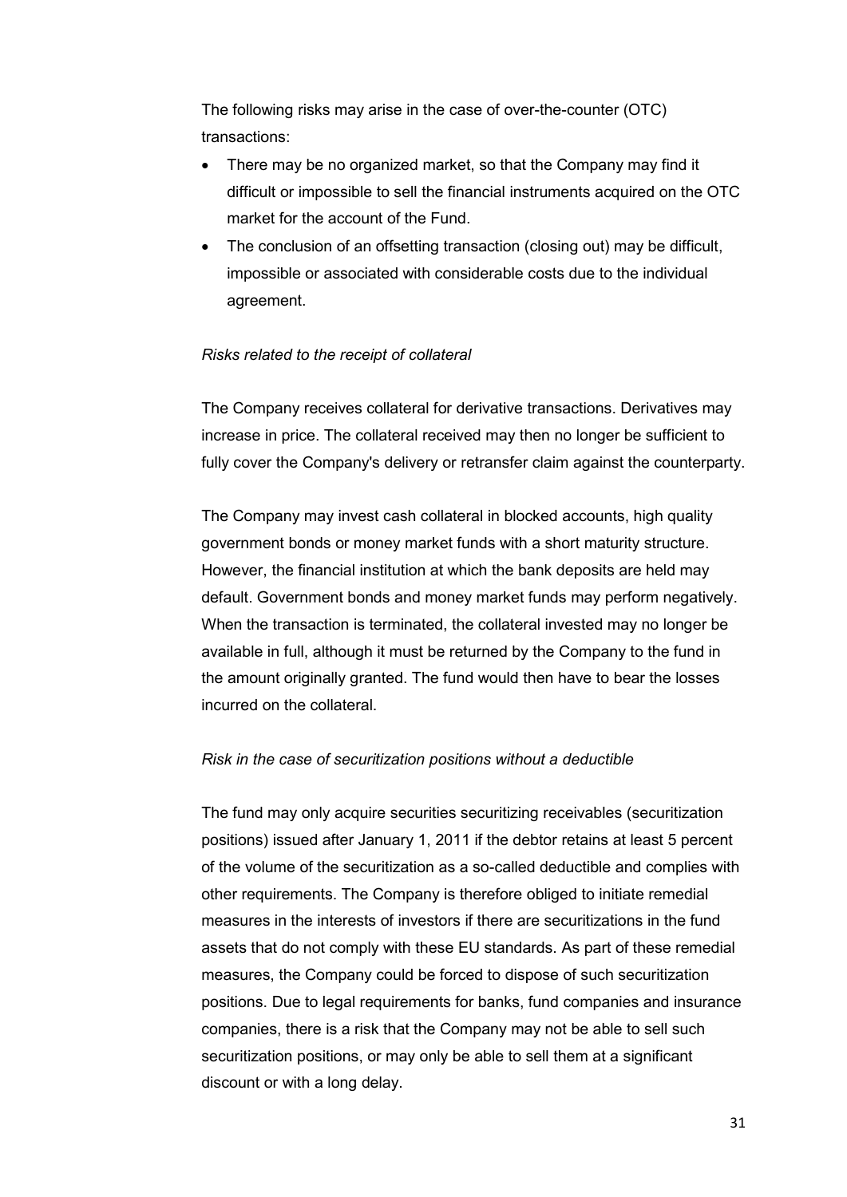The following risks may arise in the case of over-the-counter (OTC) transactions:

- There may be no organized market, so that the Company may find it difficult or impossible to sell the financial instruments acquired on the OTC market for the account of the Fund.
- The conclusion of an offsetting transaction (closing out) may be difficult, impossible or associated with considerable costs due to the individual agreement.

*Risks related to the receipt of collateral*

The Company receives collateral for derivative transactions. Derivatives may increase in price. The collateral received may then no longer be sufficient to fully cover the Company's delivery or retransfer claim against the counterparty.

The Company may invest cash collateral in blocked accounts, high quality government bonds or money market funds with a short maturity structure. However, the financial institution at which the bank deposits are held may default. Government bonds and money market funds may perform negatively. When the transaction is terminated, the collateral invested may no longer be available in full, although it must be returned by the Company to the fund in the amount originally granted. The fund would then have to bear the losses incurred on the collateral.

*Risk in the case of securitization positions without a deductible*

The fund may only acquire securities securitizing receivables (securitization positions) issued after January 1, 2011 if the debtor retains at least 5 percent of the volume of the securitization as a so-called deductible and complies with other requirements. The Company is therefore obliged to initiate remedial measures in the interests of investors if there are securitizations in the fund assets that do not comply with these EU standards. As part of these remedial measures, the Company could be forced to dispose of such securitization positions. Due to legal requirements for banks, fund companies and insurance companies, there is a risk that the Company may not be able to sell such securitization positions, or may only be able to sell them at a significant discount or with a long delay.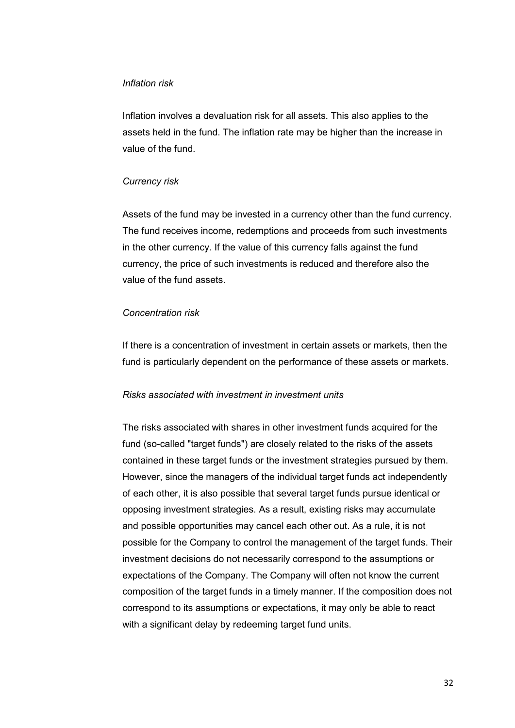*Inflation risk*

Inflation involves a devaluation risk for all assets. This also applies to the assets held in the fund. The inflation rate may be higher than the increase in value of the fund.

*Currency risk*

Assets of the fund may be invested in a currency other than the fund currency. The fund receives income, redemptions and proceeds from such investments in the other currency. If the value of this currency falls against the fund currency, the price of such investments is reduced and therefore also the value of the fund assets.

*Concentration risk*

If there is a concentration of investment in certain assets or markets, then the fund is particularly dependent on the performance of these assets or markets.

*Risks associated with investment in investment units*

The risks associated with shares in other investment funds acquired for the fund (so-called "target funds") are closely related to the risks of the assets contained in these target funds or the investment strategies pursued by them. However, since the managers of the individual target funds act independently of each other, it is also possible that several target funds pursue identical or opposing investment strategies. As a result, existing risks may accumulate and possible opportunities may cancel each other out. As a rule, it is not possible for the Company to control the management of the target funds. Their investment decisions do not necessarily correspond to the assumptions or expectations of the Company. The Company will often not know the current composition of the target funds in a timely manner. If the composition does not correspond to its assumptions or expectations, it may only be able to react with a significant delay by redeeming target fund units.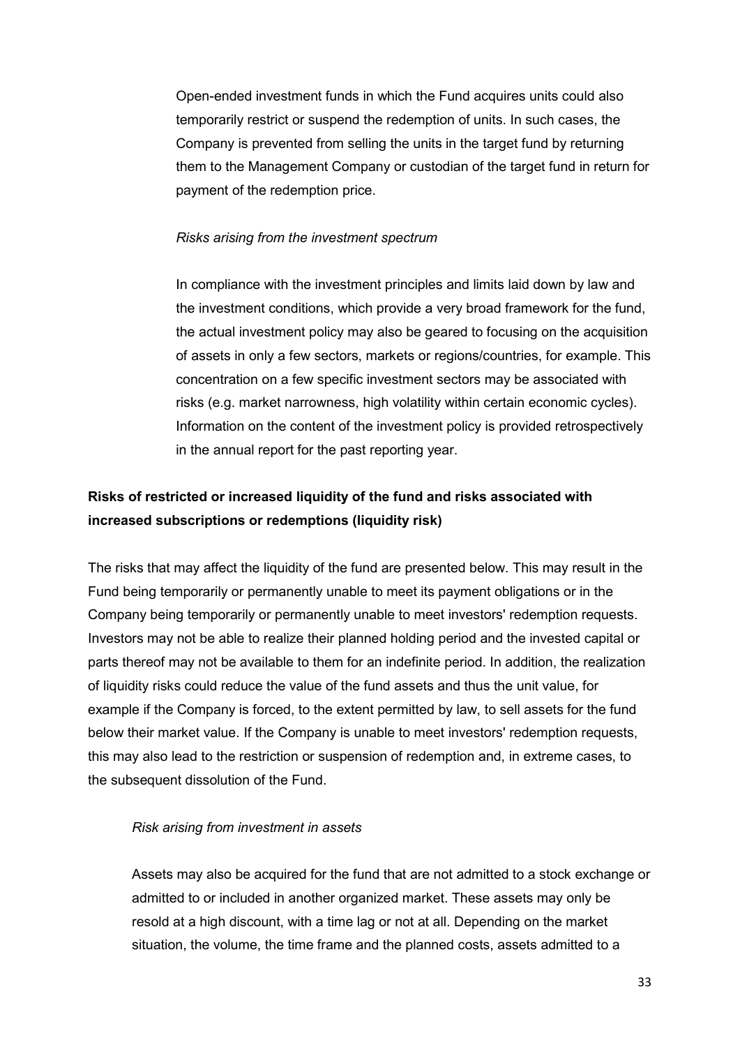Open-ended investment funds in which the Fund acquires units could also temporarily restrict or suspend the redemption of units. In such cases, the Company is prevented from selling the units in the target fund by returning them to the Management Company or custodian of the target fund in return for payment of the redemption price.

*Risks arising from the investment spectrum*

In compliance with the investment principles and limits laid down by law and the investment conditions, which provide a very broad framework for the fund, the actual investment policy may also be geared to focusing on the acquisition of assets in only a few sectors, markets or regions/countries, for example. This concentration on a few specific investment sectors may be associated with risks (e.g. market narrowness, high volatility within certain economic cycles). Information on the content of the investment policy is provided retrospectively in the annual report for the past reporting year.

**Risks of restricted or increased liquidity of the fund and risks associated with increased subscriptions or redemptions (liquidity risk)**

The risks that may affect the liquidity of the fund are presented below. This may result in the Fund being temporarily or permanently unable to meet its payment obligations or in the Company being temporarily or permanently unable to meet investors' redemption requests. Investors may not be able to realize their planned holding period and the invested capital or parts thereof may not be available to them for an indefinite period. In addition, the realization of liquidity risks could reduce the value of the fund assets and thus the unit value, for example if the Company is forced, to the extent permitted by law, to sell assets for the fund below their market value. If the Company is unable to meet investors' redemption requests, this may also lead to the restriction or suspension of redemption and, in extreme cases, to the subsequent dissolution of the Fund.

*Risk arising from investment in assets*

Assets may also be acquired for the fund that are not admitted to a stock exchange or admitted to or included in another organized market. These assets may only be resold at a high discount, with a time lag or not at all. Depending on the market situation, the volume, the time frame and the planned costs, assets admitted to a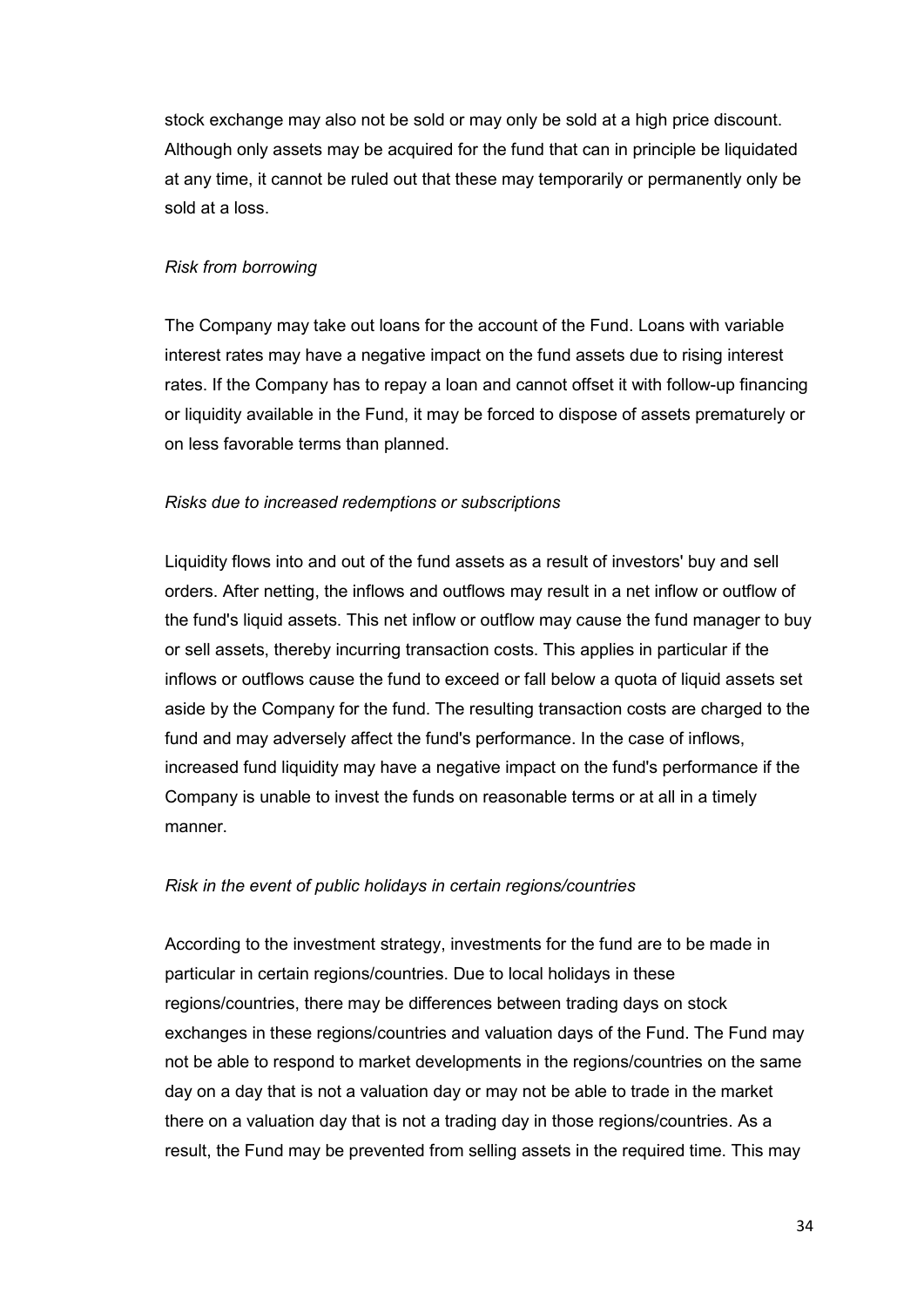stock exchange may also not be sold or may only be sold at a high price discount. Although only assets may be acquired for the fund that can in principle be liquidated at any time, it cannot be ruled out that these may temporarily or permanently only be sold at a loss.

*Risk from borrowing*

The Company may take out loans for the account of the Fund. Loans with variable interest rates may have a negative impact on the fund assets due to rising interest rates. If the Company has to repay a loan and cannot offset it with follow-up financing or liquidity available in the Fund, it may be forced to dispose of assets prematurely or on less favorable terms than planned.

*Risks due to increased redemptions or subscriptions*

Liquidity flows into and out of the fund assets as a result of investors' buy and sell orders. After netting, the inflows and outflows may result in a net inflow or outflow of the fund's liquid assets. This net inflow or outflow may cause the fund manager to buy or sell assets, thereby incurring transaction costs. This applies in particular if the inflows or outflows cause the fund to exceed or fall below a quota of liquid assets set aside by the Company for the fund. The resulting transaction costs are charged to the fund and may adversely affect the fund's performance. In the case of inflows, increased fund liquidity may have a negative impact on the fund's performance if the Company is unable to invest the funds on reasonable terms or at all in a timely manner.

*Risk in the event of public holidays in certain regions/countries*

According to the investment strategy, investments for the fund are to be made in particular in certain regions/countries. Due to local holidays in these regions/countries, there may be differences between trading days on stock exchanges in these regions/countries and valuation days of the Fund. The Fund may not be able to respond to market developments in the regions/countries on the same day on a day that is not a valuation day or may not be able to trade in the market there on a valuation day that is not a trading day in those regions/countries. As a result, the Fund may be prevented from selling assets in the required time. This may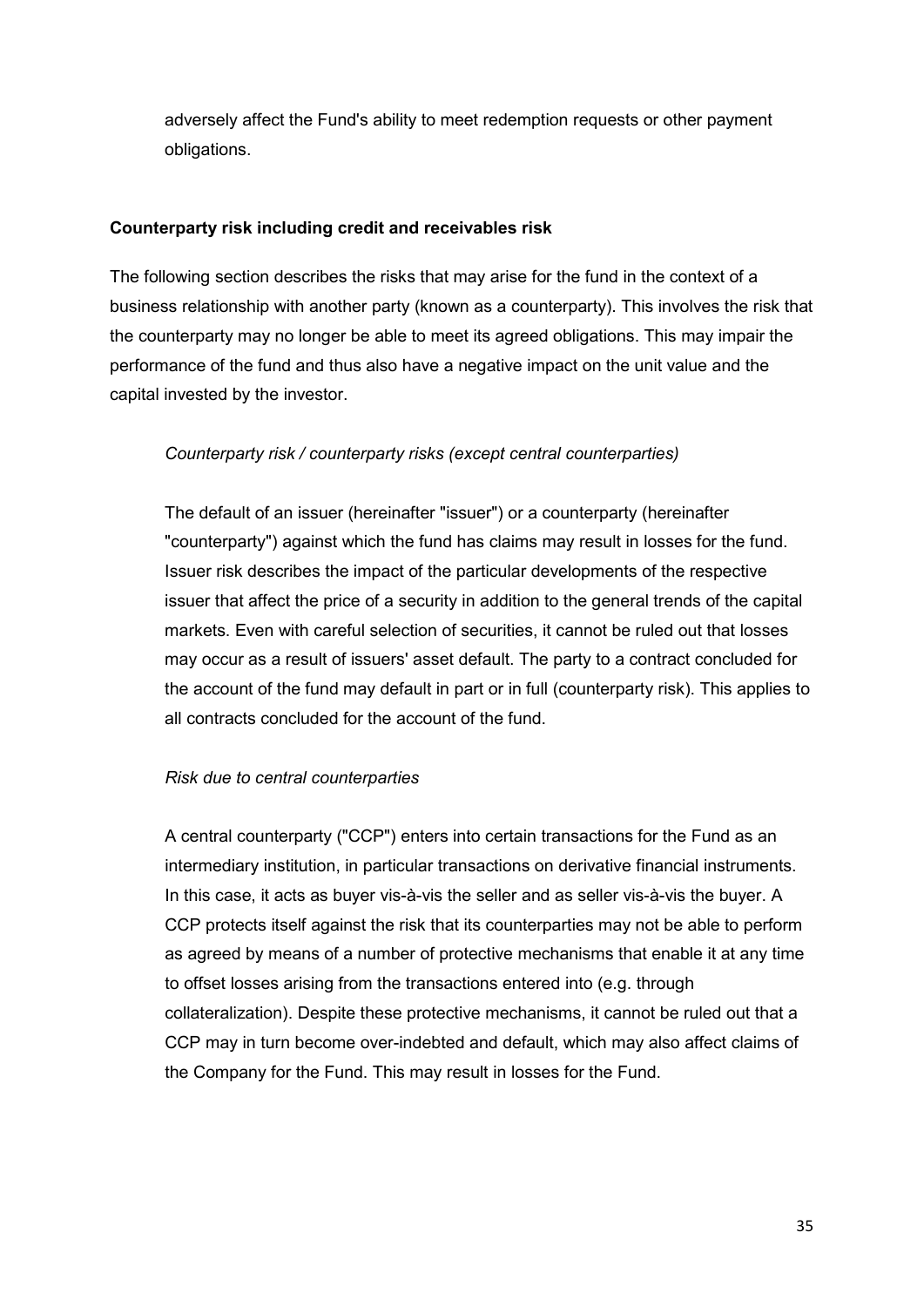adversely affect the Fund's ability to meet redemption requests or other payment obligations.

**Counterparty risk including credit and receivables risk**

The following section describes the risks that may arise for the fund in the context of a business relationship with another party (known as a counterparty). This involves the risk that the counterparty may no longer be able to meet its agreed obligations. This may impair the performance of the fund and thus also have a negative impact on the unit value and the capital invested by the investor.

*Counterparty risk / counterparty risks (except central counterparties)*

The default of an issuer (hereinafter "issuer") or a counterparty (hereinafter "counterparty") against which the fund has claims may result in losses for the fund. Issuer risk describes the impact of the particular developments of the respective issuer that affect the price of a security in addition to the general trends of the capital markets. Even with careful selection of securities, it cannot be ruled out that losses may occur as a result of issuers' asset default. The party to a contract concluded for the account of the fund may default in part or in full (counterparty risk). This applies to all contracts concluded for the account of the fund.

*Risk due to central counterparties*

A central counterparty ("CCP") enters into certain transactions for the Fund as an intermediary institution, in particular transactions on derivative financial instruments. In this case, it acts as buyer vis-à-vis the seller and as seller vis-à-vis the buyer. A CCP protects itself against the risk that its counterparties may not be able to perform as agreed by means of a number of protective mechanisms that enable it at any time to offset losses arising from the transactions entered into (e.g. through collateralization). Despite these protective mechanisms, it cannot be ruled out that a CCP may in turn become over-indebted and default, which may also affect claims of the Company for the Fund. This may result in losses for the Fund.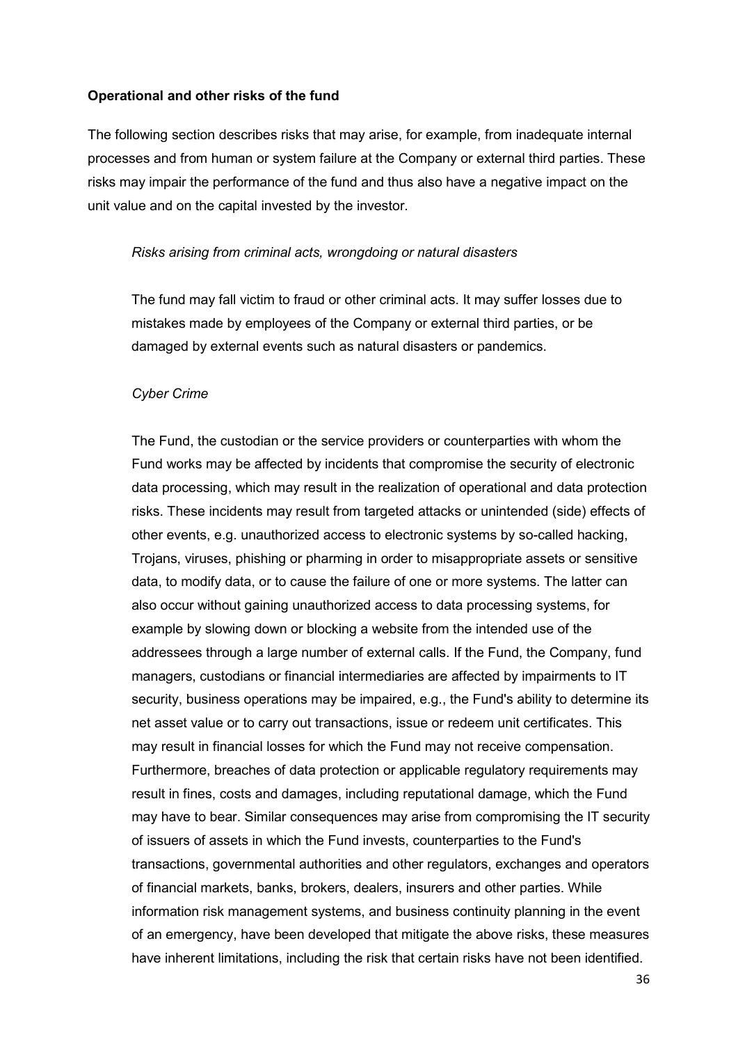**Operational and other risks of the fund**

The following section describes risks that may arise, for example, from inadequate internal processes and from human or system failure at the Company or external third parties. These risks may impair the performance of the fund and thus also have a negative impact on the unit value and on the capital invested by the investor.

*Risks arising from criminal acts, wrongdoing or natural disasters*

The fund may fall victim to fraud or other criminal acts. It may suffer losses due to mistakes made by employees of the Company or external third parties, or be damaged by external events such as natural disasters or pandemics.

*Cyber Crime*

The Fund, the custodian or the service providers or counterparties with whom the Fund works may be affected by incidents that compromise the security of electronic data processing, which may result in the realization of operational and data protection risks. These incidents may result from targeted attacks or unintended (side) effects of other events, e.g. unauthorized access to electronic systems by so-called hacking, Trojans, viruses, phishing or pharming in order to misappropriate assets or sensitive data, to modify data, or to cause the failure of one or more systems. The latter can also occur without gaining unauthorized access to data processing systems, for example by slowing down or blocking a website from the intended use of the addressees through a large number of external calls. If the Fund, the Company, fund managers, custodians or financial intermediaries are affected by impairments to IT security, business operations may be impaired, e.g., the Fund's ability to determine its net asset value or to carry out transactions, issue or redeem unit certificates. This may result in financial losses for which the Fund may not receive compensation. Furthermore, breaches of data protection or applicable regulatory requirements may result in fines, costs and damages, including reputational damage, which the Fund may have to bear. Similar consequences may arise from compromising the IT security of issuers of assets in which the Fund invests, counterparties to the Fund's transactions, governmental authorities and other regulators, exchanges and operators of financial markets, banks, brokers, dealers, insurers and other parties. While information risk management systems, and business continuity planning in the event of an emergency, have been developed that mitigate the above risks, these measures have inherent limitations, including the risk that certain risks have not been identified.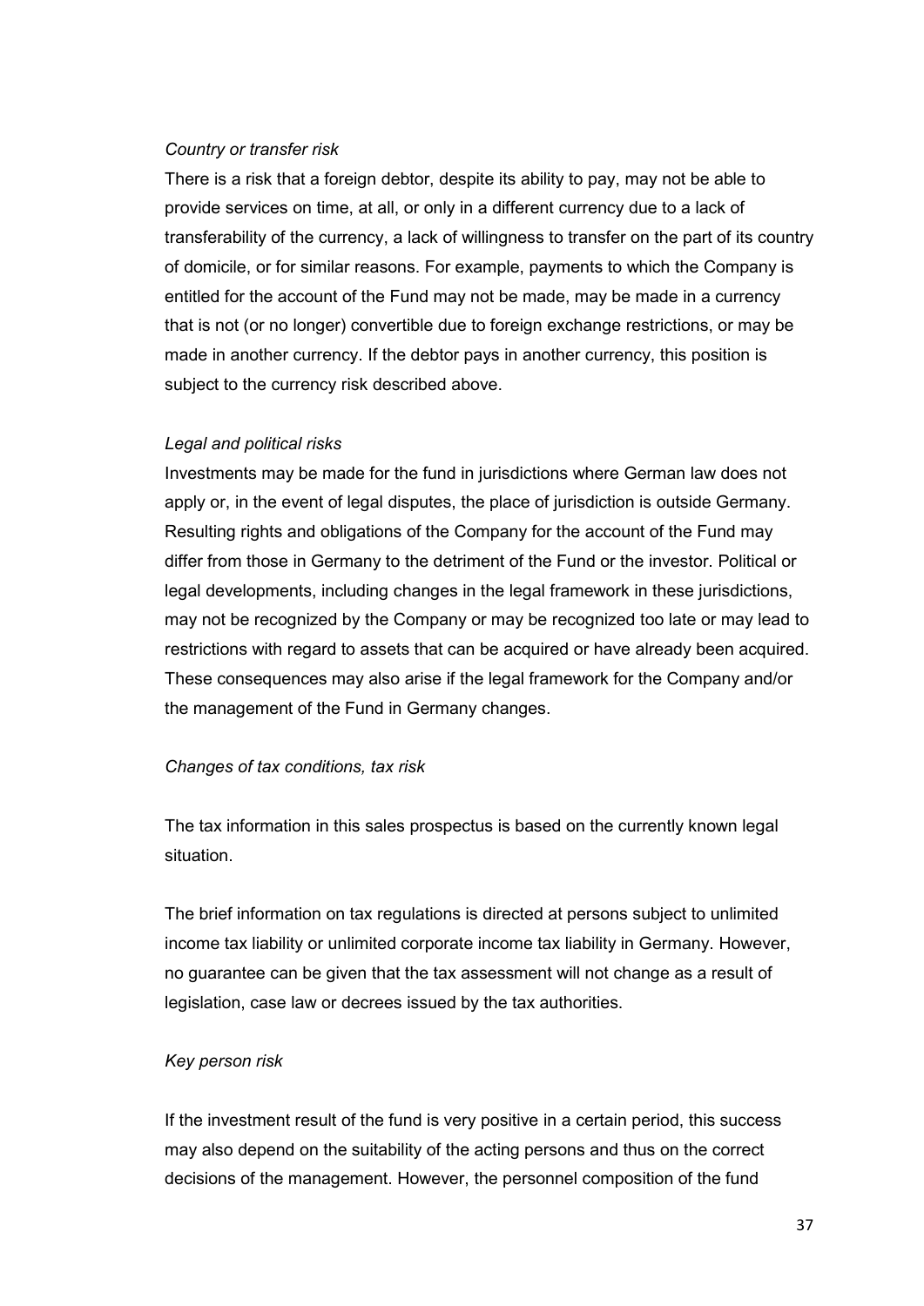*Country or transfer risk*

There is a risk that a foreign debtor, despite its ability to pay, may not be able to provide services on time, at all, or only in a different currency due to a lack of transferability of the currency, a lack of willingness to transfer on the part of its country of domicile, or for similar reasons. For example, payments to which the Company is entitled for the account of the Fund may not be made, may be made in a currency that is not (or no longer) convertible due to foreign exchange restrictions, or may be made in another currency. If the debtor pays in another currency, this position is subject to the currency risk described above.

*Legal and political risks*

Investments may be made for the fund in jurisdictions where German law does not apply or, in the event of legal disputes, the place of jurisdiction is outside Germany. Resulting rights and obligations of the Company for the account of the Fund may differ from those in Germany to the detriment of the Fund or the investor. Political or legal developments, including changes in the legal framework in these jurisdictions, may not be recognized by the Company or may be recognized too late or may lead to restrictions with regard to assets that can be acquired or have already been acquired. These consequences may also arise if the legal framework for the Company and/or the management of the Fund in Germany changes.

*Changes of tax conditions, tax risk*

The tax information in this sales prospectus is based on the currently known legal situation.

The brief information on tax regulations is directed at persons subject to unlimited income tax liability or unlimited corporate income tax liability in Germany. However, no guarantee can be given that the tax assessment will not change as a result of legislation, case law or decrees issued by the tax authorities.

*Key person risk*

If the investment result of the fund is very positive in a certain period, this success may also depend on the suitability of the acting persons and thus on the correct decisions of the management. However, the personnel composition of the fund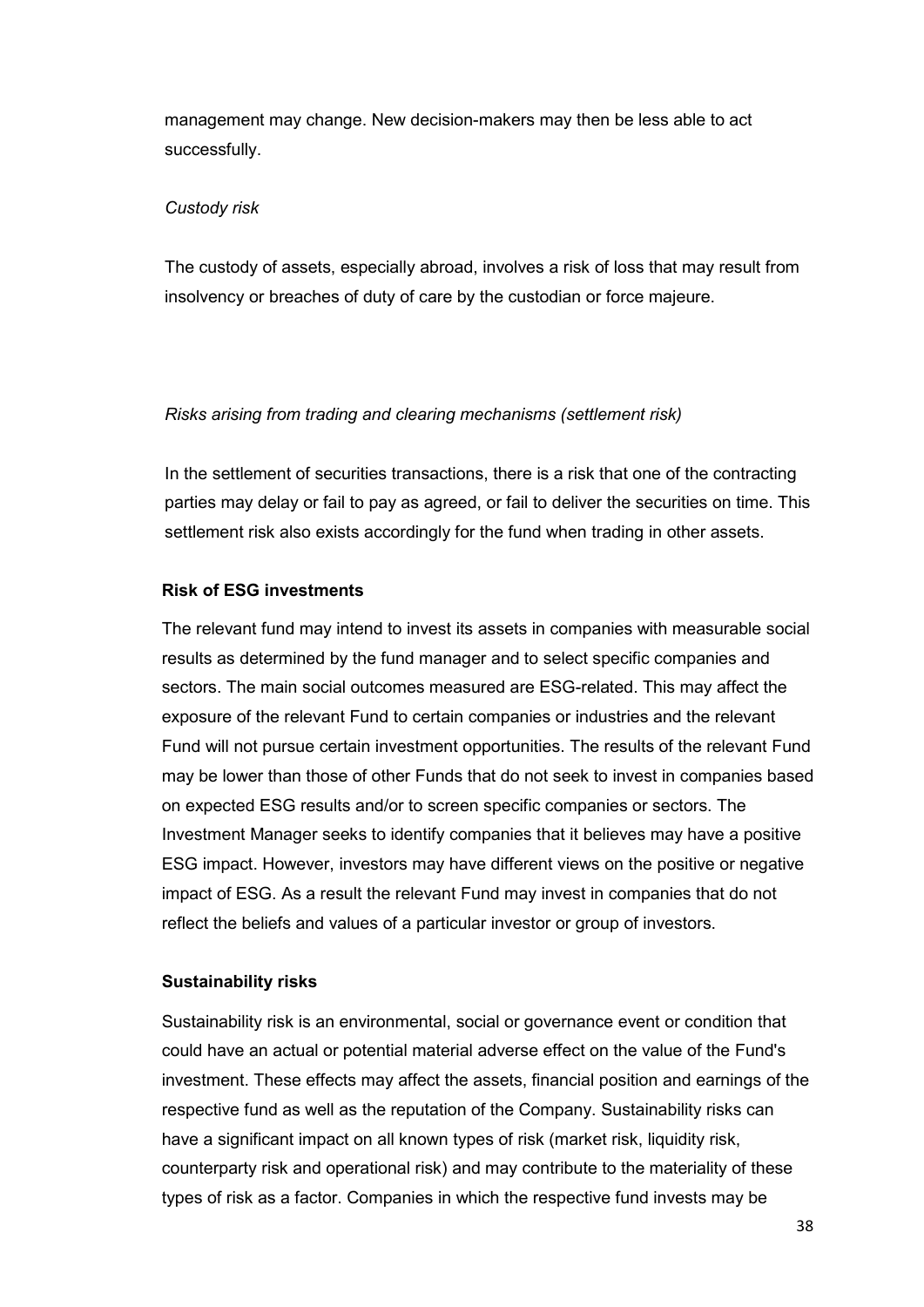management may change. New decision-makers may then be less able to act successfully.

*Custody risk*

The custody of assets, especially abroad, involves a risk of loss that may result from insolvency or breaches of duty of care by the custodian or force majeure.

*Risks arising from trading and clearing mechanisms (settlement risk)*

In the settlement of securities transactions, there is a risk that one of the contracting parties may delay or fail to pay as agreed, or fail to deliver the securities on time. This settlement risk also exists accordingly for the fund when trading in other assets.

**Risk of ESG investments**

The relevant fund may intend to invest its assets in companies with measurable social results as determined by the fund manager and to select specific companies and sectors. The main social outcomes measured are ESG-related. This may affect the exposure of the relevant Fund to certain companies or industries and the relevant Fund will not pursue certain investment opportunities. The results of the relevant Fund may be lower than those of other Funds that do not seek to invest in companies based on expected ESG results and/or to screen specific companies or sectors. The Investment Manager seeks to identify companies that it believes may have a positive ESG impact. However, investors may have different views on the positive or negative impact of ESG. As a result the relevant Fund may invest in companies that do not reflect the beliefs and values of a particular investor or group of investors.

**Sustainability risks**

Sustainability risk is an environmental, social or governance event or condition that could have an actual or potential material adverse effect on the value of the Fund's investment. These effects may affect the assets, financial position and earnings of the respective fund as well as the reputation of the Company. Sustainability risks can have a significant impact on all known types of risk (market risk, liquidity risk, counterparty risk and operational risk) and may contribute to the materiality of these types of risk as a factor. Companies in which the respective fund invests may be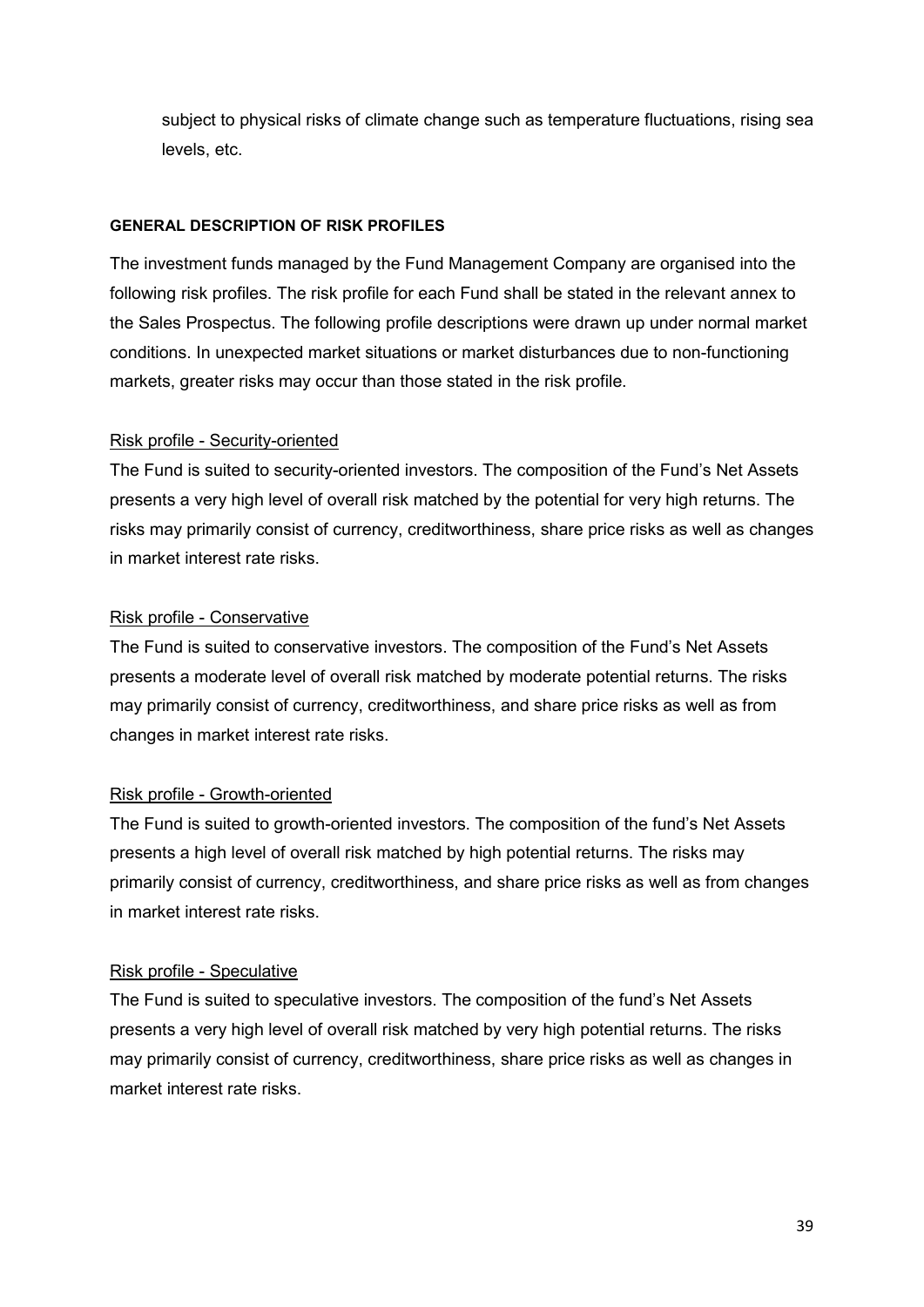subject to physical risks of climate change such as temperature fluctuations, rising sea levels, etc.

**GENERAL DESCRIPTION OF RISK PROFILES**

The investment funds managed by the Fund Management Company are organised into the following risk profiles. The risk profile for each Fund shall be stated in the relevant annex to the Sales Prospectus. The following profile descriptions were drawn up under normal market conditions. In unexpected market situations or market disturbances due to non-functioning markets, greater risks may occur than those stated in the risk profile.

Risk profile - Security-oriented

The Fund is suited to security-oriented investors. The composition of the Fund's Net Assets presents a very high level of overall risk matched by the potential for very high returns. The risks may primarily consist of currency, creditworthiness, share price risks as well as changes in market interest rate risks.

Risk profile - Conservative

The Fund is suited to conservative investors. The composition of the Fund's Net Assets presents a moderate level of overall risk matched by moderate potential returns. The risks may primarily consist of currency, creditworthiness, and share price risks as well as from changes in market interest rate risks.

Risk profile - Growth-oriented

The Fund is suited to growth-oriented investors. The composition of the fund's Net Assets presents a high level of overall risk matched by high potential returns. The risks may primarily consist of currency, creditworthiness, and share price risks as well as from changes in market interest rate risks.

Risk profile - Speculative

The Fund is suited to speculative investors. The composition of the fund's Net Assets presents a very high level of overall risk matched by very high potential returns. The risks may primarily consist of currency, creditworthiness, share price risks as well as changes in market interest rate risks.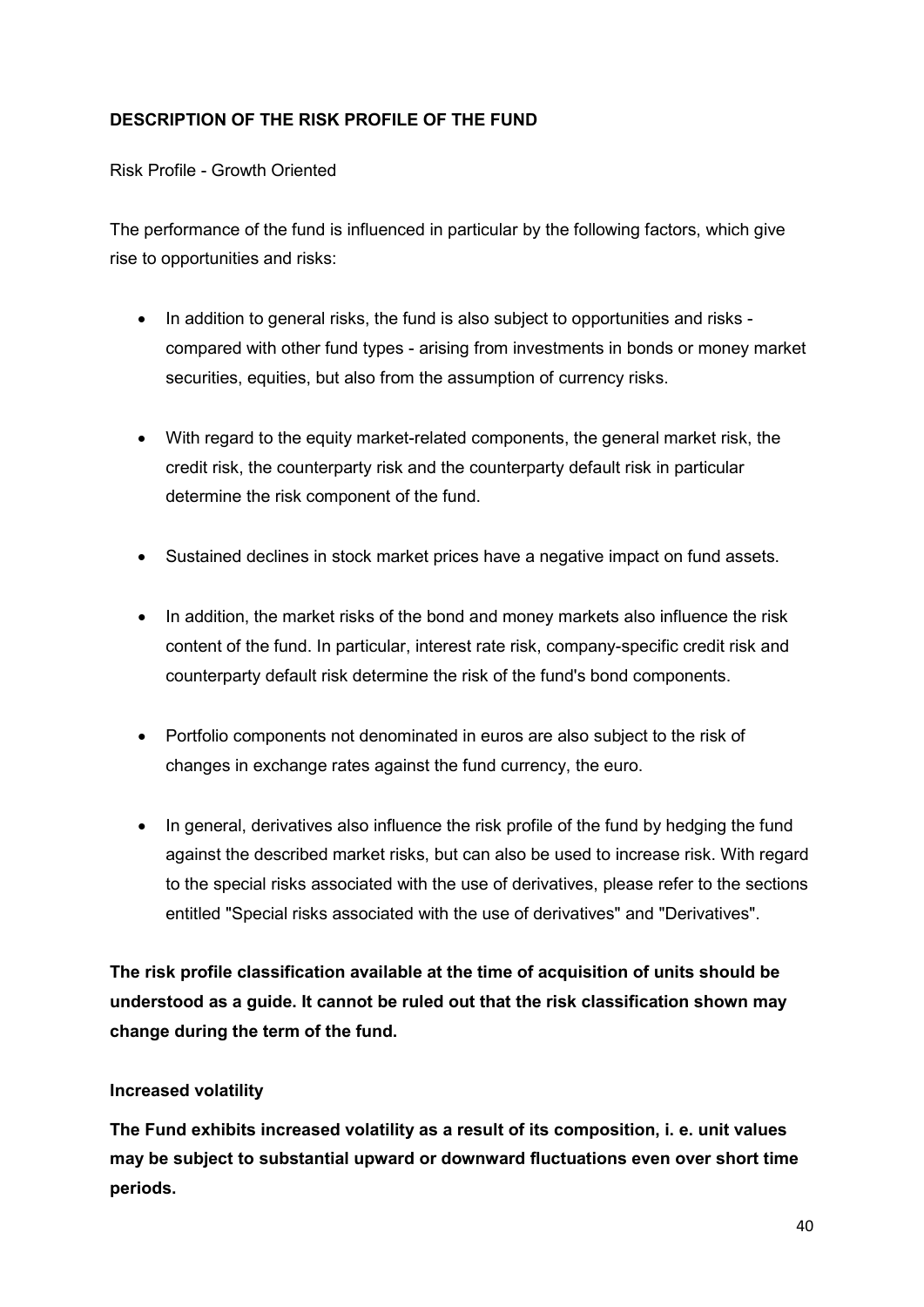**DESCRIPTION OF THE RISK PROFILE OF THE FUND**

Risk Profile - Growth Oriented

The performance of the fund is influenced in particular by the following factors, which give rise to opportunities and risks:

- In addition to general risks, the fund is also subject to opportunities and risks - compared with other fund types - arising from investments in bonds or money market securities, equities, but also from the assumption of currency risks.
- With regard to the equity market-related components, the general market risk, the credit risk, the counterparty risk and the counterparty default risk in particular determine the risk component of the fund.
- Sustained declines in stock market prices have a negative impact on fund assets.
- In addition, the market risks of the bond and money markets also influence the risk content of the fund. In particular, interest rate risk, company-specific credit risk and counterparty default risk determine the risk of the fund's bond components.
- Portfolio components not denominated in euros are also subject to the risk of changes in exchange rates against the fund currency, the euro.
- In general, derivatives also influence the risk profile of the fund by hedging the fund against the described market risks, but can also be used to increase risk. With regard to the special risks associated with the use of derivatives, please refer to the sections entitled "Special risks associated with the use of derivatives" and "Derivatives".

**The risk profile classification available at the time of acquisition of units should be understood as a guide. It cannot be ruled out that the risk classification shown may change during the term of the fund.**

**Increased volatility**

**The Fund exhibits increased volatility as a result of its composition, i. e. unit values may be subject to substantial upward or downward fluctuations even over short time periods.**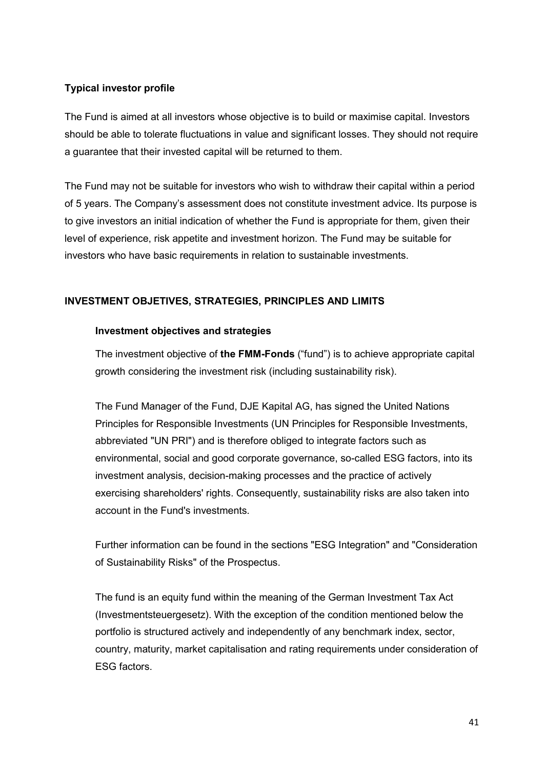**Typical investor profile**

The Fund is aimed at all investors whose objective is to build or maximise capital. Investors should be able to tolerate fluctuations in value and significant losses. They should not require a guarantee that their invested capital will be returned to them.

The Fund may not be suitable for investors who wish to withdraw their capital within a period of 5 years. The Company's assessment does not constitute investment advice. Its purpose is to give investors an initial indication of whether the Fund is appropriate for them, given their level of experience, risk appetite and investment horizon. The Fund may be suitable for investors who have basic requirements in relation to sustainable investments.

## INVESTMENT OBJETIVES, STRATEGIES, PRINCIPLES AND LIMITS

### Investment objectives and strategies

The investment objective of **the FMM-Fonds** ("fund") is to achieve appropriate capital growth considering the investment risk (including sustainability risk).

The Fund Manager of the Fund, DJE Kapital AG, has signed the United Nations Principles for Responsible Investments (UN Principles for Responsible Investments, abbreviated "UN PRI") and is therefore obliged to integrate factors such as environmental, social and good corporate governance, so-called ESG factors, into its investment analysis, decision-making processes and the practice of actively exercising shareholders' rights. Consequently, sustainability risks are also taken into account in the Fund's investments.

Further information can be found in the sections "ESG Integration" and "Consideration of Sustainability Risks" of the Prospectus.

The fund is an equity fund within the meaning of the German Investment Tax Act (Investmentsteuergesetz). With the exception of the condition mentioned below the portfolio is structured actively and independently of any benchmark index, sector, country, maturity, market capitalisation and rating requirements under consideration of ESG factors.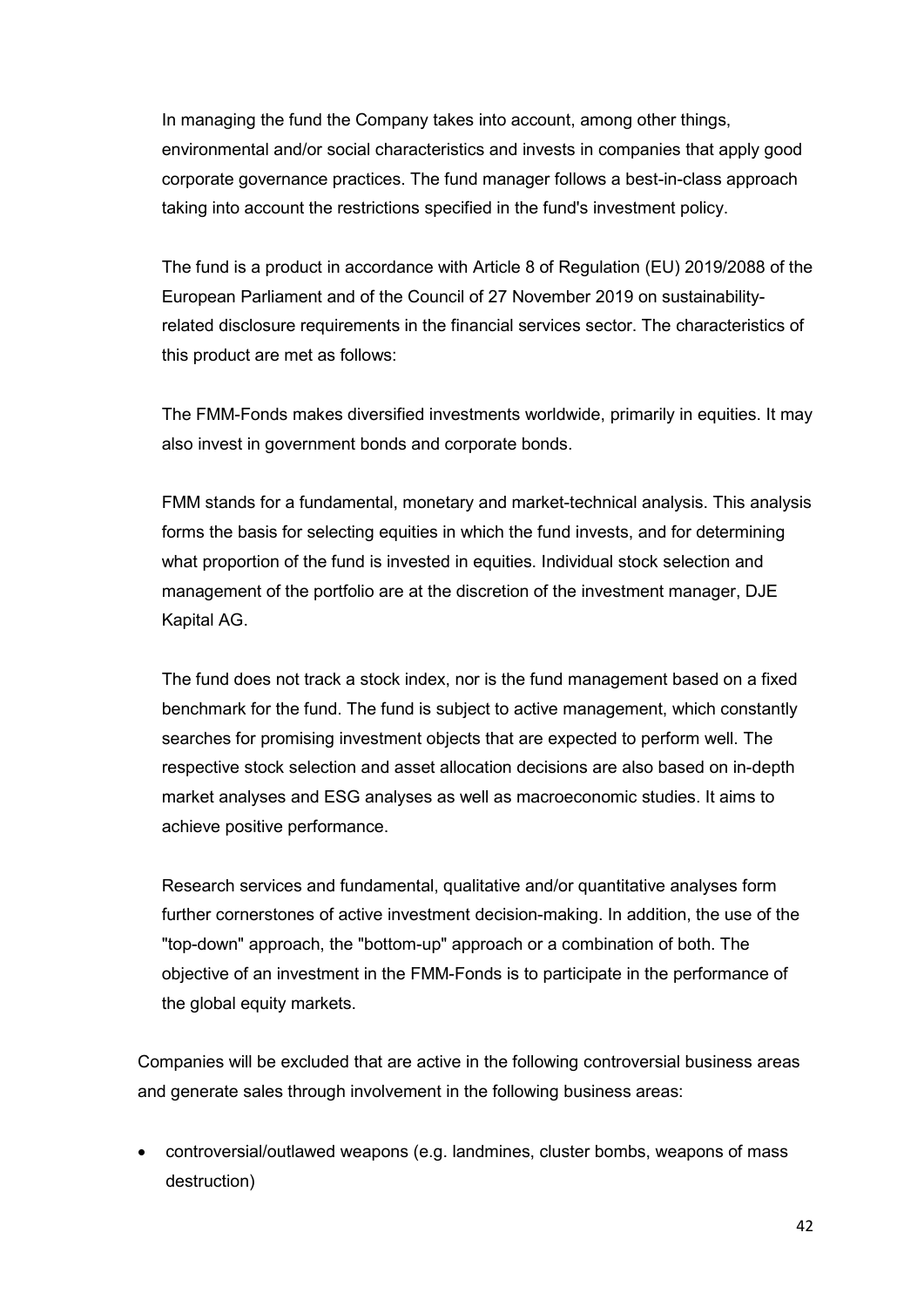In managing the fund the Company takes into account, among other things, environmental and/or social characteristics and invests in companies that apply good corporate governance practices. The fund manager follows a best-in-class approach taking into account the restrictions specified in the fund's investment policy.

The fund is a product in accordance with Article 8 of Regulation (EU) 2019/2088 of the European Parliament and of the Council of 27 November 2019 on sustainability-related disclosure requirements in the financial services sector. The characteristics of this product are met as follows:

The FMM-Fonds makes diversified investments worldwide, primarily in equities. It may also invest in government bonds and corporate bonds.

FMM stands for a fundamental, monetary and market-technical analysis. This analysis forms the basis for selecting equities in which the fund invests, and for determining what proportion of the fund is invested in equities. Individual stock selection and management of the portfolio are at the discretion of the investment manager, DJE Kapital AG.

The fund does not track a stock index, nor is the fund management based on a fixed benchmark for the fund. The fund is subject to active management, which constantly searches for promising investment objects that are expected to perform well. The respective stock selection and asset allocation decisions are also based on in-depth market analyses and ESG analyses as well as macroeconomic studies. It aims to achieve positive performance.

Research services and fundamental, qualitative and/or quantitative analyses form further cornerstones of active investment decision-making. In addition, the use of the "top-down" approach, the "bottom-up" approach or a combination of both. The objective of an investment in the FMM-Fonds is to participate in the performance of the global equity markets.

Companies will be excluded that are active in the following controversial business areas and generate sales through involvement in the following business areas:

- controversial/outlawed weapons (e.g. landmines, cluster bombs, weapons of mass destruction)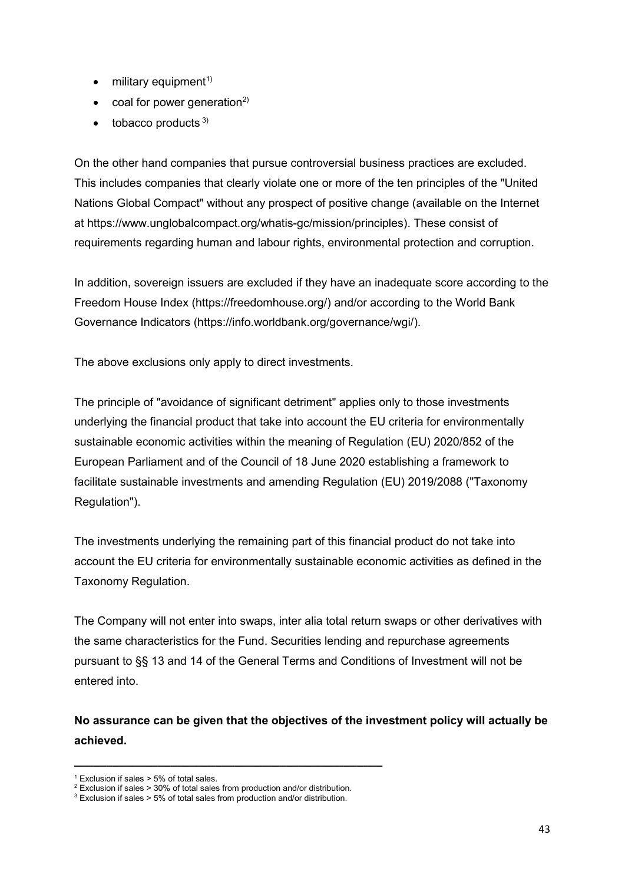- military equipment[1)]
- coal for power generation[2)]
- tobacco products[3)]

On the other hand companies that pursue controversial business practices are excluded. This includes companies that clearly violate one or more of the ten principles of the "United Nations Global Compact" without any prospect of positive change (available on the Internet at https://www.unglobalcompact.org/whatis-gc/mission/principles). These consist of requirements regarding human and labour rights, environmental protection and corruption.

In addition, sovereign issuers are excluded if they have an inadequate score according to the Freedom House Index (https://freedomhouse.org/) and/or according to the World Bank Governance Indicators (https://info.worldbank.org/governance/wgi/).

The above exclusions only apply to direct investments.

The principle of "avoidance of significant detriment" applies only to those investments underlying the financial product that take into account the EU criteria for environmentally sustainable economic activities within the meaning of Regulation (EU) 2020/852 of the European Parliament and of the Council of 18 June 2020 establishing a framework to facilitate sustainable investments and amending Regulation (EU) 2019/2088 ("Taxonomy Regulation").

The investments underlying the remaining part of this financial product do not take into account the EU criteria for environmentally sustainable economic activities as defined in the Taxonomy Regulation.

The Company will not enter into swaps, inter alia total return swaps or other derivatives with the same characteristics for the Fund. Securities lending and repurchase agreements pursuant to §§ 13 and 14 of the General Terms and Conditions of Investment will not be entered into.

**No assurance can be given that the objectives of the investment policy will actually be achieved.**

---

[1] Exclusion if sales > 5% of total sales.
[2] Exclusion if sales > 30% of total sales from production and/or distribution.
[3] Exclusion if sales > 5% of total sales from production and/or distribution.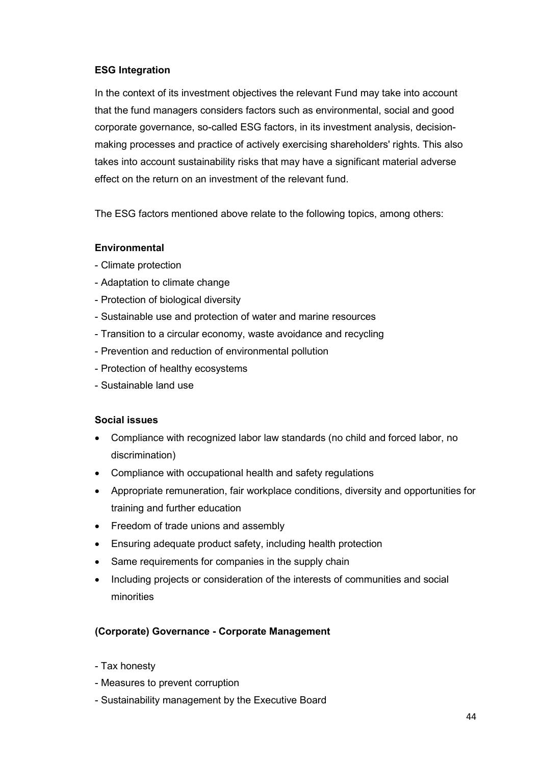**ESG Integration**

In the context of its investment objectives the relevant Fund may take into account that the fund managers considers factors such as environmental, social and good corporate governance, so-called ESG factors, in its investment analysis, decision-making processes and practice of actively exercising shareholders' rights. This also takes into account sustainability risks that may have a significant material adverse effect on the return on an investment of the relevant fund.

The ESG factors mentioned above relate to the following topics, among others:

**Environmental**

- Climate protection
- Adaptation to climate change
- Protection of biological diversity
- Sustainable use and protection of water and marine resources
- Transition to a circular economy, waste avoidance and recycling
- Prevention and reduction of environmental pollution
- Protection of healthy ecosystems
- Sustainable land use

**Social issues**

- Compliance with recognized labor law standards (no child and forced labor, no discrimination)
- Compliance with occupational health and safety regulations
- Appropriate remuneration, fair workplace conditions, diversity and opportunities for training and further education
- Freedom of trade unions and assembly
- Ensuring adequate product safety, including health protection
- Same requirements for companies in the supply chain
- Including projects or consideration of the interests of communities and social minorities

**(Corporate) Governance - Corporate Management**

- Tax honesty
- Measures to prevent corruption
- Sustainability management by the Executive Board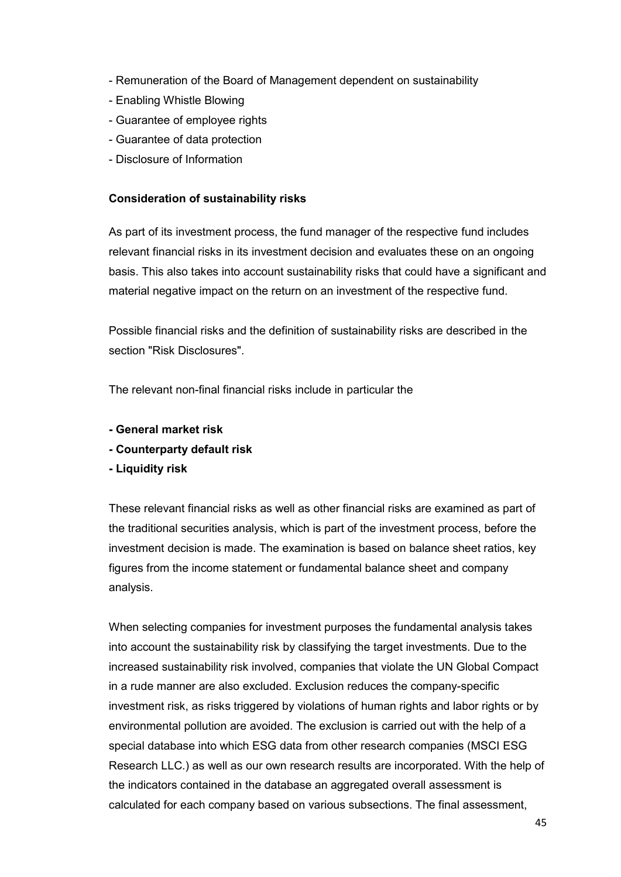- Remuneration of the Board of Management dependent on sustainability
- Enabling Whistle Blowing
- Guarantee of employee rights
- Guarantee of data protection
- Disclosure of Information

**Consideration of sustainability risks**

As part of its investment process, the fund manager of the respective fund includes relevant financial risks in its investment decision and evaluates these on an ongoing basis. This also takes into account sustainability risks that could have a significant and material negative impact on the return on an investment of the respective fund.

Possible financial risks and the definition of sustainability risks are described in the section "Risk Disclosures".

The relevant non-final financial risks include in particular the

- **General market risk**
- **Counterparty default risk**
- **Liquidity risk**

These relevant financial risks as well as other financial risks are examined as part of the traditional securities analysis, which is part of the investment process, before the investment decision is made. The examination is based on balance sheet ratios, key figures from the income statement or fundamental balance sheet and company analysis.

When selecting companies for investment purposes the fundamental analysis takes into account the sustainability risk by classifying the target investments. Due to the increased sustainability risk involved, companies that violate the UN Global Compact in a rude manner are also excluded. Exclusion reduces the company-specific investment risk, as risks triggered by violations of human rights and labor rights or by environmental pollution are avoided. The exclusion is carried out with the help of a special database into which ESG data from other research companies (MSCI ESG Research LLC.) as well as our own research results are incorporated. With the help of the indicators contained in the database an aggregated overall assessment is calculated for each company based on various subsections. The final assessment,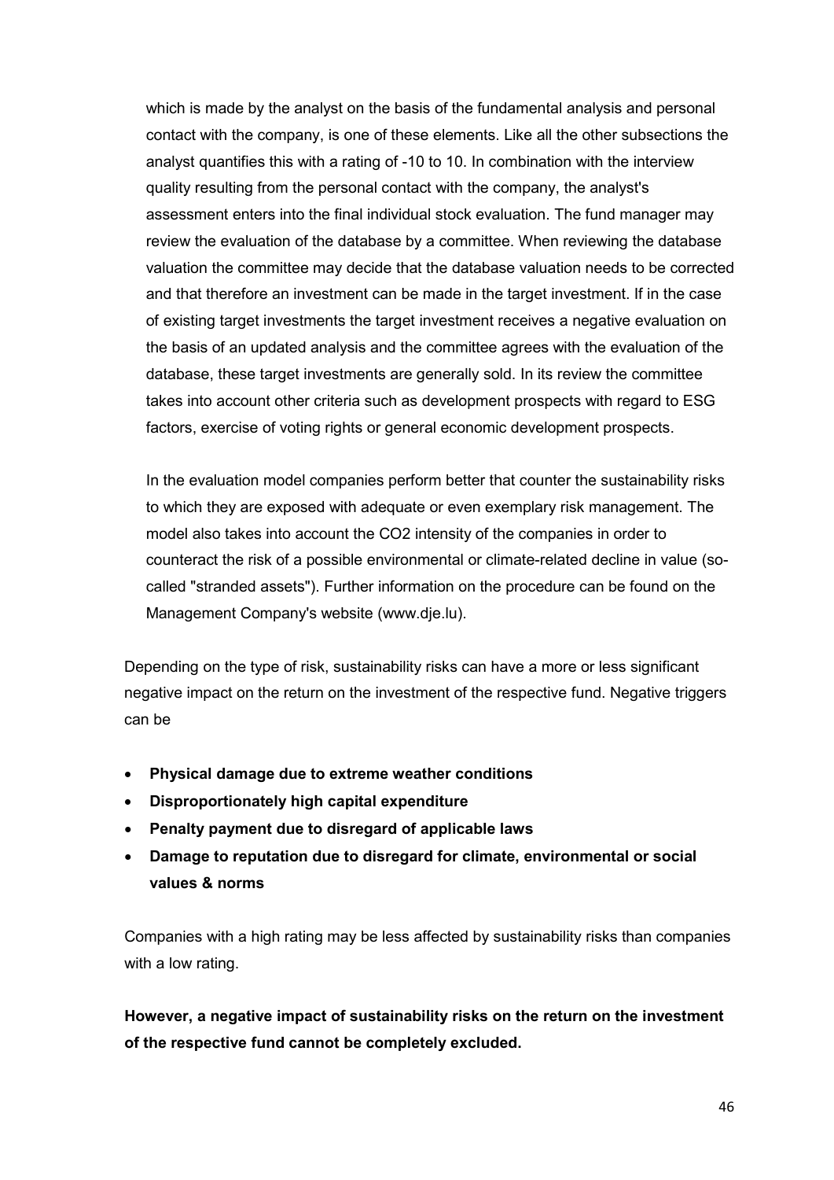which is made by the analyst on the basis of the fundamental analysis and personal contact with the company, is one of these elements. Like all the other subsections the analyst quantifies this with a rating of -10 to 10. In combination with the interview quality resulting from the personal contact with the company, the analyst's assessment enters into the final individual stock evaluation. The fund manager may review the evaluation of the database by a committee. When reviewing the database valuation the committee may decide that the database valuation needs to be corrected and that therefore an investment can be made in the target investment. If in the case of existing target investments the target investment receives a negative evaluation on the basis of an updated analysis and the committee agrees with the evaluation of the database, these target investments are generally sold. In its review the committee takes into account other criteria such as development prospects with regard to ESG factors, exercise of voting rights or general economic development prospects.

In the evaluation model companies perform better that counter the sustainability risks to which they are exposed with adequate or even exemplary risk management. The model also takes into account the CO2 intensity of the companies in order to counteract the risk of a possible environmental or climate-related decline in value (so-called "stranded assets"). Further information on the procedure can be found on the Management Company's website (www.dje.lu).

Depending on the type of risk, sustainability risks can have a more or less significant negative impact on the return on the investment of the respective fund. Negative triggers can be

- **Physical damage due to extreme weather conditions**
- **Disproportionately high capital expenditure**
- **Penalty payment due to disregard of applicable laws**
- **Damage to reputation due to disregard for climate, environmental or social values & norms**

Companies with a high rating may be less affected by sustainability risks than companies with a low rating.

**However, a negative impact of sustainability risks on the return on the investment of the respective fund cannot be completely excluded.**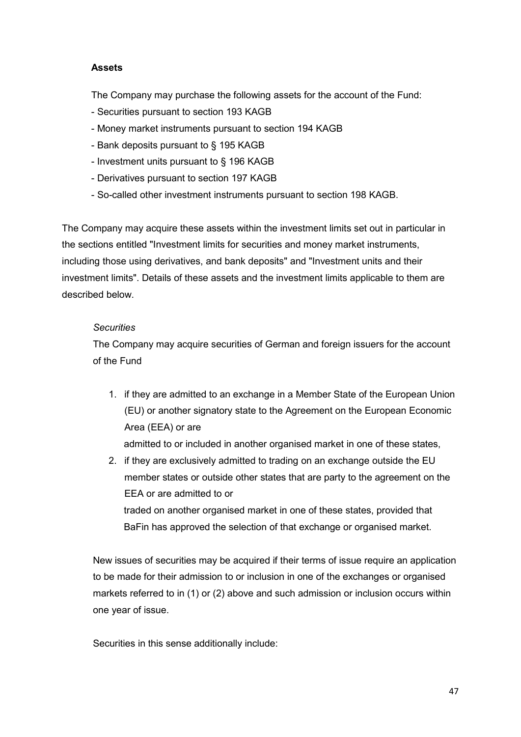**Assets**

The Company may purchase the following assets for the account of the Fund:

- Securities pursuant to section 193 KAGB
- Money market instruments pursuant to section 194 KAGB
- Bank deposits pursuant to § 195 KAGB
- Investment units pursuant to § 196 KAGB
- Derivatives pursuant to section 197 KAGB
- So-called other investment instruments pursuant to section 198 KAGB.

The Company may acquire these assets within the investment limits set out in particular in the sections entitled "Investment limits for securities and money market instruments, including those using derivatives, and bank deposits" and "Investment units and their investment limits". Details of these assets and the investment limits applicable to them are described below.

*Securities*

The Company may acquire securities of German and foreign issuers for the account of the Fund

1. if they are admitted to an exchange in a Member State of the European Union (EU) or another signatory state to the Agreement on the European Economic Area (EEA) or are admitted to or included in another organised market in one of these states,
2. if they are exclusively admitted to trading on an exchange outside the EU member states or outside other states that are party to the agreement on the EEA or are admitted to or traded on another organised market in one of these states, provided that BaFin has approved the selection of that exchange or organised market.

New issues of securities may be acquired if their terms of issue require an application to be made for their admission to or inclusion in one of the exchanges or organised markets referred to in (1) or (2) above and such admission or inclusion occurs within one year of issue.

Securities in this sense additionally include: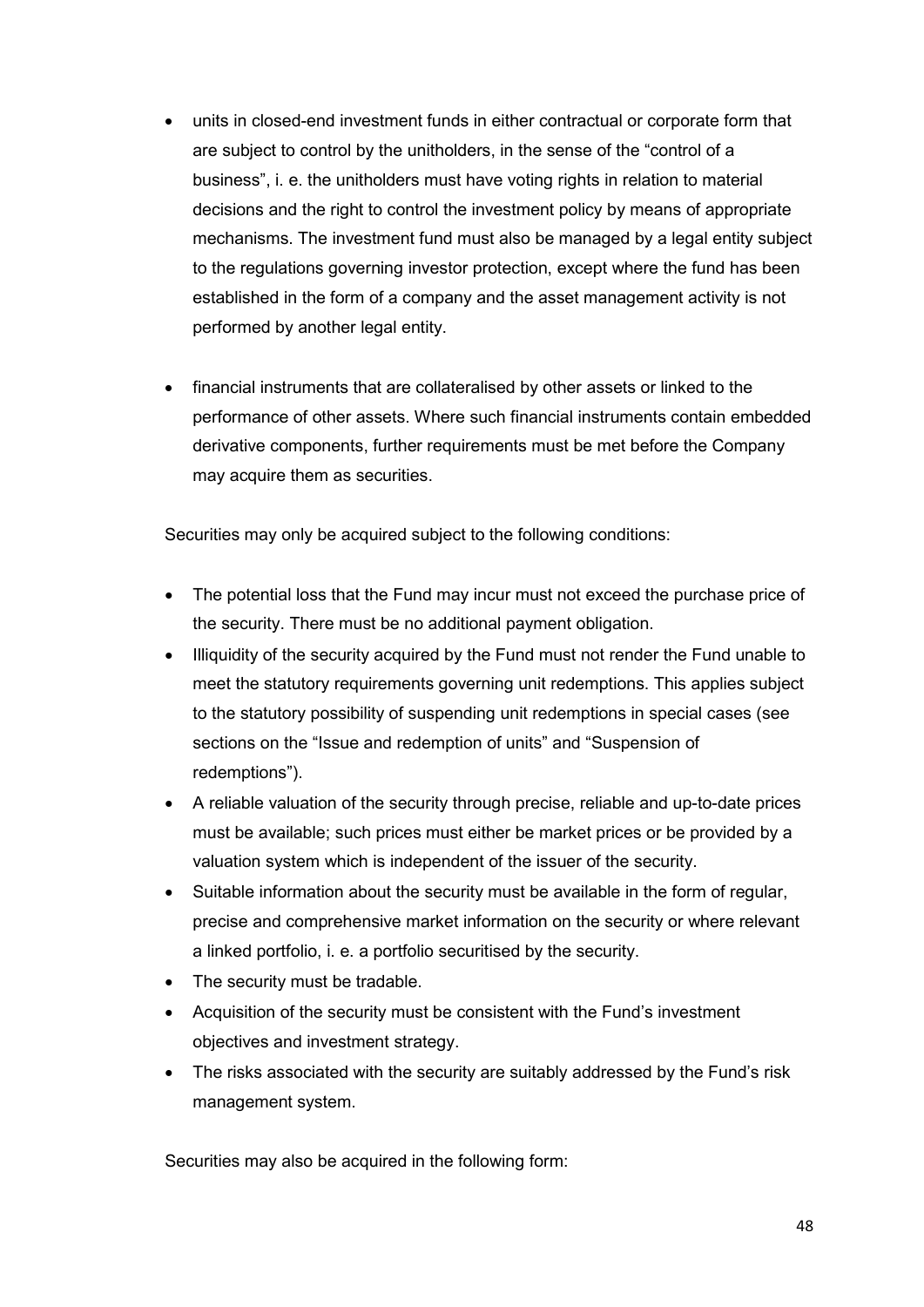- units in closed-end investment funds in either contractual or corporate form that are subject to control by the unitholders, in the sense of the "control of a business", i. e. the unitholders must have voting rights in relation to material decisions and the right to control the investment policy by means of appropriate mechanisms. The investment fund must also be managed by a legal entity subject to the regulations governing investor protection, except where the fund has been established in the form of a company and the asset management activity is not performed by another legal entity.

- financial instruments that are collateralised by other assets or linked to the performance of other assets. Where such financial instruments contain embedded derivative components, further requirements must be met before the Company may acquire them as securities.

Securities may only be acquired subject to the following conditions:

- The potential loss that the Fund may incur must not exceed the purchase price of the security. There must be no additional payment obligation.
- Illiquidity of the security acquired by the Fund must not render the Fund unable to meet the statutory requirements governing unit redemptions. This applies subject to the statutory possibility of suspending unit redemptions in special cases (see sections on the "Issue and redemption of units" and "Suspension of redemptions").
- A reliable valuation of the security through precise, reliable and up-to-date prices must be available; such prices must either be market prices or be provided by a valuation system which is independent of the issuer of the security.
- Suitable information about the security must be available in the form of regular, precise and comprehensive market information on the security or where relevant a linked portfolio, i. e. a portfolio securitised by the security.
- The security must be tradable.
- Acquisition of the security must be consistent with the Fund's investment objectives and investment strategy.
- The risks associated with the security are suitably addressed by the Fund's risk management system.

Securities may also be acquired in the following form: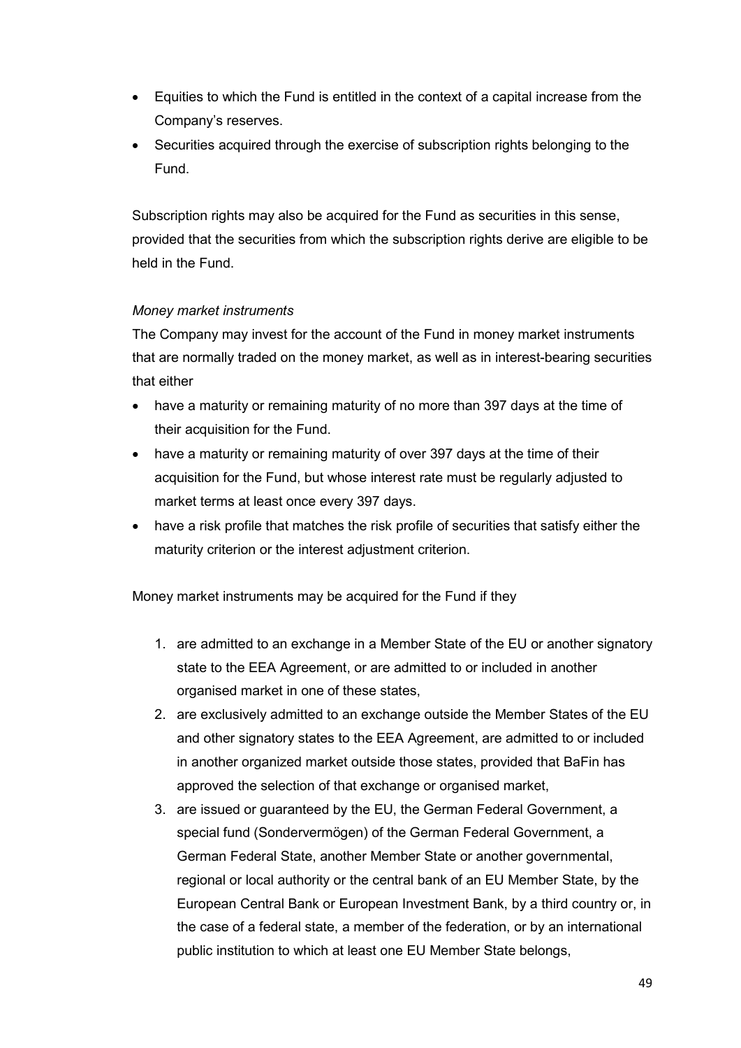- Equities to which the Fund is entitled in the context of a capital increase from the Company's reserves.
- Securities acquired through the exercise of subscription rights belonging to the Fund.

Subscription rights may also be acquired for the Fund as securities in this sense, provided that the securities from which the subscription rights derive are eligible to be held in the Fund.

*Money market instruments*

The Company may invest for the account of the Fund in money market instruments that are normally traded on the money market, as well as in interest-bearing securities that either

- have a maturity or remaining maturity of no more than 397 days at the time of their acquisition for the Fund.
- have a maturity or remaining maturity of over 397 days at the time of their acquisition for the Fund, but whose interest rate must be regularly adjusted to market terms at least once every 397 days.
- have a risk profile that matches the risk profile of securities that satisfy either the maturity criterion or the interest adjustment criterion.

Money market instruments may be acquired for the Fund if they

1. are admitted to an exchange in a Member State of the EU or another signatory state to the EEA Agreement, or are admitted to or included in another organised market in one of these states,
2. are exclusively admitted to an exchange outside the Member States of the EU and other signatory states to the EEA Agreement, are admitted to or included in another organized market outside those states, provided that BaFin has approved the selection of that exchange or organised market,
3. are issued or guaranteed by the EU, the German Federal Government, a special fund (Sondervermögen) of the German Federal Government, a German Federal State, another Member State or another governmental, regional or local authority or the central bank of an EU Member State, by the European Central Bank or European Investment Bank, by a third country or, in the case of a federal state, a member of the federation, or by an international public institution to which at least one EU Member State belongs,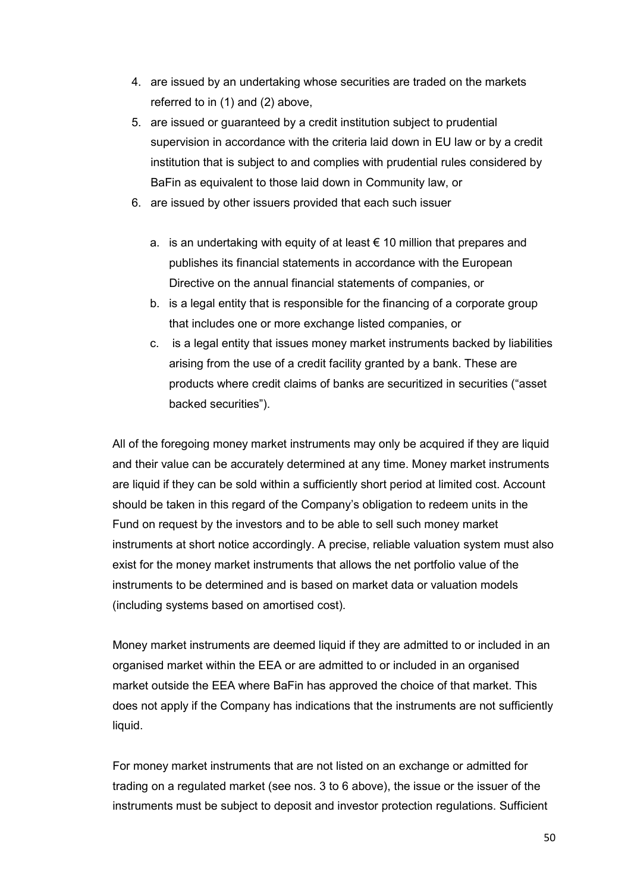4. are issued by an undertaking whose securities are traded on the markets referred to in (1) and (2) above,
5. are issued or guaranteed by a credit institution subject to prudential supervision in accordance with the criteria laid down in EU law or by a credit institution that is subject to and complies with prudential rules considered by BaFin as equivalent to those laid down in Community law, or
6. are issued by other issuers provided that each such issuer

   a. is an undertaking with equity of at least € 10 million that prepares and publishes its financial statements in accordance with the European Directive on the annual financial statements of companies, or
   b. is a legal entity that is responsible for the financing of a corporate group that includes one or more exchange listed companies, or
   c. is a legal entity that issues money market instruments backed by liabilities arising from the use of a credit facility granted by a bank. These are products where credit claims of banks are securitized in securities ("asset backed securities").

All of the foregoing money market instruments may only be acquired if they are liquid and their value can be accurately determined at any time. Money market instruments are liquid if they can be sold within a sufficiently short period at limited cost. Account should be taken in this regard of the Company's obligation to redeem units in the Fund on request by the investors and to be able to sell such money market instruments at short notice accordingly. A precise, reliable valuation system must also exist for the money market instruments that allows the net portfolio value of the instruments to be determined and is based on market data or valuation models (including systems based on amortised cost).

Money market instruments are deemed liquid if they are admitted to or included in an organised market within the EEA or are admitted to or included in an organised market outside the EEA where BaFin has approved the choice of that market. This does not apply if the Company has indications that the instruments are not sufficiently liquid.

For money market instruments that are not listed on an exchange or admitted for trading on a regulated market (see nos. 3 to 6 above), the issue or the issuer of the instruments must be subject to deposit and investor protection regulations. Sufficient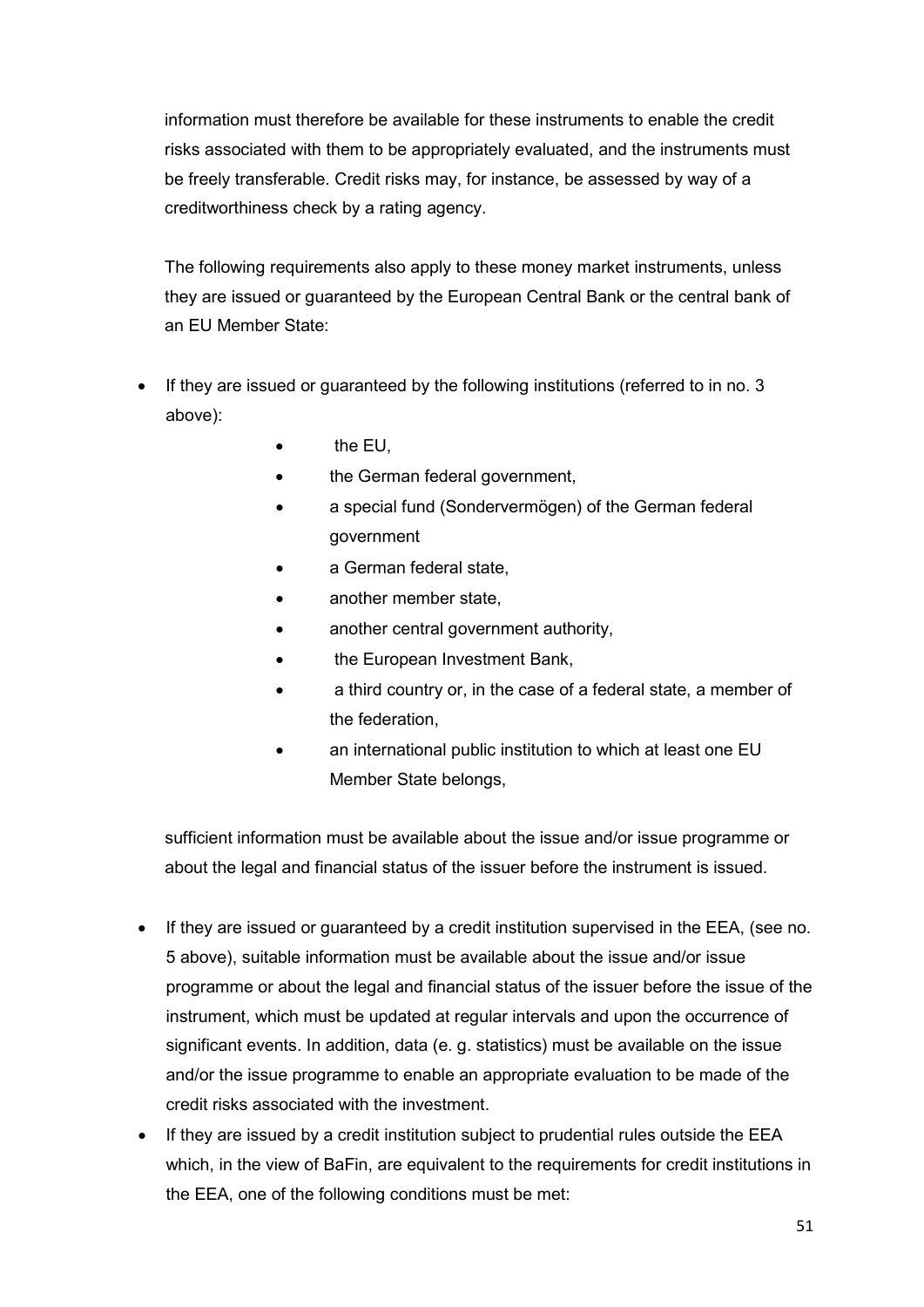information must therefore be available for these instruments to enable the credit risks associated with them to be appropriately evaluated, and the instruments must be freely transferable. Credit risks may, for instance, be assessed by way of a creditworthiness check by a rating agency.

The following requirements also apply to these money market instruments, unless they are issued or guaranteed by the European Central Bank or the central bank of an EU Member State:

- If they are issued or guaranteed by the following institutions (referred to in no. 3 above):
  - the EU,
  - the German federal government,
  - a special fund (Sondervermögen) of the German federal government
  - a German federal state,
  - another member state,
  - another central government authority,
  - the European Investment Bank,
  - a third country or, in the case of a federal state, a member of the federation,
  - an international public institution to which at least one EU Member State belongs,

  sufficient information must be available about the issue and/or issue programme or about the legal and financial status of the issuer before the instrument is issued.

- If they are issued or guaranteed by a credit institution supervised in the EEA, (see no. 5 above), suitable information must be available about the issue and/or issue programme or about the legal and financial status of the issuer before the issue of the instrument, which must be updated at regular intervals and upon the occurrence of significant events. In addition, data (e. g. statistics) must be available on the issue and/or the issue programme to enable an appropriate evaluation to be made of the credit risks associated with the investment.
- If they are issued by a credit institution subject to prudential rules outside the EEA which, in the view of BaFin, are equivalent to the requirements for credit institutions in the EEA, one of the following conditions must be met: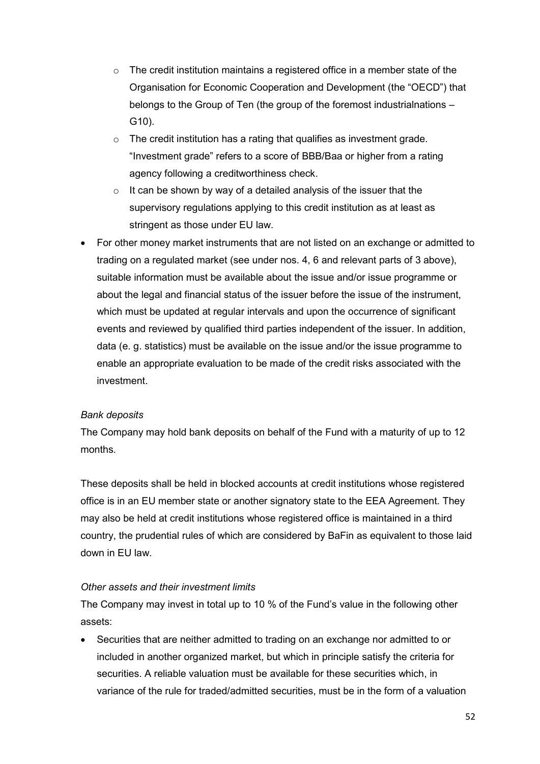- The credit institution maintains a registered office in a member state of the Organisation for Economic Cooperation and Development (the "OECD") that belongs to the Group of Ten (the group of the foremost industrialnations – G10).
    - The credit institution has a rating that qualifies as investment grade. "Investment grade" refers to a score of BBB/Baa or higher from a rating agency following a creditworthiness check.
    - It can be shown by way of a detailed analysis of the issuer that the supervisory regulations applying to this credit institution as at least as stringent as those under EU law.
- For other money market instruments that are not listed on an exchange or admitted to trading on a regulated market (see under nos. 4, 6 and relevant parts of 3 above), suitable information must be available about the issue and/or issue programme or about the legal and financial status of the issuer before the issue of the instrument, which must be updated at regular intervals and upon the occurrence of significant events and reviewed by qualified third parties independent of the issuer. In addition, data (e. g. statistics) must be available on the issue and/or the issue programme to enable an appropriate evaluation to be made of the credit risks associated with the investment.

*Bank deposits*

The Company may hold bank deposits on behalf of the Fund with a maturity of up to 12 months.

These deposits shall be held in blocked accounts at credit institutions whose registered office is in an EU member state or another signatory state to the EEA Agreement. They may also be held at credit institutions whose registered office is maintained in a third country, the prudential rules of which are considered by BaFin as equivalent to those laid down in EU law.

*Other assets and their investment limits*

The Company may invest in total up to 10 % of the Fund's value in the following other assets:

- Securities that are neither admitted to trading on an exchange nor admitted to or included in another organized market, but which in principle satisfy the criteria for securities. A reliable valuation must be available for these securities which, in variance of the rule for traded/admitted securities, must be in the form of a valuation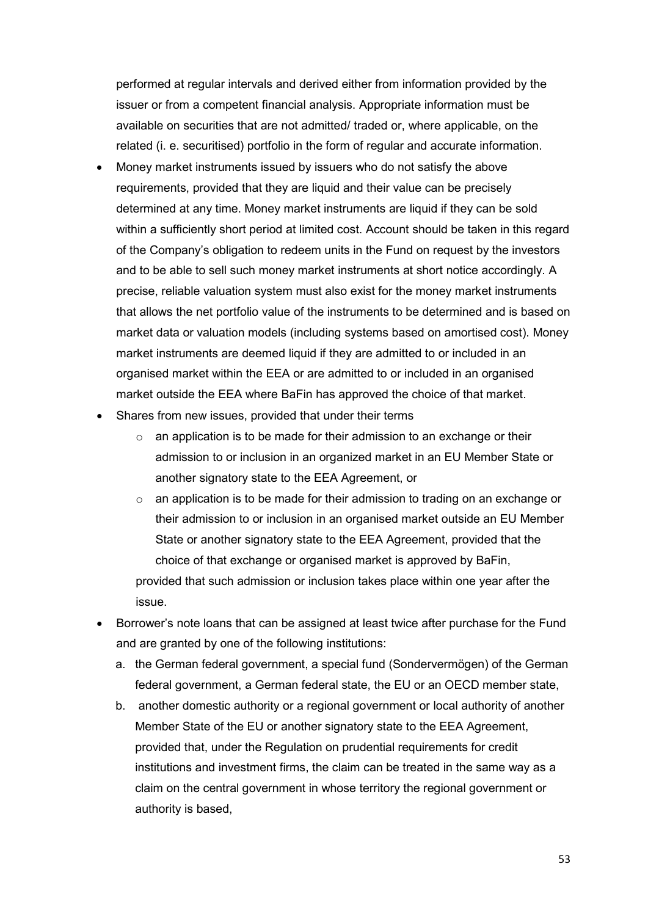performed at regular intervals and derived either from information provided by the issuer or from a competent financial analysis. Appropriate information must be available on securities that are not admitted/ traded or, where applicable, on the related (i. e. securitised) portfolio in the form of regular and accurate information.

- Money market instruments issued by issuers who do not satisfy the above requirements, provided that they are liquid and their value can be precisely determined at any time. Money market instruments are liquid if they can be sold within a sufficiently short period at limited cost. Account should be taken in this regard of the Company's obligation to redeem units in the Fund on request by the investors and to be able to sell such money market instruments at short notice accordingly. A precise, reliable valuation system must also exist for the money market instruments that allows the net portfolio value of the instruments to be determined and is based on market data or valuation models (including systems based on amortised cost). Money market instruments are deemed liquid if they are admitted to or included in an organised market within the EEA or are admitted to or included in an organised market outside the EEA where BaFin has approved the choice of that market.
- Shares from new issues, provided that under their terms
  - an application is to be made for their admission to an exchange or their admission to or inclusion in an organized market in an EU Member State or another signatory state to the EEA Agreement, or
  - an application is to be made for their admission to trading on an exchange or their admission to or inclusion in an organised market outside an EU Member State or another signatory state to the EEA Agreement, provided that the choice of that exchange or organised market is approved by BaFin,

  provided that such admission or inclusion takes place within one year after the issue.
- Borrower's note loans that can be assigned at least twice after purchase for the Fund and are granted by one of the following institutions:
  a. the German federal government, a special fund (Sondervermögen) of the German federal government, a German federal state, the EU or an OECD member state,
  b. another domestic authority or a regional government or local authority of another Member State of the EU or another signatory state to the EEA Agreement, provided that, under the Regulation on prudential requirements for credit institutions and investment firms, the claim can be treated in the same way as a claim on the central government in whose territory the regional government or authority is based,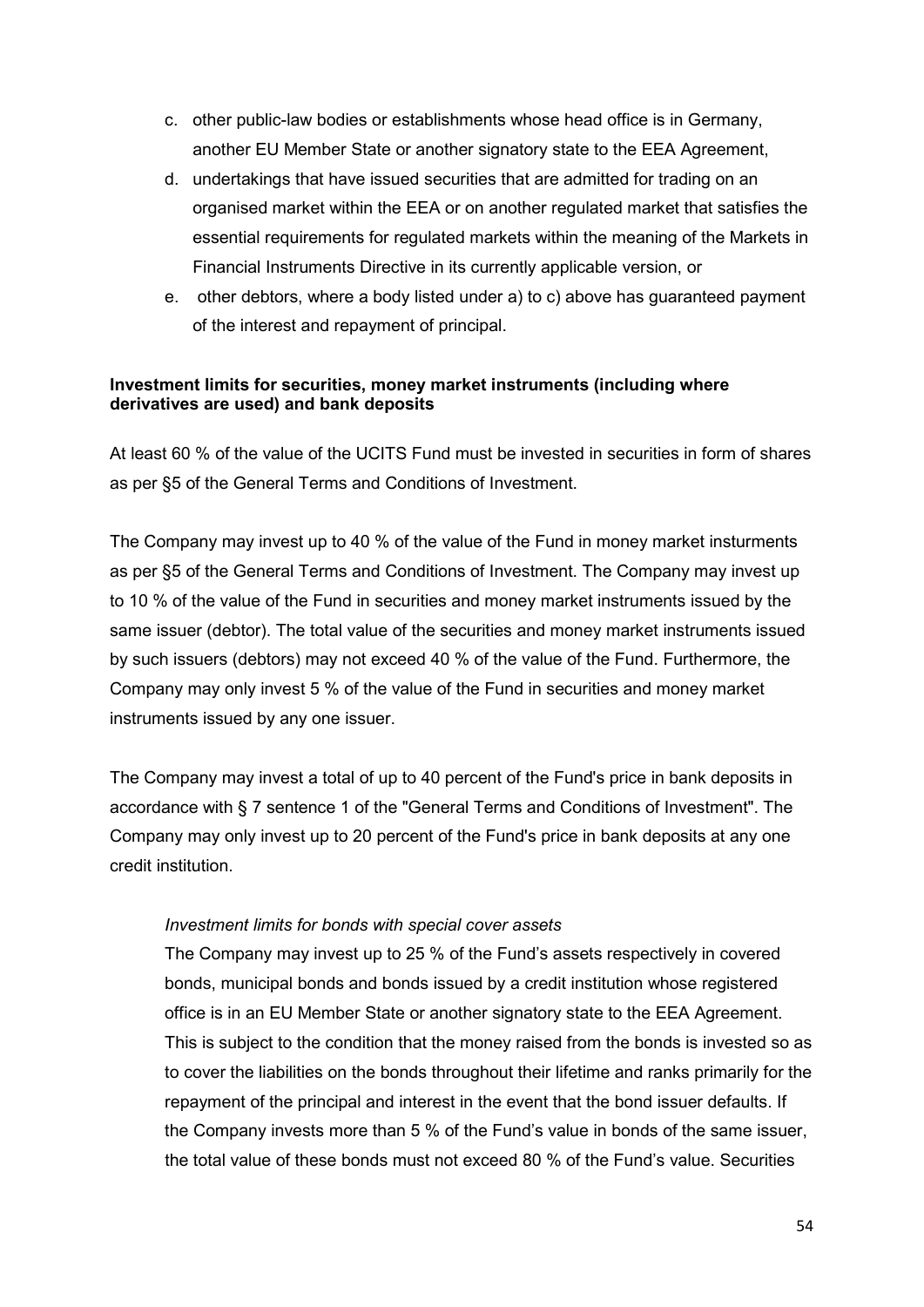c. other public-law bodies or establishments whose head office is in Germany, another EU Member State or another signatory state to the EEA Agreement,
d. undertakings that have issued securities that are admitted for trading on an organised market within the EEA or on another regulated market that satisfies the essential requirements for regulated markets within the meaning of the Markets in Financial Instruments Directive in its currently applicable version, or
e. other debtors, where a body listed under a) to c) above has guaranteed payment of the interest and repayment of principal.

**Investment limits for securities, money market instruments (including where derivatives are used) and bank deposits**

At least 60 % of the value of the UCITS Fund must be invested in securities in form of shares as per §5 of the General Terms and Conditions of Investment.

The Company may invest up to 40 % of the value of the Fund in money market insturments as per §5 of the General Terms and Conditions of Investment. The Company may invest up to 10 % of the value of the Fund in securities and money market instruments issued by the same issuer (debtor). The total value of the securities and money market instruments issued by such issuers (debtors) may not exceed 40 % of the value of the Fund. Furthermore, the Company may only invest 5 % of the value of the Fund in securities and money market instruments issued by any one issuer.

The Company may invest a total of up to 40 percent of the Fund's price in bank deposits in accordance with § 7 sentence 1 of the "General Terms and Conditions of Investment". The Company may only invest up to 20 percent of the Fund's price in bank deposits at any one credit institution.

*Investment limits for bonds with special cover assets*

The Company may invest up to 25 % of the Fund's assets respectively in covered bonds, municipal bonds and bonds issued by a credit institution whose registered office is in an EU Member State or another signatory state to the EEA Agreement. This is subject to the condition that the money raised from the bonds is invested so as to cover the liabilities on the bonds throughout their lifetime and ranks primarily for the repayment of the principal and interest in the event that the bond issuer defaults. If the Company invests more than 5 % of the Fund's value in bonds of the same issuer, the total value of these bonds must not exceed 80 % of the Fund's value. Securities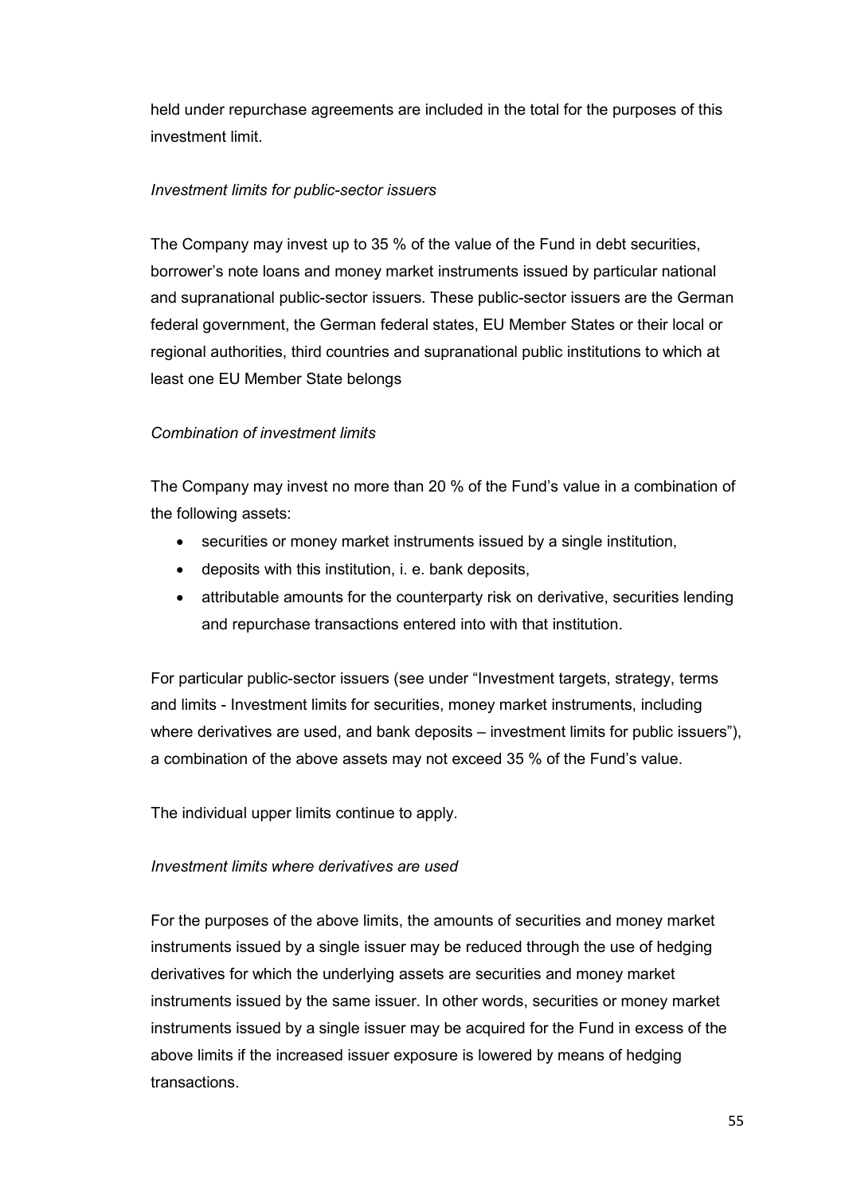held under repurchase agreements are included in the total for the purposes of this investment limit.

*Investment limits for public-sector issuers*

The Company may invest up to 35 % of the value of the Fund in debt securities, borrower's note loans and money market instruments issued by particular national and supranational public-sector issuers. These public-sector issuers are the German federal government, the German federal states, EU Member States or their local or regional authorities, third countries and supranational public institutions to which at least one EU Member State belongs

*Combination of investment limits*

The Company may invest no more than 20 % of the Fund's value in a combination of the following assets:

- securities or money market instruments issued by a single institution,
- deposits with this institution, i. e. bank deposits,
- attributable amounts for the counterparty risk on derivative, securities lending and repurchase transactions entered into with that institution.

For particular public-sector issuers (see under "Investment targets, strategy, terms and limits - Investment limits for securities, money market instruments, including where derivatives are used, and bank deposits – investment limits for public issuers"), a combination of the above assets may not exceed 35 % of the Fund's value.

The individual upper limits continue to apply.

*Investment limits where derivatives are used*

For the purposes of the above limits, the amounts of securities and money market instruments issued by a single issuer may be reduced through the use of hedging derivatives for which the underlying assets are securities and money market instruments issued by the same issuer. In other words, securities or money market instruments issued by a single issuer may be acquired for the Fund in excess of the above limits if the increased issuer exposure is lowered by means of hedging transactions.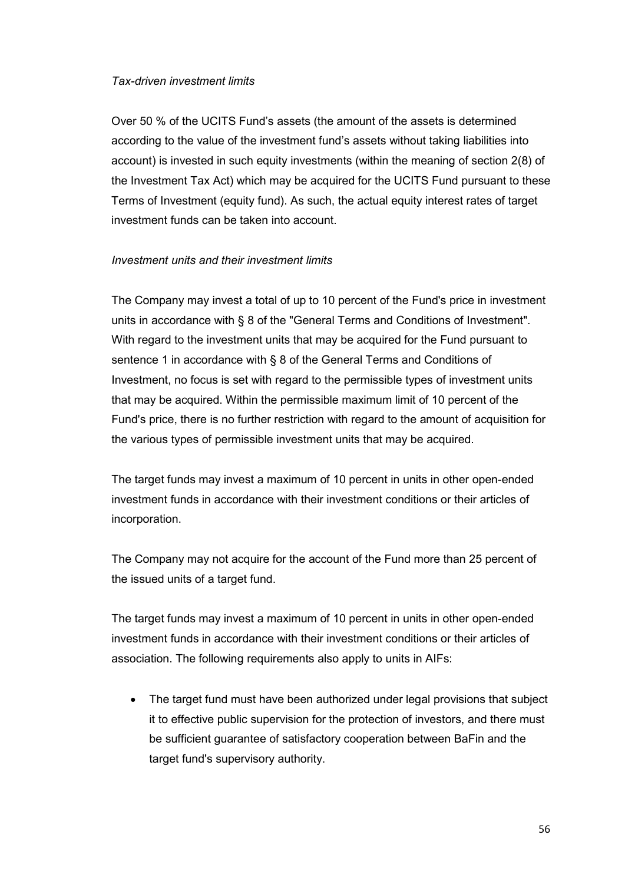*Tax-driven investment limits*

Over 50 % of the UCITS Fund's assets (the amount of the assets is determined according to the value of the investment fund's assets without taking liabilities into account) is invested in such equity investments (within the meaning of section 2(8) of the Investment Tax Act) which may be acquired for the UCITS Fund pursuant to these Terms of Investment (equity fund). As such, the actual equity interest rates of target investment funds can be taken into account.

*Investment units and their investment limits*

The Company may invest a total of up to 10 percent of the Fund's price in investment units in accordance with § 8 of the "General Terms and Conditions of Investment". With regard to the investment units that may be acquired for the Fund pursuant to sentence 1 in accordance with § 8 of the General Terms and Conditions of Investment, no focus is set with regard to the permissible types of investment units that may be acquired. Within the permissible maximum limit of 10 percent of the Fund's price, there is no further restriction with regard to the amount of acquisition for the various types of permissible investment units that may be acquired.

The target funds may invest a maximum of 10 percent in units in other open-ended investment funds in accordance with their investment conditions or their articles of incorporation.

The Company may not acquire for the account of the Fund more than 25 percent of the issued units of a target fund.

The target funds may invest a maximum of 10 percent in units in other open-ended investment funds in accordance with their investment conditions or their articles of association. The following requirements also apply to units in AIFs:

- The target fund must have been authorized under legal provisions that subject it to effective public supervision for the protection of investors, and there must be sufficient guarantee of satisfactory cooperation between BaFin and the target fund's supervisory authority.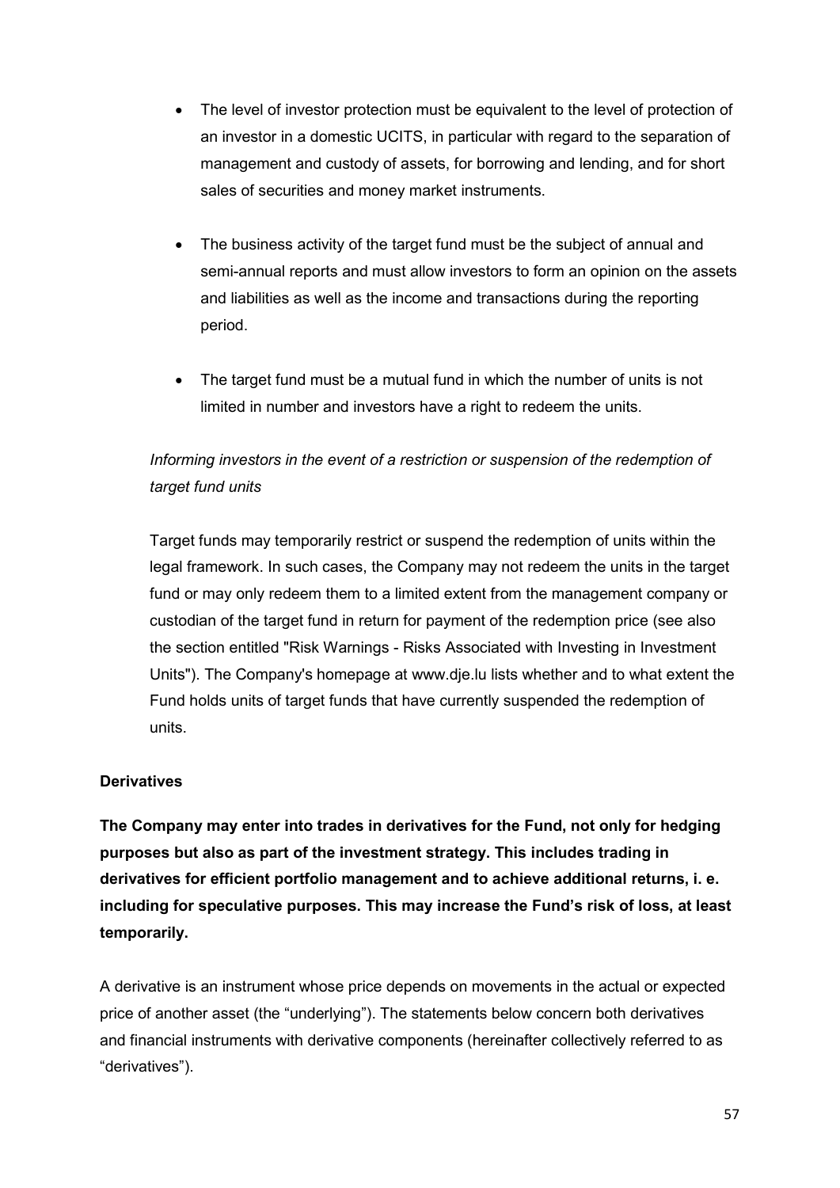- The level of investor protection must be equivalent to the level of protection of an investor in a domestic UCITS, in particular with regard to the separation of management and custody of assets, for borrowing and lending, and for short sales of securities and money market instruments.

- The business activity of the target fund must be the subject of annual and semi-annual reports and must allow investors to form an opinion on the assets and liabilities as well as the income and transactions during the reporting period.

- The target fund must be a mutual fund in which the number of units is not limited in number and investors have a right to redeem the units.

*Informing investors in the event of a restriction or suspension of the redemption of target fund units*

Target funds may temporarily restrict or suspend the redemption of units within the legal framework. In such cases, the Company may not redeem the units in the target fund or may only redeem them to a limited extent from the management company or custodian of the target fund in return for payment of the redemption price (see also the section entitled "Risk Warnings - Risks Associated with Investing in Investment Units"). The Company's homepage at www.dje.lu lists whether and to what extent the Fund holds units of target funds that have currently suspended the redemption of units.

**Derivatives**

**The Company may enter into trades in derivatives for the Fund, not only for hedging purposes but also as part of the investment strategy. This includes trading in derivatives for efficient portfolio management and to achieve additional returns, i. e. including for speculative purposes. This may increase the Fund's risk of loss, at least temporarily.**

A derivative is an instrument whose price depends on movements in the actual or expected price of another asset (the "underlying"). The statements below concern both derivatives and financial instruments with derivative components (hereinafter collectively referred to as "derivatives").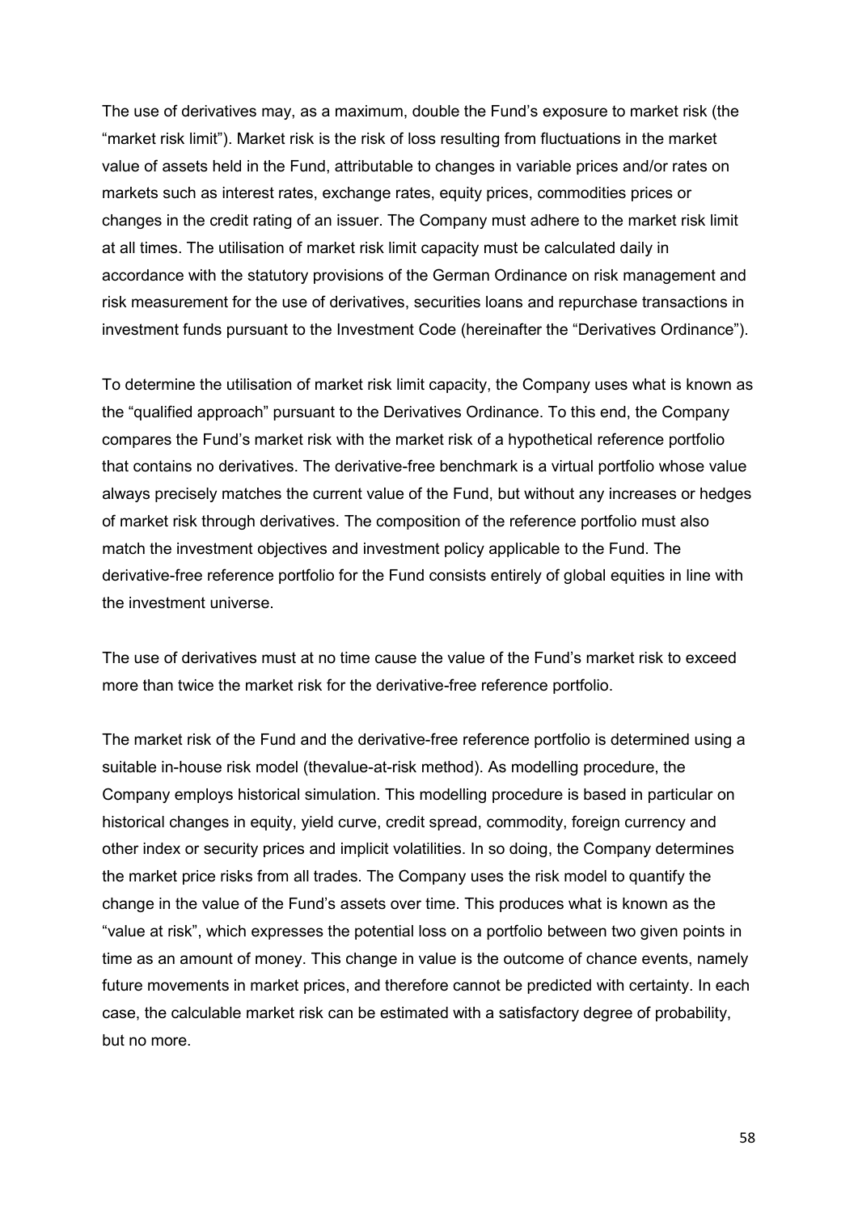The use of derivatives may, as a maximum, double the Fund's exposure to market risk (the "market risk limit"). Market risk is the risk of loss resulting from fluctuations in the market value of assets held in the Fund, attributable to changes in variable prices and/or rates on markets such as interest rates, exchange rates, equity prices, commodities prices or changes in the credit rating of an issuer. The Company must adhere to the market risk limit at all times. The utilisation of market risk limit capacity must be calculated daily in accordance with the statutory provisions of the German Ordinance on risk management and risk measurement for the use of derivatives, securities loans and repurchase transactions in investment funds pursuant to the Investment Code (hereinafter the "Derivatives Ordinance").

To determine the utilisation of market risk limit capacity, the Company uses what is known as the "qualified approach" pursuant to the Derivatives Ordinance. To this end, the Company compares the Fund's market risk with the market risk of a hypothetical reference portfolio that contains no derivatives. The derivative-free benchmark is a virtual portfolio whose value always precisely matches the current value of the Fund, but without any increases or hedges of market risk through derivatives. The composition of the reference portfolio must also match the investment objectives and investment policy applicable to the Fund. The derivative-free reference portfolio for the Fund consists entirely of global equities in line with the investment universe.

The use of derivatives must at no time cause the value of the Fund's market risk to exceed more than twice the market risk for the derivative-free reference portfolio.

The market risk of the Fund and the derivative-free reference portfolio is determined using a suitable in-house risk model (thevalue-at-risk method). As modelling procedure, the Company employs historical simulation. This modelling procedure is based in particular on historical changes in equity, yield curve, credit spread, commodity, foreign currency and other index or security prices and implicit volatilities. In so doing, the Company determines the market price risks from all trades. The Company uses the risk model to quantify the change in the value of the Fund's assets over time. This produces what is known as the "value at risk", which expresses the potential loss on a portfolio between two given points in time as an amount of money. This change in value is the outcome of chance events, namely future movements in market prices, and therefore cannot be predicted with certainty. In each case, the calculable market risk can be estimated with a satisfactory degree of probability, but no more.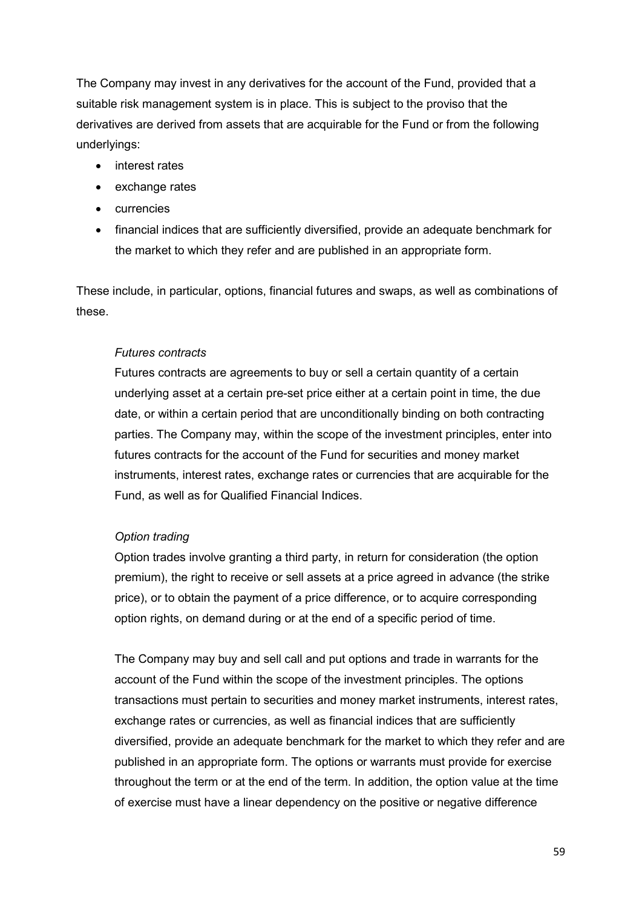The Company may invest in any derivatives for the account of the Fund, provided that a suitable risk management system is in place. This is subject to the proviso that the derivatives are derived from assets that are acquirable for the Fund or from the following underlyings:

- interest rates
- exchange rates
- currencies
- financial indices that are sufficiently diversified, provide an adequate benchmark for the market to which they refer and are published in an appropriate form.

These include, in particular, options, financial futures and swaps, as well as combinations of these.

*Futures contracts*

Futures contracts are agreements to buy or sell a certain quantity of a certain underlying asset at a certain pre-set price either at a certain point in time, the due date, or within a certain period that are unconditionally binding on both contracting parties. The Company may, within the scope of the investment principles, enter into futures contracts for the account of the Fund for securities and money market instruments, interest rates, exchange rates or currencies that are acquirable for the Fund, as well as for Qualified Financial Indices.

*Option trading*

Option trades involve granting a third party, in return for consideration (the option premium), the right to receive or sell assets at a price agreed in advance (the strike price), or to obtain the payment of a price difference, or to acquire corresponding option rights, on demand during or at the end of a specific period of time.

The Company may buy and sell call and put options and trade in warrants for the account of the Fund within the scope of the investment principles. The options transactions must pertain to securities and money market instruments, interest rates, exchange rates or currencies, as well as financial indices that are sufficiently diversified, provide an adequate benchmark for the market to which they refer and are published in an appropriate form. The options or warrants must provide for exercise throughout the term or at the end of the term. In addition, the option value at the time of exercise must have a linear dependency on the positive or negative difference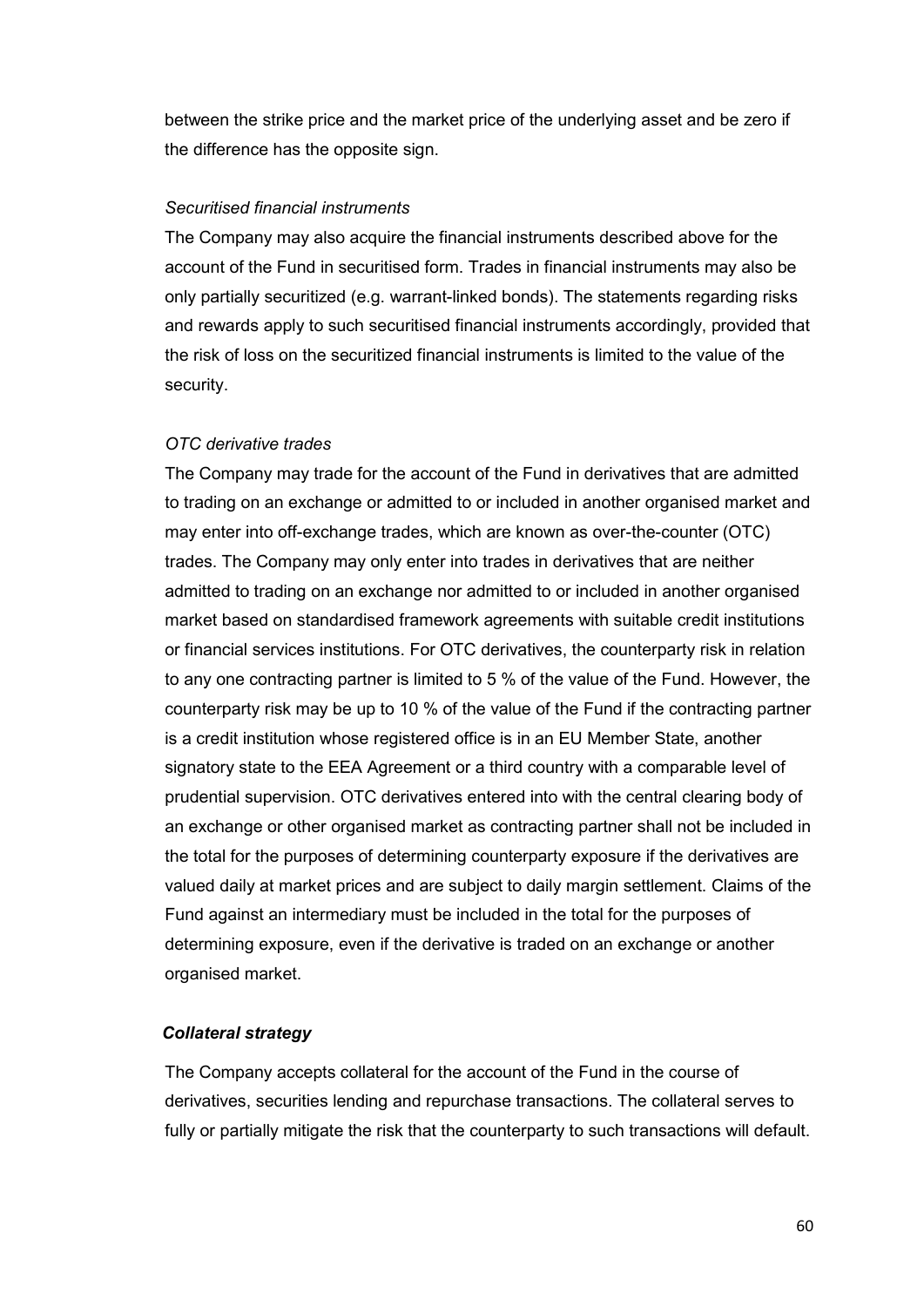between the strike price and the market price of the underlying asset and be zero if the difference has the opposite sign.

*Securitised financial instruments*

The Company may also acquire the financial instruments described above for the account of the Fund in securitised form. Trades in financial instruments may also be only partially securitized (e.g. warrant-linked bonds). The statements regarding risks and rewards apply to such securitised financial instruments accordingly, provided that the risk of loss on the securitized financial instruments is limited to the value of the security.

*OTC derivative trades*

The Company may trade for the account of the Fund in derivatives that are admitted to trading on an exchange or admitted to or included in another organised market and may enter into off-exchange trades, which are known as over-the-counter (OTC) trades. The Company may only enter into trades in derivatives that are neither admitted to trading on an exchange nor admitted to or included in another organised market based on standardised framework agreements with suitable credit institutions or financial services institutions. For OTC derivatives, the counterparty risk in relation to any one contracting partner is limited to 5 % of the value of the Fund. However, the counterparty risk may be up to 10 % of the value of the Fund if the contracting partner is a credit institution whose registered office is in an EU Member State, another signatory state to the EEA Agreement or a third country with a comparable level of prudential supervision. OTC derivatives entered into with the central clearing body of an exchange or other organised market as contracting partner shall not be included in the total for the purposes of determining counterparty exposure if the derivatives are valued daily at market prices and are subject to daily margin settlement. Claims of the Fund against an intermediary must be included in the total for the purposes of determining exposure, even if the derivative is traded on an exchange or another organised market.

***Collateral strategy***

The Company accepts collateral for the account of the Fund in the course of derivatives, securities lending and repurchase transactions. The collateral serves to fully or partially mitigate the risk that the counterparty to such transactions will default.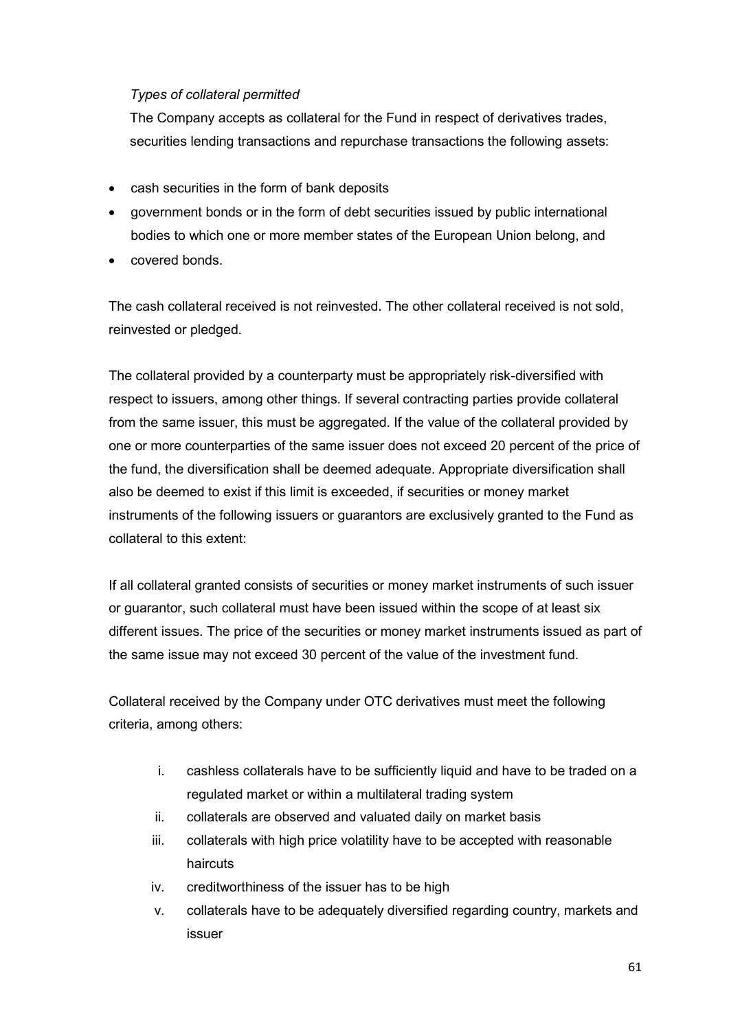*Types of collateral permitted*

The Company accepts as collateral for the Fund in respect of derivatives trades, securities lending transactions and repurchase transactions the following assets:

- cash securities in the form of bank deposits
- government bonds or in the form of debt securities issued by public international bodies to which one or more member states of the European Union belong, and
- covered bonds.

The cash collateral received is not reinvested. The other collateral received is not sold, reinvested or pledged.

The collateral provided by a counterparty must be appropriately risk-diversified with respect to issuers, among other things. If several contracting parties provide collateral from the same issuer, this must be aggregated. If the value of the collateral provided by one or more counterparties of the same issuer does not exceed 20 percent of the price of the fund, the diversification shall be deemed adequate. Appropriate diversification shall also be deemed to exist if this limit is exceeded, if securities or money market instruments of the following issuers or guarantors are exclusively granted to the Fund as collateral to this extent:

If all collateral granted consists of securities or money market instruments of such issuer or guarantor, such collateral must have been issued within the scope of at least six different issues. The price of the securities or money market instruments issued as part of the same issue may not exceed 30 percent of the value of the investment fund.

Collateral received by the Company under OTC derivatives must meet the following criteria, among others:

i. cashless collaterals have to be sufficiently liquid and have to be traded on a regulated market or within a multilateral trading system
ii. collaterals are observed and valuated daily on market basis
iii. collaterals with high price volatility have to be accepted with reasonable haircuts
iv. creditworthiness of the issuer has to be high
v. collaterals have to be adequately diversified regarding country, markets and issuer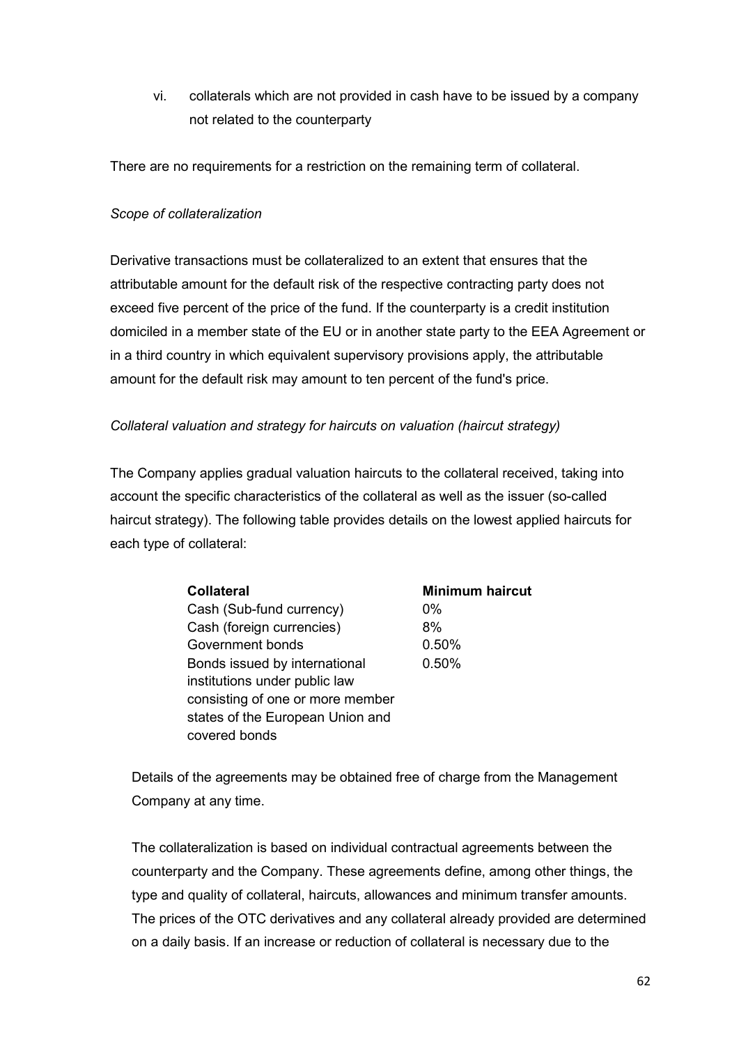vi. collaterals which are not provided in cash have to be issued by a company not related to the counterparty

There are no requirements for a restriction on the remaining term of collateral.

*Scope of collateralization*

Derivative transactions must be collateralized to an extent that ensures that the attributable amount for the default risk of the respective contracting party does not exceed five percent of the price of the fund. If the counterparty is a credit institution domiciled in a member state of the EU or in another state party to the EEA Agreement or in a third country in which equivalent supervisory provisions apply, the attributable amount for the default risk may amount to ten percent of the fund's price.

*Collateral valuation and strategy for haircuts on valuation (haircut strategy)*

The Company applies gradual valuation haircuts to the collateral received, taking into account the specific characteristics of the collateral as well as the issuer (so-called haircut strategy). The following table provides details on the lowest applied haircuts for each type of collateral:

| Collateral | Minimum haircut |
|---|---|
| Cash (Sub-fund currency) | 0% |
| Cash (foreign currencies) | 8% |
| Government bonds | 0.50% |
| Bonds issued by international institutions under public law consisting of one or more member states of the European Union and covered bonds | 0.50% |

Details of the agreements may be obtained free of charge from the Management Company at any time.

The collateralization is based on individual contractual agreements between the counterparty and the Company. These agreements define, among other things, the type and quality of collateral, haircuts, allowances and minimum transfer amounts. The prices of the OTC derivatives and any collateral already provided are determined on a daily basis. If an increase or reduction of collateral is necessary due to the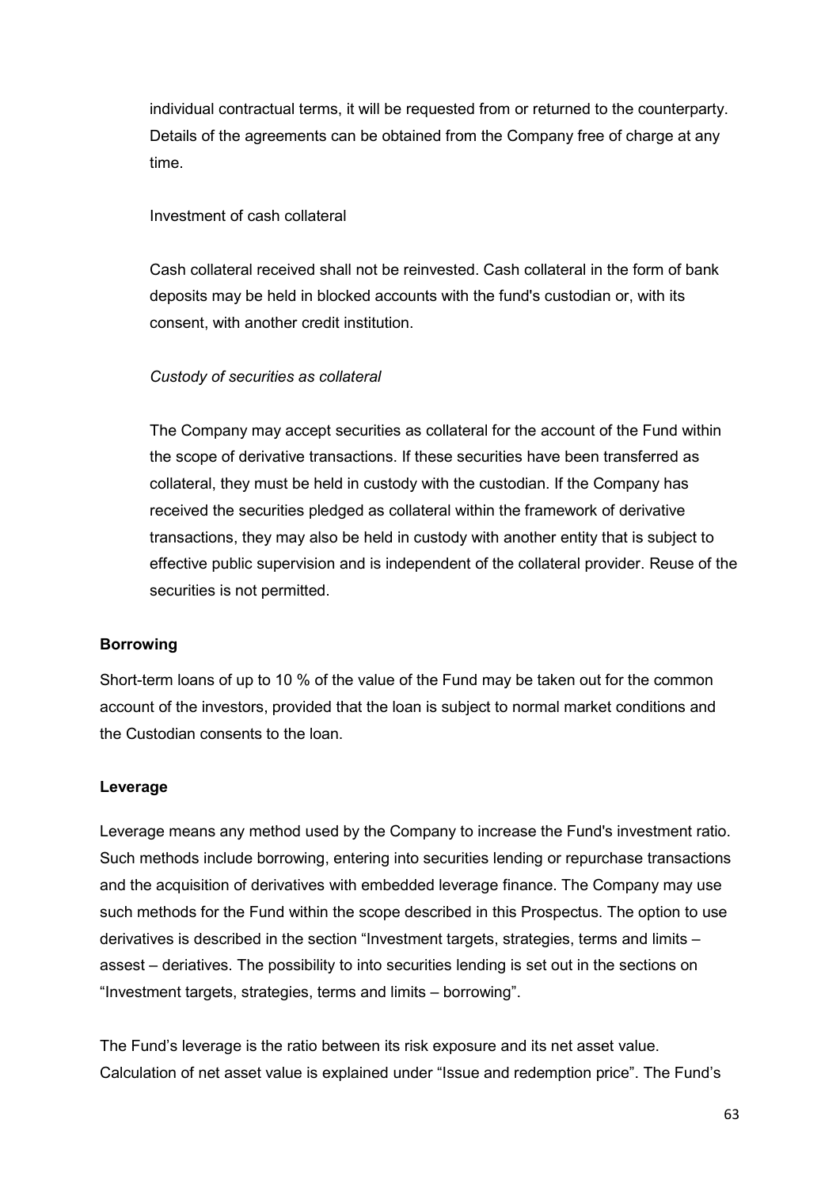individual contractual terms, it will be requested from or returned to the counterparty. Details of the agreements can be obtained from the Company free of charge at any time.

Investment of cash collateral

Cash collateral received shall not be reinvested. Cash collateral in the form of bank deposits may be held in blocked accounts with the fund's custodian or, with its consent, with another credit institution.

*Custody of securities as collateral*

The Company may accept securities as collateral for the account of the Fund within the scope of derivative transactions. If these securities have been transferred as collateral, they must be held in custody with the custodian. If the Company has received the securities pledged as collateral within the framework of derivative transactions, they may also be held in custody with another entity that is subject to effective public supervision and is independent of the collateral provider. Reuse of the securities is not permitted.

**Borrowing**

Short-term loans of up to 10 % of the value of the Fund may be taken out for the common account of the investors, provided that the loan is subject to normal market conditions and the Custodian consents to the loan.

**Leverage**

Leverage means any method used by the Company to increase the Fund's investment ratio. Such methods include borrowing, entering into securities lending or repurchase transactions and the acquisition of derivatives with embedded leverage finance. The Company may use such methods for the Fund within the scope described in this Prospectus. The option to use derivatives is described in the section "Investment targets, strategies, terms and limits – assest – deriatives. The possibility to into securities lending is set out in the sections on "Investment targets, strategies, terms and limits – borrowing".

The Fund's leverage is the ratio between its risk exposure and its net asset value. Calculation of net asset value is explained under "Issue and redemption price". The Fund's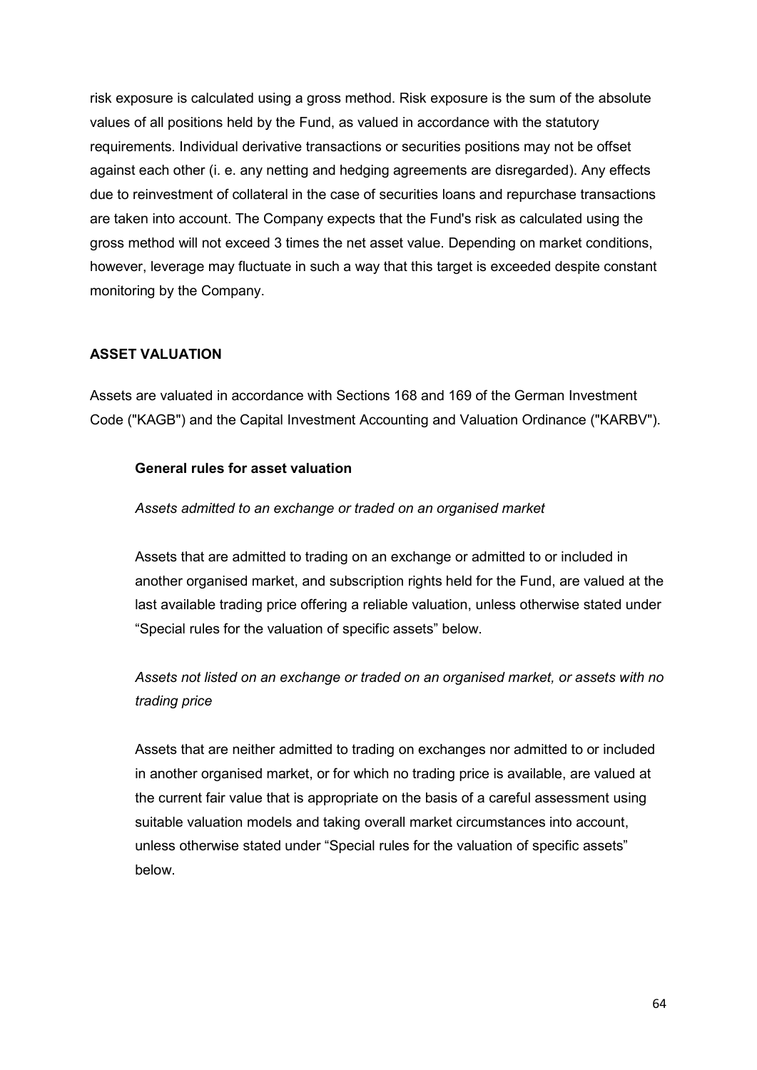risk exposure is calculated using a gross method. Risk exposure is the sum of the absolute values of all positions held by the Fund, as valued in accordance with the statutory requirements. Individual derivative transactions or securities positions may not be offset against each other (i. e. any netting and hedging agreements are disregarded). Any effects due to reinvestment of collateral in the case of securities loans and repurchase transactions are taken into account. The Company expects that the Fund's risk as calculated using the gross method will not exceed 3 times the net asset value. Depending on market conditions, however, leverage may fluctuate in such a way that this target is exceeded despite constant monitoring by the Company.

## ASSET VALUATION

Assets are valuated in accordance with Sections 168 and 169 of the German Investment Code ("KAGB") and the Capital Investment Accounting and Valuation Ordinance ("KARBV").

### General rules for asset valuation

*Assets admitted to an exchange or traded on an organised market*

Assets that are admitted to trading on an exchange or admitted to or included in another organised market, and subscription rights held for the Fund, are valued at the last available trading price offering a reliable valuation, unless otherwise stated under "Special rules for the valuation of specific assets" below.

*Assets not listed on an exchange or traded on an organised market, or assets with no trading price*

Assets that are neither admitted to trading on exchanges nor admitted to or included in another organised market, or for which no trading price is available, are valued at the current fair value that is appropriate on the basis of a careful assessment using suitable valuation models and taking overall market circumstances into account, unless otherwise stated under "Special rules for the valuation of specific assets" below.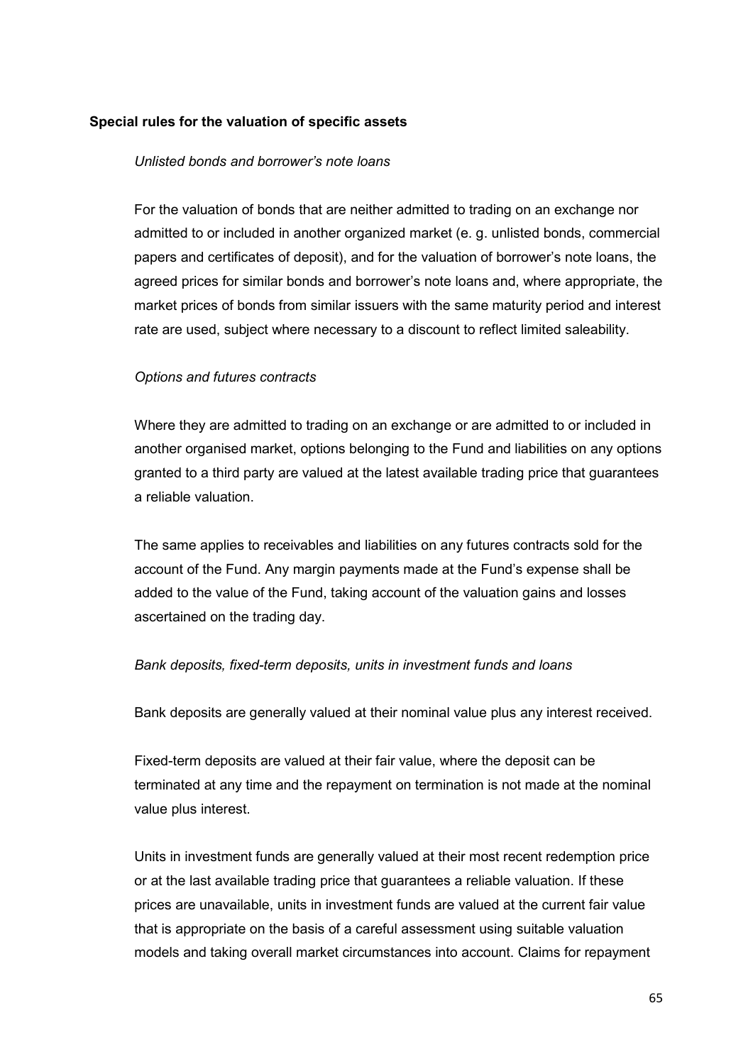**Special rules for the valuation of specific assets**

*Unlisted bonds and borrower's note loans*

For the valuation of bonds that are neither admitted to trading on an exchange nor admitted to or included in another organized market (e. g. unlisted bonds, commercial papers and certificates of deposit), and for the valuation of borrower's note loans, the agreed prices for similar bonds and borrower's note loans and, where appropriate, the market prices of bonds from similar issuers with the same maturity period and interest rate are used, subject where necessary to a discount to reflect limited saleability.

*Options and futures contracts*

Where they are admitted to trading on an exchange or are admitted to or included in another organised market, options belonging to the Fund and liabilities on any options granted to a third party are valued at the latest available trading price that guarantees a reliable valuation.

The same applies to receivables and liabilities on any futures contracts sold for the account of the Fund. Any margin payments made at the Fund's expense shall be added to the value of the Fund, taking account of the valuation gains and losses ascertained on the trading day.

*Bank deposits, fixed-term deposits, units in investment funds and loans*

Bank deposits are generally valued at their nominal value plus any interest received.

Fixed-term deposits are valued at their fair value, where the deposit can be terminated at any time and the repayment on termination is not made at the nominal value plus interest.

Units in investment funds are generally valued at their most recent redemption price or at the last available trading price that guarantees a reliable valuation. If these prices are unavailable, units in investment funds are valued at the current fair value that is appropriate on the basis of a careful assessment using suitable valuation models and taking overall market circumstances into account. Claims for repayment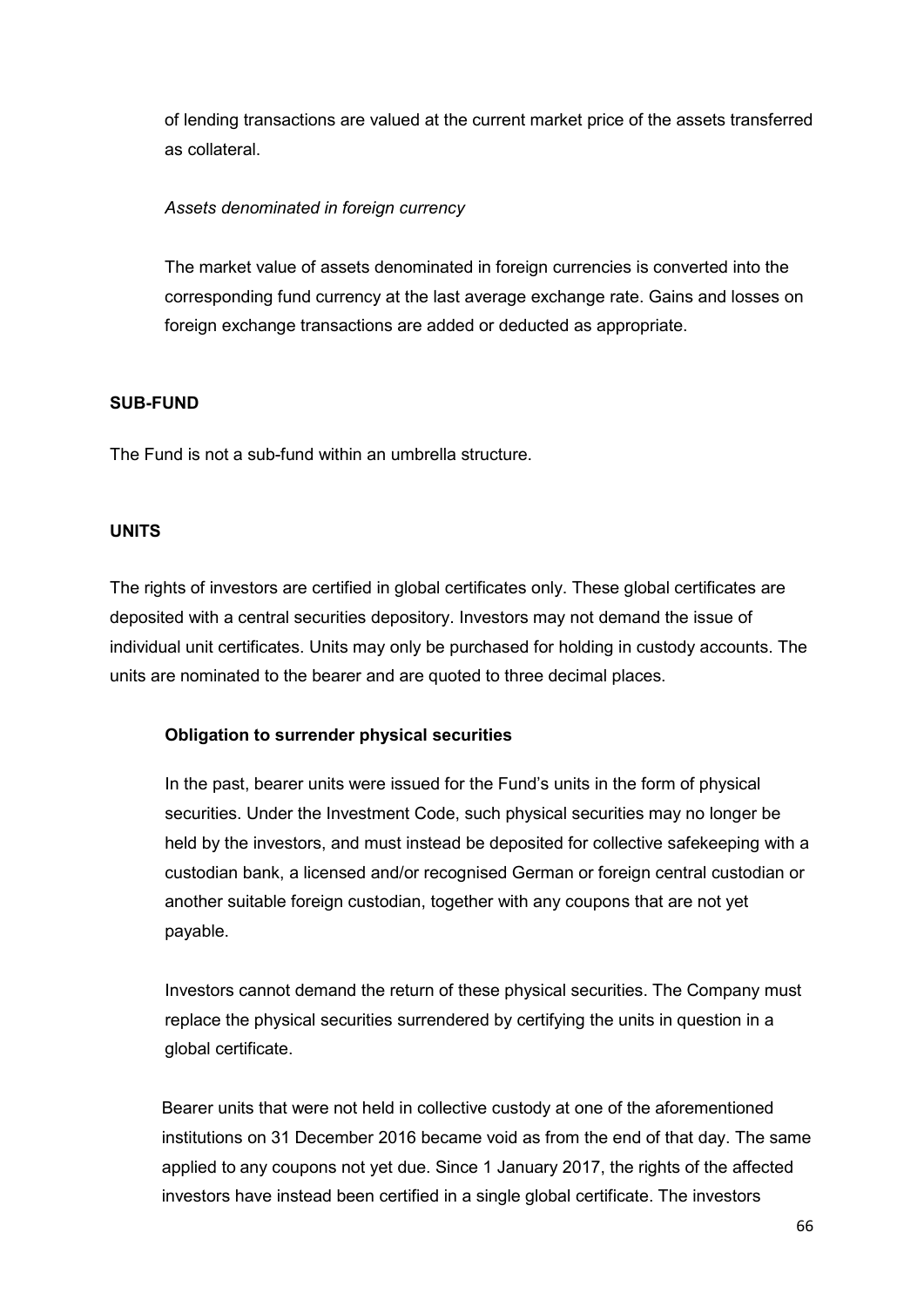of lending transactions are valued at the current market price of the assets transferred as collateral.

*Assets denominated in foreign currency*

The market value of assets denominated in foreign currencies is converted into the corresponding fund currency at the last average exchange rate. Gains and losses on foreign exchange transactions are added or deducted as appropriate.

## SUB-FUND

The Fund is not a sub-fund within an umbrella structure.

## UNITS

The rights of investors are certified in global certificates only. These global certificates are deposited with a central securities depository. Investors may not demand the issue of individual unit certificates. Units may only be purchased for holding in custody accounts. The units are nominated to the bearer and are quoted to three decimal places.

### Obligation to surrender physical securities

In the past, bearer units were issued for the Fund's units in the form of physical securities. Under the Investment Code, such physical securities may no longer be held by the investors, and must instead be deposited for collective safekeeping with a custodian bank, a licensed and/or recognised German or foreign central custodian or another suitable foreign custodian, together with any coupons that are not yet payable.

Investors cannot demand the return of these physical securities. The Company must replace the physical securities surrendered by certifying the units in question in a global certificate.

Bearer units that were not held in collective custody at one of the aforementioned institutions on 31 December 2016 became void as from the end of that day. The same applied to any coupons not yet due. Since 1 January 2017, the rights of the affected investors have instead been certified in a single global certificate. The investors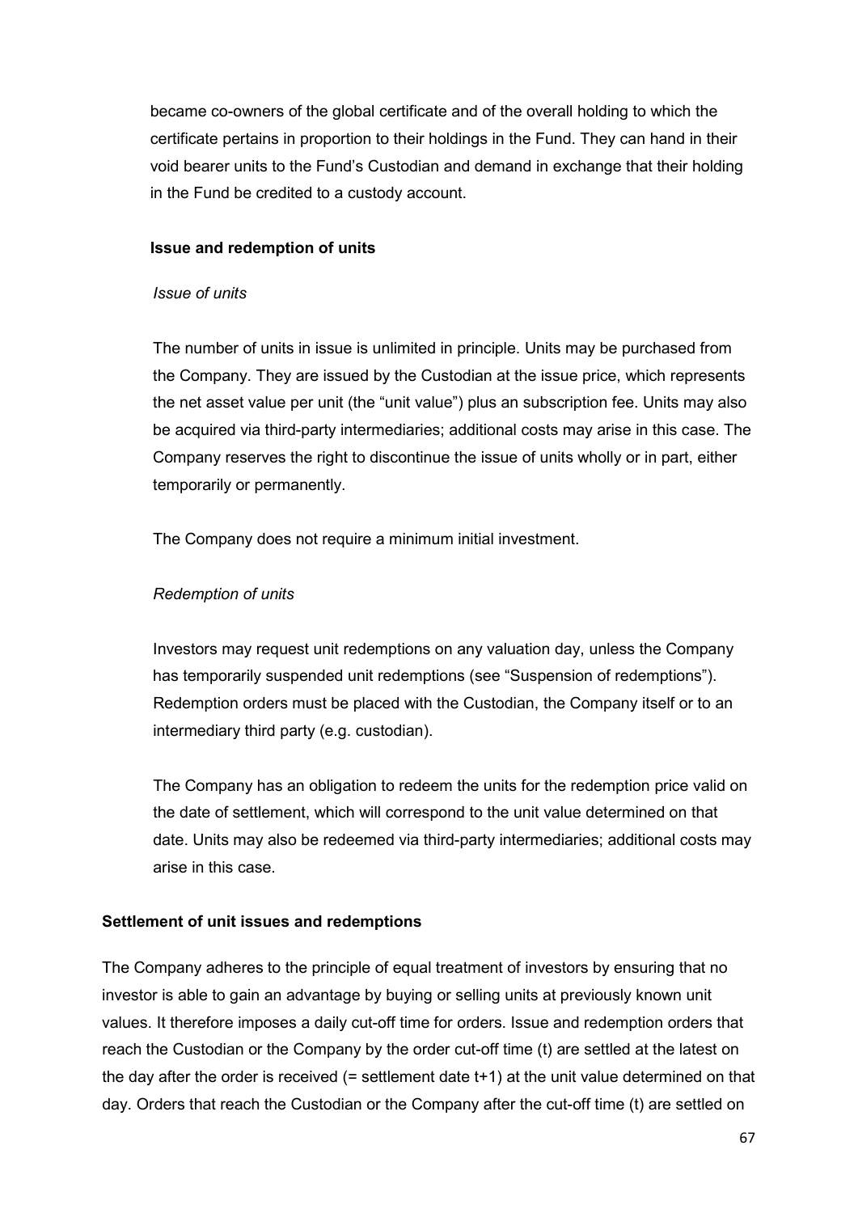became co-owners of the global certificate and of the overall holding to which the certificate pertains in proportion to their holdings in the Fund. They can hand in their void bearer units to the Fund's Custodian and demand in exchange that their holding in the Fund be credited to a custody account.

### Issue and redemption of units

*Issue of units*

The number of units in issue is unlimited in principle. Units may be purchased from the Company. They are issued by the Custodian at the issue price, which represents the net asset value per unit (the "unit value") plus an subscription fee. Units may also be acquired via third-party intermediaries; additional costs may arise in this case. The Company reserves the right to discontinue the issue of units wholly or in part, either temporarily or permanently.

The Company does not require a minimum initial investment.

*Redemption of units*

Investors may request unit redemptions on any valuation day, unless the Company has temporarily suspended unit redemptions (see "Suspension of redemptions"). Redemption orders must be placed with the Custodian, the Company itself or to an intermediary third party (e.g. custodian).

The Company has an obligation to redeem the units for the redemption price valid on the date of settlement, which will correspond to the unit value determined on that date. Units may also be redeemed via third-party intermediaries; additional costs may arise in this case.

## Settlement of unit issues and redemptions

The Company adheres to the principle of equal treatment of investors by ensuring that no investor is able to gain an advantage by buying or selling units at previously known unit values. It therefore imposes a daily cut-off time for orders. Issue and redemption orders that reach the Custodian or the Company by the order cut-off time (t) are settled at the latest on the day after the order is received (= settlement date t+1) at the unit value determined on that day. Orders that reach the Custodian or the Company after the cut-off time (t) are settled on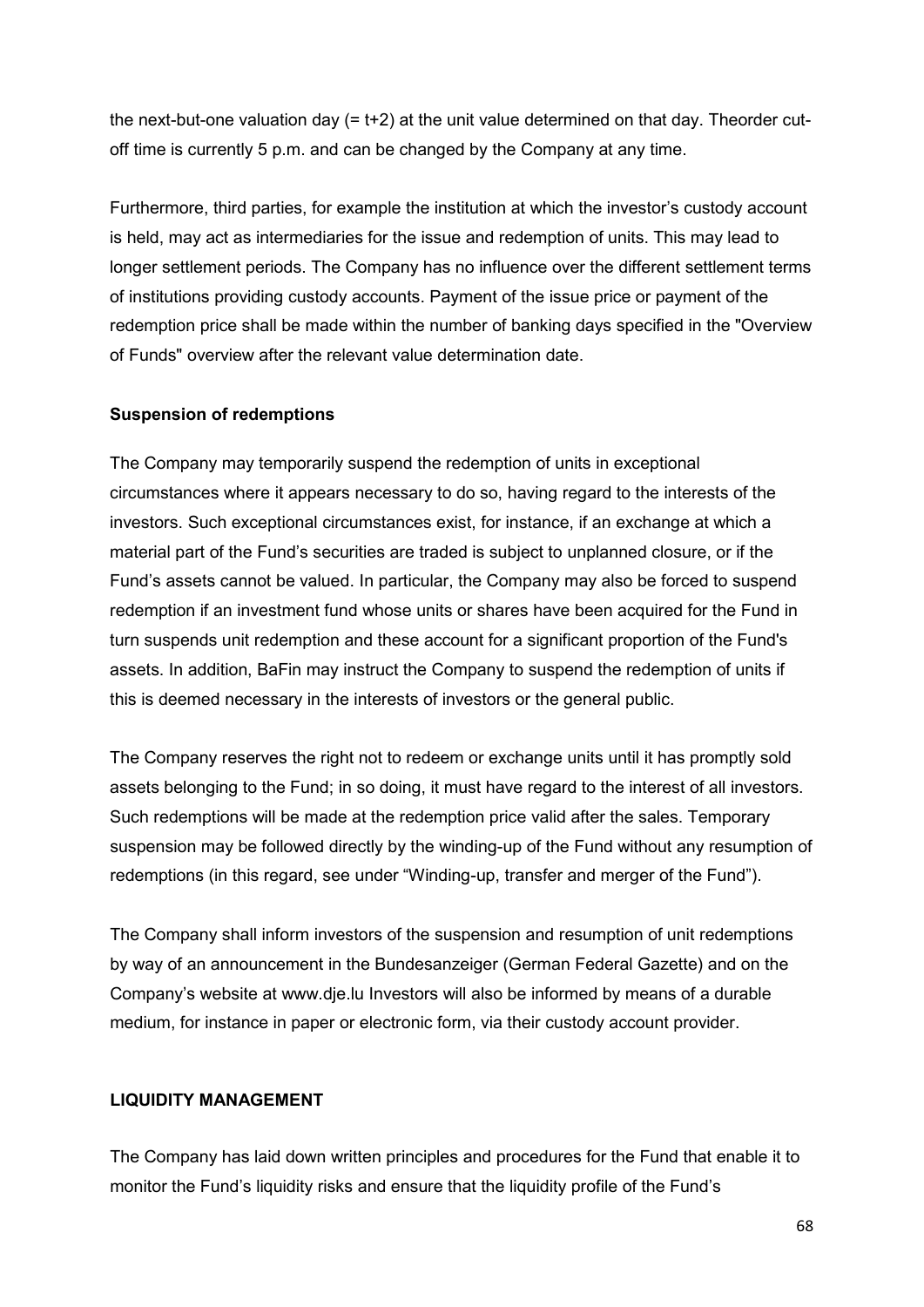the next-but-one valuation day (= t+2) at the unit value determined on that day. Theorder cut-off time is currently 5 p.m. and can be changed by the Company at any time.

Furthermore, third parties, for example the institution at which the investor's custody account is held, may act as intermediaries for the issue and redemption of units. This may lead to longer settlement periods. The Company has no influence over the different settlement terms of institutions providing custody accounts. Payment of the issue price or payment of the redemption price shall be made within the number of banking days specified in the "Overview of Funds" overview after the relevant value determination date.

**Suspension of redemptions**

The Company may temporarily suspend the redemption of units in exceptional circumstances where it appears necessary to do so, having regard to the interests of the investors. Such exceptional circumstances exist, for instance, if an exchange at which a material part of the Fund's securities are traded is subject to unplanned closure, or if the Fund's assets cannot be valued. In particular, the Company may also be forced to suspend redemption if an investment fund whose units or shares have been acquired for the Fund in turn suspends unit redemption and these account for a significant proportion of the Fund's assets. In addition, BaFin may instruct the Company to suspend the redemption of units if this is deemed necessary in the interests of investors or the general public.

The Company reserves the right not to redeem or exchange units until it has promptly sold assets belonging to the Fund; in so doing, it must have regard to the interest of all investors. Such redemptions will be made at the redemption price valid after the sales. Temporary suspension may be followed directly by the winding-up of the Fund without any resumption of redemptions (in this regard, see under "Winding-up, transfer and merger of the Fund").

The Company shall inform investors of the suspension and resumption of unit redemptions by way of an announcement in the Bundesanzeiger (German Federal Gazette) and on the Company's website at www.dje.lu Investors will also be informed by means of a durable medium, for instance in paper or electronic form, via their custody account provider.

**LIQUIDITY MANAGEMENT**

The Company has laid down written principles and procedures for the Fund that enable it to monitor the Fund's liquidity risks and ensure that the liquidity profile of the Fund's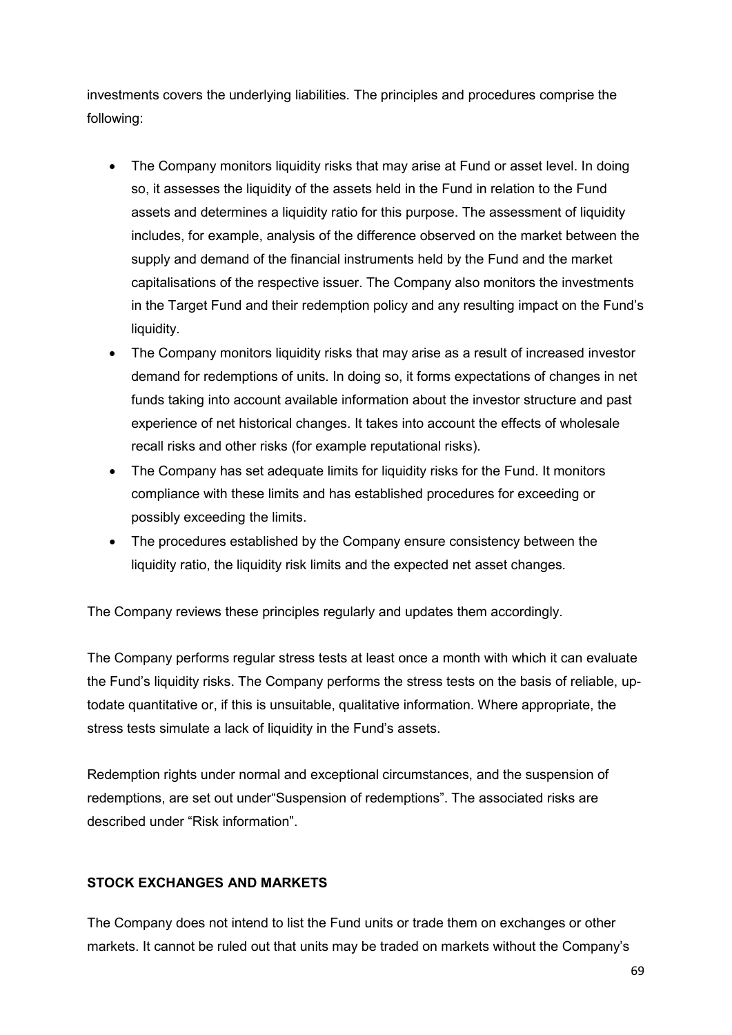investments covers the underlying liabilities. The principles and procedures comprise the following:

- The Company monitors liquidity risks that may arise at Fund or asset level. In doing so, it assesses the liquidity of the assets held in the Fund in relation to the Fund assets and determines a liquidity ratio for this purpose. The assessment of liquidity includes, for example, analysis of the difference observed on the market between the supply and demand of the financial instruments held by the Fund and the market capitalisations of the respective issuer. The Company also monitors the investments in the Target Fund and their redemption policy and any resulting impact on the Fund's liquidity.
- The Company monitors liquidity risks that may arise as a result of increased investor demand for redemptions of units. In doing so, it forms expectations of changes in net funds taking into account available information about the investor structure and past experience of net historical changes. It takes into account the effects of wholesale recall risks and other risks (for example reputational risks).
- The Company has set adequate limits for liquidity risks for the Fund. It monitors compliance with these limits and has established procedures for exceeding or possibly exceeding the limits.
- The procedures established by the Company ensure consistency between the liquidity ratio, the liquidity risk limits and the expected net asset changes.

The Company reviews these principles regularly and updates them accordingly.

The Company performs regular stress tests at least once a month with which it can evaluate the Fund's liquidity risks. The Company performs the stress tests on the basis of reliable, up-todate quantitative or, if this is unsuitable, qualitative information. Where appropriate, the stress tests simulate a lack of liquidity in the Fund's assets.

Redemption rights under normal and exceptional circumstances, and the suspension of redemptions, are set out under"Suspension of redemptions". The associated risks are described under "Risk information".

## STOCK EXCHANGES AND MARKETS

The Company does not intend to list the Fund units or trade them on exchanges or other markets. It cannot be ruled out that units may be traded on markets without the Company's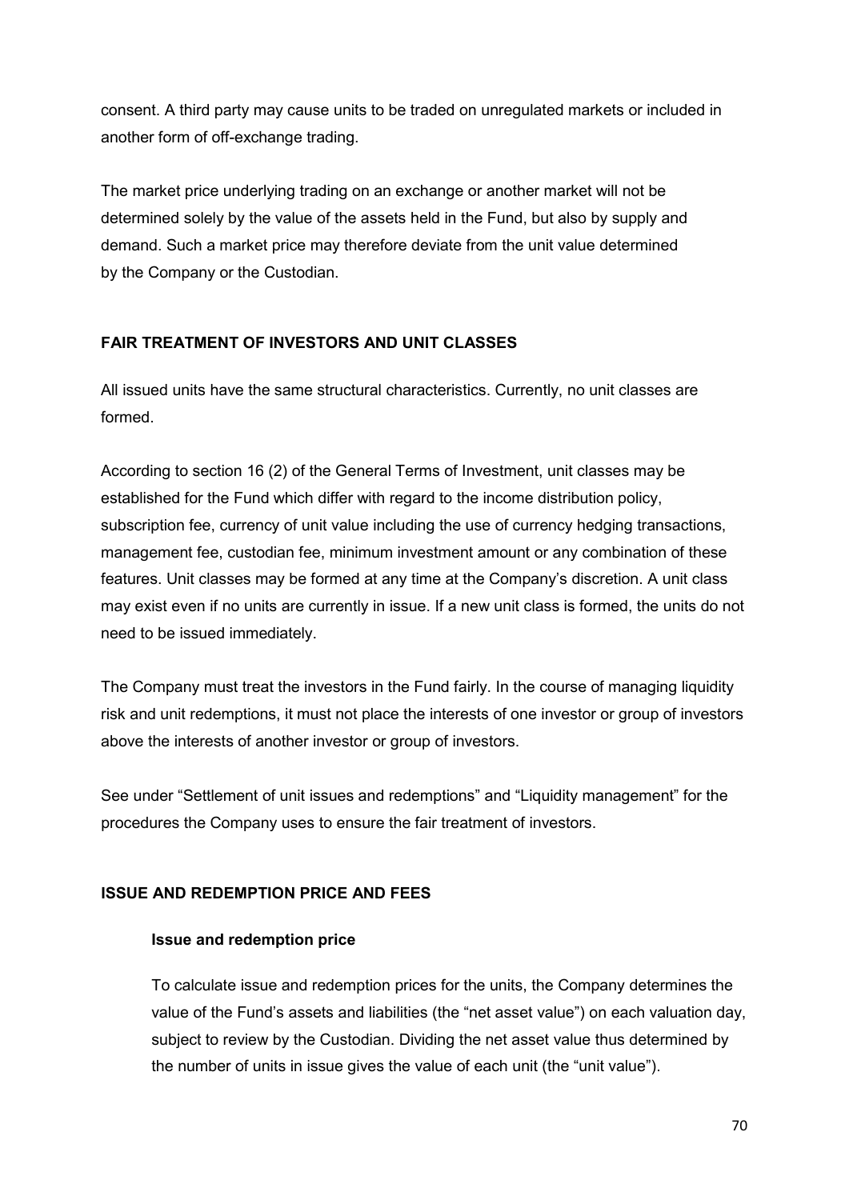consent. A third party may cause units to be traded on unregulated markets or included in another form of off-exchange trading.

The market price underlying trading on an exchange or another market will not be determined solely by the value of the assets held in the Fund, but also by supply and demand. Such a market price may therefore deviate from the unit value determined by the Company or the Custodian.

## FAIR TREATMENT OF INVESTORS AND UNIT CLASSES

All issued units have the same structural characteristics. Currently, no unit classes are formed.

According to section 16 (2) of the General Terms of Investment, unit classes may be established for the Fund which differ with regard to the income distribution policy, subscription fee, currency of unit value including the use of currency hedging transactions, management fee, custodian fee, minimum investment amount or any combination of these features. Unit classes may be formed at any time at the Company's discretion. A unit class may exist even if no units are currently in issue. If a new unit class is formed, the units do not need to be issued immediately.

The Company must treat the investors in the Fund fairly. In the course of managing liquidity risk and unit redemptions, it must not place the interests of one investor or group of investors above the interests of another investor or group of investors.

See under "Settlement of unit issues and redemptions" and "Liquidity management" for the procedures the Company uses to ensure the fair treatment of investors.

## ISSUE AND REDEMPTION PRICE AND FEES

### Issue and redemption price

To calculate issue and redemption prices for the units, the Company determines the value of the Fund's assets and liabilities (the "net asset value") on each valuation day, subject to review by the Custodian. Dividing the net asset value thus determined by the number of units in issue gives the value of each unit (the "unit value").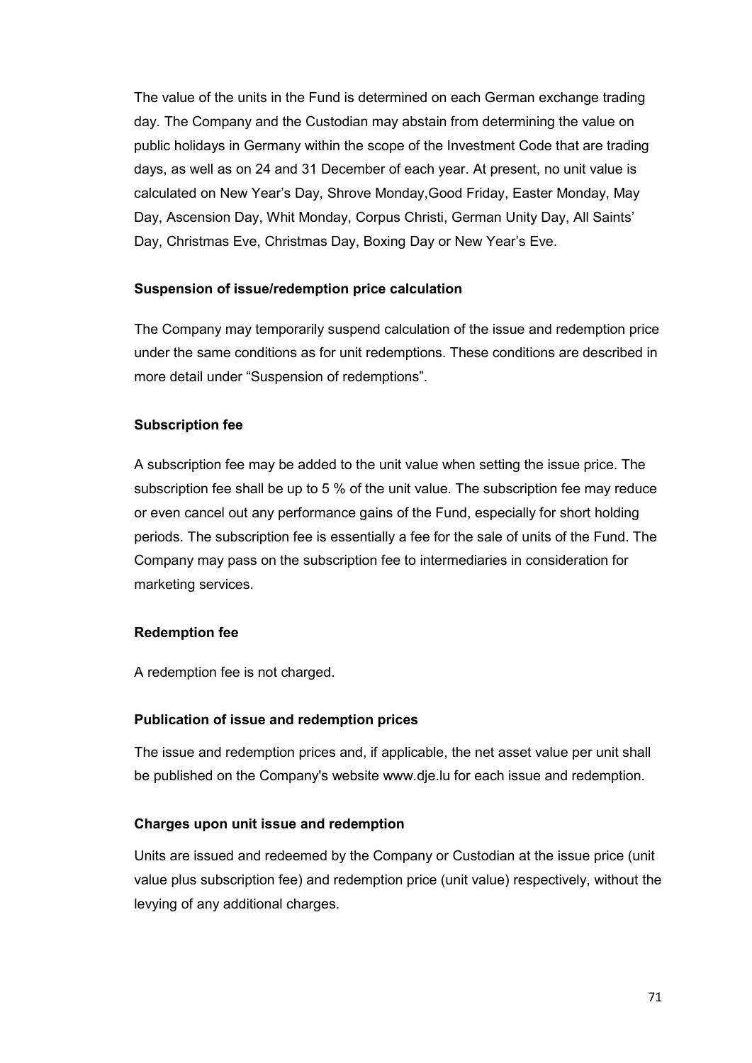The value of the units in the Fund is determined on each German exchange trading day. The Company and the Custodian may abstain from determining the value on public holidays in Germany within the scope of the Investment Code that are trading days, as well as on 24 and 31 December of each year. At present, no unit value is calculated on New Year's Day, Shrove Monday,Good Friday, Easter Monday, May Day, Ascension Day, Whit Monday, Corpus Christi, German Unity Day, All Saints' Day, Christmas Eve, Christmas Day, Boxing Day or New Year's Eve.

**Suspension of issue/redemption price calculation**

The Company may temporarily suspend calculation of the issue and redemption price under the same conditions as for unit redemptions. These conditions are described in more detail under "Suspension of redemptions".

**Subscription fee**

A subscription fee may be added to the unit value when setting the issue price. The subscription fee shall be up to 5 % of the unit value. The subscription fee may reduce or even cancel out any performance gains of the Fund, especially for short holding periods. The subscription fee is essentially a fee for the sale of units of the Fund. The Company may pass on the subscription fee to intermediaries in consideration for marketing services.

**Redemption fee**

A redemption fee is not charged.

**Publication of issue and redemption prices**

The issue and redemption prices and, if applicable, the net asset value per unit shall be published on the Company's website www.dje.lu for each issue and redemption.

**Charges upon unit issue and redemption**

Units are issued and redeemed by the Company or Custodian at the issue price (unit value plus subscription fee) and redemption price (unit value) respectively, without the levying of any additional charges.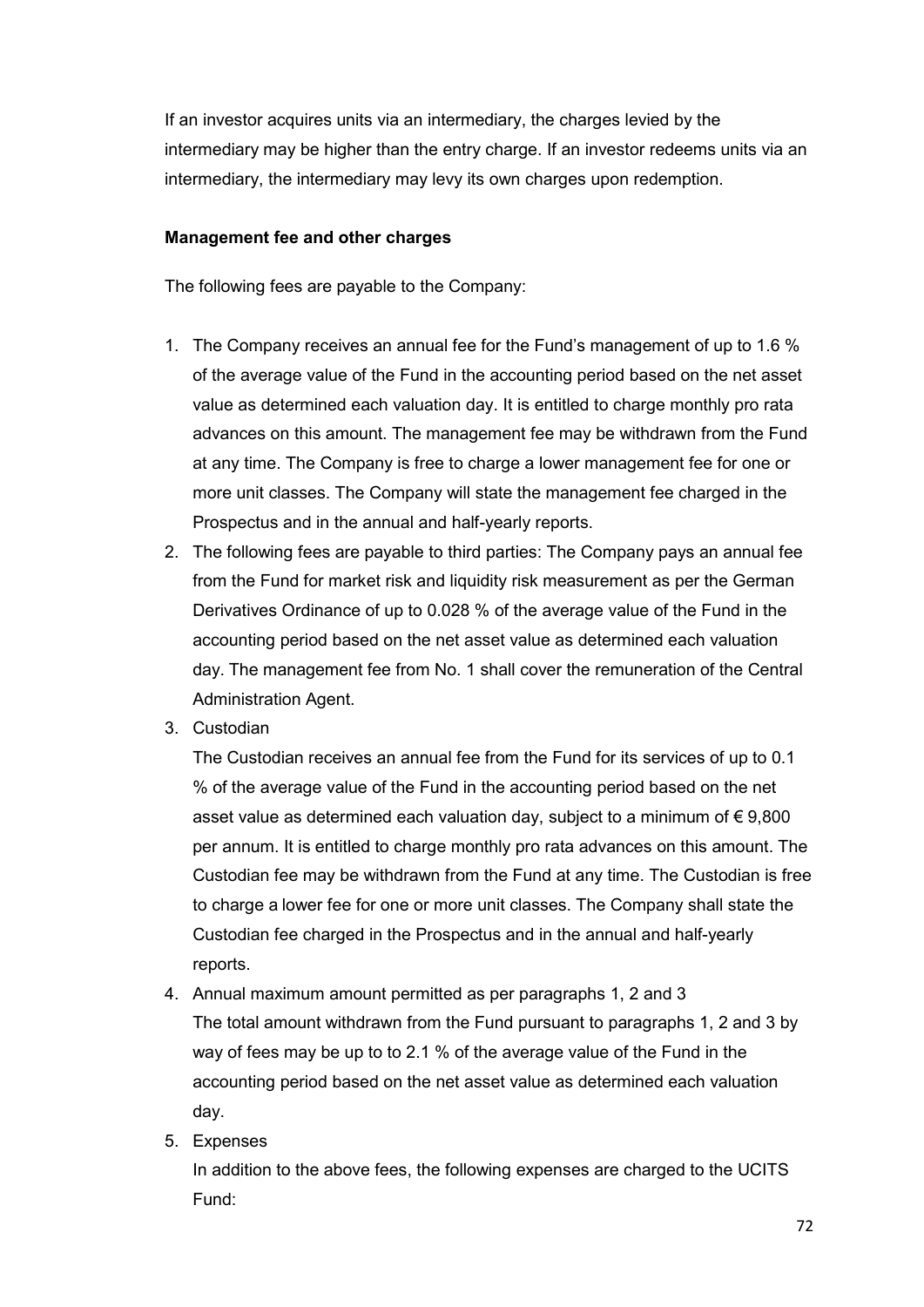If an investor acquires units via an intermediary, the charges levied by the intermediary may be higher than the entry charge. If an investor redeems units via an intermediary, the intermediary may levy its own charges upon redemption.

**Management fee and other charges**

The following fees are payable to the Company:

1. The Company receives an annual fee for the Fund's management of up to 1.6 % of the average value of the Fund in the accounting period based on the net asset value as determined each valuation day. It is entitled to charge monthly pro rata advances on this amount. The management fee may be withdrawn from the Fund at any time. The Company is free to charge a lower management fee for one or more unit classes. The Company will state the management fee charged in the Prospectus and in the annual and half-yearly reports.
2. The following fees are payable to third parties: The Company pays an annual fee from the Fund for market risk and liquidity risk measurement as per the German Derivatives Ordinance of up to 0.028 % of the average value of the Fund in the accounting period based on the net asset value as determined each valuation day. The management fee from No. 1 shall cover the remuneration of the Central Administration Agent.
3. Custodian
   The Custodian receives an annual fee from the Fund for its services of up to 0.1 % of the average value of the Fund in the accounting period based on the net asset value as determined each valuation day, subject to a minimum of € 9,800 per annum. It is entitled to charge monthly pro rata advances on this amount. The Custodian fee may be withdrawn from the Fund at any time. The Custodian is free to charge a lower fee for one or more unit classes. The Company shall state the Custodian fee charged in the Prospectus and in the annual and half-yearly reports.
4. Annual maximum amount permitted as per paragraphs 1, 2 and 3
   The total amount withdrawn from the Fund pursuant to paragraphs 1, 2 and 3 by way of fees may be up to to 2.1 % of the average value of the Fund in the accounting period based on the net asset value as determined each valuation day.
5. Expenses
   In addition to the above fees, the following expenses are charged to the UCITS Fund: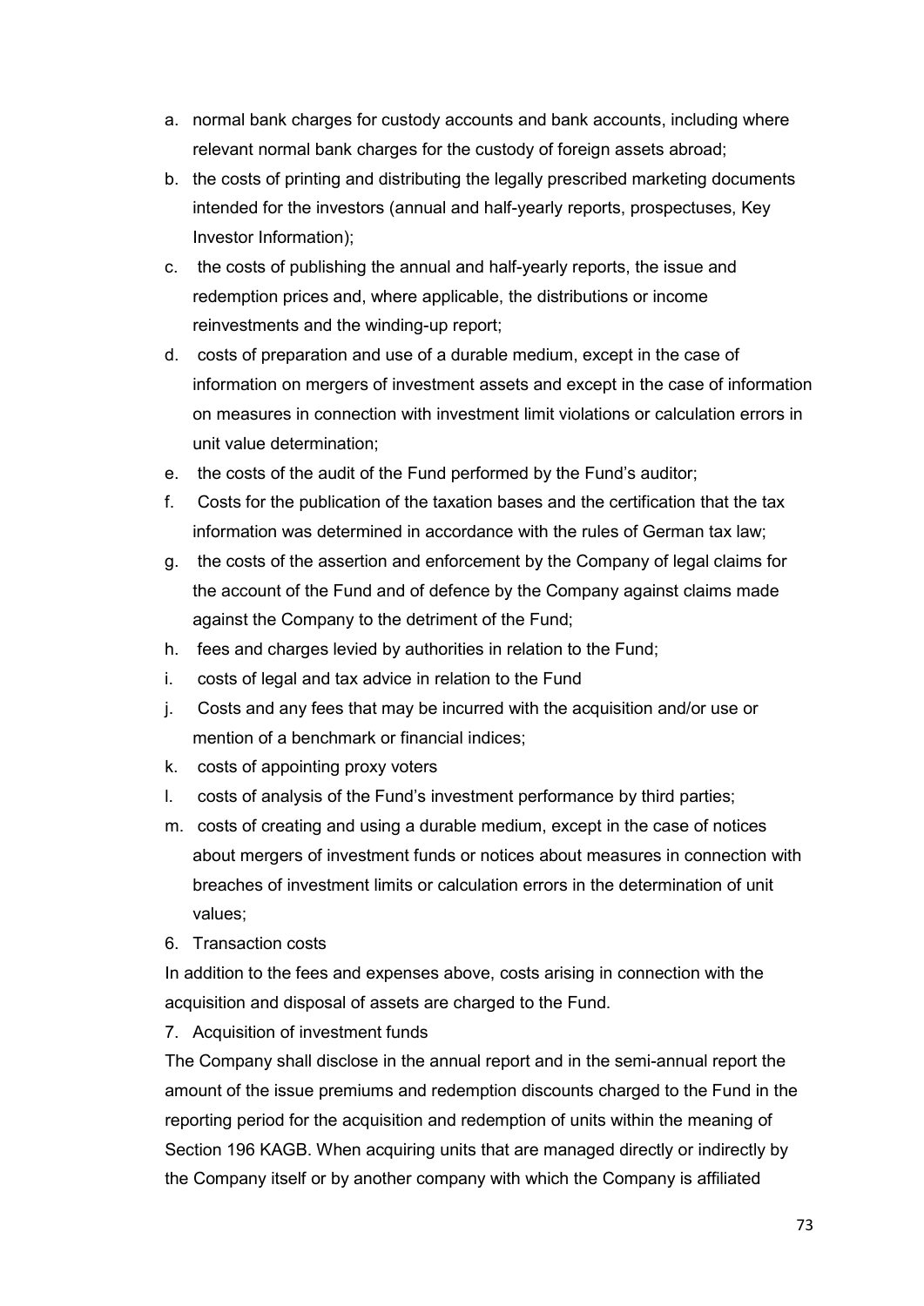a. normal bank charges for custody accounts and bank accounts, including where relevant normal bank charges for the custody of foreign assets abroad;
b. the costs of printing and distributing the legally prescribed marketing documents intended for the investors (annual and half-yearly reports, prospectuses, Key Investor Information);
c. the costs of publishing the annual and half-yearly reports, the issue and redemption prices and, where applicable, the distributions or income reinvestments and the winding-up report;
d. costs of preparation and use of a durable medium, except in the case of information on mergers of investment assets and except in the case of information on measures in connection with investment limit violations or calculation errors in unit value determination;
e. the costs of the audit of the Fund performed by the Fund's auditor;
f. Costs for the publication of the taxation bases and the certification that the tax information was determined in accordance with the rules of German tax law;
g. the costs of the assertion and enforcement by the Company of legal claims for the account of the Fund and of defence by the Company against claims made against the Company to the detriment of the Fund;
h. fees and charges levied by authorities in relation to the Fund;
i. costs of legal and tax advice in relation to the Fund
j. Costs and any fees that may be incurred with the acquisition and/or use or mention of a benchmark or financial indices;
k. costs of appointing proxy voters
l. costs of analysis of the Fund's investment performance by third parties;
m. costs of creating and using a durable medium, except in the case of notices about mergers of investment funds or notices about measures in connection with breaches of investment limits or calculation errors in the determination of unit values;

6. Transaction costs

In addition to the fees and expenses above, costs arising in connection with the acquisition and disposal of assets are charged to the Fund.

7. Acquisition of investment funds

The Company shall disclose in the annual report and in the semi-annual report the amount of the issue premiums and redemption discounts charged to the Fund in the reporting period for the acquisition and redemption of units within the meaning of Section 196 KAGB. When acquiring units that are managed directly or indirectly by the Company itself or by another company with which the Company is affiliated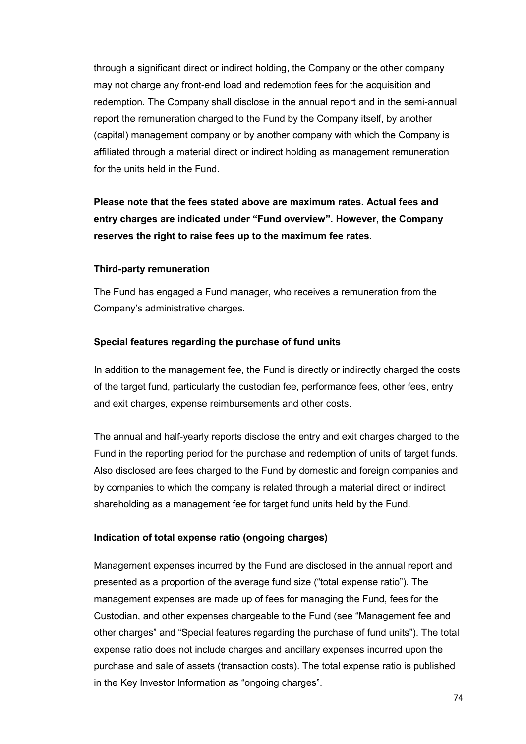through a significant direct or indirect holding, the Company or the other company may not charge any front-end load and redemption fees for the acquisition and redemption. The Company shall disclose in the annual report and in the semi-annual report the remuneration charged to the Fund by the Company itself, by another (capital) management company or by another company with which the Company is affiliated through a material direct or indirect holding as management remuneration for the units held in the Fund.

**Please note that the fees stated above are maximum rates. Actual fees and entry charges are indicated under "Fund overview". However, the Company reserves the right to raise fees up to the maximum fee rates.**

#### Third-party remuneration

The Fund has engaged a Fund manager, who receives a remuneration from the Company's administrative charges.

#### Special features regarding the purchase of fund units

In addition to the management fee, the Fund is directly or indirectly charged the costs of the target fund, particularly the custodian fee, performance fees, other fees, entry and exit charges, expense reimbursements and other costs.

The annual and half-yearly reports disclose the entry and exit charges charged to the Fund in the reporting period for the purchase and redemption of units of target funds. Also disclosed are fees charged to the Fund by domestic and foreign companies and by companies to which the company is related through a material direct or indirect shareholding as a management fee for target fund units held by the Fund.

#### Indication of total expense ratio (ongoing charges)

Management expenses incurred by the Fund are disclosed in the annual report and presented as a proportion of the average fund size ("total expense ratio"). The management expenses are made up of fees for managing the Fund, fees for the Custodian, and other expenses chargeable to the Fund (see "Management fee and other charges" and "Special features regarding the purchase of fund units"). The total expense ratio does not include charges and ancillary expenses incurred upon the purchase and sale of assets (transaction costs). The total expense ratio is published in the Key Investor Information as "ongoing charges".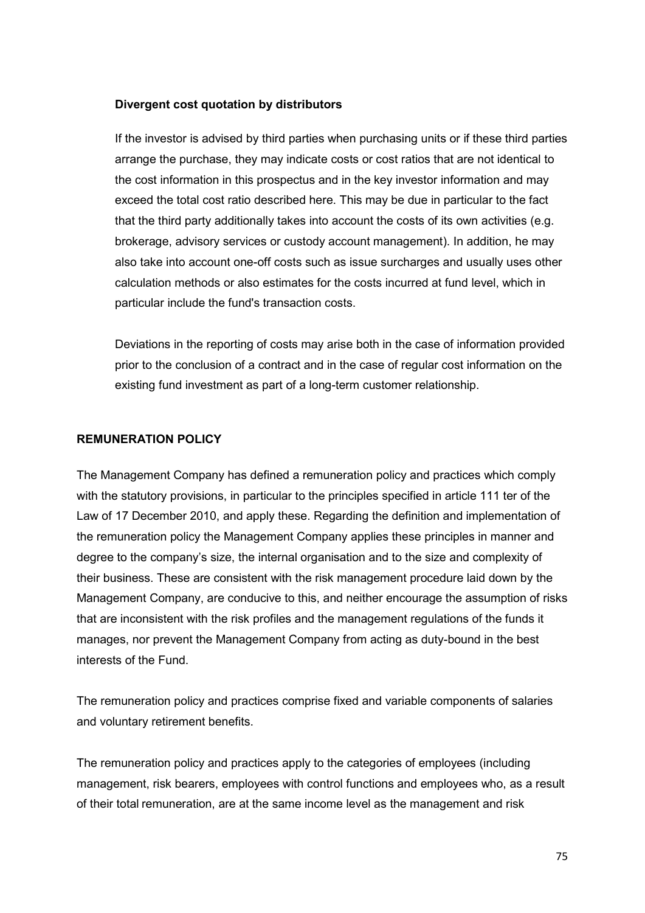**Divergent cost quotation by distributors**

If the investor is advised by third parties when purchasing units or if these third parties arrange the purchase, they may indicate costs or cost ratios that are not identical to the cost information in this prospectus and in the key investor information and may exceed the total cost ratio described here. This may be due in particular to the fact that the third party additionally takes into account the costs of its own activities (e.g. brokerage, advisory services or custody account management). In addition, he may also take into account one-off costs such as issue surcharges and usually uses other calculation methods or also estimates for the costs incurred at fund level, which in particular include the fund's transaction costs.

Deviations in the reporting of costs may arise both in the case of information provided prior to the conclusion of a contract and in the case of regular cost information on the existing fund investment as part of a long-term customer relationship.

## REMUNERATION POLICY

The Management Company has defined a remuneration policy and practices which comply with the statutory provisions, in particular to the principles specified in article 111 ter of the Law of 17 December 2010, and apply these. Regarding the definition and implementation of the remuneration policy the Management Company applies these principles in manner and degree to the company's size, the internal organisation and to the size and complexity of their business. These are consistent with the risk management procedure laid down by the Management Company, are conducive to this, and neither encourage the assumption of risks that are inconsistent with the risk profiles and the management regulations of the funds it manages, nor prevent the Management Company from acting as duty-bound in the best interests of the Fund.

The remuneration policy and practices comprise fixed and variable components of salaries and voluntary retirement benefits.

The remuneration policy and practices apply to the categories of employees (including management, risk bearers, employees with control functions and employees who, as a result of their total remuneration, are at the same income level as the management and risk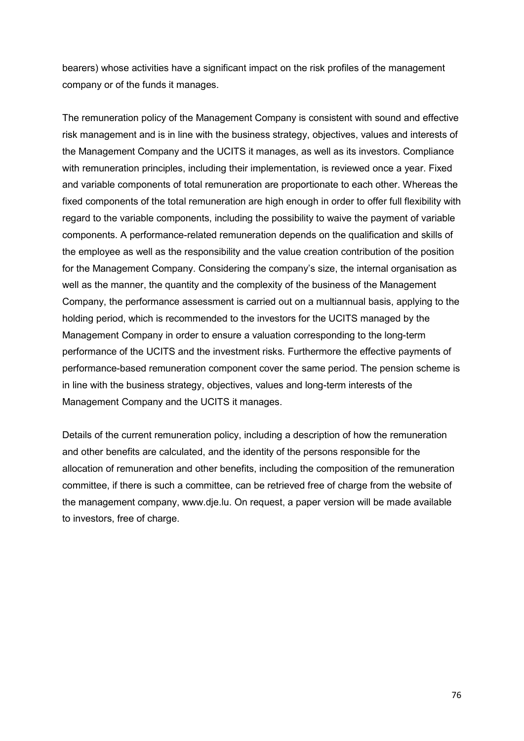bearers) whose activities have a significant impact on the risk profiles of the management company or of the funds it manages.

The remuneration policy of the Management Company is consistent with sound and effective risk management and is in line with the business strategy, objectives, values and interests of the Management Company and the UCITS it manages, as well as its investors. Compliance with remuneration principles, including their implementation, is reviewed once a year. Fixed and variable components of total remuneration are proportionate to each other. Whereas the fixed components of the total remuneration are high enough in order to offer full flexibility with regard to the variable components, including the possibility to waive the payment of variable components. A performance-related remuneration depends on the qualification and skills of the employee as well as the responsibility and the value creation contribution of the position for the Management Company. Considering the company's size, the internal organisation as well as the manner, the quantity and the complexity of the business of the Management Company, the performance assessment is carried out on a multiannual basis, applying to the holding period, which is recommended to the investors for the UCITS managed by the Management Company in order to ensure a valuation corresponding to the long-term performance of the UCITS and the investment risks. Furthermore the effective payments of performance-based remuneration component cover the same period. The pension scheme is in line with the business strategy, objectives, values and long-term interests of the Management Company and the UCITS it manages.

Details of the current remuneration policy, including a description of how the remuneration and other benefits are calculated, and the identity of the persons responsible for the allocation of remuneration and other benefits, including the composition of the remuneration committee, if there is such a committee, can be retrieved free of charge from the website of the management company, www.dje.lu. On request, a paper version will be made available to investors, free of charge.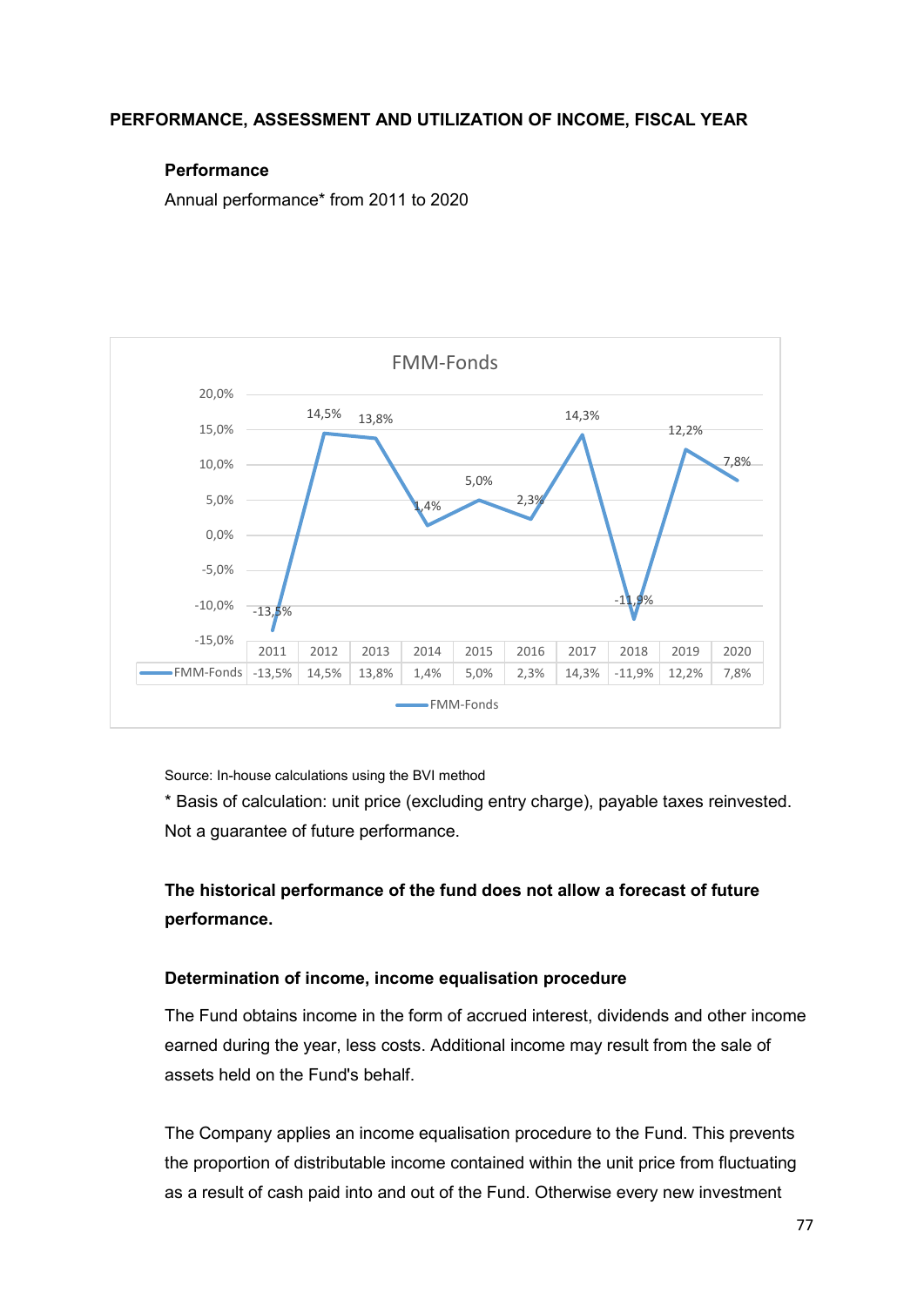**PERFORMANCE, ASSESSMENT AND UTILIZATION OF INCOME, FISCAL YEAR**

**Performance**

Annual performance* from 2011 to 2020

FMM-Fonds

20,0%
15,0%
10,0%
5,0%
0,0%
-5,0%
-10,0%
-15,0%

-13,5%
14,5%
13,8%
1,4%
5,0%
2,3%
14,3%
-11,9%
12,2%
7,8%

2011 2012 2013 2014 2015 2016 2017 2018 2019 2020

FMM-Fonds -13,5% 14,5% 13,8% 1,4% 5,0% 2,3% 14,3% -11,9% 12,2% 7,8%

FMM-Fonds

Source: In-house calculations using the BVI method

* Basis of calculation: unit price (excluding entry charge), payable taxes reinvested. Not a guarantee of future performance.

**The historical performance of the fund does not allow a forecast of future performance.**

**Determination of income, income equalisation procedure**

The Fund obtains income in the form of accrued interest, dividends and other income earned during the year, less costs. Additional income may result from the sale of assets held on the Fund's behalf.

The Company applies an income equalisation procedure to the Fund. This prevents the proportion of distributable income contained within the unit price from fluctuating as a result of cash paid into and out of the Fund. Otherwise every new investment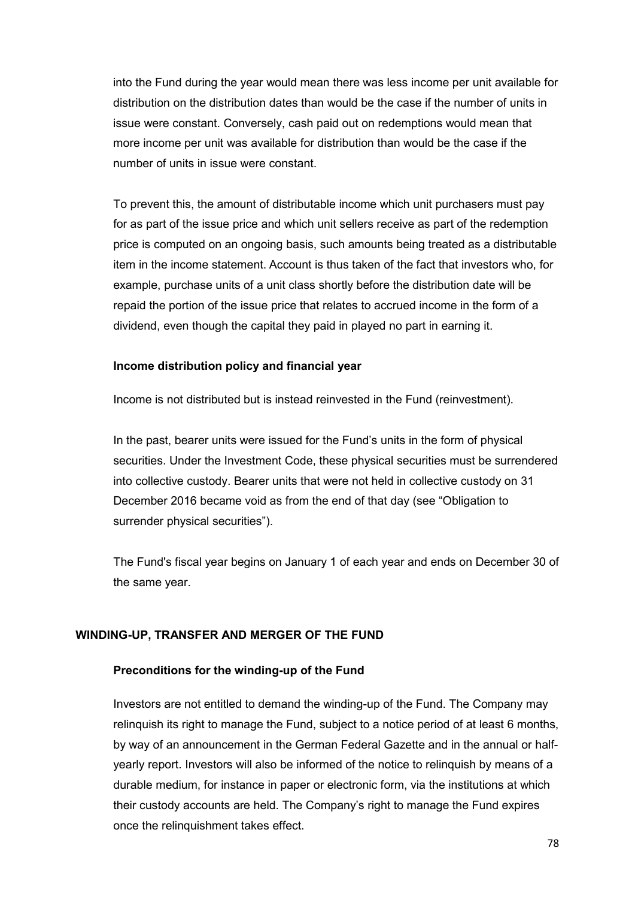into the Fund during the year would mean there was less income per unit available for distribution on the distribution dates than would be the case if the number of units in issue were constant. Conversely, cash paid out on redemptions would mean that more income per unit was available for distribution than would be the case if the number of units in issue were constant.

To prevent this, the amount of distributable income which unit purchasers must pay for as part of the issue price and which unit sellers receive as part of the redemption price is computed on an ongoing basis, such amounts being treated as a distributable item in the income statement. Account is thus taken of the fact that investors who, for example, purchase units of a unit class shortly before the distribution date will be repaid the portion of the issue price that relates to accrued income in the form of a dividend, even though the capital they paid in played no part in earning it.

### Income distribution policy and financial year

Income is not distributed but is instead reinvested in the Fund (reinvestment).

In the past, bearer units were issued for the Fund's units in the form of physical securities. Under the Investment Code, these physical securities must be surrendered into collective custody. Bearer units that were not held in collective custody on 31 December 2016 became void as from the end of that day (see "Obligation to surrender physical securities").

The Fund's fiscal year begins on January 1 of each year and ends on December 30 of the same year.

## WINDING-UP, TRANSFER AND MERGER OF THE FUND

### Preconditions for the winding-up of the Fund

Investors are not entitled to demand the winding-up of the Fund. The Company may relinquish its right to manage the Fund, subject to a notice period of at least 6 months, by way of an announcement in the German Federal Gazette and in the annual or half-yearly report. Investors will also be informed of the notice to relinquish by means of a durable medium, for instance in paper or electronic form, via the institutions at which their custody accounts are held. The Company's right to manage the Fund expires once the relinquishment takes effect.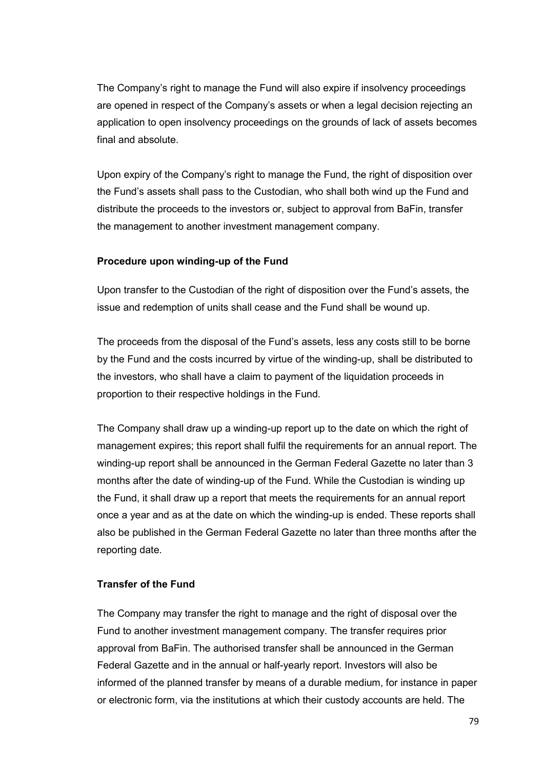The Company’s right to manage the Fund will also expire if insolvency proceedings are opened in respect of the Company’s assets or when a legal decision rejecting an application to open insolvency proceedings on the grounds of lack of assets becomes final and absolute.

Upon expiry of the Company’s right to manage the Fund, the right of disposition over the Fund’s assets shall pass to the Custodian, who shall both wind up the Fund and distribute the proceeds to the investors or, subject to approval from BaFin, transfer the management to another investment management company.

**Procedure upon winding-up of the Fund**

Upon transfer to the Custodian of the right of disposition over the Fund’s assets, the issue and redemption of units shall cease and the Fund shall be wound up.

The proceeds from the disposal of the Fund’s assets, less any costs still to be borne by the Fund and the costs incurred by virtue of the winding-up, shall be distributed to the investors, who shall have a claim to payment of the liquidation proceeds in proportion to their respective holdings in the Fund.

The Company shall draw up a winding-up report up to the date on which the right of management expires; this report shall fulfil the requirements for an annual report. The winding-up report shall be announced in the German Federal Gazette no later than 3 months after the date of winding-up of the Fund. While the Custodian is winding up the Fund, it shall draw up a report that meets the requirements for an annual report once a year and as at the date on which the winding-up is ended. These reports shall also be published in the German Federal Gazette no later than three months after the reporting date.

**Transfer of the Fund**

The Company may transfer the right to manage and the right of disposal over the Fund to another investment management company. The transfer requires prior approval from BaFin. The authorised transfer shall be announced in the German Federal Gazette and in the annual or half-yearly report. Investors will also be informed of the planned transfer by means of a durable medium, for instance in paper or electronic form, via the institutions at which their custody accounts are held. The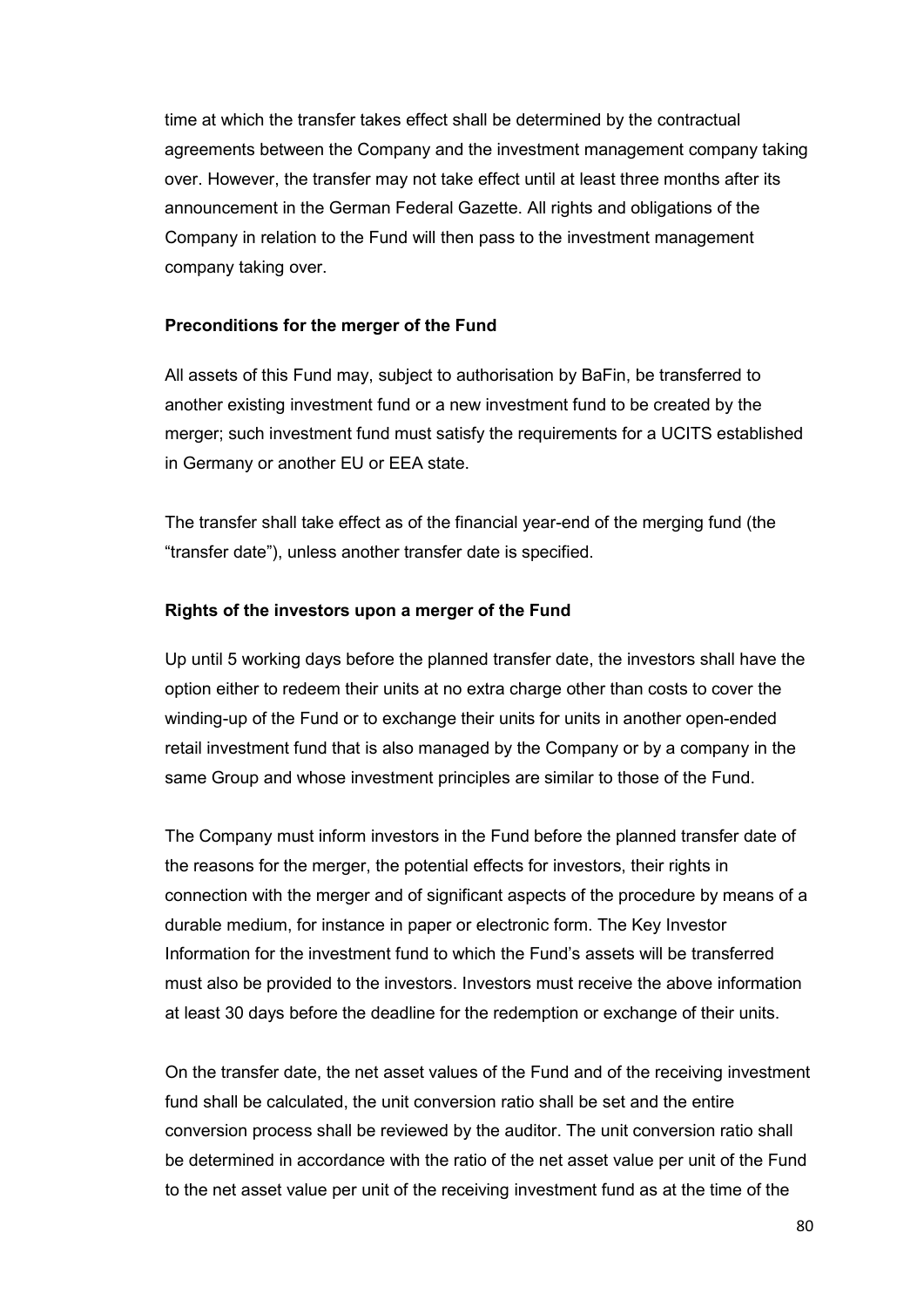time at which the transfer takes effect shall be determined by the contractual agreements between the Company and the investment management company taking over. However, the transfer may not take effect until at least three months after its announcement in the German Federal Gazette. All rights and obligations of the Company in relation to the Fund will then pass to the investment management company taking over.

**Preconditions for the merger of the Fund**

All assets of this Fund may, subject to authorisation by BaFin, be transferred to another existing investment fund or a new investment fund to be created by the merger; such investment fund must satisfy the requirements for a UCITS established in Germany or another EU or EEA state.

The transfer shall take effect as of the financial year-end of the merging fund (the “transfer date”), unless another transfer date is specified.

**Rights of the investors upon a merger of the Fund**

Up until 5 working days before the planned transfer date, the investors shall have the option either to redeem their units at no extra charge other than costs to cover the winding-up of the Fund or to exchange their units for units in another open-ended retail investment fund that is also managed by the Company or by a company in the same Group and whose investment principles are similar to those of the Fund.

The Company must inform investors in the Fund before the planned transfer date of the reasons for the merger, the potential effects for investors, their rights in connection with the merger and of significant aspects of the procedure by means of a durable medium, for instance in paper or electronic form. The Key Investor Information for the investment fund to which the Fund’s assets will be transferred must also be provided to the investors. Investors must receive the above information at least 30 days before the deadline for the redemption or exchange of their units.

On the transfer date, the net asset values of the Fund and of the receiving investment fund shall be calculated, the unit conversion ratio shall be set and the entire conversion process shall be reviewed by the auditor. The unit conversion ratio shall be determined in accordance with the ratio of the net asset value per unit of the Fund to the net asset value per unit of the receiving investment fund as at the time of the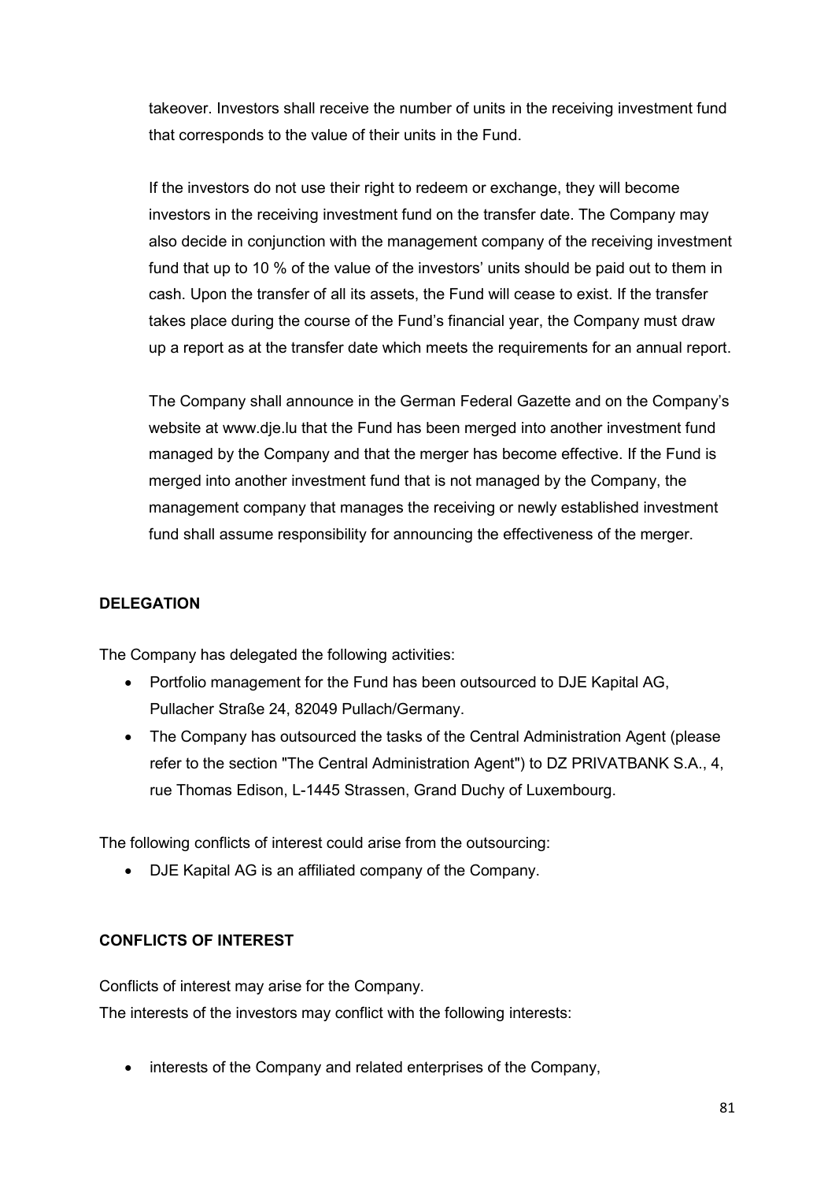takeover. Investors shall receive the number of units in the receiving investment fund that corresponds to the value of their units in the Fund.

If the investors do not use their right to redeem or exchange, they will become investors in the receiving investment fund on the transfer date. The Company may also decide in conjunction with the management company of the receiving investment fund that up to 10 % of the value of the investors' units should be paid out to them in cash. Upon the transfer of all its assets, the Fund will cease to exist. If the transfer takes place during the course of the Fund's financial year, the Company must draw up a report as at the transfer date which meets the requirements for an annual report.

The Company shall announce in the German Federal Gazette and on the Company's website at www.dje.lu that the Fund has been merged into another investment fund managed by the Company and that the merger has become effective. If the Fund is merged into another investment fund that is not managed by the Company, the management company that manages the receiving or newly established investment fund shall assume responsibility for announcing the effectiveness of the merger.

## DELEGATION

The Company has delegated the following activities:

- Portfolio management for the Fund has been outsourced to DJE Kapital AG, Pullacher Straße 24, 82049 Pullach/Germany.
- The Company has outsourced the tasks of the Central Administration Agent (please refer to the section "The Central Administration Agent") to DZ PRIVATBANK S.A., 4, rue Thomas Edison, L-1445 Strassen, Grand Duchy of Luxembourg.

The following conflicts of interest could arise from the outsourcing:

- DJE Kapital AG is an affiliated company of the Company.

## CONFLICTS OF INTEREST

Conflicts of interest may arise for the Company.
The interests of the investors may conflict with the following interests:

- interests of the Company and related enterprises of the Company,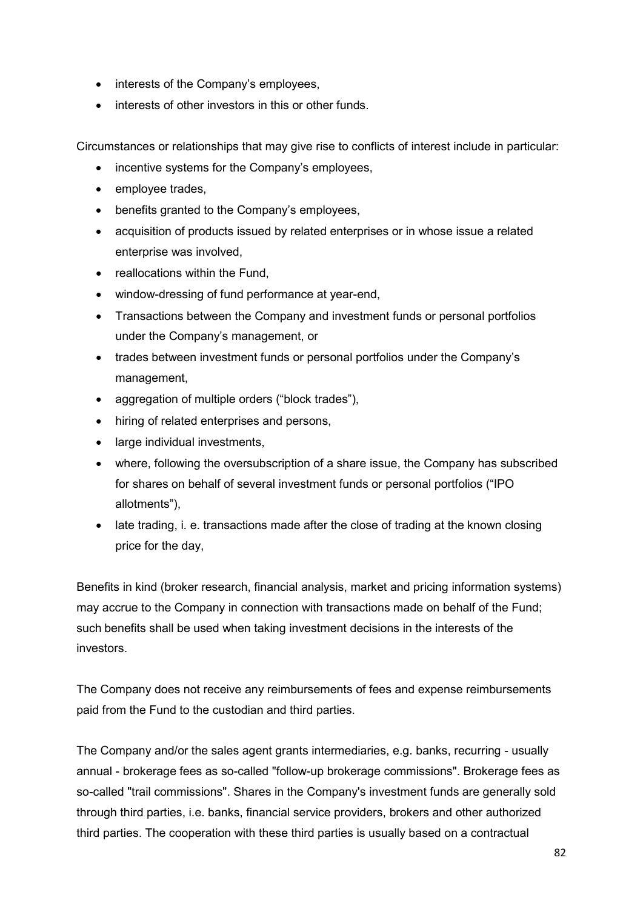- interests of the Company's employees,
- interests of other investors in this or other funds.

Circumstances or relationships that may give rise to conflicts of interest include in particular:

- incentive systems for the Company's employees,
- employee trades,
- benefits granted to the Company's employees,
- acquisition of products issued by related enterprises or in whose issue a related enterprise was involved,
- reallocations within the Fund,
- window-dressing of fund performance at year-end,
- Transactions between the Company and investment funds or personal portfolios under the Company's management, or
- trades between investment funds or personal portfolios under the Company's management,
- aggregation of multiple orders ("block trades"),
- hiring of related enterprises and persons,
- large individual investments,
- where, following the oversubscription of a share issue, the Company has subscribed for shares on behalf of several investment funds or personal portfolios ("IPO allotments"),
- late trading, i. e. transactions made after the close of trading at the known closing price for the day,

Benefits in kind (broker research, financial analysis, market and pricing information systems) may accrue to the Company in connection with transactions made on behalf of the Fund; such benefits shall be used when taking investment decisions in the interests of the investors.

The Company does not receive any reimbursements of fees and expense reimbursements paid from the Fund to the custodian and third parties.

The Company and/or the sales agent grants intermediaries, e.g. banks, recurring - usually annual - brokerage fees as so-called "follow-up brokerage commissions". Brokerage fees as so-called "trail commissions". Shares in the Company's investment funds are generally sold through third parties, i.e. banks, financial service providers, brokers and other authorized third parties. The cooperation with these third parties is usually based on a contractual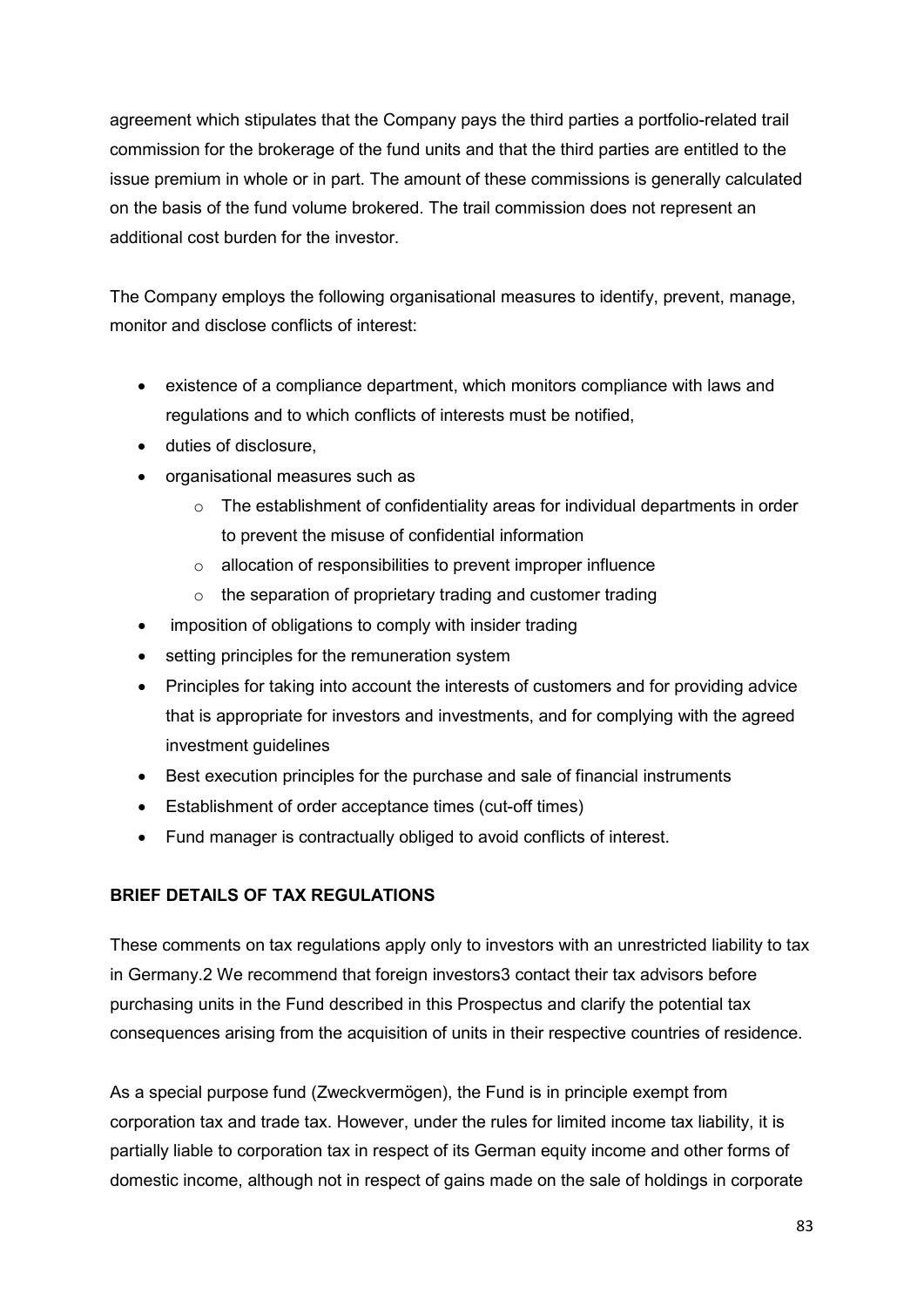agreement which stipulates that the Company pays the third parties a portfolio-related trail commission for the brokerage of the fund units and that the third parties are entitled to the issue premium in whole or in part. The amount of these commissions is generally calculated on the basis of the fund volume brokered. The trail commission does not represent an additional cost burden for the investor.

The Company employs the following organisational measures to identify, prevent, manage, monitor and disclose conflicts of interest:

- existence of a compliance department, which monitors compliance with laws and regulations and to which conflicts of interests must be notified,
- duties of disclosure,
- organisational measures such as
  - The establishment of confidentiality areas for individual departments in order to prevent the misuse of confidential information
  - allocation of responsibilities to prevent improper influence
  - the separation of proprietary trading and customer trading
- imposition of obligations to comply with insider trading
- setting principles for the remuneration system
- Principles for taking into account the interests of customers and for providing advice that is appropriate for investors and investments, and for complying with the agreed investment guidelines
- Best execution principles for the purchase and sale of financial instruments
- Establishment of order acceptance times (cut-off times)
- Fund manager is contractually obliged to avoid conflicts of interest.

## BRIEF DETAILS OF TAX REGULATIONS

These comments on tax regulations apply only to investors with an unrestricted liability to tax in Germany.[2] We recommend that foreign investors[3] contact their tax advisors before purchasing units in the Fund described in this Prospectus and clarify the potential tax consequences arising from the acquisition of units in their respective countries of residence.

As a special purpose fund (Zweckvermögen), the Fund is in principle exempt from corporation tax and trade tax. However, under the rules for limited income tax liability, it is partially liable to corporation tax in respect of its German equity income and other forms of domestic income, although not in respect of gains made on the sale of holdings in corporate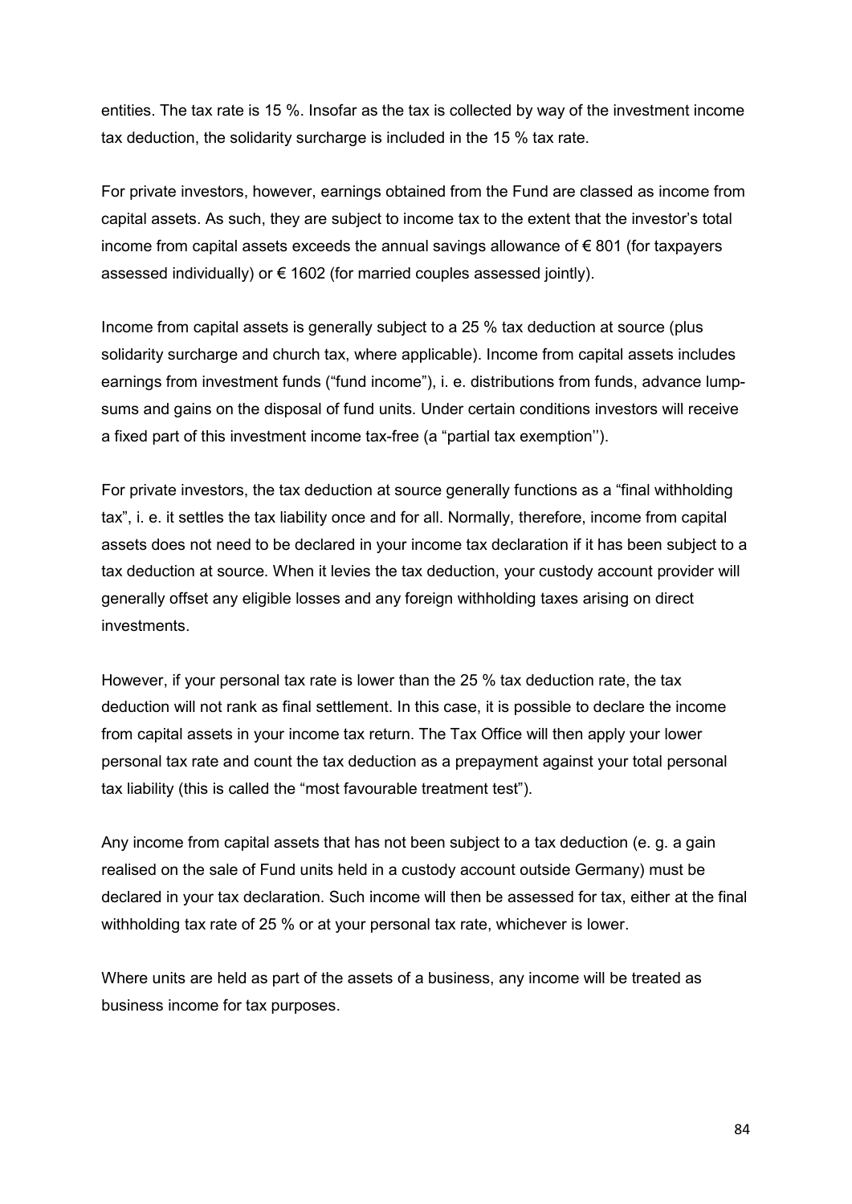entities. The tax rate is 15 %. Insofar as the tax is collected by way of the investment income tax deduction, the solidarity surcharge is included in the 15 % tax rate.

For private investors, however, earnings obtained from the Fund are classed as income from capital assets. As such, they are subject to income tax to the extent that the investor's total income from capital assets exceeds the annual savings allowance of € 801 (for taxpayers assessed individually) or € 1602 (for married couples assessed jointly).

Income from capital assets is generally subject to a 25 % tax deduction at source (plus solidarity surcharge and church tax, where applicable). Income from capital assets includes earnings from investment funds ("fund income"), i. e. distributions from funds, advance lump-sums and gains on the disposal of fund units. Under certain conditions investors will receive a fixed part of this investment income tax-free (a "partial tax exemption'').

For private investors, the tax deduction at source generally functions as a "final withholding tax", i. e. it settles the tax liability once and for all. Normally, therefore, income from capital assets does not need to be declared in your income tax declaration if it has been subject to a tax deduction at source. When it levies the tax deduction, your custody account provider will generally offset any eligible losses and any foreign withholding taxes arising on direct investments.

However, if your personal tax rate is lower than the 25 % tax deduction rate, the tax deduction will not rank as final settlement. In this case, it is possible to declare the income from capital assets in your income tax return. The Tax Office will then apply your lower personal tax rate and count the tax deduction as a prepayment against your total personal tax liability (this is called the "most favourable treatment test").

Any income from capital assets that has not been subject to a tax deduction (e. g. a gain realised on the sale of Fund units held in a custody account outside Germany) must be declared in your tax declaration. Such income will then be assessed for tax, either at the final withholding tax rate of 25 % or at your personal tax rate, whichever is lower.

Where units are held as part of the assets of a business, any income will be treated as business income for tax purposes.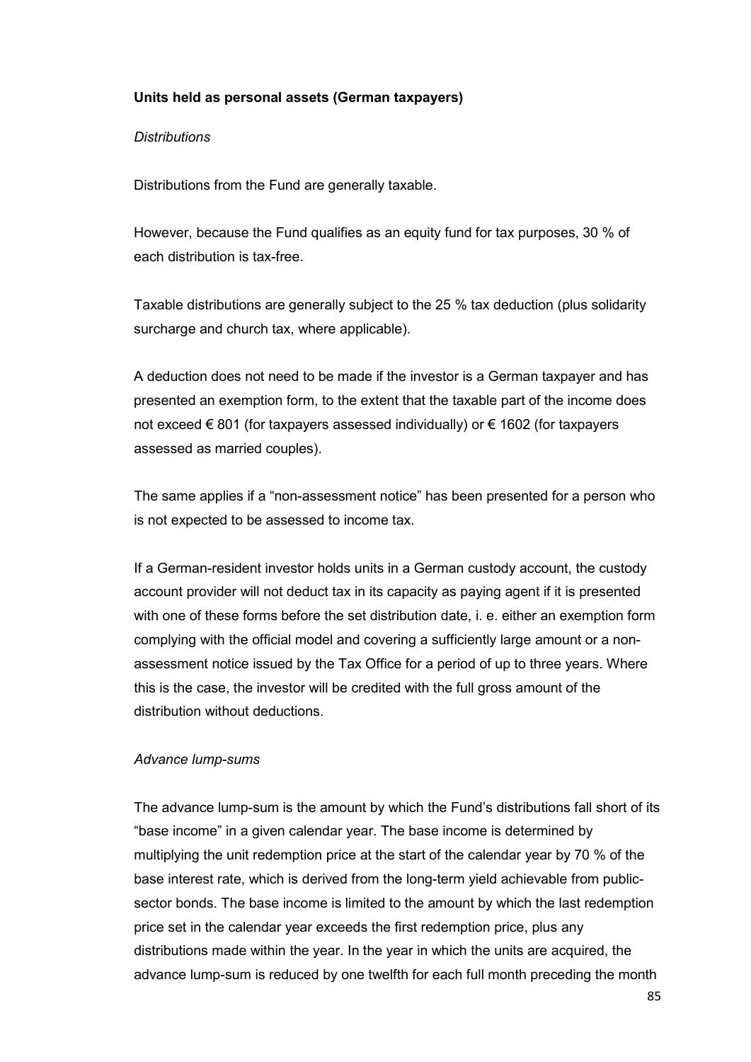**Units held as personal assets (German taxpayers)**

*Distributions*

Distributions from the Fund are generally taxable.

However, because the Fund qualifies as an equity fund for tax purposes, 30 % of each distribution is tax-free.

Taxable distributions are generally subject to the 25 % tax deduction (plus solidarity surcharge and church tax, where applicable).

A deduction does not need to be made if the investor is a German taxpayer and has presented an exemption form, to the extent that the taxable part of the income does not exceed € 801 (for taxpayers assessed individually) or € 1602 (for taxpayers assessed as married couples).

The same applies if a "non-assessment notice" has been presented for a person who is not expected to be assessed to income tax.

If a German-resident investor holds units in a German custody account, the custody account provider will not deduct tax in its capacity as paying agent if it is presented with one of these forms before the set distribution date, i. e. either an exemption form complying with the official model and covering a sufficiently large amount or a non-assessment notice issued by the Tax Office for a period of up to three years. Where this is the case, the investor will be credited with the full gross amount of the distribution without deductions.

*Advance lump-sums*

The advance lump-sum is the amount by which the Fund's distributions fall short of its "base income" in a given calendar year. The base income is determined by multiplying the unit redemption price at the start of the calendar year by 70 % of the base interest rate, which is derived from the long-term yield achievable from public-sector bonds. The base income is limited to the amount by which the last redemption price set in the calendar year exceeds the first redemption price, plus any distributions made within the year. In the year in which the units are acquired, the advance lump-sum is reduced by one twelfth for each full month preceding the month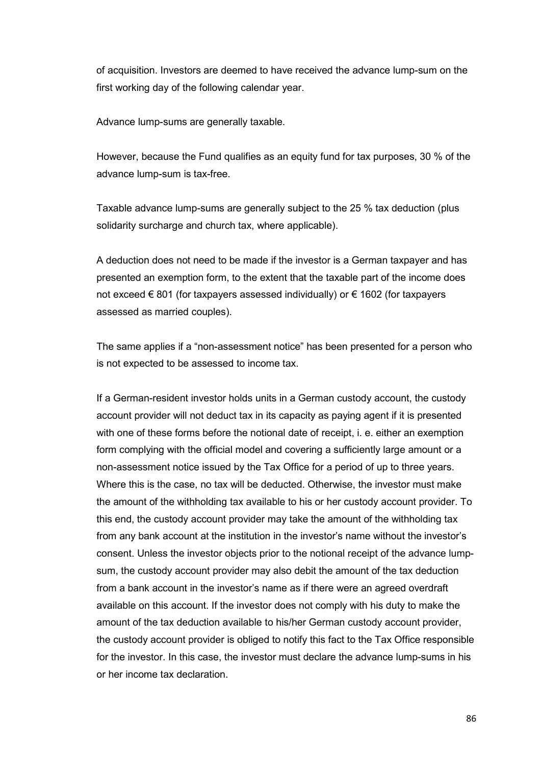of acquisition. Investors are deemed to have received the advance lump-sum on the first working day of the following calendar year.

Advance lump-sums are generally taxable.

However, because the Fund qualifies as an equity fund for tax purposes, 30 % of the advance lump-sum is tax-free.

Taxable advance lump-sums are generally subject to the 25 % tax deduction (plus solidarity surcharge and church tax, where applicable).

A deduction does not need to be made if the investor is a German taxpayer and has presented an exemption form, to the extent that the taxable part of the income does not exceed € 801 (for taxpayers assessed individually) or € 1602 (for taxpayers assessed as married couples).

The same applies if a “non-assessment notice” has been presented for a person who is not expected to be assessed to income tax.

If a German-resident investor holds units in a German custody account, the custody account provider will not deduct tax in its capacity as paying agent if it is presented with one of these forms before the notional date of receipt, i. e. either an exemption form complying with the official model and covering a sufficiently large amount or a non-assessment notice issued by the Tax Office for a period of up to three years. Where this is the case, no tax will be deducted. Otherwise, the investor must make the amount of the withholding tax available to his or her custody account provider. To this end, the custody account provider may take the amount of the withholding tax from any bank account at the institution in the investor’s name without the investor’s consent. Unless the investor objects prior to the notional receipt of the advance lump-sum, the custody account provider may also debit the amount of the tax deduction from a bank account in the investor’s name as if there were an agreed overdraft available on this account. If the investor does not comply with his duty to make the amount of the tax deduction available to his/her German custody account provider, the custody account provider is obliged to notify this fact to the Tax Office responsible for the investor. In this case, the investor must declare the advance lump-sums in his or her income tax declaration.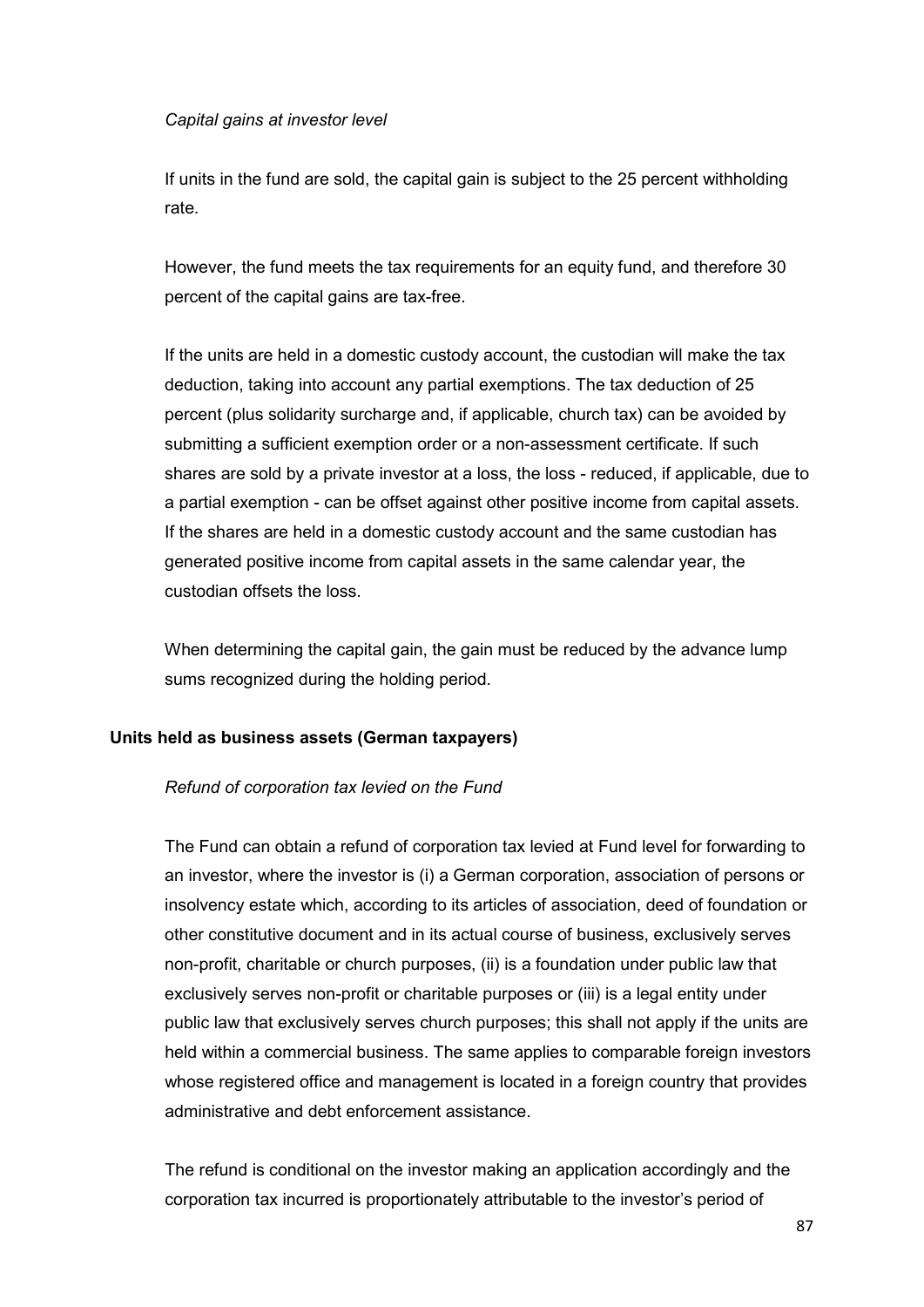*Capital gains at investor level*

If units in the fund are sold, the capital gain is subject to the 25 percent withholding rate.

However, the fund meets the tax requirements for an equity fund, and therefore 30 percent of the capital gains are tax-free.

If the units are held in a domestic custody account, the custodian will make the tax deduction, taking into account any partial exemptions. The tax deduction of 25 percent (plus solidarity surcharge and, if applicable, church tax) can be avoided by submitting a sufficient exemption order or a non-assessment certificate. If such shares are sold by a private investor at a loss, the loss - reduced, if applicable, due to a partial exemption - can be offset against other positive income from capital assets. If the shares are held in a domestic custody account and the same custodian has generated positive income from capital assets in the same calendar year, the custodian offsets the loss.

When determining the capital gain, the gain must be reduced by the advance lump sums recognized during the holding period.

**Units held as business assets (German taxpayers)**

*Refund of corporation tax levied on the Fund*

The Fund can obtain a refund of corporation tax levied at Fund level for forwarding to an investor, where the investor is (i) a German corporation, association of persons or insolvency estate which, according to its articles of association, deed of foundation or other constitutive document and in its actual course of business, exclusively serves non-profit, charitable or church purposes, (ii) is a foundation under public law that exclusively serves non-profit or charitable purposes or (iii) is a legal entity under public law that exclusively serves church purposes; this shall not apply if the units are held within a commercial business. The same applies to comparable foreign investors whose registered office and management is located in a foreign country that provides administrative and debt enforcement assistance.

The refund is conditional on the investor making an application accordingly and the corporation tax incurred is proportionately attributable to the investor's period of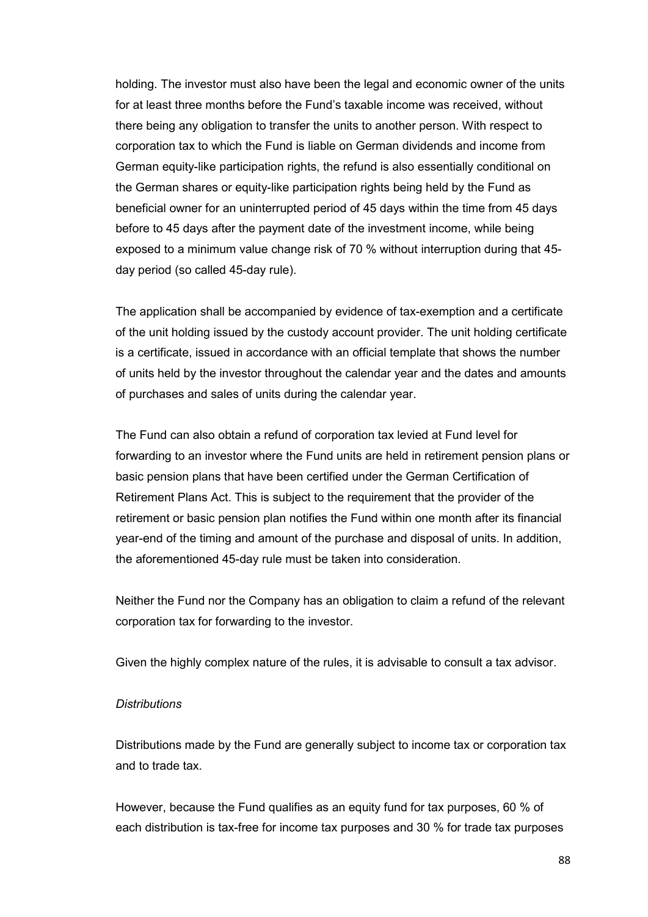holding. The investor must also have been the legal and economic owner of the units for at least three months before the Fund's taxable income was received, without there being any obligation to transfer the units to another person. With respect to corporation tax to which the Fund is liable on German dividends and income from German equity-like participation rights, the refund is also essentially conditional on the German shares or equity-like participation rights being held by the Fund as beneficial owner for an uninterrupted period of 45 days within the time from 45 days before to 45 days after the payment date of the investment income, while being exposed to a minimum value change risk of 70 % without interruption during that 45-day period (so called 45-day rule).

The application shall be accompanied by evidence of tax-exemption and a certificate of the unit holding issued by the custody account provider. The unit holding certificate is a certificate, issued in accordance with an official template that shows the number of units held by the investor throughout the calendar year and the dates and amounts of purchases and sales of units during the calendar year.

The Fund can also obtain a refund of corporation tax levied at Fund level for forwarding to an investor where the Fund units are held in retirement pension plans or basic pension plans that have been certified under the German Certification of Retirement Plans Act. This is subject to the requirement that the provider of the retirement or basic pension plan notifies the Fund within one month after its financial year-end of the timing and amount of the purchase and disposal of units. In addition, the aforementioned 45-day rule must be taken into consideration.

Neither the Fund nor the Company has an obligation to claim a refund of the relevant corporation tax for forwarding to the investor.

Given the highly complex nature of the rules, it is advisable to consult a tax advisor.

*Distributions*

Distributions made by the Fund are generally subject to income tax or corporation tax and to trade tax.

However, because the Fund qualifies as an equity fund for tax purposes, 60 % of each distribution is tax-free for income tax purposes and 30 % for trade tax purposes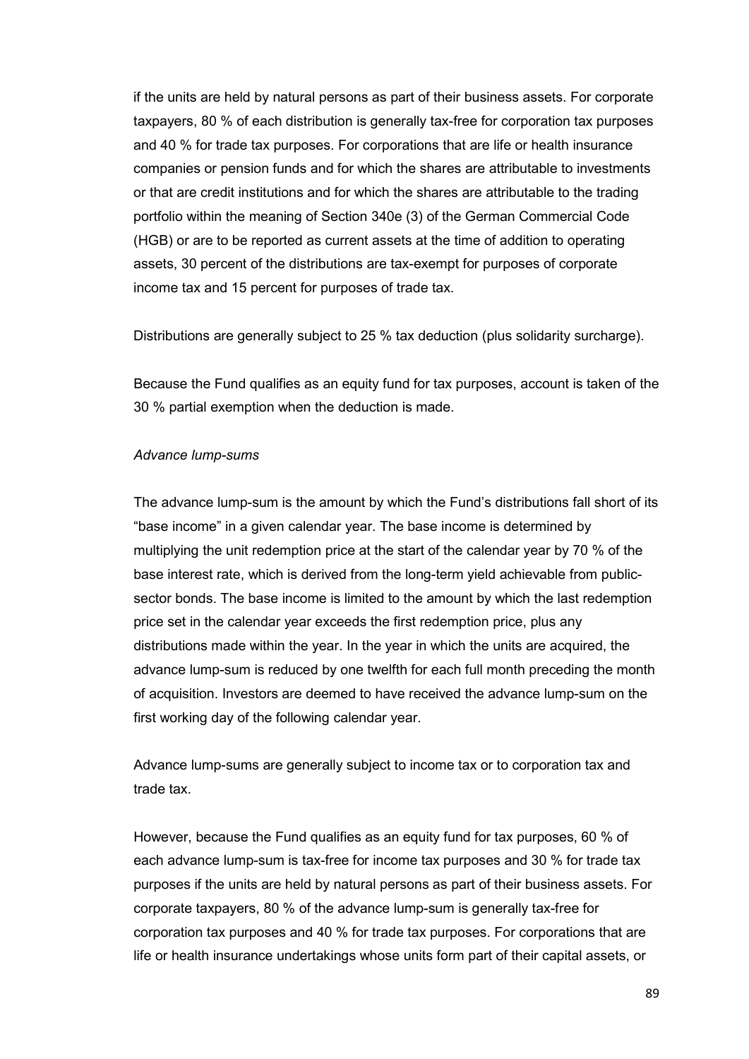if the units are held by natural persons as part of their business assets. For corporate taxpayers, 80 % of each distribution is generally tax-free for corporation tax purposes and 40 % for trade tax purposes. For corporations that are life or health insurance companies or pension funds and for which the shares are attributable to investments or that are credit institutions and for which the shares are attributable to the trading portfolio within the meaning of Section 340e (3) of the German Commercial Code (HGB) or are to be reported as current assets at the time of addition to operating assets, 30 percent of the distributions are tax-exempt for purposes of corporate income tax and 15 percent for purposes of trade tax.

Distributions are generally subject to 25 % tax deduction (plus solidarity surcharge).

Because the Fund qualifies as an equity fund for tax purposes, account is taken of the 30 % partial exemption when the deduction is made.

*Advance lump-sums*

The advance lump-sum is the amount by which the Fund's distributions fall short of its "base income" in a given calendar year. The base income is determined by multiplying the unit redemption price at the start of the calendar year by 70 % of the base interest rate, which is derived from the long-term yield achievable from public-sector bonds. The base income is limited to the amount by which the last redemption price set in the calendar year exceeds the first redemption price, plus any distributions made within the year. In the year in which the units are acquired, the advance lump-sum is reduced by one twelfth for each full month preceding the month of acquisition. Investors are deemed to have received the advance lump-sum on the first working day of the following calendar year.

Advance lump-sums are generally subject to income tax or to corporation tax and trade tax.

However, because the Fund qualifies as an equity fund for tax purposes, 60 % of each advance lump-sum is tax-free for income tax purposes and 30 % for trade tax purposes if the units are held by natural persons as part of their business assets. For corporate taxpayers, 80 % of the advance lump-sum is generally tax-free for corporation tax purposes and 40 % for trade tax purposes. For corporations that are life or health insurance undertakings whose units form part of their capital assets, or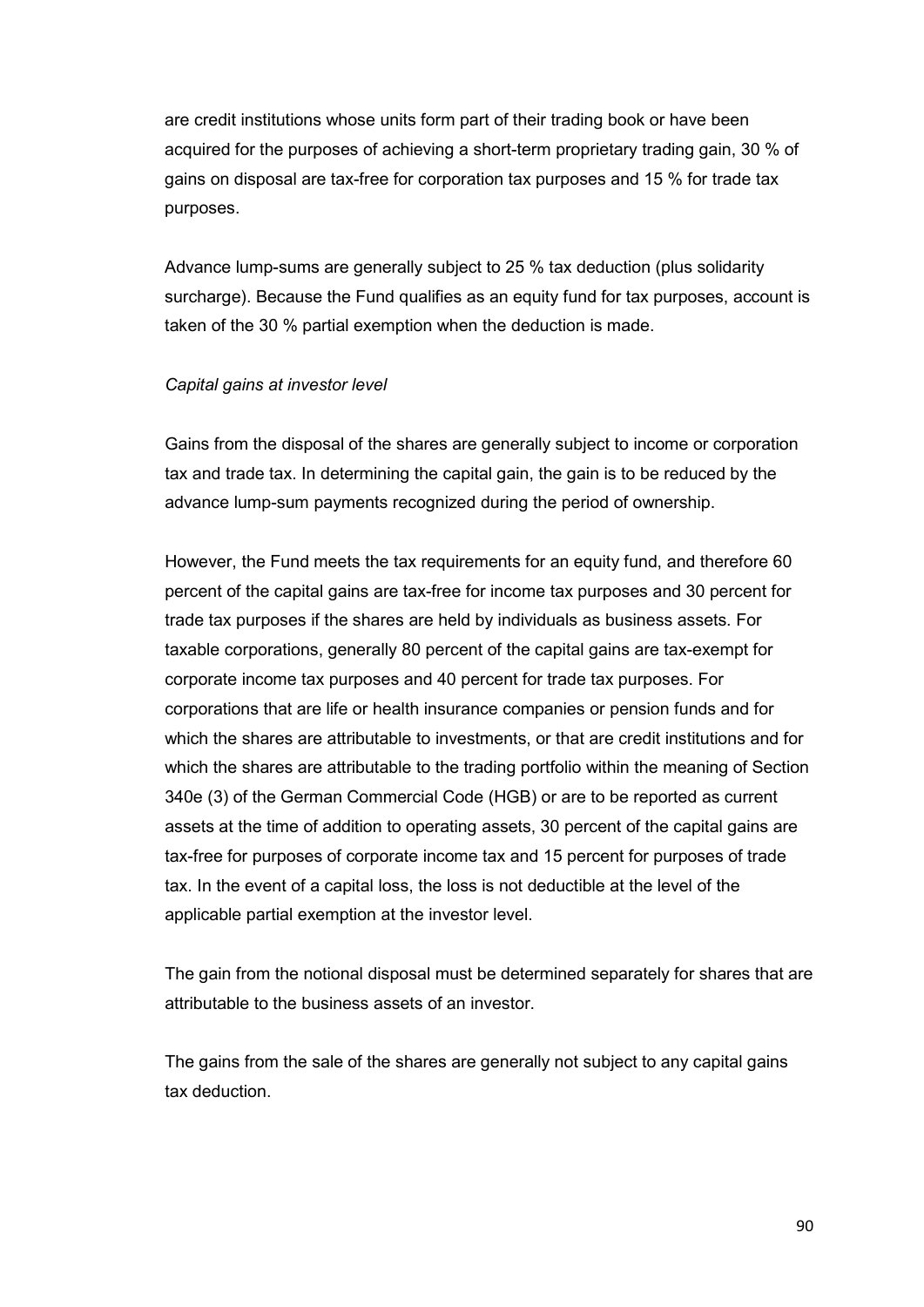are credit institutions whose units form part of their trading book or have been acquired for the purposes of achieving a short-term proprietary trading gain, 30 % of gains on disposal are tax-free for corporation tax purposes and 15 % for trade tax purposes.

Advance lump-sums are generally subject to 25 % tax deduction (plus solidarity surcharge). Because the Fund qualifies as an equity fund for tax purposes, account is taken of the 30 % partial exemption when the deduction is made.

*Capital gains at investor level*

Gains from the disposal of the shares are generally subject to income or corporation tax and trade tax. In determining the capital gain, the gain is to be reduced by the advance lump-sum payments recognized during the period of ownership.

However, the Fund meets the tax requirements for an equity fund, and therefore 60 percent of the capital gains are tax-free for income tax purposes and 30 percent for trade tax purposes if the shares are held by individuals as business assets. For taxable corporations, generally 80 percent of the capital gains are tax-exempt for corporate income tax purposes and 40 percent for trade tax purposes. For corporations that are life or health insurance companies or pension funds and for which the shares are attributable to investments, or that are credit institutions and for which the shares are attributable to the trading portfolio within the meaning of Section 340e (3) of the German Commercial Code (HGB) or are to be reported as current assets at the time of addition to operating assets, 30 percent of the capital gains are tax-free for purposes of corporate income tax and 15 percent for purposes of trade tax. In the event of a capital loss, the loss is not deductible at the level of the applicable partial exemption at the investor level.

The gain from the notional disposal must be determined separately for shares that are attributable to the business assets of an investor.

The gains from the sale of the shares are generally not subject to any capital gains tax deduction.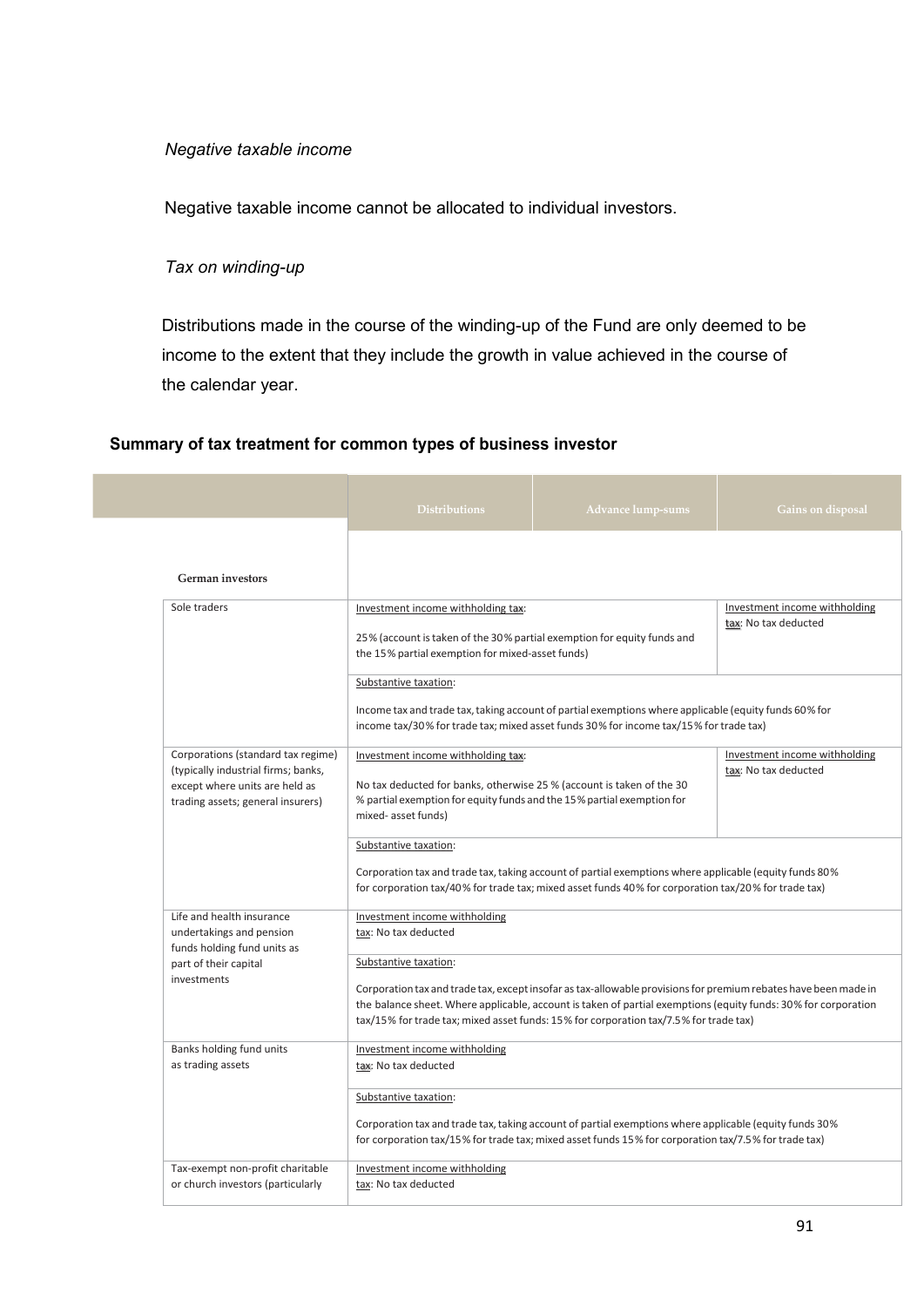*Negative taxable income*

Negative taxable income cannot be allocated to individual investors.

*Tax on winding-up*

Distributions made in the course of the winding-up of the Fund are only deemed to be income to the extent that they include the growth in value achieved in the course of the calendar year.

### Summary of tax treatment for common types of business investor

| | Distributions | Advance lump-sums | Gains on disposal |
|---|---|---|---|
| **German investors** | | | |
| Sole traders | Investment income withholding tax:<br><br>25% (account is taken of the 30% partial exemption for equity funds and the 15% partial exemption for mixed-asset funds) | | Investment income withholding tax: No tax deducted |
| | Substantive taxation:<br><br>Income tax and trade tax, taking account of partial exemptions where applicable (equity funds 60% for income tax/30% for trade tax; mixed asset funds 30% for income tax/15% for trade tax) | | |
| Corporations (standard tax regime) (typically industrial firms; banks, except where units are held as trading assets; general insurers) | Investment income withholding tax:<br><br>No tax deducted for banks, otherwise 25 % (account is taken of the 30 % partial exemption for equity funds and the 15% partial exemption for mixed- asset funds) | | Investment income withholding tax: No tax deducted |
| | Substantive taxation:<br><br>Corporation tax and trade tax, taking account of partial exemptions where applicable (equity funds 80% for corporation tax/40% for trade tax; mixed asset funds 40% for corporation tax/20% for trade tax) | | |
| Life and health insurance undertakings and pension funds holding fund units as part of their capital investments | Investment income withholding tax: No tax deducted | | |
| | Substantive taxation:<br><br>Corporation tax and trade tax, except insofar as tax-allowable provisions for premium rebates have been made in the balance sheet. Where applicable, account is taken of partial exemptions (equity funds: 30% for corporation tax/15% for trade tax; mixed asset funds: 15% for corporation tax/7.5% for trade tax) | | |
| Banks holding fund units as trading assets | Investment income withholding tax: No tax deducted | | |
| | Substantive taxation:<br><br>Corporation tax and trade tax, taking account of partial exemptions where applicable (equity funds 30% for corporation tax/15% for trade tax; mixed asset funds 15% for corporation tax/7.5% for trade tax) | | |
| Tax-exempt non-profit charitable or church investors (particularly | Investment income withholding tax: No tax deducted | | |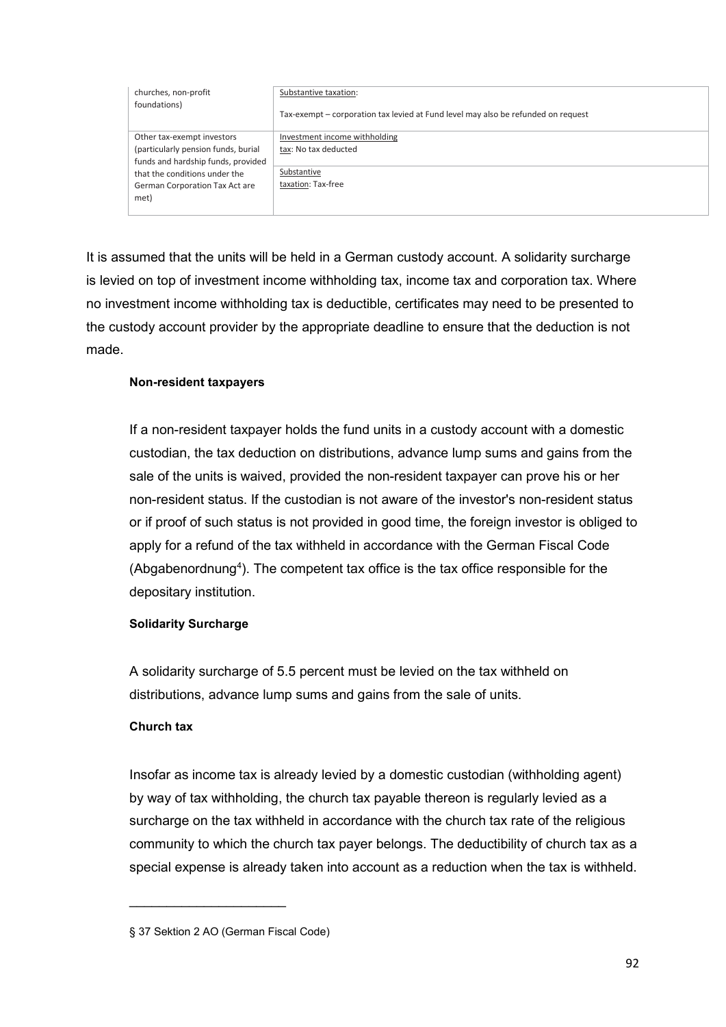| | |
|---|---|
| churches, non-profit foundations) | Substantive taxation:<br><br>Tax-exempt – corporation tax levied at Fund level may also be refunded on request |
| Other tax-exempt investors (particularly pension funds, burial funds and hardship funds, provided that the conditions under the German Corporation Tax Act are met) | Investment income withholding tax: No tax deducted<br><br>Substantive taxation: Tax-free |

It is assumed that the units will be held in a German custody account. A solidarity surcharge is levied on top of investment income withholding tax, income tax and corporation tax. Where no investment income withholding tax is deductible, certificates may need to be presented to the custody account provider by the appropriate deadline to ensure that the deduction is not made.

**Non-resident taxpayers**

If a non-resident taxpayer holds the fund units in a custody account with a domestic custodian, the tax deduction on distributions, advance lump sums and gains from the sale of the units is waived, provided the non-resident taxpayer can prove his or her non-resident status. If the custodian is not aware of the investor's non-resident status or if proof of such status is not provided in good time, the foreign investor is obliged to apply for a refund of the tax withheld in accordance with the German Fiscal Code (Abgabenordnung[4]). The competent tax office is the tax office responsible for the depositary institution.

**Solidarity Surcharge**

A solidarity surcharge of 5.5 percent must be levied on the tax withheld on distributions, advance lump sums and gains from the sale of units.

**Church tax**

Insofar as income tax is already levied by a domestic custodian (withholding agent) by way of tax withholding, the church tax payable thereon is regularly levied as a surcharge on the tax withheld in accordance with the church tax rate of the religious community to which the church tax payer belongs. The deductibility of church tax as a special expense is already taken into account as a reduction when the tax is withheld.

---

§ 37 Sektion 2 AO (German Fiscal Code)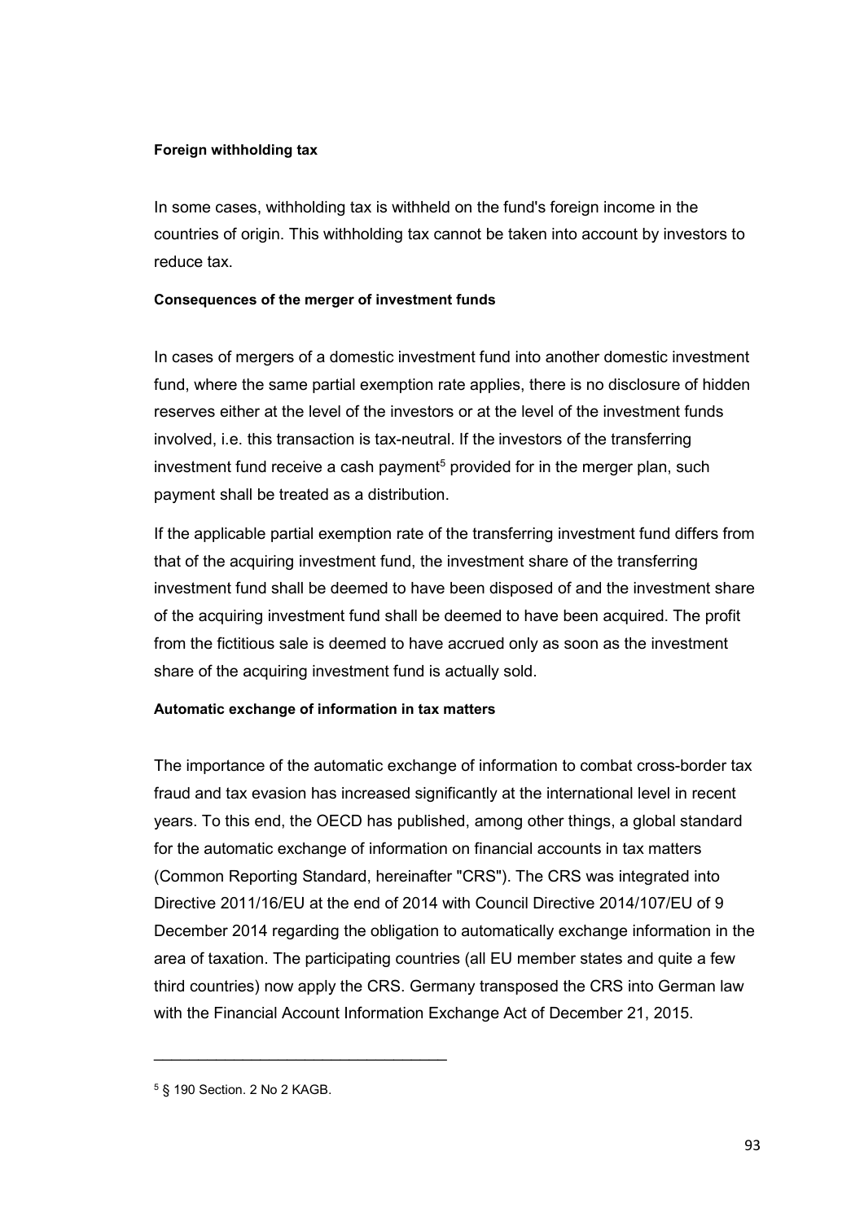**Foreign withholding tax**

In some cases, withholding tax is withheld on the fund's foreign income in the countries of origin. This withholding tax cannot be taken into account by investors to reduce tax.

**Consequences of the merger of investment funds**

In cases of mergers of a domestic investment fund into another domestic investment fund, where the same partial exemption rate applies, there is no disclosure of hidden reserves either at the level of the investors or at the level of the investment funds involved, i.e. this transaction is tax-neutral. If the investors of the transferring investment fund receive a cash payment[5] provided for in the merger plan, such payment shall be treated as a distribution.

If the applicable partial exemption rate of the transferring investment fund differs from that of the acquiring investment fund, the investment share of the transferring investment fund shall be deemed to have been disposed of and the investment share of the acquiring investment fund shall be deemed to have been acquired. The profit from the fictitious sale is deemed to have accrued only as soon as the investment share of the acquiring investment fund is actually sold.

**Automatic exchange of information in tax matters**

The importance of the automatic exchange of information to combat cross-border tax fraud and tax evasion has increased significantly at the international level in recent years. To this end, the OECD has published, among other things, a global standard for the automatic exchange of information on financial accounts in tax matters (Common Reporting Standard, hereinafter "CRS"). The CRS was integrated into Directive 2011/16/EU at the end of 2014 with Council Directive 2014/107/EU of 9 December 2014 regarding the obligation to automatically exchange information in the area of taxation. The participating countries (all EU member states and quite a few third countries) now apply the CRS. Germany transposed the CRS into German law with the Financial Account Information Exchange Act of December 21, 2015.

---

[5] § 190 Section. 2 No 2 KAGB.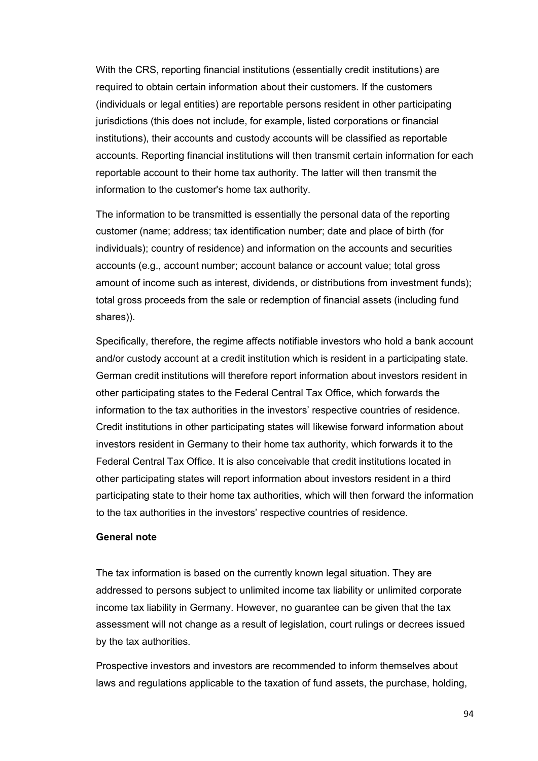With the CRS, reporting financial institutions (essentially credit institutions) are required to obtain certain information about their customers. If the customers (individuals or legal entities) are reportable persons resident in other participating jurisdictions (this does not include, for example, listed corporations or financial institutions), their accounts and custody accounts will be classified as reportable accounts. Reporting financial institutions will then transmit certain information for each reportable account to their home tax authority. The latter will then transmit the information to the customer's home tax authority.

The information to be transmitted is essentially the personal data of the reporting customer (name; address; tax identification number; date and place of birth (for individuals); country of residence) and information on the accounts and securities accounts (e.g., account number; account balance or account value; total gross amount of income such as interest, dividends, or distributions from investment funds); total gross proceeds from the sale or redemption of financial assets (including fund shares)).

Specifically, therefore, the regime affects notifiable investors who hold a bank account and/or custody account at a credit institution which is resident in a participating state. German credit institutions will therefore report information about investors resident in other participating states to the Federal Central Tax Office, which forwards the information to the tax authorities in the investors' respective countries of residence. Credit institutions in other participating states will likewise forward information about investors resident in Germany to their home tax authority, which forwards it to the Federal Central Tax Office. It is also conceivable that credit institutions located in other participating states will report information about investors resident in a third participating state to their home tax authorities, which will then forward the information to the tax authorities in the investors' respective countries of residence.

**General note**

The tax information is based on the currently known legal situation. They are addressed to persons subject to unlimited income tax liability or unlimited corporate income tax liability in Germany. However, no guarantee can be given that the tax assessment will not change as a result of legislation, court rulings or decrees issued by the tax authorities.

Prospective investors and investors are recommended to inform themselves about laws and regulations applicable to the taxation of fund assets, the purchase, holding,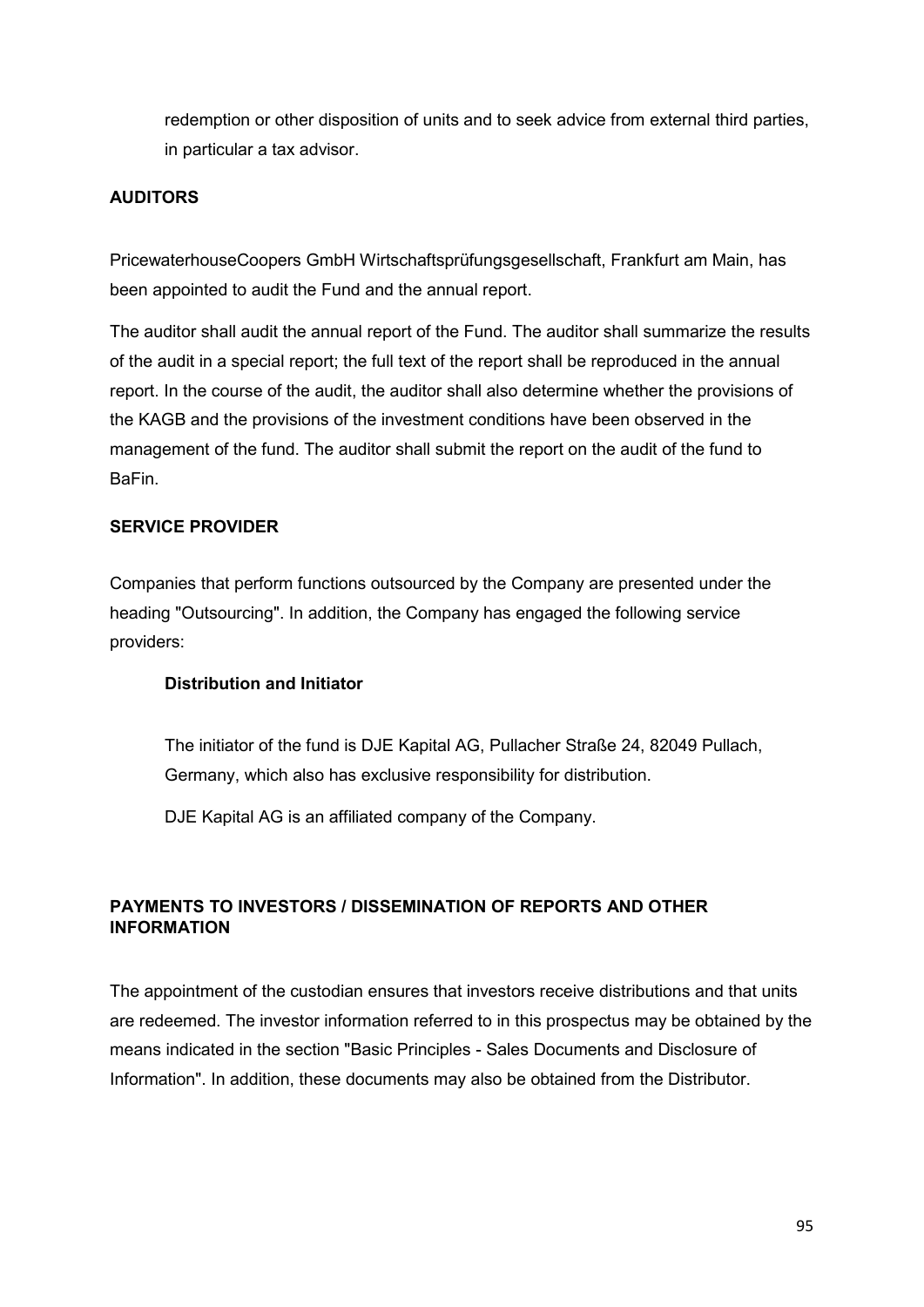redemption or other disposition of units and to seek advice from external third parties, in particular a tax advisor.

## AUDITORS

PricewaterhouseCoopers GmbH Wirtschaftsprüfungsgesellschaft, Frankfurt am Main, has been appointed to audit the Fund and the annual report.

The auditor shall audit the annual report of the Fund. The auditor shall summarize the results of the audit in a special report; the full text of the report shall be reproduced in the annual report. In the course of the audit, the auditor shall also determine whether the provisions of the KAGB and the provisions of the investment conditions have been observed in the management of the fund. The auditor shall submit the report on the audit of the fund to BaFin.

## SERVICE PROVIDER

Companies that perform functions outsourced by the Company are presented under the heading "Outsourcing". In addition, the Company has engaged the following service providers:

### Distribution and Initiator

The initiator of the fund is DJE Kapital AG, Pullacher Straße 24, 82049 Pullach, Germany, which also has exclusive responsibility for distribution.

DJE Kapital AG is an affiliated company of the Company.

## PAYMENTS TO INVESTORS / DISSEMINATION OF REPORTS AND OTHER INFORMATION

The appointment of the custodian ensures that investors receive distributions and that units are redeemed. The investor information referred to in this prospectus may be obtained by the means indicated in the section "Basic Principles - Sales Documents and Disclosure of Information". In addition, these documents may also be obtained from the Distributor.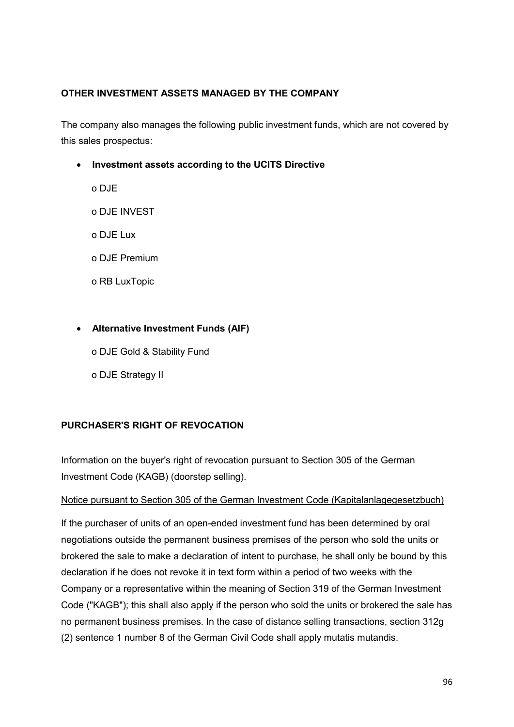## OTHER INVESTMENT ASSETS MANAGED BY THE COMPANY

The company also manages the following public investment funds, which are not covered by this sales prospectus:

- **Investment assets according to the UCITS Directive**
  - DJE
  - DJE INVEST
  - DJE Lux
  - DJE Premium
  - RB LuxTopic

- **Alternative Investment Funds (AIF)**
  - DJE Gold & Stability Fund
  - DJE Strategy II

## PURCHASER'S RIGHT OF REVOCATION

Information on the buyer's right of revocation pursuant to Section 305 of the German Investment Code (KAGB) (doorstep selling).

Notice pursuant to Section 305 of the German Investment Code (Kapitalanlagegesetzbuch)

If the purchaser of units of an open-ended investment fund has been determined by oral negotiations outside the permanent business premises of the person who sold the units or brokered the sale to make a declaration of intent to purchase, he shall only be bound by this declaration if he does not revoke it in text form within a period of two weeks with the Company or a representative within the meaning of Section 319 of the German Investment Code ("KAGB"); this shall also apply if the person who sold the units or brokered the sale has no permanent business premises. In the case of distance selling transactions, section 312g (2) sentence 1 number 8 of the German Civil Code shall apply mutatis mutandis.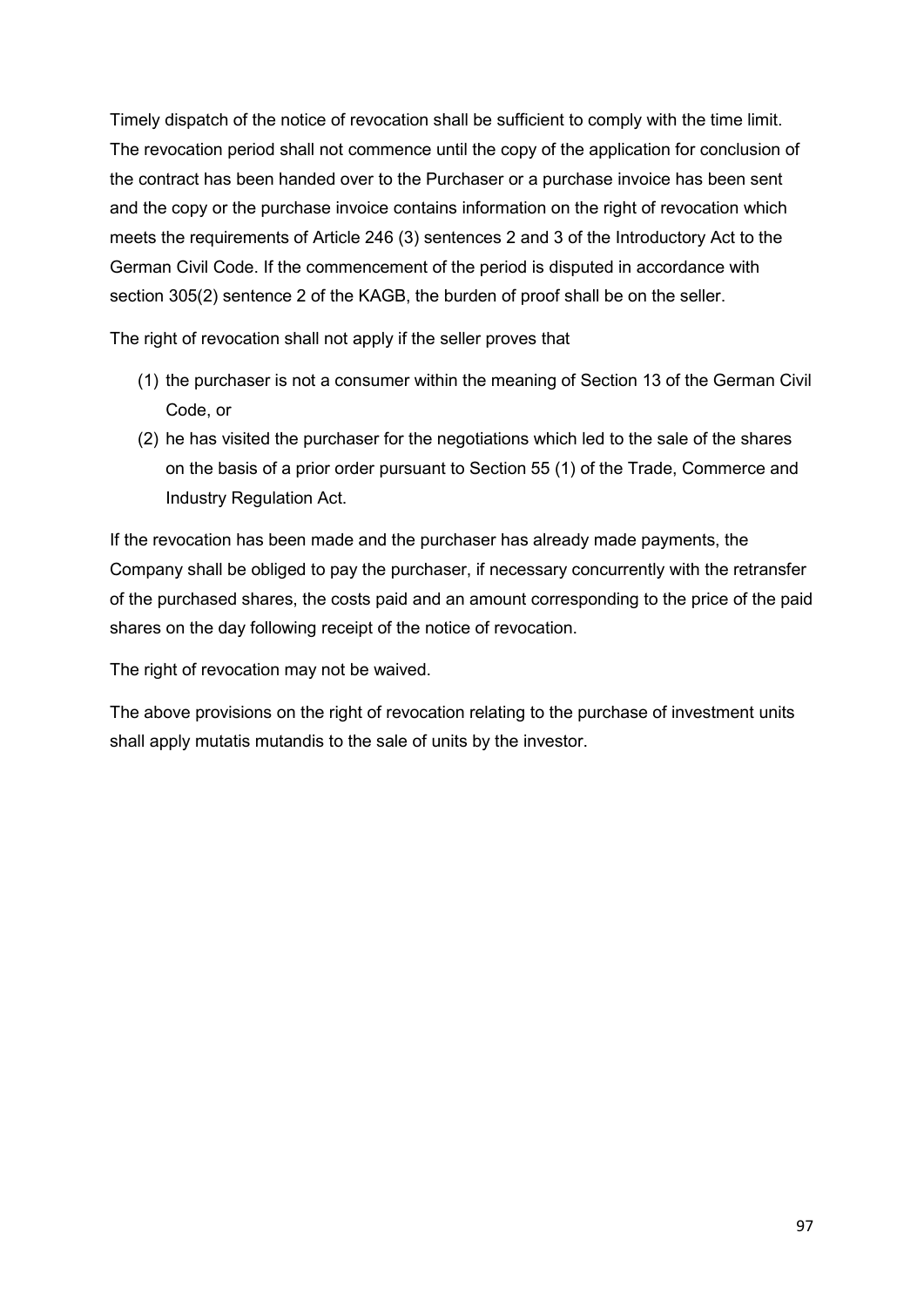Timely dispatch of the notice of revocation shall be sufficient to comply with the time limit. The revocation period shall not commence until the copy of the application for conclusion of the contract has been handed over to the Purchaser or a purchase invoice has been sent and the copy or the purchase invoice contains information on the right of revocation which meets the requirements of Article 246 (3) sentences 2 and 3 of the Introductory Act to the German Civil Code. If the commencement of the period is disputed in accordance with section 305(2) sentence 2 of the KAGB, the burden of proof shall be on the seller.

The right of revocation shall not apply if the seller proves that

(1) the purchaser is not a consumer within the meaning of Section 13 of the German Civil Code, or
(2) he has visited the purchaser for the negotiations which led to the sale of the shares on the basis of a prior order pursuant to Section 55 (1) of the Trade, Commerce and Industry Regulation Act.

If the revocation has been made and the purchaser has already made payments, the Company shall be obliged to pay the purchaser, if necessary concurrently with the retransfer of the purchased shares, the costs paid and an amount corresponding to the price of the paid shares on the day following receipt of the notice of revocation.

The right of revocation may not be waived.

The above provisions on the right of revocation relating to the purchase of investment units shall apply mutatis mutandis to the sale of units by the investor.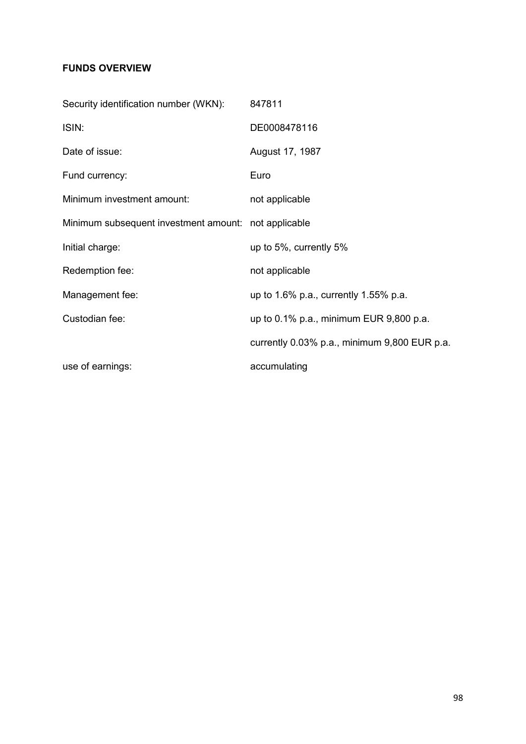**FUNDS OVERVIEW**

| | |
|---|---|
| Security identification number (WKN): | 847811 |
| ISIN: | DE0008478116 |
| Date of issue: | August 17, 1987 |
| Fund currency: | Euro |
| Minimum investment amount: | not applicable |
| Minimum subsequent investment amount: | not applicable |
| Initial charge: | up to 5%, currently 5% |
| Redemption fee: | not applicable |
| Management fee: | up to 1.6% p.a., currently 1.55% p.a. |
| Custodian fee: | up to 0.1% p.a., minimum EUR 9,800 p.a. |
| | currently 0.03% p.a., minimum 9,800 EUR p.a. |
| use of earnings: | accumulating |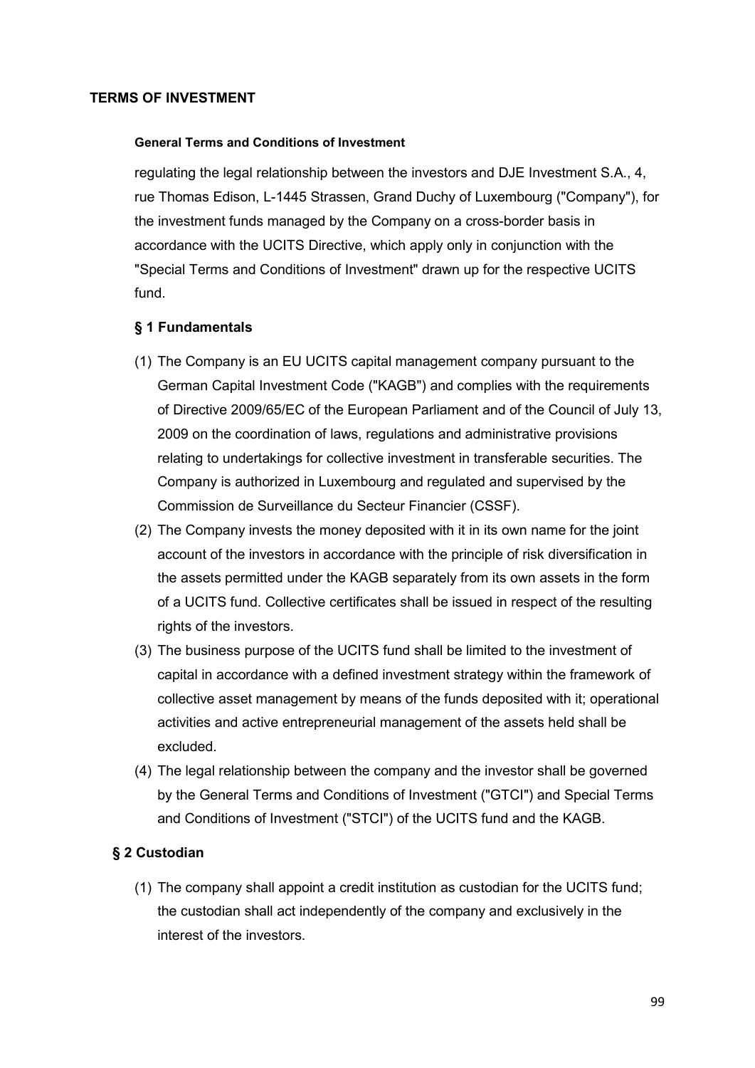# TERMS OF INVESTMENT

#### General Terms and Conditions of Investment

regulating the legal relationship between the investors and DJE Investment S.A., 4, rue Thomas Edison, L-1445 Strassen, Grand Duchy of Luxembourg ("Company"), for the investment funds managed by the Company on a cross-border basis in accordance with the UCITS Directive, which apply only in conjunction with the "Special Terms and Conditions of Investment" drawn up for the respective UCITS fund.

### § 1 Fundamentals

(1) The Company is an EU UCITS capital management company pursuant to the German Capital Investment Code ("KAGB") and complies with the requirements of Directive 2009/65/EC of the European Parliament and of the Council of July 13, 2009 on the coordination of laws, regulations and administrative provisions relating to undertakings for collective investment in transferable securities. The Company is authorized in Luxembourg and regulated and supervised by the Commission de Surveillance du Secteur Financier (CSSF).

(2) The Company invests the money deposited with it in its own name for the joint account of the investors in accordance with the principle of risk diversification in the assets permitted under the KAGB separately from its own assets in the form of a UCITS fund. Collective certificates shall be issued in respect of the resulting rights of the investors.

(3) The business purpose of the UCITS fund shall be limited to the investment of capital in accordance with a defined investment strategy within the framework of collective asset management by means of the funds deposited with it; operational activities and active entrepreneurial management of the assets held shall be excluded.

(4) The legal relationship between the company and the investor shall be governed by the General Terms and Conditions of Investment ("GTCI") and Special Terms and Conditions of Investment ("STCI") of the UCITS fund and the KAGB.

### § 2 Custodian

(1) The company shall appoint a credit institution as custodian for the UCITS fund; the custodian shall act independently of the company and exclusively in the interest of the investors.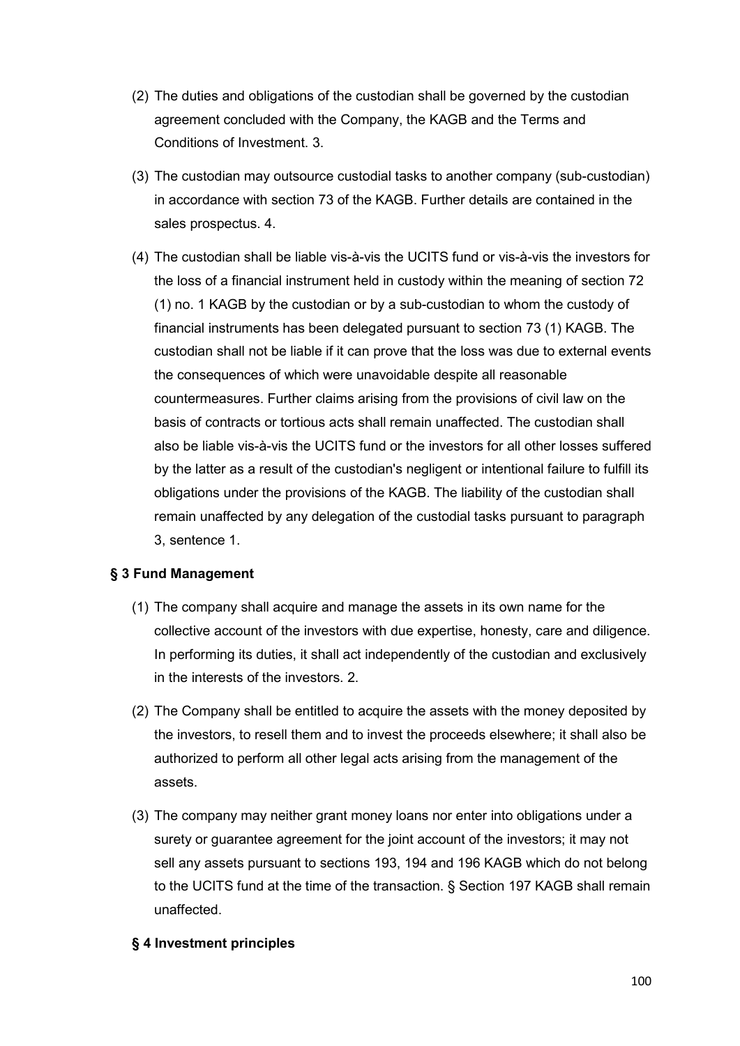(2) The duties and obligations of the custodian shall be governed by the custodian agreement concluded with the Company, the KAGB and the Terms and Conditions of Investment. 3.

(3) The custodian may outsource custodial tasks to another company (sub-custodian) in accordance with section 73 of the KAGB. Further details are contained in the sales prospectus. 4.

(4) The custodian shall be liable vis-à-vis the UCITS fund or vis-à-vis the investors for the loss of a financial instrument held in custody within the meaning of section 72 (1) no. 1 KAGB by the custodian or by a sub-custodian to whom the custody of financial instruments has been delegated pursuant to section 73 (1) KAGB. The custodian shall not be liable if it can prove that the loss was due to external events the consequences of which were unavoidable despite all reasonable countermeasures. Further claims arising from the provisions of civil law on the basis of contracts or tortious acts shall remain unaffected. The custodian shall also be liable vis-à-vis the UCITS fund or the investors for all other losses suffered by the latter as a result of the custodian's negligent or intentional failure to fulfill its obligations under the provisions of the KAGB. The liability of the custodian shall remain unaffected by any delegation of the custodial tasks pursuant to paragraph 3, sentence 1.

### § 3 Fund Management

(1) The company shall acquire and manage the assets in its own name for the collective account of the investors with due expertise, honesty, care and diligence. In performing its duties, it shall act independently of the custodian and exclusively in the interests of the investors. 2.

(2) The Company shall be entitled to acquire the assets with the money deposited by the investors, to resell them and to invest the proceeds elsewhere; it shall also be authorized to perform all other legal acts arising from the management of the assets.

(3) The company may neither grant money loans nor enter into obligations under a surety or guarantee agreement for the joint account of the investors; it may not sell any assets pursuant to sections 193, 194 and 196 KAGB which do not belong to the UCITS fund at the time of the transaction. § Section 197 KAGB shall remain unaffected.

### § 4 Investment principles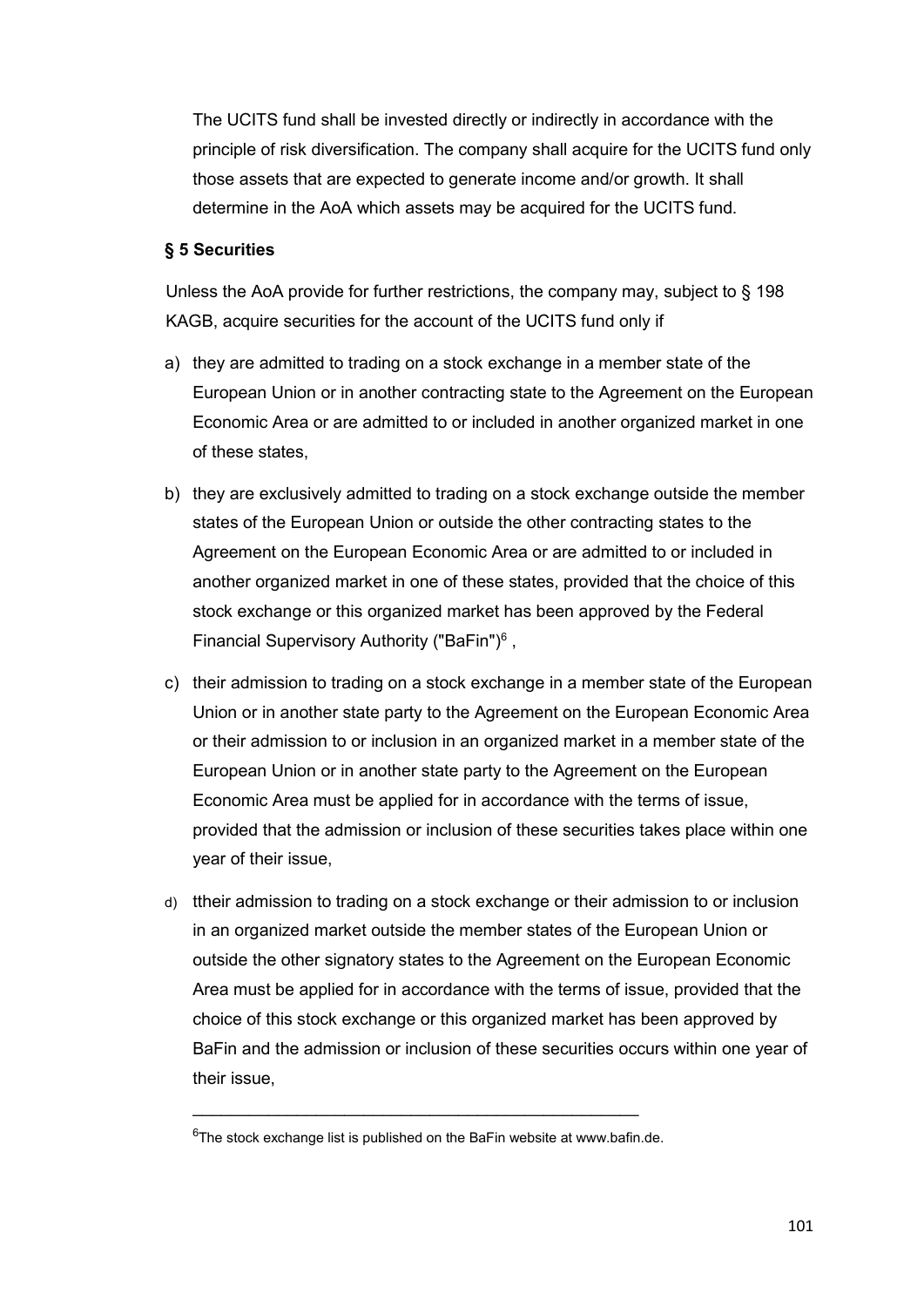The UCITS fund shall be invested directly or indirectly in accordance with the principle of risk diversification. The company shall acquire for the UCITS fund only those assets that are expected to generate income and/or growth. It shall determine in the AoA which assets may be acquired for the UCITS fund.

**§ 5 Securities**

Unless the AoA provide for further restrictions, the company may, subject to § 198 KAGB, acquire securities for the account of the UCITS fund only if

a) they are admitted to trading on a stock exchange in a member state of the European Union or in another contracting state to the Agreement on the European Economic Area or are admitted to or included in another organized market in one of these states,

b) they are exclusively admitted to trading on a stock exchange outside the member states of the European Union or outside the other contracting states to the Agreement on the European Economic Area or are admitted to or included in another organized market in one of these states, provided that the choice of this stock exchange or this organized market has been approved by the Federal Financial Supervisory Authority ("BaFin")[6] ,

c) their admission to trading on a stock exchange in a member state of the European Union or in another state party to the Agreement on the European Economic Area or their admission to or inclusion in an organized market in a member state of the European Union or in another state party to the Agreement on the European Economic Area must be applied for in accordance with the terms of issue, provided that the admission or inclusion of these securities takes place within one year of their issue,

d) ttheir admission to trading on a stock exchange or their admission to or inclusion in an organized market outside the member states of the European Union or outside the other signatory states to the Agreement on the European Economic Area must be applied for in accordance with the terms of issue, provided that the choice of this stock exchange or this organized market has been approved by BaFin and the admission or inclusion of these securities occurs within one year of their issue,

---

[6]The stock exchange list is published on the BaFin website at www.bafin.de.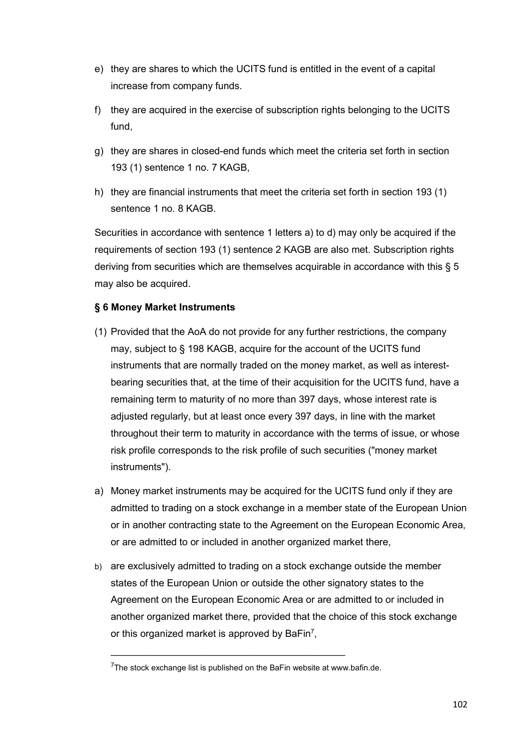e) they are shares to which the UCITS fund is entitled in the event of a capital increase from company funds.

f) they are acquired in the exercise of subscription rights belonging to the UCITS fund,

g) they are shares in closed-end funds which meet the criteria set forth in section 193 (1) sentence 1 no. 7 KAGB,

h) they are financial instruments that meet the criteria set forth in section 193 (1) sentence 1 no. 8 KAGB.

Securities in accordance with sentence 1 letters a) to d) may only be acquired if the requirements of section 193 (1) sentence 2 KAGB are also met. Subscription rights deriving from securities which are themselves acquirable in accordance with this § 5 may also be acquired.

**§ 6 Money Market Instruments**

(1) Provided that the AoA do not provide for any further restrictions, the company may, subject to § 198 KAGB, acquire for the account of the UCITS fund instruments that are normally traded on the money market, as well as interest-bearing securities that, at the time of their acquisition for the UCITS fund, have a remaining term to maturity of no more than 397 days, whose interest rate is adjusted regularly, but at least once every 397 days, in line with the market throughout their term to maturity in accordance with the terms of issue, or whose risk profile corresponds to the risk profile of such securities ("money market instruments").

a) Money market instruments may be acquired for the UCITS fund only if they are admitted to trading on a stock exchange in a member state of the European Union or in another contracting state to the Agreement on the European Economic Area, or are admitted to or included in another organized market there,

b) are exclusively admitted to trading on a stock exchange outside the member states of the European Union or outside the other signatory states to the Agreement on the European Economic Area or are admitted to or included in another organized market there, provided that the choice of this stock exchange or this organized market is approved by BaFin[7],

---

[7] The stock exchange list is published on the BaFin website at www.bafin.de.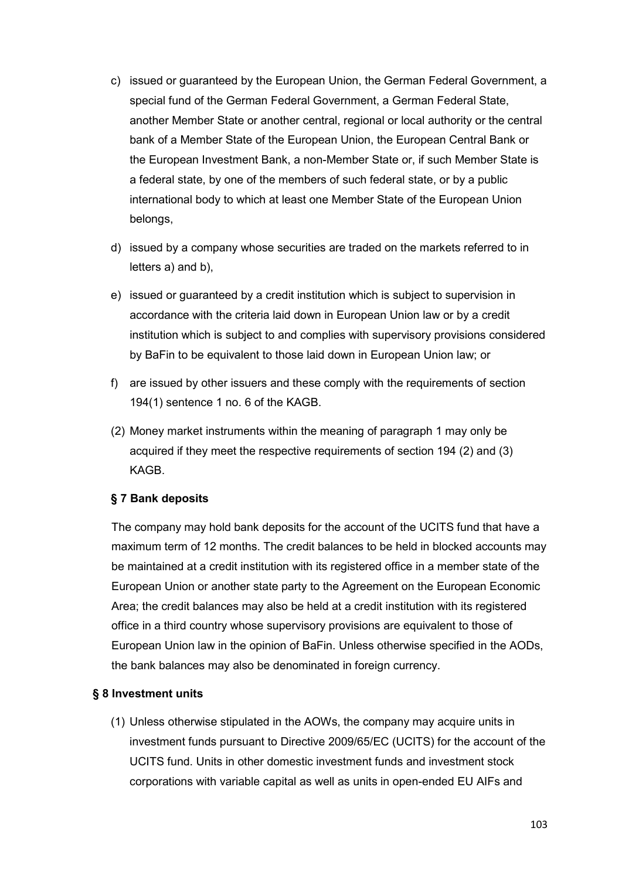c) issued or guaranteed by the European Union, the German Federal Government, a special fund of the German Federal Government, a German Federal State, another Member State or another central, regional or local authority or the central bank of a Member State of the European Union, the European Central Bank or the European Investment Bank, a non-Member State or, if such Member State is a federal state, by one of the members of such federal state, or by a public international body to which at least one Member State of the European Union belongs,

d) issued by a company whose securities are traded on the markets referred to in letters a) and b),

e) issued or guaranteed by a credit institution which is subject to supervision in accordance with the criteria laid down in European Union law or by a credit institution which is subject to and complies with supervisory provisions considered by BaFin to be equivalent to those laid down in European Union law; or

f) are issued by other issuers and these comply with the requirements of section 194(1) sentence 1 no. 6 of the KAGB.

(2) Money market instruments within the meaning of paragraph 1 may only be acquired if they meet the respective requirements of section 194 (2) and (3) KAGB.

**§ 7 Bank deposits**

The company may hold bank deposits for the account of the UCITS fund that have a maximum term of 12 months. The credit balances to be held in blocked accounts may be maintained at a credit institution with its registered office in a member state of the European Union or another state party to the Agreement on the European Economic Area; the credit balances may also be held at a credit institution with its registered office in a third country whose supervisory provisions are equivalent to those of European Union law in the opinion of BaFin. Unless otherwise specified in the AODs, the bank balances may also be denominated in foreign currency.

**§ 8 Investment units**

(1) Unless otherwise stipulated in the AOWs, the company may acquire units in investment funds pursuant to Directive 2009/65/EC (UCITS) for the account of the UCITS fund. Units in other domestic investment funds and investment stock corporations with variable capital as well as units in open-ended EU AIFs and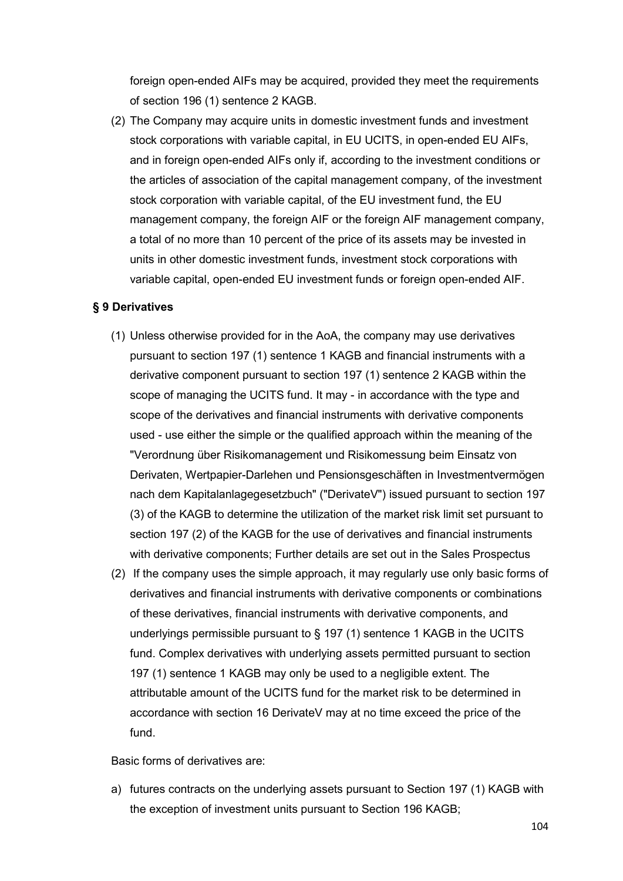foreign open-ended AIFs may be acquired, provided they meet the requirements of section 196 (1) sentence 2 KAGB.

(2) The Company may acquire units in domestic investment funds and investment stock corporations with variable capital, in EU UCITS, in open-ended EU AIFs, and in foreign open-ended AIFs only if, according to the investment conditions or the articles of association of the capital management company, of the investment stock corporation with variable capital, of the EU investment fund, the EU management company, the foreign AIF or the foreign AIF management company, a total of no more than 10 percent of the price of its assets may be invested in units in other domestic investment funds, investment stock corporations with variable capital, open-ended EU investment funds or foreign open-ended AIF.

**§ 9 Derivatives**

(1) Unless otherwise provided for in the AoA, the company may use derivatives pursuant to section 197 (1) sentence 1 KAGB and financial instruments with a derivative component pursuant to section 197 (1) sentence 2 KAGB within the scope of managing the UCITS fund. It may - in accordance with the type and scope of the derivatives and financial instruments with derivative components used - use either the simple or the qualified approach within the meaning of the "Verordnung über Risikomanagement und Risikomessung beim Einsatz von Derivaten, Wertpapier-Darlehen und Pensionsgeschäften in Investmentvermögen nach dem Kapitalanlagegesetzbuch" ("DerivateV") issued pursuant to section 197 (3) of the KAGB to determine the utilization of the market risk limit set pursuant to section 197 (2) of the KAGB for the use of derivatives and financial instruments with derivative components; Further details are set out in the Sales Prospectus

(2) If the company uses the simple approach, it may regularly use only basic forms of derivatives and financial instruments with derivative components or combinations of these derivatives, financial instruments with derivative components, and underlyings permissible pursuant to § 197 (1) sentence 1 KAGB in the UCITS fund. Complex derivatives with underlying assets permitted pursuant to section 197 (1) sentence 1 KAGB may only be used to a negligible extent. The attributable amount of the UCITS fund for the market risk to be determined in accordance with section 16 DerivateV may at no time exceed the price of the fund.

Basic forms of derivatives are:

a) futures contracts on the underlying assets pursuant to Section 197 (1) KAGB with the exception of investment units pursuant to Section 196 KAGB;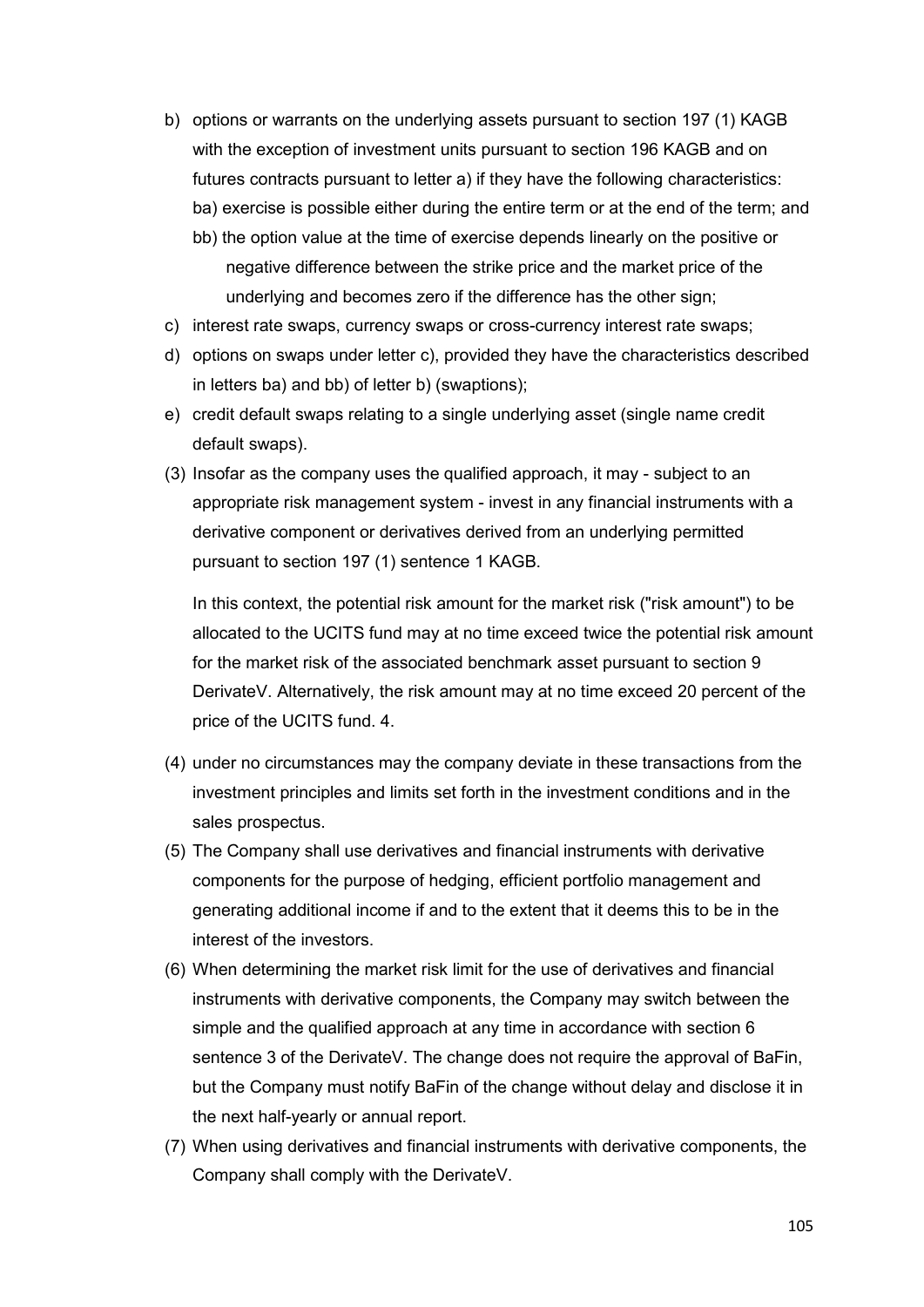b) options or warrants on the underlying assets pursuant to section 197 (1) KAGB with the exception of investment units pursuant to section 196 KAGB and on futures contracts pursuant to letter a) if they have the following characteristics:
   ba) exercise is possible either during the entire term or at the end of the term; and
   bb) the option value at the time of exercise depends linearly on the positive or negative difference between the strike price and the market price of the underlying and becomes zero if the difference has the other sign;
c) interest rate swaps, currency swaps or cross-currency interest rate swaps;
d) options on swaps under letter c), provided they have the characteristics described in letters ba) and bb) of letter b) (swaptions);
e) credit default swaps relating to a single underlying asset (single name credit default swaps).

(3) Insofar as the company uses the qualified approach, it may - subject to an appropriate risk management system - invest in any financial instruments with a derivative component or derivatives derived from an underlying permitted pursuant to section 197 (1) sentence 1 KAGB.

In this context, the potential risk amount for the market risk ("risk amount") to be allocated to the UCITS fund may at no time exceed twice the potential risk amount for the market risk of the associated benchmark asset pursuant to section 9 DerivateV. Alternatively, the risk amount may at no time exceed 20 percent of the price of the UCITS fund. 4.

(4) under no circumstances may the company deviate in these transactions from the investment principles and limits set forth in the investment conditions and in the sales prospectus.

(5) The Company shall use derivatives and financial instruments with derivative components for the purpose of hedging, efficient portfolio management and generating additional income if and to the extent that it deems this to be in the interest of the investors.

(6) When determining the market risk limit for the use of derivatives and financial instruments with derivative components, the Company may switch between the simple and the qualified approach at any time in accordance with section 6 sentence 3 of the DerivateV. The change does not require the approval of BaFin, but the Company must notify BaFin of the change without delay and disclose it in the next half-yearly or annual report.

(7) When using derivatives and financial instruments with derivative components, the Company shall comply with the DerivateV.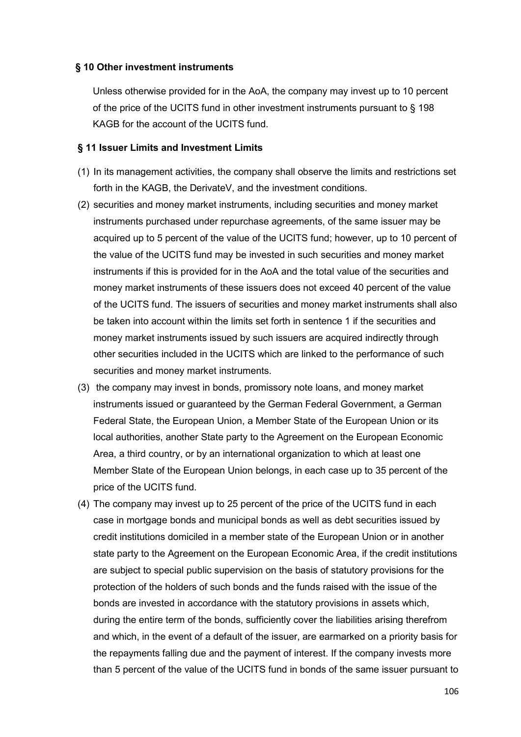### § 10 Other investment instruments

Unless otherwise provided for in the AoA, the company may invest up to 10 percent of the price of the UCITS fund in other investment instruments pursuant to § 198 KAGB for the account of the UCITS fund.

### § 11 Issuer Limits and Investment Limits

(1) In its management activities, the company shall observe the limits and restrictions set forth in the KAGB, the DerivateV, and the investment conditions.

(2) securities and money market instruments, including securities and money market instruments purchased under repurchase agreements, of the same issuer may be acquired up to 5 percent of the value of the UCITS fund; however, up to 10 percent of the value of the UCITS fund may be invested in such securities and money market instruments if this is provided for in the AoA and the total value of the securities and money market instruments of these issuers does not exceed 40 percent of the value of the UCITS fund. The issuers of securities and money market instruments shall also be taken into account within the limits set forth in sentence 1 if the securities and money market instruments issued by such issuers are acquired indirectly through other securities included in the UCITS which are linked to the performance of such securities and money market instruments.

(3) the company may invest in bonds, promissory note loans, and money market instruments issued or guaranteed by the German Federal Government, a German Federal State, the European Union, a Member State of the European Union or its local authorities, another State party to the Agreement on the European Economic Area, a third country, or by an international organization to which at least one Member State of the European Union belongs, in each case up to 35 percent of the price of the UCITS fund.

(4) The company may invest up to 25 percent of the price of the UCITS fund in each case in mortgage bonds and municipal bonds as well as debt securities issued by credit institutions domiciled in a member state of the European Union or in another state party to the Agreement on the European Economic Area, if the credit institutions are subject to special public supervision on the basis of statutory provisions for the protection of the holders of such bonds and the funds raised with the issue of the bonds are invested in accordance with the statutory provisions in assets which, during the entire term of the bonds, sufficiently cover the liabilities arising therefrom and which, in the event of a default of the issuer, are earmarked on a priority basis for the repayments falling due and the payment of interest. If the company invests more than 5 percent of the value of the UCITS fund in bonds of the same issuer pursuant to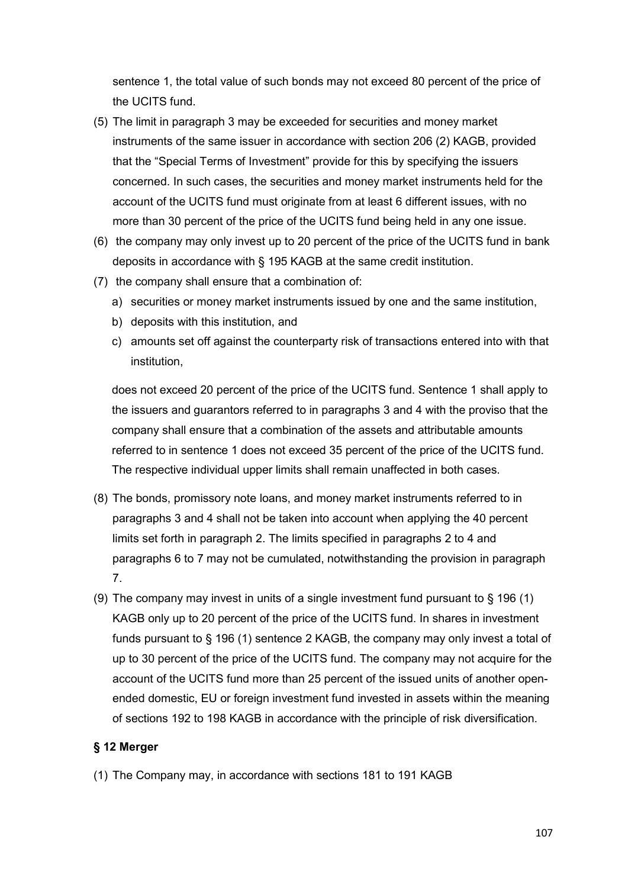sentence 1, the total value of such bonds may not exceed 80 percent of the price of the UCITS fund.

(5) The limit in paragraph 3 may be exceeded for securities and money market instruments of the same issuer in accordance with section 206 (2) KAGB, provided that the "Special Terms of Investment" provide for this by specifying the issuers concerned. In such cases, the securities and money market instruments held for the account of the UCITS fund must originate from at least 6 different issues, with no more than 30 percent of the price of the UCITS fund being held in any one issue.

(6) the company may only invest up to 20 percent of the price of the UCITS fund in bank deposits in accordance with § 195 KAGB at the same credit institution.

(7) the company shall ensure that a combination of:

   a) securities or money market instruments issued by one and the same institution,
   b) deposits with this institution, and
   c) amounts set off against the counterparty risk of transactions entered into with that institution,

   does not exceed 20 percent of the price of the UCITS fund. Sentence 1 shall apply to the issuers and guarantors referred to in paragraphs 3 and 4 with the proviso that the company shall ensure that a combination of the assets and attributable amounts referred to in sentence 1 does not exceed 35 percent of the price of the UCITS fund. The respective individual upper limits shall remain unaffected in both cases.

(8) The bonds, promissory note loans, and money market instruments referred to in paragraphs 3 and 4 shall not be taken into account when applying the 40 percent limits set forth in paragraph 2. The limits specified in paragraphs 2 to 4 and paragraphs 6 to 7 may not be cumulated, notwithstanding the provision in paragraph 7.

(9) The company may invest in units of a single investment fund pursuant to § 196 (1) KAGB only up to 20 percent of the price of the UCITS fund. In shares in investment funds pursuant to § 196 (1) sentence 2 KAGB, the company may only invest a total of up to 30 percent of the price of the UCITS fund. The company may not acquire for the account of the UCITS fund more than 25 percent of the issued units of another open-ended domestic, EU or foreign investment fund invested in assets within the meaning of sections 192 to 198 KAGB in accordance with the principle of risk diversification.

**§ 12 Merger**

(1) The Company may, in accordance with sections 181 to 191 KAGB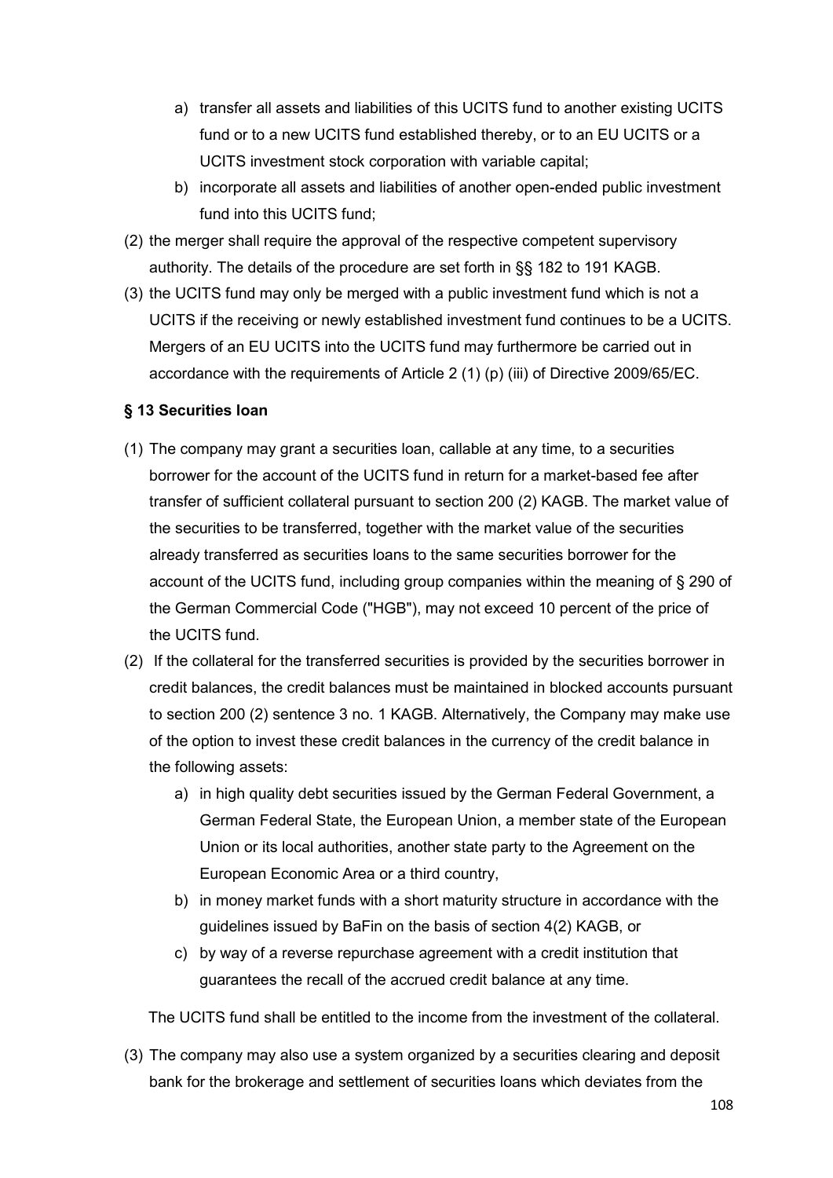a) transfer all assets and liabilities of this UCITS fund to another existing UCITS fund or to a new UCITS fund established thereby, or to an EU UCITS or a UCITS investment stock corporation with variable capital;
b) incorporate all assets and liabilities of another open-ended public investment fund into this UCITS fund;

(2) the merger shall require the approval of the respective competent supervisory authority. The details of the procedure are set forth in §§ 182 to 191 KAGB.

(3) the UCITS fund may only be merged with a public investment fund which is not a UCITS if the receiving or newly established investment fund continues to be a UCITS. Mergers of an EU UCITS into the UCITS fund may furthermore be carried out in accordance with the requirements of Article 2 (1) (p) (iii) of Directive 2009/65/EC.

**§ 13 Securities loan**

(1) The company may grant a securities loan, callable at any time, to a securities borrower for the account of the UCITS fund in return for a market-based fee after transfer of sufficient collateral pursuant to section 200 (2) KAGB. The market value of the securities to be transferred, together with the market value of the securities already transferred as securities loans to the same securities borrower for the account of the UCITS fund, including group companies within the meaning of § 290 of the German Commercial Code ("HGB"), may not exceed 10 percent of the price of the UCITS fund.

(2) If the collateral for the transferred securities is provided by the securities borrower in credit balances, the credit balances must be maintained in blocked accounts pursuant to section 200 (2) sentence 3 no. 1 KAGB. Alternatively, the Company may make use of the option to invest these credit balances in the currency of the credit balance in the following assets:

a) in high quality debt securities issued by the German Federal Government, a German Federal State, the European Union, a member state of the European Union or its local authorities, another state party to the Agreement on the European Economic Area or a third country,
b) in money market funds with a short maturity structure in accordance with the guidelines issued by BaFin on the basis of section 4(2) KAGB, or
c) by way of a reverse repurchase agreement with a credit institution that guarantees the recall of the accrued credit balance at any time.

The UCITS fund shall be entitled to the income from the investment of the collateral.

(3) The company may also use a system organized by a securities clearing and deposit bank for the brokerage and settlement of securities loans which deviates from the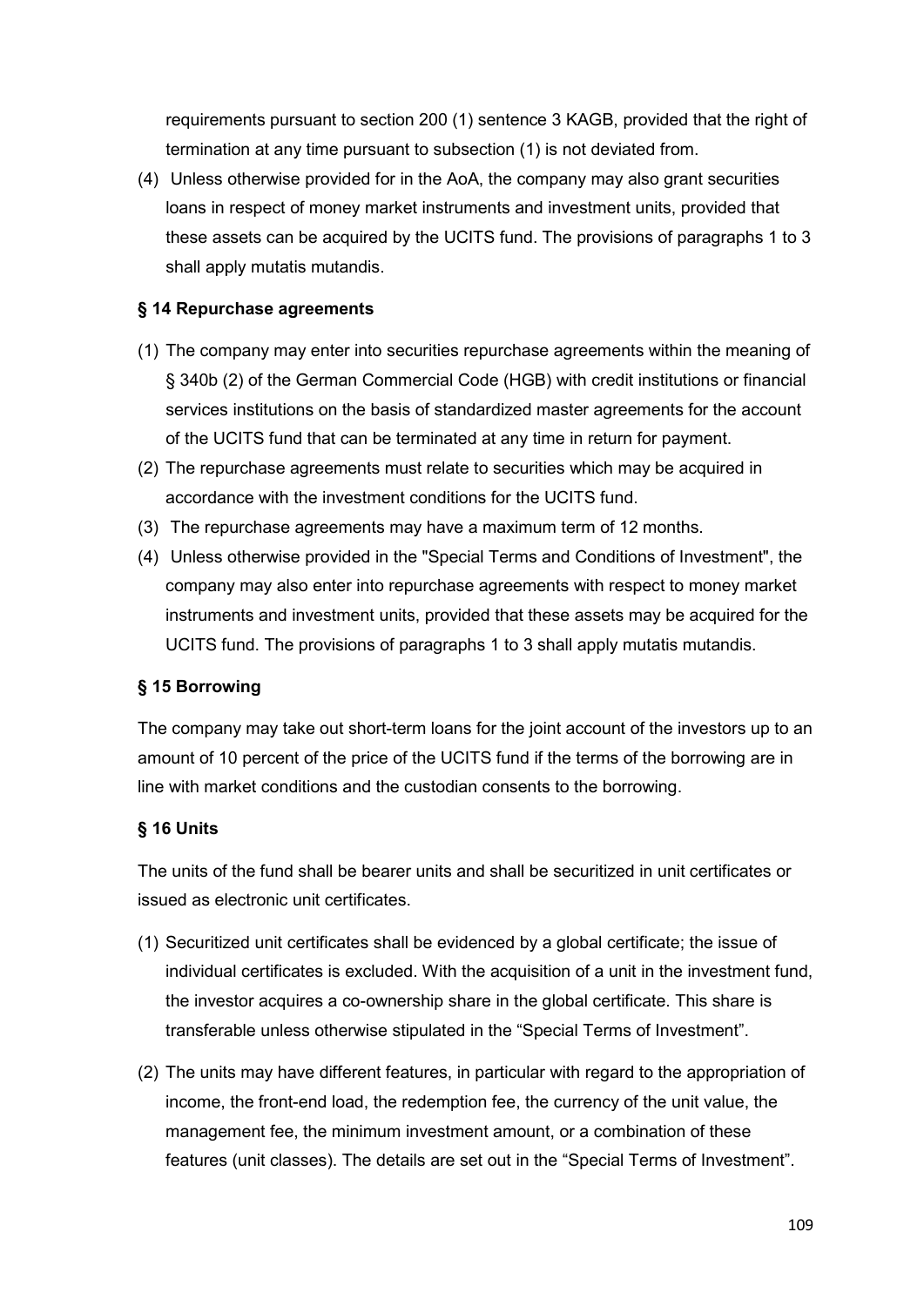requirements pursuant to section 200 (1) sentence 3 KAGB, provided that the right of termination at any time pursuant to subsection (1) is not deviated from.

(4) Unless otherwise provided for in the AoA, the company may also grant securities loans in respect of money market instruments and investment units, provided that these assets can be acquired by the UCITS fund. The provisions of paragraphs 1 to 3 shall apply mutatis mutandis.

### § 14 Repurchase agreements

(1) The company may enter into securities repurchase agreements within the meaning of § 340b (2) of the German Commercial Code (HGB) with credit institutions or financial services institutions on the basis of standardized master agreements for the account of the UCITS fund that can be terminated at any time in return for payment.

(2) The repurchase agreements must relate to securities which may be acquired in accordance with the investment conditions for the UCITS fund.

(3) The repurchase agreements may have a maximum term of 12 months.

(4) Unless otherwise provided in the "Special Terms and Conditions of Investment", the company may also enter into repurchase agreements with respect to money market instruments and investment units, provided that these assets may be acquired for the UCITS fund. The provisions of paragraphs 1 to 3 shall apply mutatis mutandis.

### § 15 Borrowing

The company may take out short-term loans for the joint account of the investors up to an amount of 10 percent of the price of the UCITS fund if the terms of the borrowing are in line with market conditions and the custodian consents to the borrowing.

### § 16 Units

The units of the fund shall be bearer units and shall be securitized in unit certificates or issued as electronic unit certificates.

(1) Securitized unit certificates shall be evidenced by a global certificate; the issue of individual certificates is excluded. With the acquisition of a unit in the investment fund, the investor acquires a co-ownership share in the global certificate. This share is transferable unless otherwise stipulated in the “Special Terms of Investment”.

(2) The units may have different features, in particular with regard to the appropriation of income, the front-end load, the redemption fee, the currency of the unit value, the management fee, the minimum investment amount, or a combination of these features (unit classes). The details are set out in the “Special Terms of Investment”.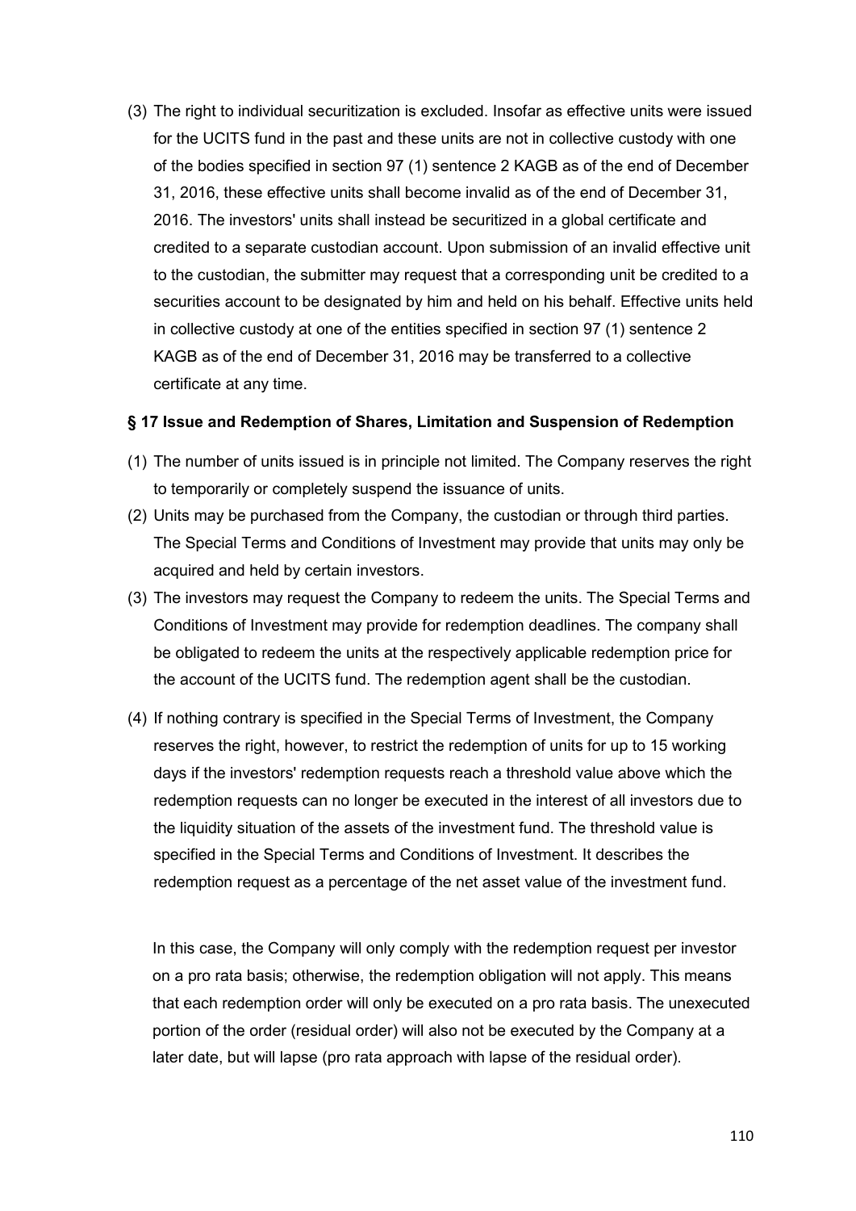(3) The right to individual securitization is excluded. Insofar as effective units were issued for the UCITS fund in the past and these units are not in collective custody with one of the bodies specified in section 97 (1) sentence 2 KAGB as of the end of December 31, 2016, these effective units shall become invalid as of the end of December 31, 2016. The investors' units shall instead be securitized in a global certificate and credited to a separate custodian account. Upon submission of an invalid effective unit to the custodian, the submitter may request that a corresponding unit be credited to a securities account to be designated by him and held on his behalf. Effective units held in collective custody at one of the entities specified in section 97 (1) sentence 2 KAGB as of the end of December 31, 2016 may be transferred to a collective certificate at any time.

### § 17 Issue and Redemption of Shares, Limitation and Suspension of Redemption

(1) The number of units issued is in principle not limited. The Company reserves the right to temporarily or completely suspend the issuance of units.

(2) Units may be purchased from the Company, the custodian or through third parties. The Special Terms and Conditions of Investment may provide that units may only be acquired and held by certain investors.

(3) The investors may request the Company to redeem the units. The Special Terms and Conditions of Investment may provide for redemption deadlines. The company shall be obligated to redeem the units at the respectively applicable redemption price for the account of the UCITS fund. The redemption agent shall be the custodian.

(4) If nothing contrary is specified in the Special Terms of Investment, the Company reserves the right, however, to restrict the redemption of units for up to 15 working days if the investors' redemption requests reach a threshold value above which the redemption requests can no longer be executed in the interest of all investors due to the liquidity situation of the assets of the investment fund. The threshold value is specified in the Special Terms and Conditions of Investment. It describes the redemption request as a percentage of the net asset value of the investment fund.

In this case, the Company will only comply with the redemption request per investor on a pro rata basis; otherwise, the redemption obligation will not apply. This means that each redemption order will only be executed on a pro rata basis. The unexecuted portion of the order (residual order) will also not be executed by the Company at a later date, but will lapse (pro rata approach with lapse of the residual order).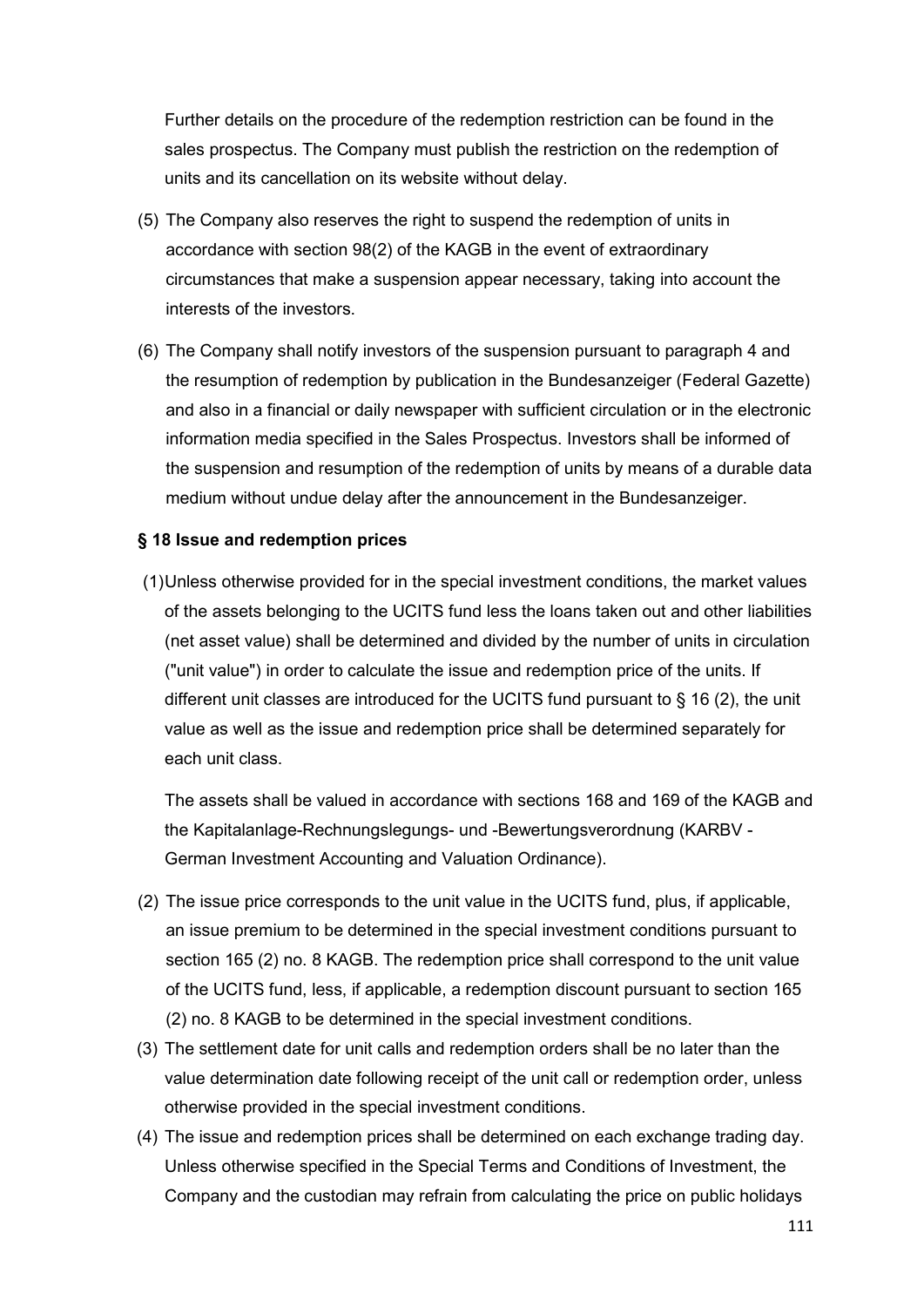Further details on the procedure of the redemption restriction can be found in the sales prospectus. The Company must publish the restriction on the redemption of units and its cancellation on its website without delay.

(5) The Company also reserves the right to suspend the redemption of units in accordance with section 98(2) of the KAGB in the event of extraordinary circumstances that make a suspension appear necessary, taking into account the interests of the investors.

(6) The Company shall notify investors of the suspension pursuant to paragraph 4 and the resumption of redemption by publication in the Bundesanzeiger (Federal Gazette) and also in a financial or daily newspaper with sufficient circulation or in the electronic information media specified in the Sales Prospectus. Investors shall be informed of the suspension and resumption of the redemption of units by means of a durable data medium without undue delay after the announcement in the Bundesanzeiger.

**§ 18 Issue and redemption prices**

(1) Unless otherwise provided for in the special investment conditions, the market values of the assets belonging to the UCITS fund less the loans taken out and other liabilities (net asset value) shall be determined and divided by the number of units in circulation ("unit value") in order to calculate the issue and redemption price of the units. If different unit classes are introduced for the UCITS fund pursuant to § 16 (2), the unit value as well as the issue and redemption price shall be determined separately for each unit class.

The assets shall be valued in accordance with sections 168 and 169 of the KAGB and the Kapitalanlage-Rechnungslegungs- und -Bewertungsverordnung (KARBV - German Investment Accounting and Valuation Ordinance).

(2) The issue price corresponds to the unit value in the UCITS fund, plus, if applicable, an issue premium to be determined in the special investment conditions pursuant to section 165 (2) no. 8 KAGB. The redemption price shall correspond to the unit value of the UCITS fund, less, if applicable, a redemption discount pursuant to section 165 (2) no. 8 KAGB to be determined in the special investment conditions.

(3) The settlement date for unit calls and redemption orders shall be no later than the value determination date following receipt of the unit call or redemption order, unless otherwise provided in the special investment conditions.

(4) The issue and redemption prices shall be determined on each exchange trading day. Unless otherwise specified in the Special Terms and Conditions of Investment, the Company and the custodian may refrain from calculating the price on public holidays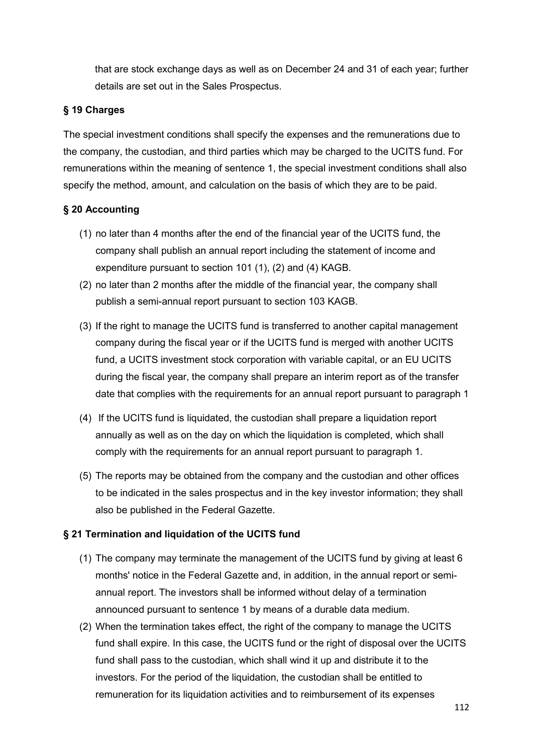that are stock exchange days as well as on December 24 and 31 of each year; further details are set out in the Sales Prospectus.

### § 19 Charges

The special investment conditions shall specify the expenses and the remunerations due to the company, the custodian, and third parties which may be charged to the UCITS fund. For remunerations within the meaning of sentence 1, the special investment conditions shall also specify the method, amount, and calculation on the basis of which they are to be paid.

### § 20 Accounting

(1) no later than 4 months after the end of the financial year of the UCITS fund, the company shall publish an annual report including the statement of income and expenditure pursuant to section 101 (1), (2) and (4) KAGB.

(2) no later than 2 months after the middle of the financial year, the company shall publish a semi-annual report pursuant to section 103 KAGB.

(3) If the right to manage the UCITS fund is transferred to another capital management company during the fiscal year or if the UCITS fund is merged with another UCITS fund, a UCITS investment stock corporation with variable capital, or an EU UCITS during the fiscal year, the company shall prepare an interim report as of the transfer date that complies with the requirements for an annual report pursuant to paragraph 1

(4) If the UCITS fund is liquidated, the custodian shall prepare a liquidation report annually as well as on the day on which the liquidation is completed, which shall comply with the requirements for an annual report pursuant to paragraph 1.

(5) The reports may be obtained from the company and the custodian and other offices to be indicated in the sales prospectus and in the key investor information; they shall also be published in the Federal Gazette.

### § 21 Termination and liquidation of the UCITS fund

(1) The company may terminate the management of the UCITS fund by giving at least 6 months' notice in the Federal Gazette and, in addition, in the annual report or semi-annual report. The investors shall be informed without delay of a termination announced pursuant to sentence 1 by means of a durable data medium.

(2) When the termination takes effect, the right of the company to manage the UCITS fund shall expire. In this case, the UCITS fund or the right of disposal over the UCITS fund shall pass to the custodian, which shall wind it up and distribute it to the investors. For the period of the liquidation, the custodian shall be entitled to remuneration for its liquidation activities and to reimbursement of its expenses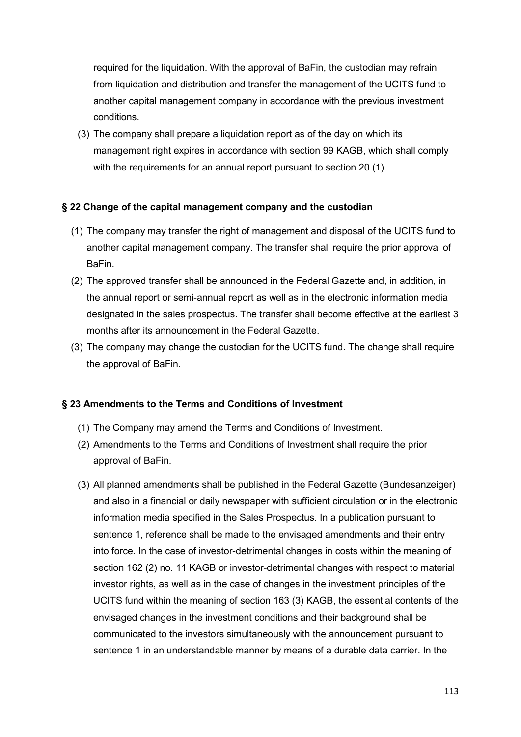required for the liquidation. With the approval of BaFin, the custodian may refrain from liquidation and distribution and transfer the management of the UCITS fund to another capital management company in accordance with the previous investment conditions.

(3) The company shall prepare a liquidation report as of the day on which its management right expires in accordance with section 99 KAGB, which shall comply with the requirements for an annual report pursuant to section 20 (1).

### § 22 Change of the capital management company and the custodian

(1) The company may transfer the right of management and disposal of the UCITS fund to another capital management company. The transfer shall require the prior approval of BaFin.

(2) The approved transfer shall be announced in the Federal Gazette and, in addition, in the annual report or semi-annual report as well as in the electronic information media designated in the sales prospectus. The transfer shall become effective at the earliest 3 months after its announcement in the Federal Gazette.

(3) The company may change the custodian for the UCITS fund. The change shall require the approval of BaFin.

### § 23 Amendments to the Terms and Conditions of Investment

(1) The Company may amend the Terms and Conditions of Investment.

(2) Amendments to the Terms and Conditions of Investment shall require the prior approval of BaFin.

(3) All planned amendments shall be published in the Federal Gazette (Bundesanzeiger) and also in a financial or daily newspaper with sufficient circulation or in the electronic information media specified in the Sales Prospectus. In a publication pursuant to sentence 1, reference shall be made to the envisaged amendments and their entry into force. In the case of investor-detrimental changes in costs within the meaning of section 162 (2) no. 11 KAGB or investor-detrimental changes with respect to material investor rights, as well as in the case of changes in the investment principles of the UCITS fund within the meaning of section 163 (3) KAGB, the essential contents of the envisaged changes in the investment conditions and their background shall be communicated to the investors simultaneously with the announcement pursuant to sentence 1 in an understandable manner by means of a durable data carrier. In the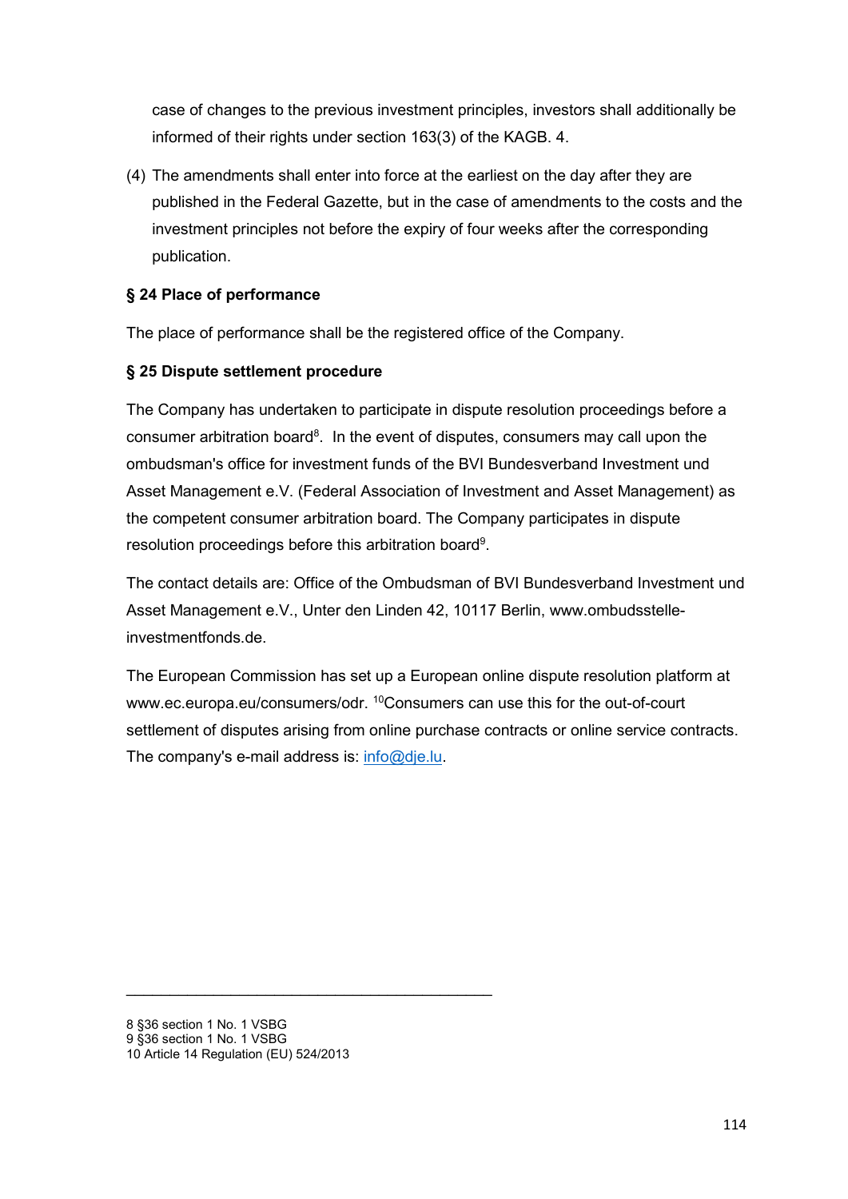case of changes to the previous investment principles, investors shall additionally be informed of their rights under section 163(3) of the KAGB. 4.

(4) The amendments shall enter into force at the earliest on the day after they are published in the Federal Gazette, but in the case of amendments to the costs and the investment principles not before the expiry of four weeks after the corresponding publication.

**§ 24 Place of performance**

The place of performance shall be the registered office of the Company.

**§ 25 Dispute settlement procedure**

The Company has undertaken to participate in dispute resolution proceedings before a consumer arbitration board[8]. In the event of disputes, consumers may call upon the ombudsman's office for investment funds of the BVI Bundesverband Investment und Asset Management e.V. (Federal Association of Investment and Asset Management) as the competent consumer arbitration board. The Company participates in dispute resolution proceedings before this arbitration board[9].

The contact details are: Office of the Ombudsman of BVI Bundesverband Investment und Asset Management e.V., Unter den Linden 42, 10117 Berlin, www.ombudsstelle-investmentfonds.de.

The European Commission has set up a European online dispute resolution platform at www.ec.europa.eu/consumers/odr. [10]Consumers can use this for the out-of-court settlement of disputes arising from online purchase contracts or online service contracts. The company's e-mail address is: info@dje.lu.

---

8 §36 section 1 No. 1 VSBG
9 §36 section 1 No. 1 VSBG
10 Article 14 Regulation (EU) 524/2013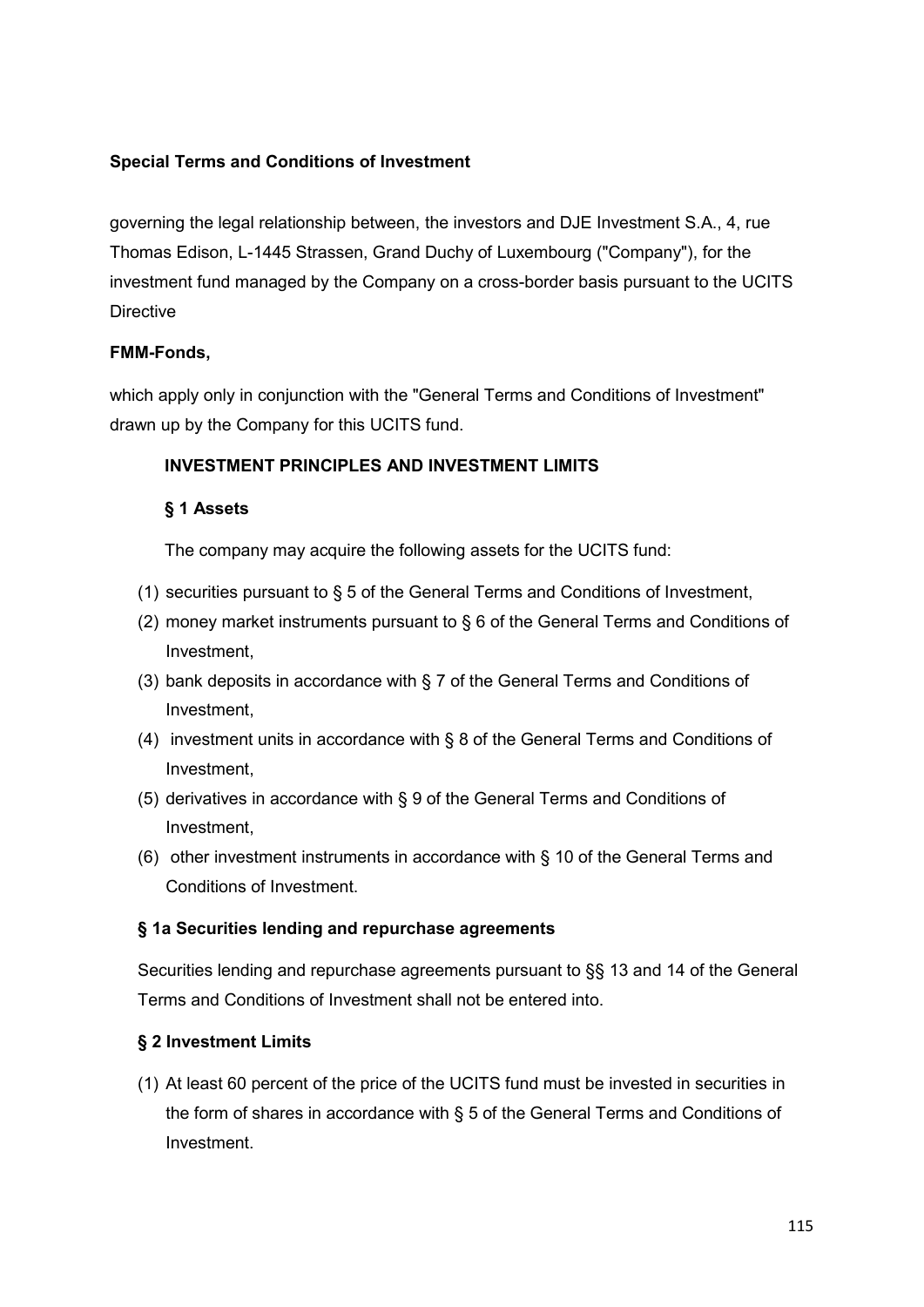**Special Terms and Conditions of Investment**

governing the legal relationship between, the investors and DJE Investment S.A., 4, rue Thomas Edison, L-1445 Strassen, Grand Duchy of Luxembourg ("Company"), for the investment fund managed by the Company on a cross-border basis pursuant to the UCITS Directive

**FMM-Fonds,**

which apply only in conjunction with the "General Terms and Conditions of Investment" drawn up by the Company for this UCITS fund.

**INVESTMENT PRINCIPLES AND INVESTMENT LIMITS**

**§ 1 Assets**

The company may acquire the following assets for the UCITS fund:

(1) securities pursuant to § 5 of the General Terms and Conditions of Investment,
(2) money market instruments pursuant to § 6 of the General Terms and Conditions of Investment,
(3) bank deposits in accordance with § 7 of the General Terms and Conditions of Investment,
(4) investment units in accordance with § 8 of the General Terms and Conditions of Investment,
(5) derivatives in accordance with § 9 of the General Terms and Conditions of Investment,
(6) other investment instruments in accordance with § 10 of the General Terms and Conditions of Investment.

**§ 1a Securities lending and repurchase agreements**

Securities lending and repurchase agreements pursuant to §§ 13 and 14 of the General Terms and Conditions of Investment shall not be entered into.

**§ 2 Investment Limits**

(1) At least 60 percent of the price of the UCITS fund must be invested in securities in the form of shares in accordance with § 5 of the General Terms and Conditions of Investment.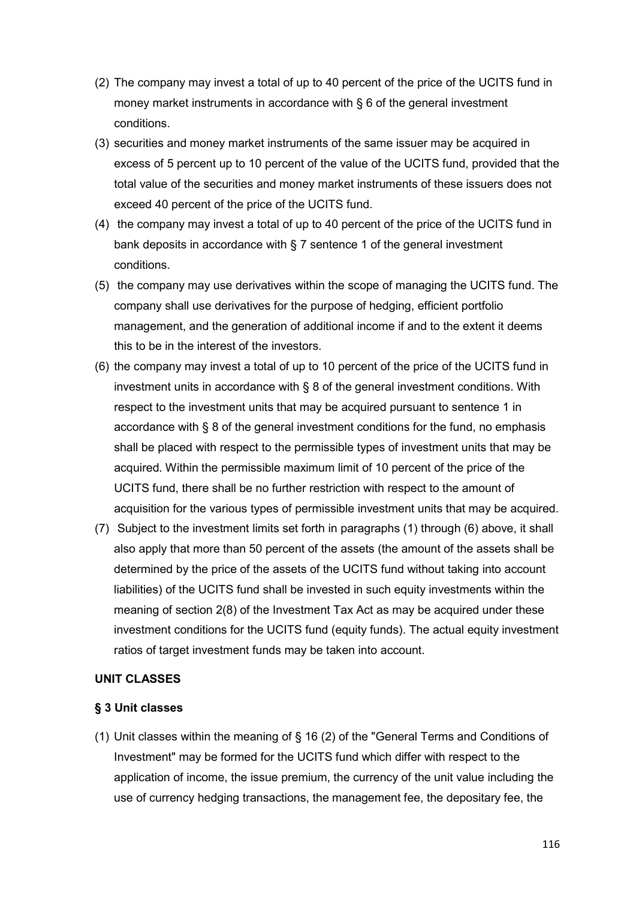(2) The company may invest a total of up to 40 percent of the price of the UCITS fund in money market instruments in accordance with § 6 of the general investment conditions.

(3) securities and money market instruments of the same issuer may be acquired in excess of 5 percent up to 10 percent of the value of the UCITS fund, provided that the total value of the securities and money market instruments of these issuers does not exceed 40 percent of the price of the UCITS fund.

(4) the company may invest a total of up to 40 percent of the price of the UCITS fund in bank deposits in accordance with § 7 sentence 1 of the general investment conditions.

(5) the company may use derivatives within the scope of managing the UCITS fund. The company shall use derivatives for the purpose of hedging, efficient portfolio management, and the generation of additional income if and to the extent it deems this to be in the interest of the investors.

(6) the company may invest a total of up to 10 percent of the price of the UCITS fund in investment units in accordance with § 8 of the general investment conditions. With respect to the investment units that may be acquired pursuant to sentence 1 in accordance with § 8 of the general investment conditions for the fund, no emphasis shall be placed with respect to the permissible types of investment units that may be acquired. Within the permissible maximum limit of 10 percent of the price of the UCITS fund, there shall be no further restriction with respect to the amount of acquisition for the various types of permissible investment units that may be acquired.

(7) Subject to the investment limits set forth in paragraphs (1) through (6) above, it shall also apply that more than 50 percent of the assets (the amount of the assets shall be determined by the price of the assets of the UCITS fund without taking into account liabilities) of the UCITS fund shall be invested in such equity investments within the meaning of section 2(8) of the Investment Tax Act as may be acquired under these investment conditions for the UCITS fund (equity funds). The actual equity investment ratios of target investment funds may be taken into account.

## UNIT CLASSES

### § 3 Unit classes

(1) Unit classes within the meaning of § 16 (2) of the "General Terms and Conditions of Investment" may be formed for the UCITS fund which differ with respect to the application of income, the issue premium, the currency of the unit value including the use of currency hedging transactions, the management fee, the depositary fee, the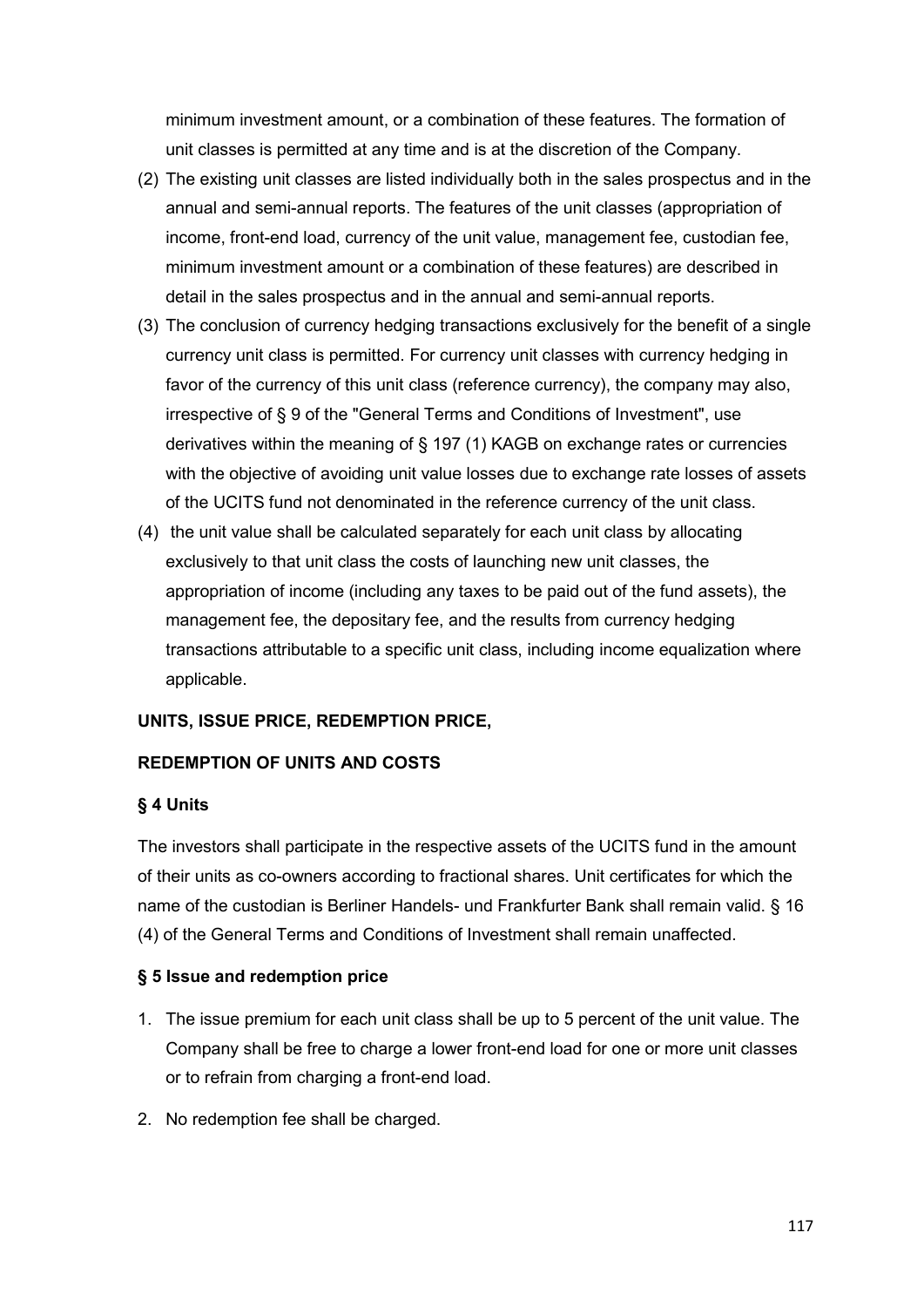minimum investment amount, or a combination of these features. The formation of unit classes is permitted at any time and is at the discretion of the Company.

(2) The existing unit classes are listed individually both in the sales prospectus and in the annual and semi-annual reports. The features of the unit classes (appropriation of income, front-end load, currency of the unit value, management fee, custodian fee, minimum investment amount or a combination of these features) are described in detail in the sales prospectus and in the annual and semi-annual reports.

(3) The conclusion of currency hedging transactions exclusively for the benefit of a single currency unit class is permitted. For currency unit classes with currency hedging in favor of the currency of this unit class (reference currency), the company may also, irrespective of § 9 of the "General Terms and Conditions of Investment", use derivatives within the meaning of § 197 (1) KAGB on exchange rates or currencies with the objective of avoiding unit value losses due to exchange rate losses of assets of the UCITS fund not denominated in the reference currency of the unit class.

(4) the unit value shall be calculated separately for each unit class by allocating exclusively to that unit class the costs of launching new unit classes, the appropriation of income (including any taxes to be paid out of the fund assets), the management fee, the depositary fee, and the results from currency hedging transactions attributable to a specific unit class, including income equalization where applicable.

**UNITS, ISSUE PRICE, REDEMPTION PRICE,**

**REDEMPTION OF UNITS AND COSTS**

**§ 4 Units**

The investors shall participate in the respective assets of the UCITS fund in the amount of their units as co-owners according to fractional shares. Unit certificates for which the name of the custodian is Berliner Handels- und Frankfurter Bank shall remain valid. § 16 (4) of the General Terms and Conditions of Investment shall remain unaffected.

**§ 5 Issue and redemption price**

1. The issue premium for each unit class shall be up to 5 percent of the unit value. The Company shall be free to charge a lower front-end load for one or more unit classes or to refrain from charging a front-end load.

2. No redemption fee shall be charged.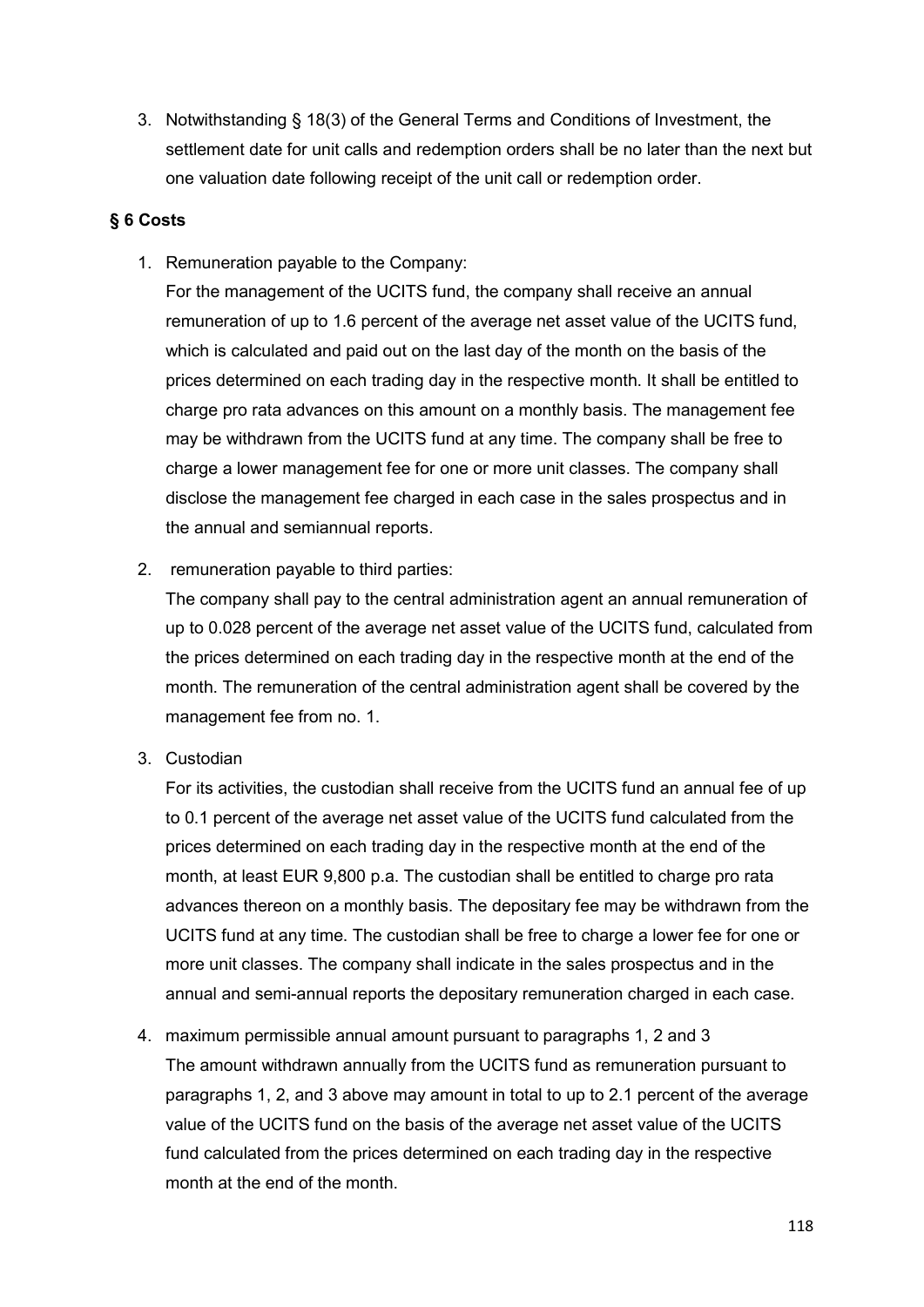3. Notwithstanding § 18(3) of the General Terms and Conditions of Investment, the settlement date for unit calls and redemption orders shall be no later than the next but one valuation date following receipt of the unit call or redemption order.

### § 6 Costs

1. Remuneration payable to the Company:
   For the management of the UCITS fund, the company shall receive an annual remuneration of up to 1.6 percent of the average net asset value of the UCITS fund, which is calculated and paid out on the last day of the month on the basis of the prices determined on each trading day in the respective month. It shall be entitled to charge pro rata advances on this amount on a monthly basis. The management fee may be withdrawn from the UCITS fund at any time. The company shall be free to charge a lower management fee for one or more unit classes. The company shall disclose the management fee charged in each case in the sales prospectus and in the annual and semiannual reports.

2. remuneration payable to third parties:
   The company shall pay to the central administration agent an annual remuneration of up to 0.028 percent of the average net asset value of the UCITS fund, calculated from the prices determined on each trading day in the respective month at the end of the month. The remuneration of the central administration agent shall be covered by the management fee from no. 1.

3. Custodian
   For its activities, the custodian shall receive from the UCITS fund an annual fee of up to 0.1 percent of the average net asset value of the UCITS fund calculated from the prices determined on each trading day in the respective month at the end of the month, at least EUR 9,800 p.a. The custodian shall be entitled to charge pro rata advances thereon on a monthly basis. The depositary fee may be withdrawn from the UCITS fund at any time. The custodian shall be free to charge a lower fee for one or more unit classes. The company shall indicate in the sales prospectus and in the annual and semi-annual reports the depositary remuneration charged in each case.

4. maximum permissible annual amount pursuant to paragraphs 1, 2 and 3
   The amount withdrawn annually from the UCITS fund as remuneration pursuant to paragraphs 1, 2, and 3 above may amount in total to up to 2.1 percent of the average value of the UCITS fund on the basis of the average net asset value of the UCITS fund calculated from the prices determined on each trading day in the respective month at the end of the month.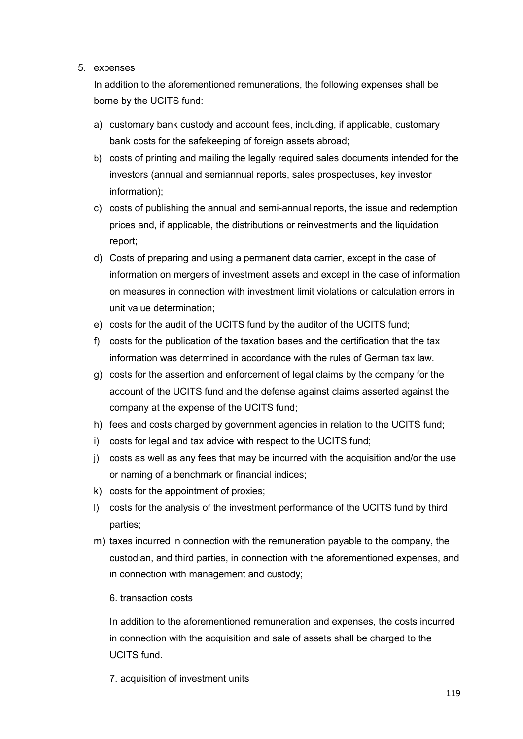5. expenses

   In addition to the aforementioned remunerations, the following expenses shall be borne by the UCITS fund:

   a) customary bank custody and account fees, including, if applicable, customary bank costs for the safekeeping of foreign assets abroad;
   b) costs of printing and mailing the legally required sales documents intended for the investors (annual and semiannual reports, sales prospectuses, key investor information);
   c) costs of publishing the annual and semi-annual reports, the issue and redemption prices and, if applicable, the distributions or reinvestments and the liquidation report;
   d) Costs of preparing and using a permanent data carrier, except in the case of information on mergers of investment assets and except in the case of information on measures in connection with investment limit violations or calculation errors in unit value determination;
   e) costs for the audit of the UCITS fund by the auditor of the UCITS fund;
   f) costs for the publication of the taxation bases and the certification that the tax information was determined in accordance with the rules of German tax law.
   g) costs for the assertion and enforcement of legal claims by the company for the account of the UCITS fund and the defense against claims asserted against the company at the expense of the UCITS fund;
   h) fees and costs charged by government agencies in relation to the UCITS fund;
   i) costs for legal and tax advice with respect to the UCITS fund;
   j) costs as well as any fees that may be incurred with the acquisition and/or the use or naming of a benchmark or financial indices;
   k) costs for the appointment of proxies;
   l) costs for the analysis of the investment performance of the UCITS fund by third parties;
   m) taxes incurred in connection with the remuneration payable to the company, the custodian, and third parties, in connection with the aforementioned expenses, and in connection with management and custody;

6. transaction costs

   In addition to the aforementioned remuneration and expenses, the costs incurred in connection with the acquisition and sale of assets shall be charged to the UCITS fund.

7. acquisition of investment units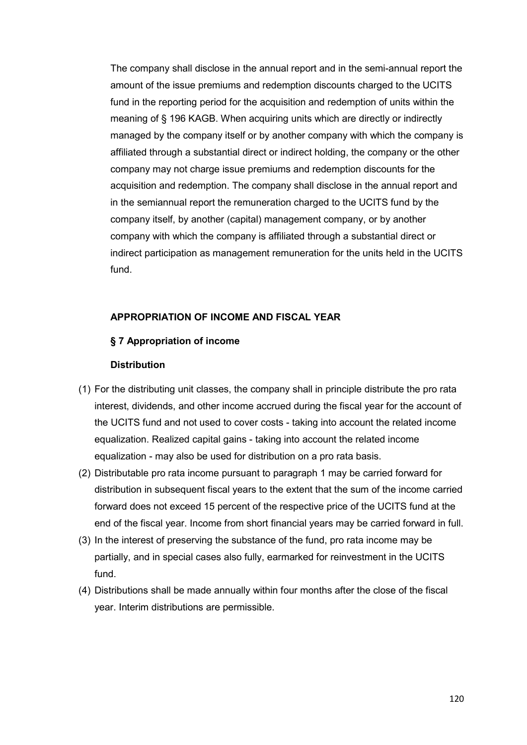The company shall disclose in the annual report and in the semi-annual report the amount of the issue premiums and redemption discounts charged to the UCITS fund in the reporting period for the acquisition and redemption of units within the meaning of § 196 KAGB. When acquiring units which are directly or indirectly managed by the company itself or by another company with which the company is affiliated through a substantial direct or indirect holding, the company or the other company may not charge issue premiums and redemption discounts for the acquisition and redemption. The company shall disclose in the annual report and in the semiannual report the remuneration charged to the UCITS fund by the company itself, by another (capital) management company, or by another company with which the company is affiliated through a substantial direct or indirect participation as management remuneration for the units held in the UCITS fund.

## APPROPRIATION OF INCOME AND FISCAL YEAR

### § 7 Appropriation of income

#### Distribution

(1) For the distributing unit classes, the company shall in principle distribute the pro rata interest, dividends, and other income accrued during the fiscal year for the account of the UCITS fund and not used to cover costs - taking into account the related income equalization. Realized capital gains - taking into account the related income equalization - may also be used for distribution on a pro rata basis.

(2) Distributable pro rata income pursuant to paragraph 1 may be carried forward for distribution in subsequent fiscal years to the extent that the sum of the income carried forward does not exceed 15 percent of the respective price of the UCITS fund at the end of the fiscal year. Income from short financial years may be carried forward in full.

(3) In the interest of preserving the substance of the fund, pro rata income may be partially, and in special cases also fully, earmarked for reinvestment in the UCITS fund.

(4) Distributions shall be made annually within four months after the close of the fiscal year. Interim distributions are permissible.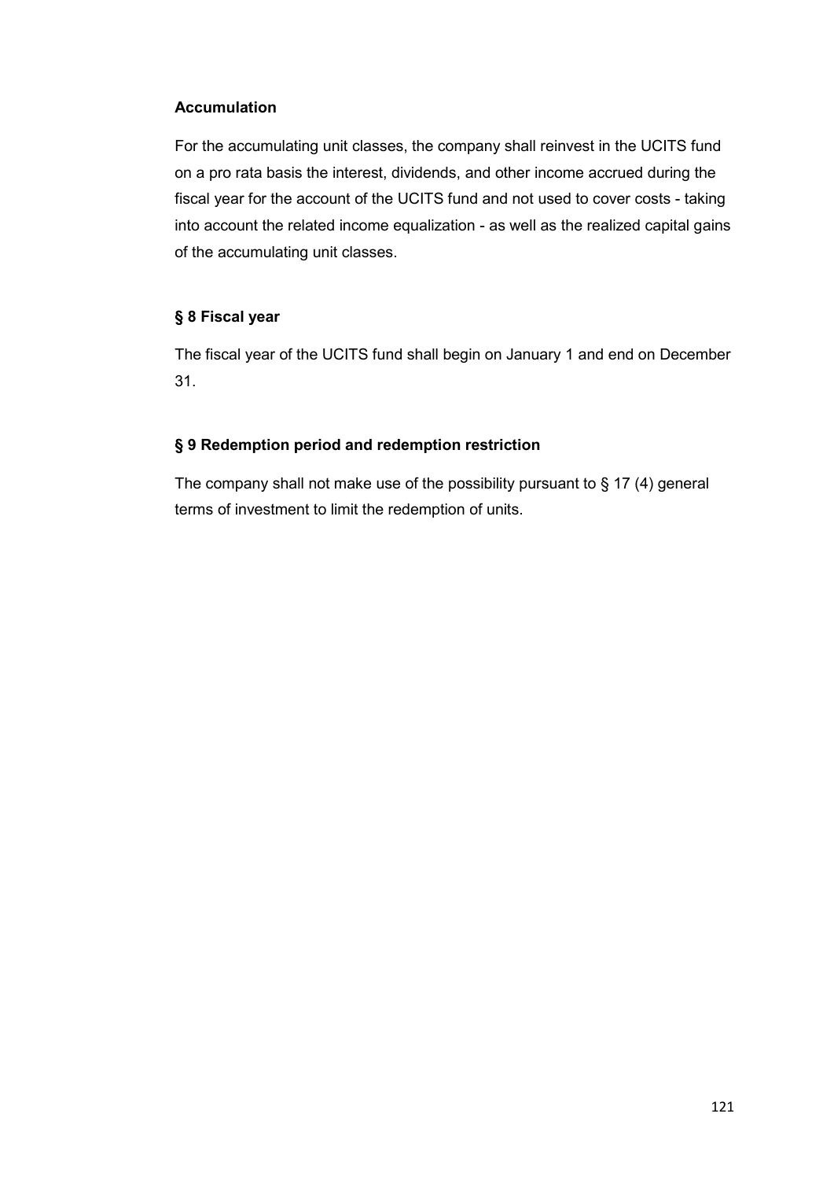**Accumulation**

For the accumulating unit classes, the company shall reinvest in the UCITS fund on a pro rata basis the interest, dividends, and other income accrued during the fiscal year for the account of the UCITS fund and not used to cover costs - taking into account the related income equalization - as well as the realized capital gains of the accumulating unit classes.

## § 8 Fiscal year

The fiscal year of the UCITS fund shall begin on January 1 and end on December 31.

## § 9 Redemption period and redemption restriction

The company shall not make use of the possibility pursuant to § 17 (4) general terms of investment to limit the redemption of units.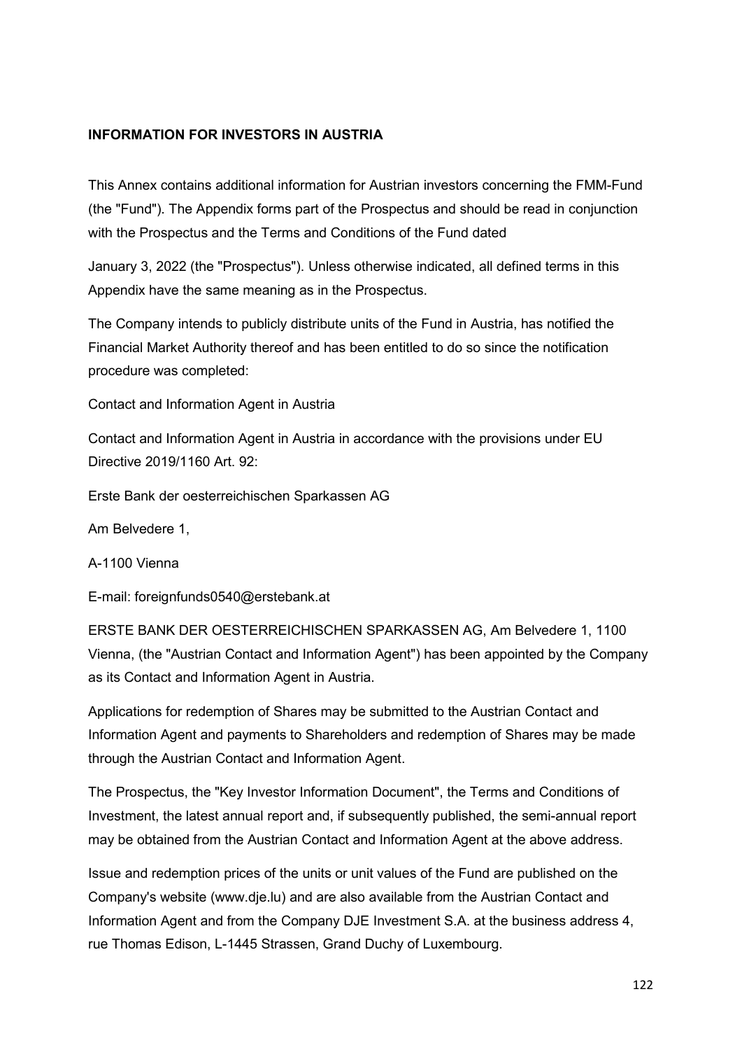**INFORMATION FOR INVESTORS IN AUSTRIA**

This Annex contains additional information for Austrian investors concerning the FMM-Fund (the "Fund"). The Appendix forms part of the Prospectus and should be read in conjunction with the Prospectus and the Terms and Conditions of the Fund dated

January 3, 2022 (the "Prospectus"). Unless otherwise indicated, all defined terms in this Appendix have the same meaning as in the Prospectus.

The Company intends to publicly distribute units of the Fund in Austria, has notified the Financial Market Authority thereof and has been entitled to do so since the notification procedure was completed:

Contact and Information Agent in Austria

Contact and Information Agent in Austria in accordance with the provisions under EU Directive 2019/1160 Art. 92:

Erste Bank der oesterreichischen Sparkassen AG

Am Belvedere 1,

A-1100 Vienna

E-mail: foreignfunds0540@erstebank.at

ERSTE BANK DER OESTERREICHISCHEN SPARKASSEN AG, Am Belvedere 1, 1100 Vienna, (the "Austrian Contact and Information Agent") has been appointed by the Company as its Contact and Information Agent in Austria.

Applications for redemption of Shares may be submitted to the Austrian Contact and Information Agent and payments to Shareholders and redemption of Shares may be made through the Austrian Contact and Information Agent.

The Prospectus, the "Key Investor Information Document", the Terms and Conditions of Investment, the latest annual report and, if subsequently published, the semi-annual report may be obtained from the Austrian Contact and Information Agent at the above address.

Issue and redemption prices of the units or unit values of the Fund are published on the Company's website (www.dje.lu) and are also available from the Austrian Contact and Information Agent and from the Company DJE Investment S.A. at the business address 4, rue Thomas Edison, L-1445 Strassen, Grand Duchy of Luxembourg.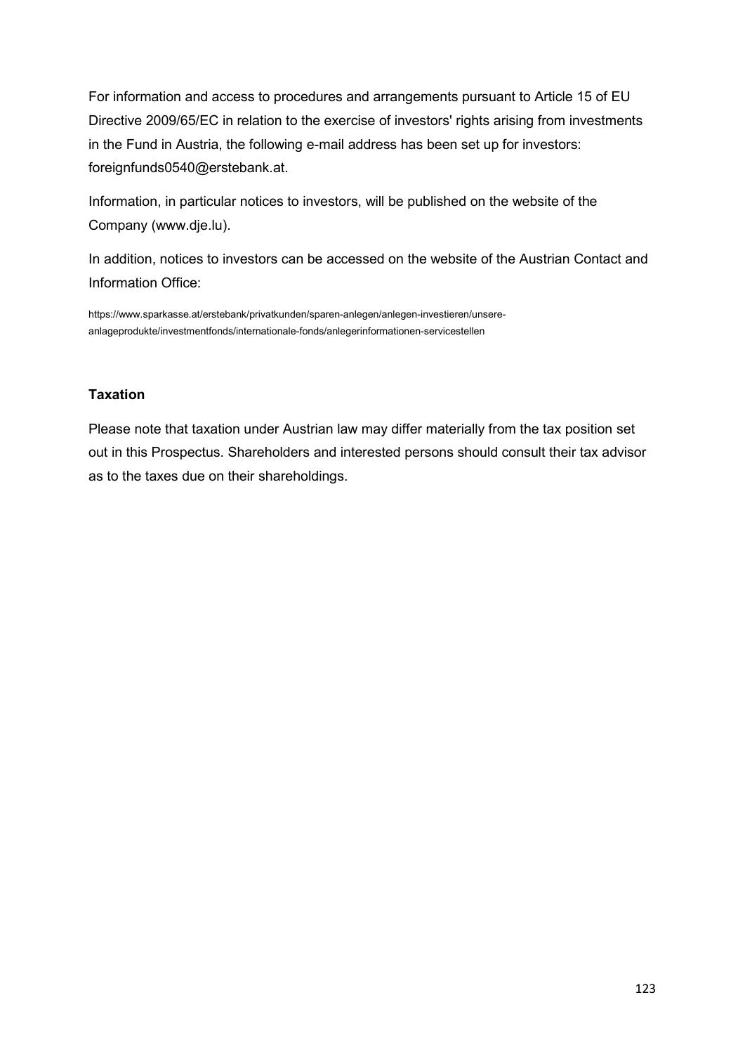For information and access to procedures and arrangements pursuant to Article 15 of EU Directive 2009/65/EC in relation to the exercise of investors' rights arising from investments in the Fund in Austria, the following e-mail address has been set up for investors: foreignfunds0540@erstebank.at.

Information, in particular notices to investors, will be published on the website of the Company (www.dje.lu).

In addition, notices to investors can be accessed on the website of the Austrian Contact and Information Office:

https://www.sparkasse.at/erstebank/privatkunden/sparen-anlegen/anlegen-investieren/unsere-anlageprodukte/investmentfonds/internationale-fonds/anlegerinformationen-servicestellen

**Taxation**

Please note that taxation under Austrian law may differ materially from the tax position set out in this Prospectus. Shareholders and interested persons should consult their tax advisor as to the taxes due on their shareholdings.